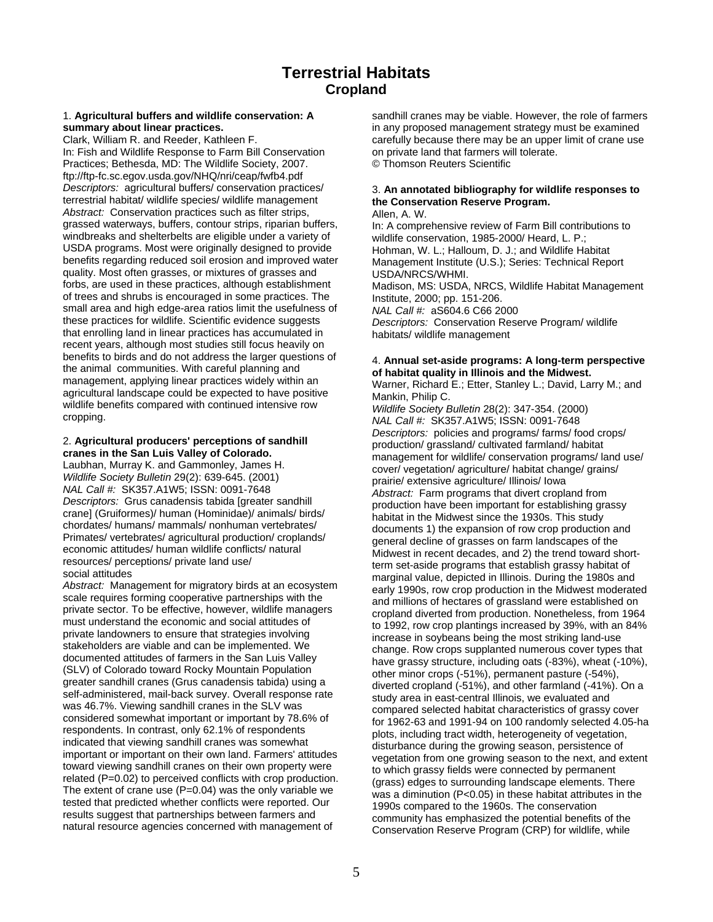# Terrestrial Habitats

## Cropland

1. **Agricultural buffers and wildlife conservation: A summary about linear practices.**
Clark, William R. and Reeder, Kathleen F.
In: Fish and Wildlife Response to Farm Bill Conservation Practices; Bethesda, MD: The Wildlife Society, 2007.
ftp://ftp-fc.sc.egov.usda.gov/NHQ/nri/ceap/fwfb4.pdf
*Descriptors:* agricultural buffers/ conservation practices/ terrestrial habitat/ wildlife species/ wildlife management
*Abstract:* Conservation practices such as filter strips, grassed waterways, buffers, contour strips, riparian buffers, windbreaks and shelterbelts are eligible under a variety of USDA programs. Most were originally designed to provide benefits regarding reduced soil erosion and improved water quality. Most often grasses, or mixtures of grasses and forbs, are used in these practices, although establishment of trees and shrubs is encouraged in some practices. The small area and high edge-area ratios limit the usefulness of these practices for wildlife. Scientific evidence suggests that enrolling land in linear practices has accumulated in recent years, although most studies still focus heavily on benefits to birds and do not address the larger questions of the animal communities. With careful planning and management, applying linear practices widely within an agricultural landscape could be expected to have positive wildlife benefits compared with continued intensive row cropping.

2. **Agricultural producers' perceptions of sandhill cranes in the San Luis Valley of Colorado.**
Laubhan, Murray K. and Gammonley, James H.
*Wildlife Society Bulletin* 29(2): 639-645. (2001)
*NAL Call #:* SK357.A1W5; ISSN: 0091-7648
*Descriptors:* Grus canadensis tabida [greater sandhill crane] (Gruiformes)/ human (Hominidae)/ animals/ birds/ chordates/ humans/ mammals/ nonhuman vertebrates/ Primates/ vertebrates/ agricultural production/ croplands/ economic attitudes/ human wildlife conflicts/ natural resources/ perceptions/ private land use/ social attitudes
*Abstract:* Management for migratory birds at an ecosystem scale requires forming cooperative partnerships with the private sector. To be effective, however, wildlife managers must understand the economic and social attitudes of private landowners to ensure that strategies involving stakeholders are viable and can be implemented. We documented attitudes of farmers in the San Luis Valley (SLV) of Colorado toward Rocky Mountain Population greater sandhill cranes (Grus canadensis tabida) using a self-administered, mail-back survey. Overall response rate was 46.7%. Viewing sandhill cranes in the SLV was considered somewhat important or important by 78.6% of respondents. In contrast, only 62.1% of respondents indicated that viewing sandhill cranes was somewhat important or important on their own land. Farmers' attitudes toward viewing sandhill cranes on their own property were related ($P=0.02$) to perceived conflicts with crop production. The extent of crane use ($P=0.04$) was the only variable we tested that predicted whether conflicts were reported. Our results suggest that partnerships between farmers and natural resource agencies concerned with management of sandhill cranes may be viable. However, the role of farmers in any proposed management strategy must be examined carefully because there may be an upper limit of crane use on private land that farmers will tolerate.
© Thomson Reuters Scientific

3. **An annotated bibliography for wildlife responses to the Conservation Reserve Program.**
Allen, A. W.
In: A comprehensive review of Farm Bill contributions to wildlife conservation, 1985-2000/ Heard, L. P.; Hohman, W. L.; Halloum, D. J.; and Wildlife Habitat Management Institute (U.S.); Series: Technical Report USDA/NRCS/WHMI.
Madison, MS: USDA, NRCS, Wildlife Habitat Management Institute, 2000; pp. 151-206.
*NAL Call #:* aS604.6 C66 2000
*Descriptors:* Conservation Reserve Program/ wildlife habitats/ wildlife management

4. **Annual set-aside programs: A long-term perspective of habitat quality in Illinois and the Midwest.**
Warner, Richard E.; Etter, Stanley L.; David, Larry M.; and Mankin, Philip C.
*Wildlife Society Bulletin* 28(2): 347-354. (2000)
*NAL Call #:* SK357.A1W5; ISSN: 0091-7648
*Descriptors:* policies and programs/ farms/ food crops/ production/ grassland/ cultivated farmland/ habitat management for wildlife/ conservation programs/ land use/ cover/ vegetation/ agriculture/ habitat change/ grains/ prairie/ extensive agriculture/ Illinois/ Iowa
*Abstract:* Farm programs that divert cropland from production have been important for establishing grassy habitat in the Midwest since the 1930s. This study documents 1) the expansion of row crop production and general decline of grasses on farm landscapes of the Midwest in recent decades, and 2) the trend toward short-term set-aside programs that establish grassy habitat of marginal value, depicted in Illinois. During the 1980s and early 1990s, row crop production in the Midwest moderated and millions of hectares of grassland were established on cropland diverted from production. Nonetheless, from 1964 to 1992, row crop plantings increased by 39%, with an 84% increase in soybeans being the most striking land-use change. Row crops supplanted numerous cover types that have grassy structure, including oats (-83%), wheat (-10%), other minor crops (-51%), permanent pasture (-54%), diverted cropland (-51%), and other farmland (-41%). On a study area in east-central Illinois, we evaluated and compared selected habitat characteristics of grassy cover for 1962-63 and 1991-94 on 100 randomly selected 4.05-ha plots, including tract width, heterogeneity of vegetation, disturbance during the growing season, persistence of vegetation from one growing season to the next, and extent to which grassy fields were connected by permanent (grass) edges to surrounding landscape elements. There was a diminution ($P<0.05$) in these habitat attributes in the 1990s compared to the 1960s. The conservation community has emphasized the potential benefits of the Conservation Reserve Program (CRP) for wildlife, while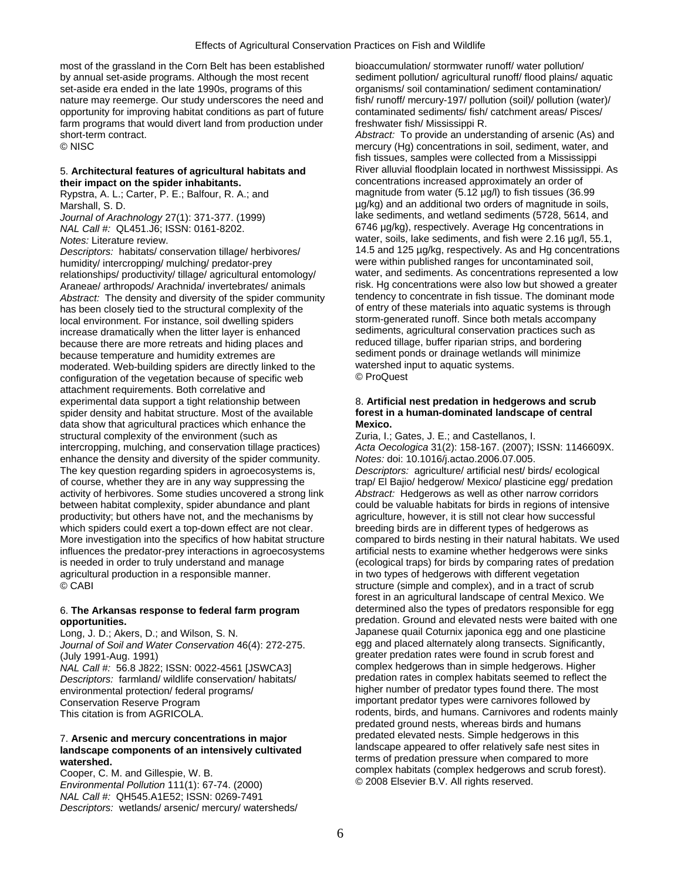most of the grassland in the Corn Belt has been established by annual set-aside programs. Although the most recent set-aside era ended in the late 1990s, programs of this nature may reemerge. Our study underscores the need and opportunity for improving habitat conditions as part of future farm programs that would divert land from production under short-term contract.
© NISC

5. **Architectural features of agricultural habitats and their impact on the spider inhabitants.**
Rypstra, A. L.; Carter, P. E.; Balfour, R. A.; and Marshall, S. D.
*Journal of Arachnology* 27(1): 371-377. (1999)
*NAL Call #:* QL451.J6; ISSN: 0161-8202.
*Notes:* Literature review.
*Descriptors:* habitats/ conservation tillage/ herbivores/ humidity/ intercropping/ mulching/ predator-prey relationships/ productivity/ tillage/ agricultural entomology/ Araneae/ arthropods/ Arachnida/ invertebrates/ animals
*Abstract:* The density and diversity of the spider community has been closely tied to the structural complexity of the local environment. For instance, soil dwelling spiders increase dramatically when the litter layer is enhanced because there are more retreats and hiding places and because temperature and humidity extremes are moderated. Web-building spiders are directly linked to the configuration of the vegetation because of specific web attachment requirements. Both correlative and experimental data support a tight relationship between spider density and habitat structure. Most of the available data show that agricultural practices which enhance the structural complexity of the environment (such as intercropping, mulching, and conservation tillage practices) enhance the density and diversity of the spider community. The key question regarding spiders in agroecosystems is, of course, whether they are in any way suppressing the activity of herbivores. Some studies uncovered a strong link between habitat complexity, spider abundance and plant productivity; but others have not, and the mechanisms by which spiders could exert a top-down effect are not clear. More investigation into the specifics of how habitat structure influences the predator-prey interactions in agroecosystems is needed in order to truly understand and manage agricultural production in a responsible manner.
© CABI

6. **The Arkansas response to federal farm program opportunities.**
Long, J. D.; Akers, D.; and Wilson, S. N.
*Journal of Soil and Water Conservation* 46(4): 272-275. (July 1991-Aug. 1991)
*NAL Call #:* 56.8 J822; ISSN: 0022-4561 [JSWCA3]
*Descriptors:* farmland/ wildlife conservation/ habitats/ environmental protection/ federal programs/ Conservation Reserve Program
This citation is from AGRICOLA.

7. **Arsenic and mercury concentrations in major landscape components of an intensively cultivated watershed.**
Cooper, C. M. and Gillespie, W. B.
*Environmental Pollution* 111(1): 67-74. (2000)
*NAL Call #:* QH545.A1E52; ISSN: 0269-7491
*Descriptors:* wetlands/ arsenic/ mercury/ watersheds/ bioaccumulation/ stormwater runoff/ water pollution/ sediment pollution/ agricultural runoff/ flood plains/ aquatic organisms/ soil contamination/ sediment contamination/ fish/ runoff/ mercury-197/ pollution (soil)/ pollution (water)/ contaminated sediments/ fish/ catchment areas/ Pisces/ freshwater fish/ Mississippi R.
*Abstract:* To provide an understanding of arsenic (As) and mercury (Hg) concentrations in soil, sediment, water, and fish tissues, samples were collected from a Mississippi River alluvial floodplain located in northwest Mississippi. As concentrations increased approximately an order of magnitude from water (5.12 µg/l) to fish tissues (36.99 µg/kg) and an additional two orders of magnitude in soils, lake sediments, and wetland sediments (5728, 5614, and 6746 µg/kg), respectively. Average Hg concentrations in water, soils, lake sediments, and fish were 2.16 µg/l, 55.1, 14.5 and 125 µg/kg, respectively. As and Hg concentrations were within published ranges for uncontaminated soil, water, and sediments. As concentrations represented a low risk. Hg concentrations were also low but showed a greater tendency to concentrate in fish tissue. The dominant mode of entry of these materials into aquatic systems is through storm-generated runoff. Since both metals accompany sediments, agricultural conservation practices such as reduced tillage, buffer riparian strips, and bordering sediment ponds or drainage wetlands will minimize watershed input to aquatic systems.
© ProQuest

8. **Artificial nest predation in hedgerows and scrub forest in a human-dominated landscape of central Mexico.**
Zuria, I.; Gates, J. E.; and Castellanos, I.
*Acta Oecologica* 31(2): 158-167. (2007); ISSN: 1146609X.
*Notes:* doi: 10.1016/j.actao.2006.07.005.
*Descriptors:* agriculture/ artificial nest/ birds/ ecological trap/ El Bajio/ hedgerow/ Mexico/ plasticine egg/ predation
*Abstract:* Hedgerows as well as other narrow corridors could be valuable habitats for birds in regions of intensive agriculture, however, it is still not clear how successful breeding birds are in different types of hedgerows as compared to birds nesting in their natural habitats. We used artificial nests to examine whether hedgerows were sinks (ecological traps) for birds by comparing rates of predation in two types of hedgerows with different vegetation structure (simple and complex), and in a tract of scrub forest in an agricultural landscape of central Mexico. We determined also the types of predators responsible for egg predation. Ground and elevated nests were baited with one Japanese quail Coturnix japonica egg and one plasticine egg and placed alternately along transects. Significantly, greater predation rates were found in scrub forest and complex hedgerows than in simple hedgerows. Higher predation rates in complex habitats seemed to reflect the higher number of predator types found there. The most important predator types were carnivores followed by rodents, birds, and humans. Carnivores and rodents mainly predated ground nests, whereas birds and humans predated elevated nests. Simple hedgerows in this landscape appeared to offer relatively safe nest sites in terms of predation pressure when compared to more complex habitats (complex hedgerows and scrub forest).
© 2008 Elsevier B.V. All rights reserved.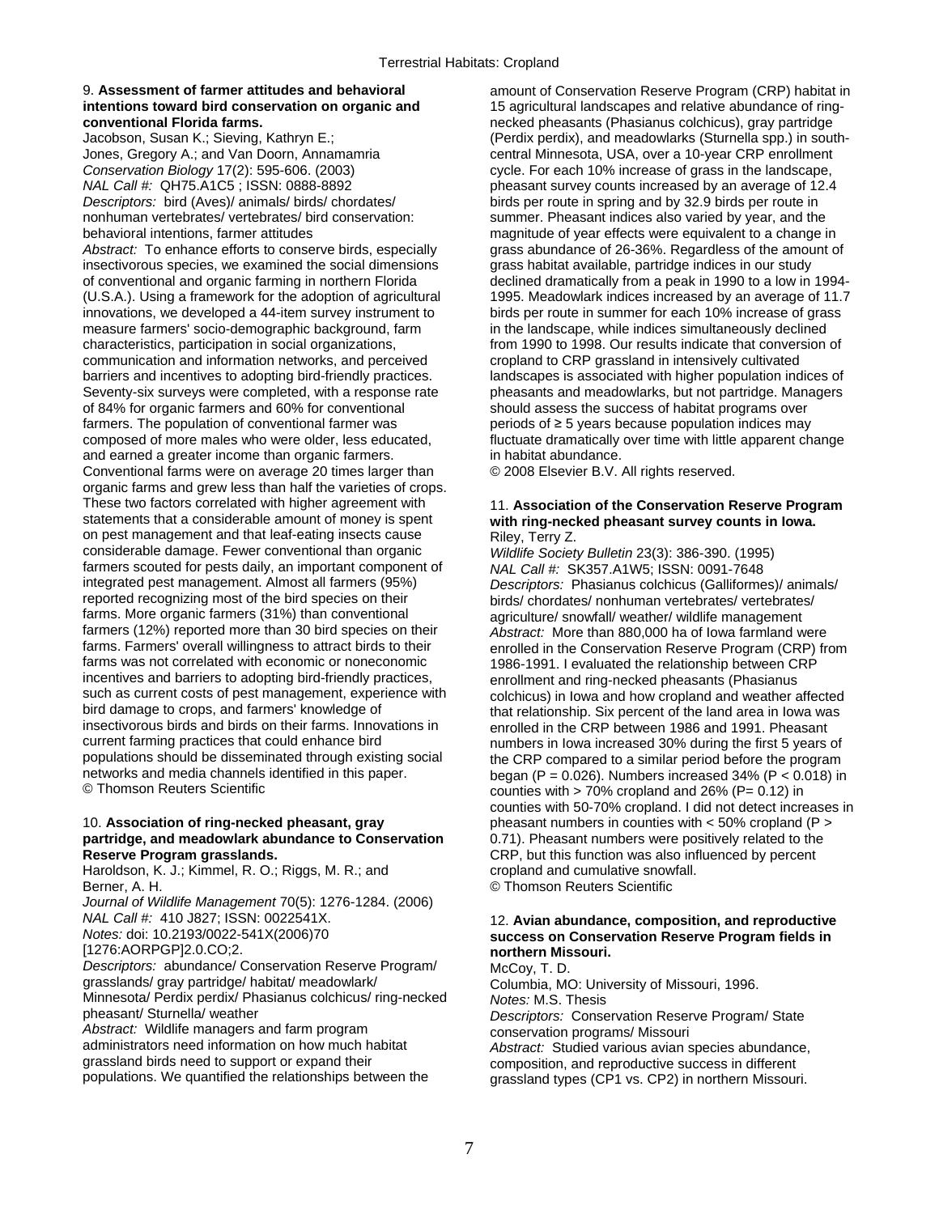## Terrestrial Habitats: Cropland

### 9. **Assessment of farmer attitudes and behavioral intentions toward bird conservation on organic and conventional Florida farms.**

Jacobson, Susan K.; Sieving, Kathryn E.; Jones, Gregory A.; and Van Doorn, Annamamria
*Conservation Biology* 17(2): 595-606. (2003)
*NAL Call #:* QH75.A1C5 ; ISSN: 0888-8892
*Descriptors:* bird (Aves)/ animals/ birds/ chordates/ nonhuman vertebrates/ vertebrates/ bird conservation: behavioral intentions, farmer attitudes
*Abstract:* To enhance efforts to conserve birds, especially insectivorous species, we examined the social dimensions of conventional and organic farming in northern Florida (U.S.A.). Using a framework for the adoption of agricultural innovations, we developed a 44-item survey instrument to measure farmers' socio-demographic background, farm characteristics, participation in social organizations, communication and information networks, and perceived barriers and incentives to adopting bird-friendly practices. Seventy-six surveys were completed, with a response rate of 84% for organic farmers and 60% for conventional farmers. The population of conventional farmer was composed of more males who were older, less educated, and earned a greater income than organic farmers. Conventional farms were on average 20 times larger than organic farms and grew less than half the varieties of crops. These two factors correlated with higher agreement with statements that a considerable amount of money is spent on pest management and that leaf-eating insects cause considerable damage. Fewer conventional than organic farmers scouted for pests daily, an important component of integrated pest management. Almost all farmers (95%) reported recognizing most of the bird species on their farms. More organic farmers (31%) than conventional farmers (12%) reported more than 30 bird species on their farms. Farmers' overall willingness to attract birds to their farms was not correlated with economic or noneconomic incentives and barriers to adopting bird-friendly practices, such as current costs of pest management, experience with bird damage to crops, and farmers' knowledge of insectivorous birds and birds on their farms. Innovations in current farming practices that could enhance bird populations should be disseminated through existing social networks and media channels identified in this paper.
© Thomson Reuters Scientific

### 10. **Association of ring-necked pheasant, gray partridge, and meadowlark abundance to Conservation Reserve Program grasslands.**

Haroldson, K. J.; Kimmel, R. O.; Riggs, M. R.; and Berner, A. H.
*Journal of Wildlife Management* 70(5): 1276-1284. (2006)
*NAL Call #:* 410 J827; ISSN: 0022541X.
*Notes:* doi: 10.2193/0022-541X(2006)70[1276:AORPGP]2.0.CO;2.
*Descriptors:* abundance/ Conservation Reserve Program/ grasslands/ gray partridge/ habitat/ meadowlark/ Minnesota/ Perdix perdix/ Phasianus colchicus/ ring-necked pheasant/ Sturnella/ weather
*Abstract:* Wildlife managers and farm program administrators need information on how much habitat grassland birds need to support or expand their populations. We quantified the relationships between the amount of Conservation Reserve Program (CRP) habitat in 15 agricultural landscapes and relative abundance of ring-necked pheasants (Phasianus colchicus), gray partridge (Perdix perdix), and meadowlarks (Sturnella spp.) in south-central Minnesota, USA, over a 10-year CRP enrollment cycle. For each 10% increase of grass in the landscape, pheasant survey counts increased by an average of 12.4 birds per route in spring and by 32.9 birds per route in summer. Pheasant indices also varied by year, and the magnitude of year effects were equivalent to a change in grass abundance of 26-36%. Regardless of the amount of grass habitat available, partridge indices in our study declined dramatically from a peak in 1990 to a low in 1994-1995. Meadowlark indices increased by an average of 11.7 birds per route in summer for each 10% increase of grass in the landscape, while indices simultaneously declined from 1990 to 1998. Our results indicate that conversion of cropland to CRP grassland in intensively cultivated landscapes is associated with higher population indices of pheasants and meadowlarks, but not partridge. Managers should assess the success of habitat programs over periods of ≥ 5 years because population indices may fluctuate dramatically over time with little apparent change in habitat abundance.
© 2008 Elsevier B.V. All rights reserved.

### 11. **Association of the Conservation Reserve Program with ring-necked pheasant survey counts in Iowa.**

Riley, Terry Z.
*Wildlife Society Bulletin* 23(3): 386-390. (1995)
*NAL Call #:* SK357.A1W5; ISSN: 0091-7648
*Descriptors:* Phasianus colchicus (Galliformes)/ animals/ birds/ chordates/ nonhuman vertebrates/ vertebrates/ agriculture/ snowfall/ weather/ wildlife management
*Abstract:* More than 880,000 ha of Iowa farmland were enrolled in the Conservation Reserve Program (CRP) from 1986-1991. I evaluated the relationship between CRP enrollment and ring-necked pheasants (Phasianus colchicus) in Iowa and how cropland and weather affected that relationship. Six percent of the land area in Iowa was enrolled in the CRP between 1986 and 1991. Pheasant numbers in Iowa increased 30% during the first 5 years of the CRP compared to a similar period before the program began ($P = 0.026$). Numbers increased 34% ($P < 0.018$) in counties with > 70% cropland and 26% ($P = 0.12$) in counties with 50-70% cropland. I did not detect increases in pheasant numbers in counties with < 50% cropland ($P > 0.71$). Pheasant numbers were positively related to the CRP, but this function was also influenced by percent cropland and cumulative snowfall.
© Thomson Reuters Scientific

### 12. **Avian abundance, composition, and reproductive success on Conservation Reserve Program fields in northern Missouri.**

McCoy, T. D.
Columbia, MO: University of Missouri, 1996.
*Notes:* M.S. Thesis
*Descriptors:* Conservation Reserve Program/ State conservation programs/ Missouri
*Abstract:* Studied various avian species abundance, composition, and reproductive success in different grassland types (CP1 vs. CP2) in northern Missouri.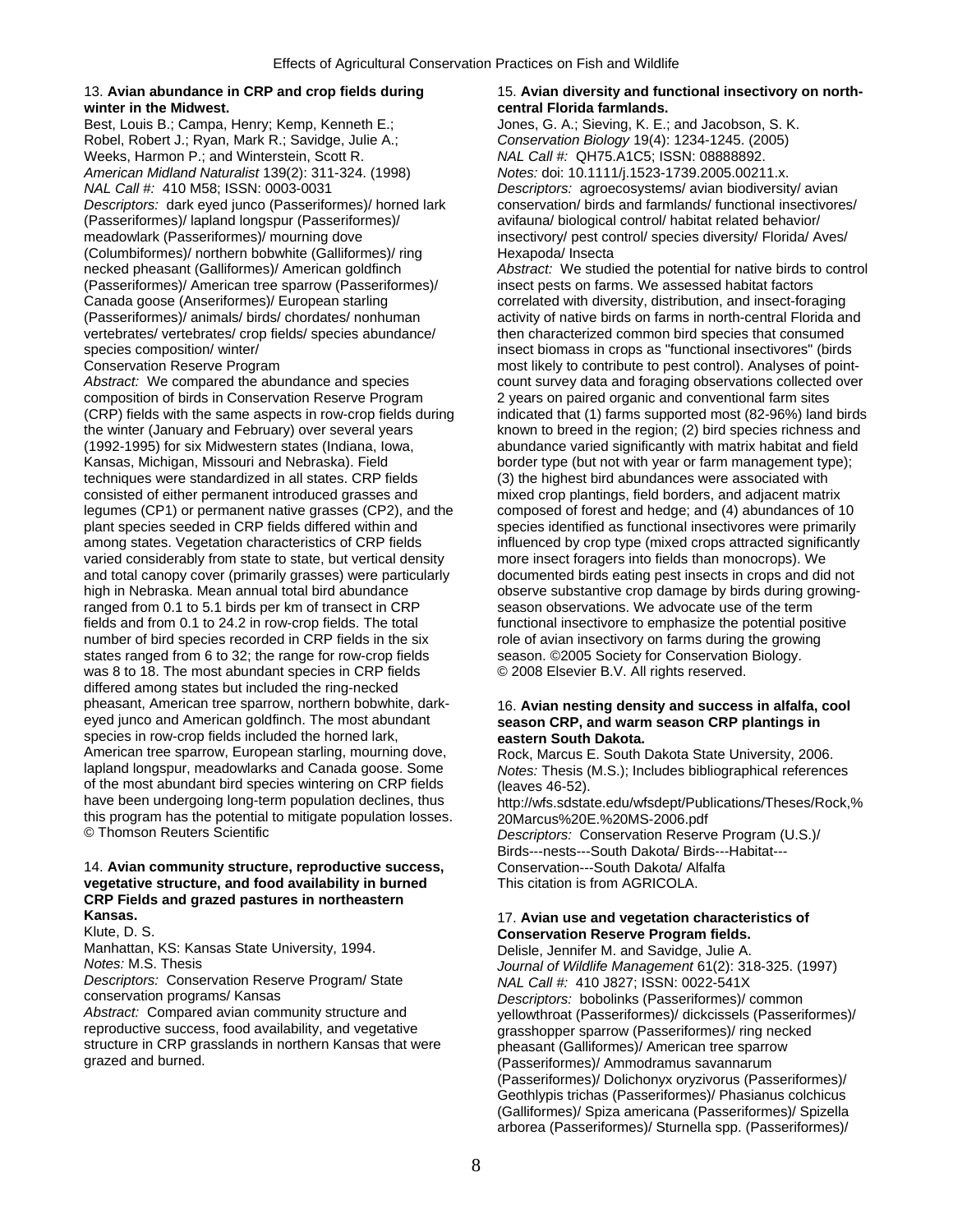**13. Avian abundance in CRP and crop fields during winter in the Midwest.**

Best, Louis B.; Campa, Henry; Kemp, Kenneth E.; Robel, Robert J.; Ryan, Mark R.; Savidge, Julie A.; Weeks, Harmon P.; and Winterstein, Scott R.

*American Midland Naturalist* 139(2): 311-324. (1998)

*NAL Call #:* 410 M58; ISSN: 0003-0031

*Descriptors:* dark eyed junco (Passeriformes)/ horned lark (Passeriformes)/ lapland longspur (Passeriformes)/ meadowlark (Passeriformes)/ mourning dove (Columbiformes)/ northern bobwhite (Galliformes)/ ring necked pheasant (Galliformes)/ American goldfinch (Passeriformes)/ American tree sparrow (Passeriformes)/ Canada goose (Anseriformes)/ European starling (Passeriformes)/ animals/ birds/ chordates/ nonhuman vertebrates/ vertebrates/ crop fields/ species abundance/ species composition/ winter/ Conservation Reserve Program

*Abstract:* We compared the abundance and species composition of birds in Conservation Reserve Program (CRP) fields with the same aspects in row-crop fields during the winter (January and February) over several years (1992-1995) for six Midwestern states (Indiana, Iowa, Kansas, Michigan, Missouri and Nebraska). Field techniques were standardized in all states. CRP fields consisted of either permanent introduced grasses and legumes (CP1) or permanent native grasses (CP2), and the plant species seeded in CRP fields differed within and among states. Vegetation characteristics of CRP fields varied considerably from state to state, but vertical density and total canopy cover (primarily grasses) were particularly high in Nebraska. Mean annual total bird abundance ranged from 0.1 to 5.1 birds per km of transect in CRP fields and from 0.1 to 24.2 in row-crop fields. The total number of bird species recorded in CRP fields in the six states ranged from 6 to 32; the range for row-crop fields was 8 to 18. The most abundant species in CRP fields differed among states but included the ring-necked pheasant, American tree sparrow, northern bobwhite, dark-eyed junco and American goldfinch. The most abundant species in row-crop fields included the horned lark, American tree sparrow, European starling, mourning dove, lapland longspur, meadowlarks and Canada goose. Some of the most abundant bird species wintering on CRP fields have been undergoing long-term population declines, thus this program has the potential to mitigate population losses.
© Thomson Reuters Scientific

**14. Avian community structure, reproductive success, vegetative structure, and food availability in burned CRP Fields and grazed pastures in northeastern Kansas.**

Klute, D. S.

Manhattan, KS: Kansas State University, 1994.

*Notes:* M.S. Thesis

*Descriptors:* Conservation Reserve Program/ State conservation programs/ Kansas

*Abstract:* Compared avian community structure and reproductive success, food availability, and vegetative structure in CRP grasslands in northern Kansas that were grazed and burned.

**15. Avian diversity and functional insectivory on north-central Florida farmlands.**

Jones, G. A.; Sieving, K. E.; and Jacobson, S. K.

*Conservation Biology* 19(4): 1234-1245. (2005)

*NAL Call #:* QH75.A1C5; ISSN: 08888892.

*Notes:* doi: 10.1111/j.1523-1739.2005.00211.x.

*Descriptors:* agroecosystems/ avian biodiversity/ avian conservation/ birds and farmlands/ functional insectivores/ avifauna/ biological control/ habitat related behavior/ insectivory/ pest control/ species diversity/ Florida/ Aves/ Hexapoda/ Insecta

*Abstract:* We studied the potential for native birds to control insect pests on farms. We assessed habitat factors correlated with diversity, distribution, and insect-foraging activity of native birds on farms in north-central Florida and then characterized common bird species that consumed insect biomass in crops as "functional insectivores" (birds most likely to contribute to pest control). Analyses of point-count survey data and foraging observations collected over 2 years on paired organic and conventional farm sites indicated that (1) farms supported most (82-96%) land birds known to breed in the region; (2) bird species richness and abundance varied significantly with matrix habitat and field border type (but not with year or farm management type); (3) the highest bird abundances were associated with mixed crop plantings, field borders, and adjacent matrix composed of forest and hedge; and (4) abundances of 10 species identified as functional insectivores were primarily influenced by crop type (mixed crops attracted significantly more insect foragers into fields than monocrops). We documented birds eating pest insects in crops and did not observe substantive crop damage by birds during growing-season observations. We advocate use of the term functional insectivore to emphasize the potential positive role of avian insectivory on farms during the growing season. ©2005 Society for Conservation Biology.
© 2008 Elsevier B.V. All rights reserved.

**16. Avian nesting density and success in alfalfa, cool season CRP, and warm season CRP plantings in eastern South Dakota.**

Rock, Marcus E. South Dakota State University, 2006.

*Notes:* Thesis (M.S.); Includes bibliographical references (leaves 46-52).

http://wfs.sdstate.edu/wfsdept/Publications/Theses/Rock,%20Marcus%20E.%20MS-2006.pdf

*Descriptors:* Conservation Reserve Program (U.S.)/ Birds---nests---South Dakota/ Birds---Habitat---Conservation---South Dakota/ Alfalfa

This citation is from AGRICOLA.

**17. Avian use and vegetation characteristics of Conservation Reserve Program fields.**

Delisle, Jennifer M. and Savidge, Julie A.

*Journal of Wildlife Management* 61(2): 318-325. (1997)

*NAL Call #:* 410 J827; ISSN: 0022-541X

*Descriptors:* bobolinks (Passeriformes)/ common yellowthroat (Passeriformes)/ dickcissels (Passeriformes)/ grasshopper sparrow (Passeriformes)/ ring necked pheasant (Galliformes)/ American tree sparrow (Passeriformes)/ Ammodramus savannarum (Passeriformes)/ Dolichonyx oryzivorus (Passeriformes)/ Geothlypis trichas (Passeriformes)/ Phasianus colchicus (Galliformes)/ Spiza americana (Passeriformes)/ Spizella arborea (Passeriformes)/ Sturnella spp. (Passeriformes)/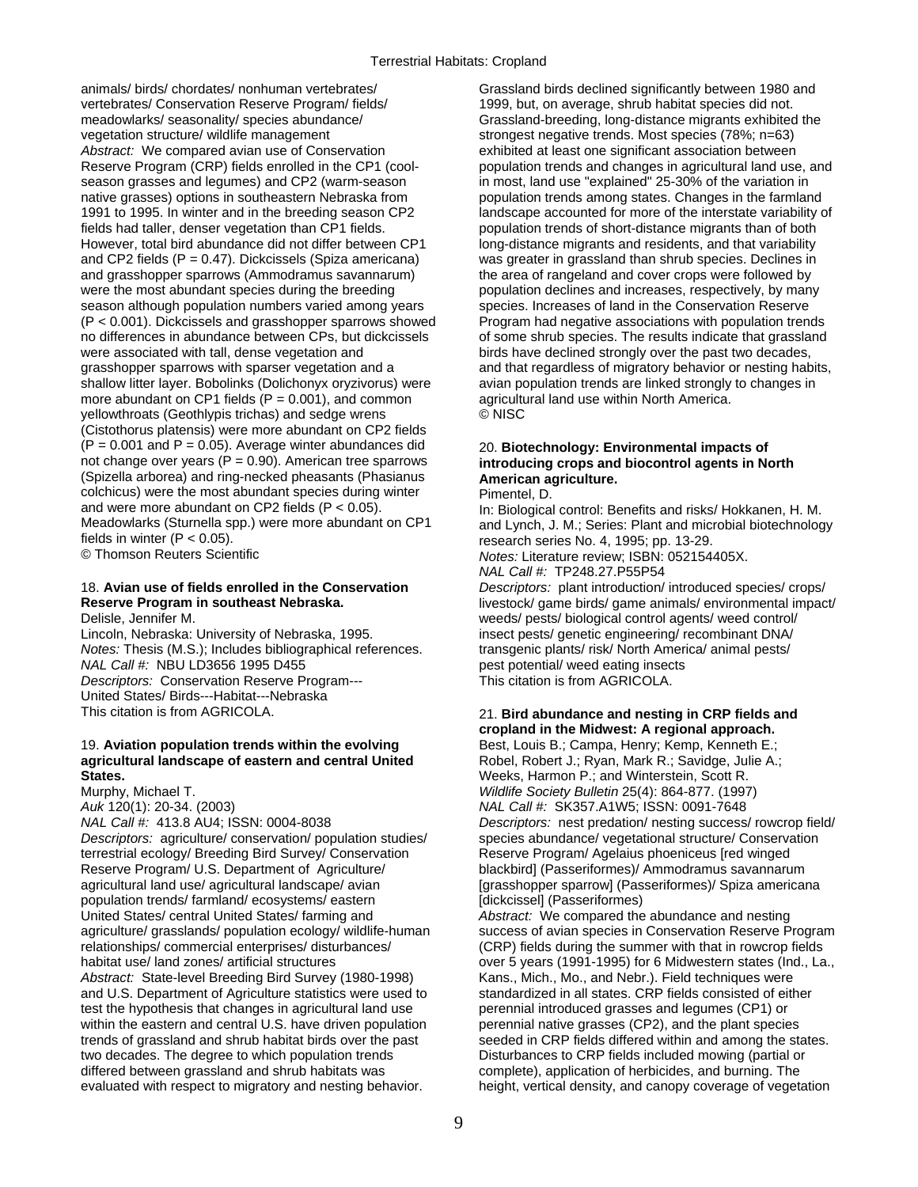animals/ birds/ chordates/ nonhuman vertebrates/ vertebrates/ Conservation Reserve Program/ fields/ meadowlarks/ seasonality/ species abundance/ vegetation structure/ wildlife management

*Abstract:* We compared avian use of Conservation Reserve Program (CRP) fields enrolled in the CP1 (cool-season grasses and legumes) and CP2 (warm-season native grasses) options in southeastern Nebraska from 1991 to 1995. In winter and in the breeding season CP2 fields had taller, denser vegetation than CP1 fields. However, total bird abundance did not differ between CP1 and CP2 fields ($P = 0.47$). Dickcissels (Spiza americana) and grasshopper sparrows (Ammodramus savannarum) were the most abundant species during the breeding season although population numbers varied among years ($P < 0.001$). Dickcissels and grasshopper sparrows showed no differences in abundance between CPs, but dickcissels were associated with tall, dense vegetation and grasshopper sparrows with sparser vegetation and a shallow litter layer. Bobolinks (Dolichonyx oryzivorus) were more abundant on CP1 fields ($P = 0.001$), and common yellowthroats (Geothlypis trichas) and sedge wrens (Cistothorus platensis) were more abundant on CP2 fields ($P = 0.001$ and $P = 0.05$). Average winter abundances did not change over years ($P = 0.90$). American tree sparrows (Spizella arborea) and ring-necked pheasants (Phasianus colchicus) were the most abundant species during winter and were more abundant on CP2 fields ($P < 0.05$). Meadowlarks (Sturnella spp.) were more abundant on CP1 fields in winter ($P < 0.05$).

© Thomson Reuters Scientific

18. **Avian use of fields enrolled in the Conservation Reserve Program in southeast Nebraska.**
Delisle, Jennifer M.
Lincoln, Nebraska: University of Nebraska, 1995.
*Notes:* Thesis (M.S.); Includes bibliographical references.
*NAL Call #:* NBU LD3656 1995 D455
*Descriptors:* Conservation Reserve Program---United States/ Birds---Habitat---Nebraska
This citation is from AGRICOLA.

19. **Aviation population trends within the evolving agricultural landscape of eastern and central United States.**
Murphy, Michael T.
*Auk* 120(1): 20-34. (2003)
*NAL Call #:* 413.8 AU4; ISSN: 0004-8038
*Descriptors:* agriculture/ conservation/ population studies/ terrestrial ecology/ Breeding Bird Survey/ Conservation Reserve Program/ U.S. Department of Agriculture/ agricultural land use/ agricultural landscape/ avian population trends/ farmland/ ecosystems/ eastern United States/ central United States/ farming and agriculture/ grasslands/ population ecology/ wildlife-human relationships/ commercial enterprises/ disturbances/ habitat use/ land zones/ artificial structures
*Abstract:* State-level Breeding Bird Survey (1980-1998) and U.S. Department of Agriculture statistics were used to test the hypothesis that changes in agricultural land use within the eastern and central U.S. have driven population trends of grassland and shrub habitat birds over the past two decades. The degree to which population trends differed between grassland and shrub habitats was evaluated with respect to migratory and nesting behavior. Grassland birds declined significantly between 1980 and 1999, but, on average, shrub habitat species did not. Grassland-breeding, long-distance migrants exhibited the strongest negative trends. Most species (78%; n=63) exhibited at least one significant association between population trends and changes in agricultural land use, and in most, land use "explained" 25-30% of the variation in population trends among states. Changes in the farmland landscape accounted for more of the interstate variability of population trends of short-distance migrants than of both long-distance migrants and residents, and that variability was greater in grassland than shrub species. Declines in the area of rangeland and cover crops were followed by population declines and increases, respectively, by many species. Increases of land in the Conservation Reserve Program had negative associations with population trends of some shrub species. The results indicate that grassland birds have declined strongly over the past two decades, and that regardless of migratory behavior or nesting habits, avian population trends are linked strongly to changes in agricultural land use within North America.
© NISC

20. **Biotechnology: Environmental impacts of introducing crops and biocontrol agents in North American agriculture.**
Pimentel, D.
In: Biological control: Benefits and risks/ Hokkanen, H. M. and Lynch, J. M.; Series: Plant and microbial biotechnology research series No. 4, 1995; pp. 13-29.
*Notes:* Literature review; ISBN: 052154405X.
*NAL Call #:* TP248.27.P55P54
*Descriptors:* plant introduction/ introduced species/ crops/ livestock/ game birds/ game animals/ environmental impact/ weeds/ pests/ biological control agents/ weed control/ insect pests/ genetic engineering/ recombinant DNA/ transgenic plants/ risk/ North America/ animal pests/ pest potential/ weed eating insects
This citation is from AGRICOLA.

21. **Bird abundance and nesting in CRP fields and cropland in the Midwest: A regional approach.**
Best, Louis B.; Campa, Henry; Kemp, Kenneth E.; Robel, Robert J.; Ryan, Mark R.; Savidge, Julie A.; Weeks, Harmon P.; and Winterstein, Scott R.
*Wildlife Society Bulletin* 25(4): 864-877. (1997)
*NAL Call #:* SK357.A1W5; ISSN: 0091-7648
*Descriptors:* nest predation/ nesting success/ rowcrop field/ species abundance/ vegetational structure/ Conservation Reserve Program/ Agelaius phoeniceus [red winged blackbird] (Passeriformes)/ Ammodramus savannarum [grasshopper sparrow] (Passeriformes)/ Spiza americana [dickcissel] (Passeriformes)
*Abstract:* We compared the abundance and nesting success of avian species in Conservation Reserve Program (CRP) fields during the summer with that in rowcrop fields over 5 years (1991-1995) for 6 Midwestern states (Ind., La., Kans., Mich., Mo., and Nebr.). Field techniques were standardized in all states. CRP fields consisted of either perennial introduced grasses and legumes (CP1) or perennial native grasses (CP2), and the plant species seeded in CRP fields differed within and among the states. Disturbances to CRP fields included mowing (partial or complete), application of herbicides, and burning. The height, vertical density, and canopy coverage of vegetation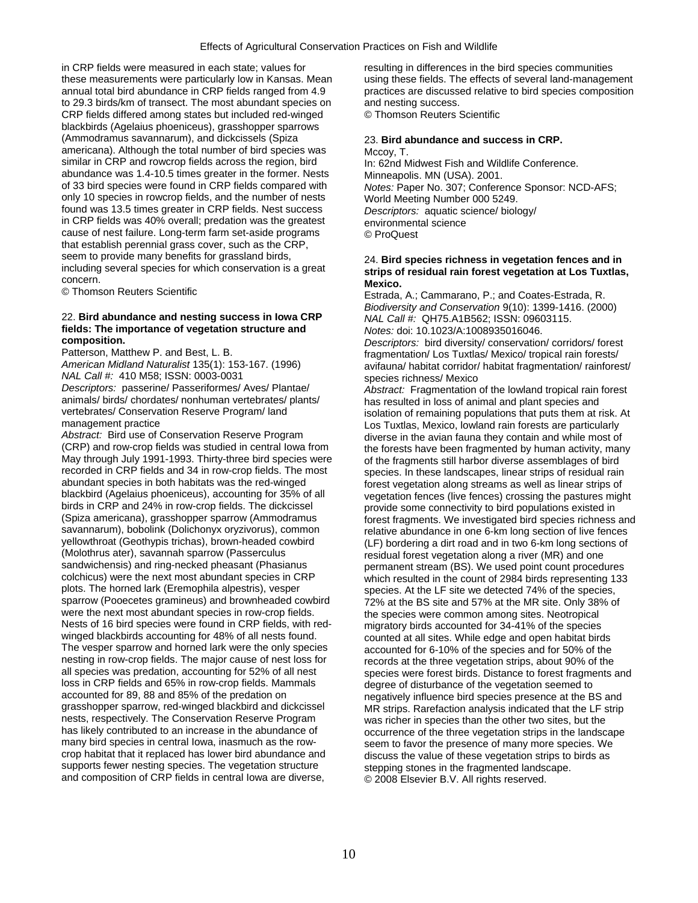in CRP fields were measured in each state; values for these measurements were particularly low in Kansas. Mean annual total bird abundance in CRP fields ranged from 4.9 to 29.3 birds/km of transect. The most abundant species on CRP fields differed among states but included red-winged blackbirds (Agelaius phoeniceus), grasshopper sparrows (Ammodramus savannarum), and dickcissels (Spiza americana). Although the total number of bird species was similar in CRP and rowcrop fields across the region, bird abundance was 1.4-10.5 times greater in the former. Nests of 33 bird species were found in CRP fields compared with only 10 species in rowcrop fields, and the number of nests found was 13.5 times greater in CRP fields. Nest success in CRP fields was 40% overall; predation was the greatest cause of nest failure. Long-term farm set-aside programs that establish perennial grass cover, such as the CRP, seem to provide many benefits for grassland birds, including several species for which conservation is a great concern.
© Thomson Reuters Scientific

22. **Bird abundance and nesting success in Iowa CRP fields: The importance of vegetation structure and composition.**
Patterson, Matthew P. and Best, L. B.
*American Midland Naturalist* 135(1): 153-167. (1996)
*NAL Call #:* 410 M58; ISSN: 0003-0031
*Descriptors:* passerine/ Passeriformes/ Aves/ Plantae/ animals/ birds/ chordates/ nonhuman vertebrates/ plants/ vertebrates/ Conservation Reserve Program/ land management practice
*Abstract:* Bird use of Conservation Reserve Program (CRP) and row-crop fields was studied in central Iowa from May through July 1991-1993. Thirty-three bird species were recorded in CRP fields and 34 in row-crop fields. The most abundant species in both habitats was the red-winged blackbird (Agelaius phoeniceus), accounting for 35% of all birds in CRP and 24% in row-crop fields. The dickcissel (Spiza americana), grasshopper sparrow (Ammodramus savannarum), bobolink (Dolichonyx oryzivorus), common yellowthroat (Geothypis trichas), brown-headed cowbird (Molothrus ater), savannah sparrow (Passerculus sandwichensis) and ring-necked pheasant (Phasianus colchicus) were the next most abundant species in CRP plots. The horned lark (Eremophila alpestris), vesper sparrow (Pooecetes gramineus) and brownheaded cowbird were the next most abundant species in row-crop fields. Nests of 16 bird species were found in CRP fields, with red-winged blackbirds accounting for 48% of all nests found. The vesper sparrow and horned lark were the only species nesting in row-crop fields. The major cause of nest loss for all species was predation, accounting for 52% of all nest loss in CRP fields and 65% in row-crop fields. Mammals accounted for 89, 88 and 85% of the predation on grasshopper sparrow, red-winged blackbird and dickcissel nests, respectively. The Conservation Reserve Program has likely contributed to an increase in the abundance of many bird species in central Iowa, inasmuch as the row-crop habitat that it replaced has lower bird abundance and supports fewer nesting species. The vegetation structure and composition of CRP fields in central Iowa are diverse, resulting in differences in the bird species communities using these fields. The effects of several land-management practices are discussed relative to bird species composition and nesting success.
© Thomson Reuters Scientific

23. **Bird abundance and success in CRP.**
Mccoy, T.
In: 62nd Midwest Fish and Wildlife Conference. Minneapolis. MN (USA). 2001.
*Notes:* Paper No. 307; Conference Sponsor: NCD-AFS; World Meeting Number 000 5249.
*Descriptors:* aquatic science/ biology/ environmental science
© ProQuest

24. **Bird species richness in vegetation fences and in strips of residual rain forest vegetation at Los Tuxtlas, Mexico.**
Estrada, A.; Cammarano, P.; and Coates-Estrada, R.
*Biodiversity and Conservation* 9(10): 1399-1416. (2000)
*NAL Call #:* QH75.A1B562; ISSN: 09603115.
*Notes:* doi: 10.1023/A:1008935016046.
*Descriptors:* bird diversity/ conservation/ corridors/ forest fragmentation/ Los Tuxtlas/ Mexico/ tropical rain forests/ avifauna/ habitat corridor/ habitat fragmentation/ rainforest/ species richness/ Mexico
*Abstract:* Fragmentation of the lowland tropical rain forest has resulted in loss of animal and plant species and isolation of remaining populations that puts them at risk. At Los Tuxtlas, Mexico, lowland rain forests are particularly diverse in the avian fauna they contain and while most of the forests have been fragmented by human activity, many of the fragments still harbor diverse assemblages of bird species. In these landscapes, linear strips of residual rain forest vegetation along streams as well as linear strips of vegetation fences (live fences) crossing the pastures might provide some connectivity to bird populations existed in forest fragments. We investigated bird species richness and relative abundance in one 6-km long section of live fences (LF) bordering a dirt road and in two 6-km long sections of residual forest vegetation along a river (MR) and one permanent stream (BS). We used point count procedures which resulted in the count of 2984 birds representing 133 species. At the LF site we detected 74% of the species, 72% at the BS site and 57% at the MR site. Only 38% of the species were common among sites. Neotropical migratory birds accounted for 34-41% of the species counted at all sites. While edge and open habitat birds accounted for 6-10% of the species and for 50% of the records at the three vegetation strips, about 90% of the species were forest birds. Distance to forest fragments and degree of disturbance of the vegetation seemed to negatively influence bird species presence at the BS and MR strips. Rarefaction analysis indicated that the LF strip was richer in species than the other two sites, but the occurrence of the three vegetation strips in the landscape seem to favor the presence of many more species. We discuss the value of these vegetation strips to birds as stepping stones in the fragmented landscape.
© 2008 Elsevier B.V. All rights reserved.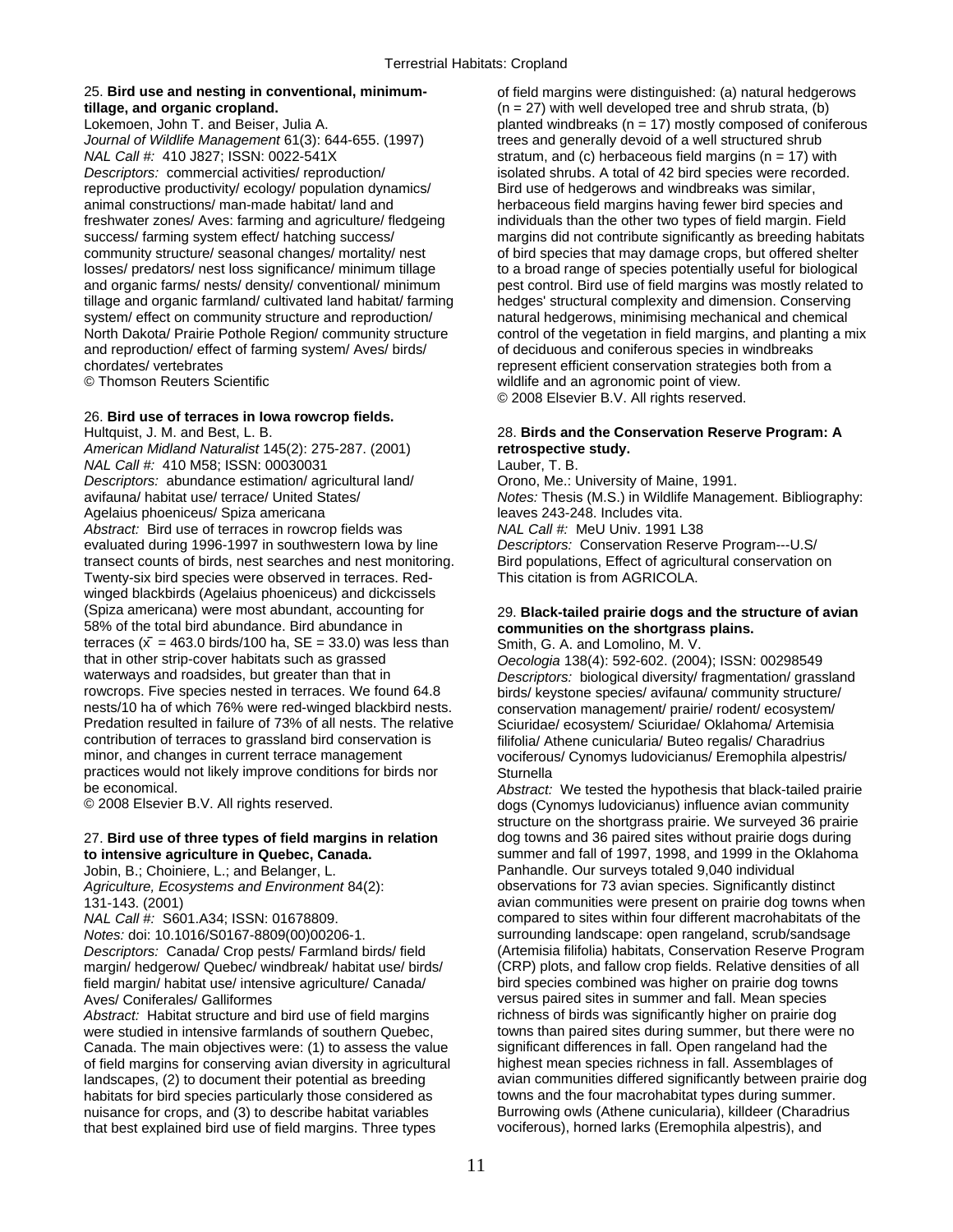25. **Bird use and nesting in conventional, minimum-tillage, and organic cropland.**
Lokemoen, John T. and Beiser, Julia A.
*Journal of Wildlife Management* 61(3): 644-655. (1997)
*NAL Call #:* 410 J827; ISSN: 0022-541X
*Descriptors:* commercial activities/ reproduction/ reproductive productivity/ ecology/ population dynamics/ animal constructions/ man-made habitat/ land and freshwater zones/ Aves: farming and agriculture/ fledgeing success/ farming system effect/ hatching success/ community structure/ seasonal changes/ mortality/ nest losses/ predators/ nest loss significance/ minimum tillage and organic farms/ nests/ density/ conventional/ minimum tillage and organic farmland/ cultivated land habitat/ farming system/ effect on community structure and reproduction/ North Dakota/ Prairie Pothole Region/ community structure and reproduction/ effect of farming system/ Aves/ birds/ chordates/ vertebrates
© Thomson Reuters Scientific

26. **Bird use of terraces in Iowa rowcrop fields.**
Hultquist, J. M. and Best, L. B.
*American Midland Naturalist* 145(2): 275-287. (2001)
*NAL Call #:* 410 M58; ISSN: 00030031
*Descriptors:* abundance estimation/ agricultural land/ avifauna/ habitat use/ terrace/ United States/ Agelaius phoeniceus/ Spiza americana
*Abstract:* Bird use of terraces in rowcrop fields was evaluated during 1996-1997 in southwestern Iowa by line transect counts of birds, nest searches and nest monitoring. Twenty-six bird species were observed in terraces. Red-winged blackbirds (Agelaius phoeniceus) and dickcissels (Spiza americana) were most abundant, accounting for 58% of the total bird abundance. Bird abundance in terraces ($\bar{x}$ = 463.0 birds/100 ha, SE = 33.0) was less than that in other strip-cover habitats such as grassed waterways and roadsides, but greater than that in rowcrops. Five species nested in terraces. We found 64.8 nests/10 ha of which 76% were red-winged blackbird nests. Predation resulted in failure of 73% of all nests. The relative contribution of terraces to grassland bird conservation is minor, and changes in current terrace management practices would not likely improve conditions for birds nor be economical.
© 2008 Elsevier B.V. All rights reserved.

27. **Bird use of three types of field margins in relation to intensive agriculture in Quebec, Canada.**
Jobin, B.; Choiniere, L.; and Belanger, L.
*Agriculture, Ecosystems and Environment* 84(2): 131-143. (2001)
*NAL Call #:* S601.A34; ISSN: 01678809.
*Notes:* doi: 10.1016/S0167-8809(00)00206-1.
*Descriptors:* Canada/ Crop pests/ Farmland birds/ field margin/ hedgerow/ Quebec/ windbreak/ habitat use/ birds/ field margin/ habitat use/ intensive agriculture/ Canada/ Aves/ Coniferales/ Galliformes
*Abstract:* Habitat structure and bird use of field margins were studied in intensive farmlands of southern Quebec, Canada. The main objectives were: (1) to assess the value of field margins for conserving avian diversity in agricultural landscapes, (2) to document their potential as breeding habitats for bird species particularly those considered as nuisance for crops, and (3) to describe habitat variables that best explained bird use of field margins. Three types of field margins were distinguished: (a) natural hedgerows (n = 27) with well developed tree and shrub strata, (b) planted windbreaks (n = 17) mostly composed of coniferous trees and generally devoid of a well structured shrub stratum, and (c) herbaceous field margins (n = 17) with isolated shrubs. A total of 42 bird species were recorded. Bird use of hedgerows and windbreaks was similar, herbaceous field margins having fewer bird species and individuals than the other two types of field margin. Field margins did not contribute significantly as breeding habitats of bird species that may damage crops, but offered shelter to a broad range of species potentially useful for biological pest control. Bird use of field margins was mostly related to hedges' structural complexity and dimension. Conserving natural hedgerows, minimising mechanical and chemical control of the vegetation in field margins, and planting a mix of deciduous and coniferous species in windbreaks represent efficient conservation strategies both from a wildlife and an agronomic point of view.
© 2008 Elsevier B.V. All rights reserved.

28. **Birds and the Conservation Reserve Program: A retrospective study.**
Lauber, T. B.
Orono, Me.: University of Maine, 1991.
*Notes:* Thesis (M.S.) in Wildlife Management. Bibliography: leaves 243-248. Includes vita.
*NAL Call #:* MeU Univ. 1991 L38
*Descriptors:* Conservation Reserve Program---U.S/ Bird populations, Effect of agricultural conservation on
This citation is from AGRICOLA.

29. **Black-tailed prairie dogs and the structure of avian communities on the shortgrass plains.**
Smith, G. A. and Lomolino, M. V.
*Oecologia* 138(4): 592-602. (2004); ISSN: 00298549
*Descriptors:* biological diversity/ fragmentation/ grassland birds/ keystone species/ avifauna/ community structure/ conservation management/ prairie/ rodent/ ecosystem/ Sciuridae/ ecosystem/ Sciuridae/ Oklahoma/ Artemisia filifolia/ Athene cunicularia/ Buteo regalis/ Charadrius vociferous/ Cynomys ludovicianus/ Eremophila alpestris/ Sturnella
*Abstract:* We tested the hypothesis that black-tailed prairie dogs (Cynomys ludovicianus) influence avian community structure on the shortgrass prairie. We surveyed 36 prairie dog towns and 36 paired sites without prairie dogs during summer and fall of 1997, 1998, and 1999 in the Oklahoma Panhandle. Our surveys totaled 9,040 individual observations for 73 avian species. Significantly distinct avian communities were present on prairie dog towns when compared to sites within four different macrohabitats of the surrounding landscape: open rangeland, scrub/sandsage (Artemisia filifolia) habitats, Conservation Reserve Program (CRP) plots, and fallow crop fields. Relative densities of all bird species combined was higher on prairie dog towns versus paired sites in summer and fall. Mean species richness of birds was significantly higher on prairie dog towns than paired sites during summer, but there were no significant differences in fall. Open rangeland had the highest mean species richness in fall. Assemblages of avian communities differed significantly between prairie dog towns and the four macrohabitat types during summer. Burrowing owls (Athene cunicularia), killdeer (Charadrius vociferous), horned larks (Eremophila alpestris), and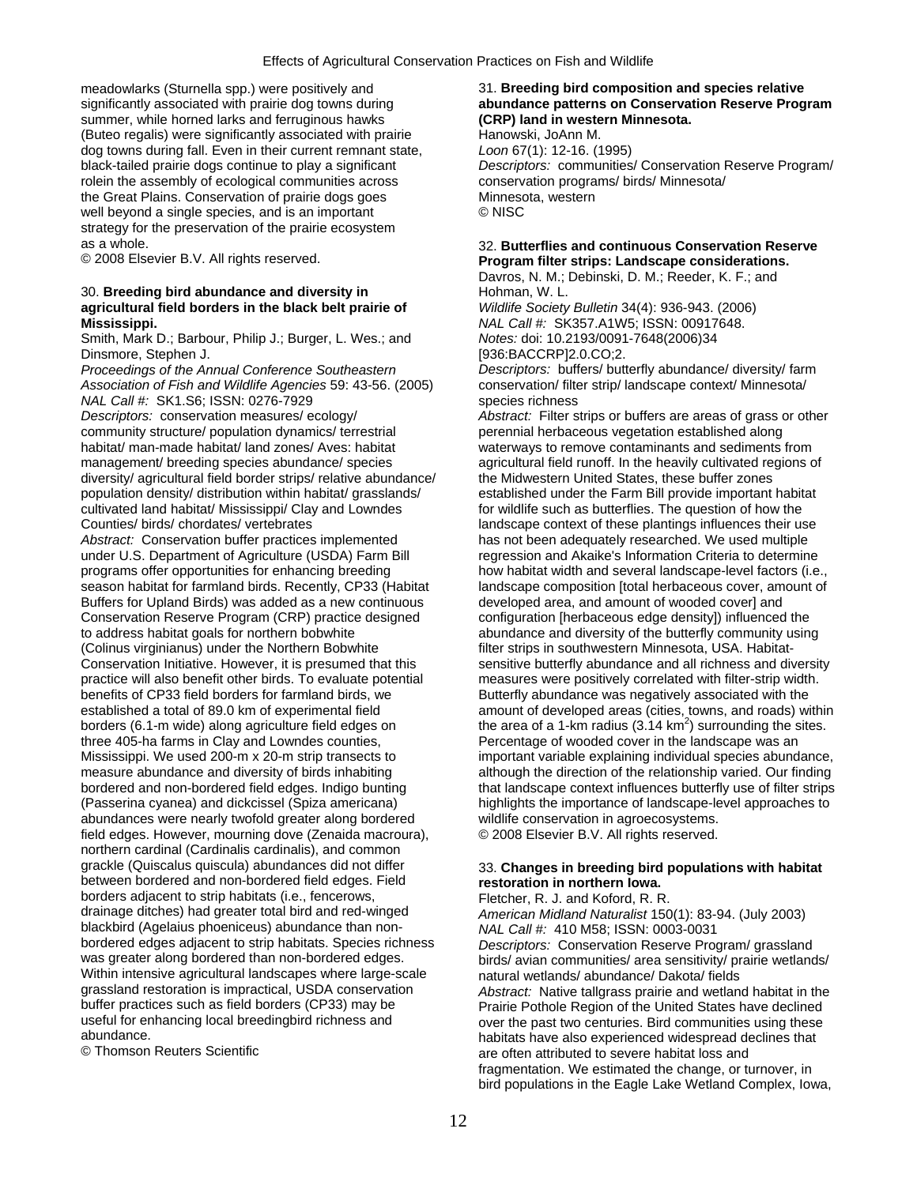meadowlarks (Sturnella spp.) were positively and significantly associated with prairie dog towns during summer, while horned larks and ferruginous hawks (Buteo regalis) were significantly associated with prairie dog towns during fall. Even in their current remnant state, black-tailed prairie dogs continue to play a significant rolein the assembly of ecological communities across the Great Plains. Conservation of prairie dogs goes well beyond a single species, and is an important strategy for the preservation of the prairie ecosystem as a whole.
© 2008 Elsevier B.V. All rights reserved.

30. **Breeding bird abundance and diversity in agricultural field borders in the black belt prairie of Mississippi.**
Smith, Mark D.; Barbour, Philip J.; Burger, L. Wes.; and Dinsmore, Stephen J.
*Proceedings of the Annual Conference Southeastern Association of Fish and Wildlife Agencies* 59: 43-56. (2005)
*NAL Call #:* SK1.S6; ISSN: 0276-7929
*Descriptors:* conservation measures/ ecology/ community structure/ population dynamics/ terrestrial habitat/ man-made habitat/ land zones/ Aves: habitat management/ breeding species abundance/ species diversity/ agricultural field border strips/ relative abundance/ population density/ distribution within habitat/ grasslands/ cultivated land habitat/ Mississippi/ Clay and Lowndes Counties/ birds/ chordates/ vertebrates
*Abstract:* Conservation buffer practices implemented under U.S. Department of Agriculture (USDA) Farm Bill programs offer opportunities for enhancing breeding season habitat for farmland birds. Recently, CP33 (Habitat Buffers for Upland Birds) was added as a new continuous Conservation Reserve Program (CRP) practice designed to address habitat goals for northern bobwhite (Colinus virginianus) under the Northern Bobwhite Conservation Initiative. However, it is presumed that this practice will also benefit other birds. To evaluate potential benefits of CP33 field borders for farmland birds, we established a total of 89.0 km of experimental field borders (6.1-m wide) along agriculture field edges on three 405-ha farms in Clay and Lowndes counties, Mississippi. We used 200-m x 20-m strip transects to measure abundance and diversity of birds inhabiting bordered and non-bordered field edges. Indigo bunting (Passerina cyanea) and dickcissel (Spiza americana) abundances were nearly twofold greater along bordered field edges. However, mourning dove (Zenaida macroura), northern cardinal (Cardinalis cardinalis), and common grackle (Quiscalus quiscula) abundances did not differ between bordered and non-bordered field edges. Field borders adjacent to strip habitats (i.e., fencerows, drainage ditches) had greater total bird and red-winged blackbird (Agelaius phoeniceus) abundance than non-bordered edges adjacent to strip habitats. Species richness was greater along bordered than non-bordered edges. Within intensive agricultural landscapes where large-scale grassland restoration is impractical, USDA conservation buffer practices such as field borders (CP33) may be useful for enhancing local breedingbird richness and abundance.
© Thomson Reuters Scientific

31. **Breeding bird composition and species relative abundance patterns on Conservation Reserve Program (CRP) land in western Minnesota.**
Hanowski, JoAnn M.
*Loon* 67(1): 12-16. (1995)
*Descriptors:* communities/ Conservation Reserve Program/ conservation programs/ birds/ Minnesota/ Minnesota, western
© NISC

32. **Butterflies and continuous Conservation Reserve Program filter strips: Landscape considerations.**
Davros, N. M.; Debinski, D. M.; Reeder, K. F.; and Hohman, W. L.
*Wildlife Society Bulletin* 34(4): 936-943. (2006)
*NAL Call #:* SK357.A1W5; ISSN: 00917648.
*Notes:* doi: 10.2193/0091-7648(2006)34 [936:BACCRP]2.0.CO;2.
*Descriptors:* buffers/ butterfly abundance/ diversity/ farm conservation/ filter strip/ landscape context/ Minnesota/ species richness
*Abstract:* Filter strips or buffers are areas of grass or other perennial herbaceous vegetation established along waterways to remove contaminants and sediments from agricultural field runoff. In the heavily cultivated regions of the Midwestern United States, these buffer zones established under the Farm Bill provide important habitat for wildlife such as butterflies. The question of how the landscape context of these plantings influences their use has not been adequately researched. We used multiple regression and Akaike's Information Criteria to determine how habitat width and several landscape-level factors (i.e., landscape composition [total herbaceous cover, amount of developed area, and amount of wooded cover] and configuration [herbaceous edge density]) influenced the abundance and diversity of the butterfly community using filter strips in southwestern Minnesota, USA. Habitat-sensitive butterfly abundance and all richness and diversity measures were positively correlated with filter-strip width. Butterfly abundance was negatively associated with the amount of developed areas (cities, towns, and roads) within the area of a 1-km radius (3.14 km$^2$) surrounding the sites. Percentage of wooded cover in the landscape was an important variable explaining individual species abundance, although the direction of the relationship varied. Our finding that landscape context influences butterfly use of filter strips highlights the importance of landscape-level approaches to wildlife conservation in agroecosystems.
© 2008 Elsevier B.V. All rights reserved.

33. **Changes in breeding bird populations with habitat restoration in northern Iowa.**
Fletcher, R. J. and Koford, R. R.
*American Midland Naturalist* 150(1): 83-94. (July 2003)
*NAL Call #:* 410 M58; ISSN: 0003-0031
*Descriptors:* Conservation Reserve Program/ grassland birds/ avian communities/ area sensitivity/ prairie wetlands/ natural wetlands/ abundance/ Dakota/ fields
*Abstract:* Native tallgrass prairie and wetland habitat in the Prairie Pothole Region of the United States have declined over the past two centuries. Bird communities using these habitats have also experienced widespread declines that are often attributed to severe habitat loss and fragmentation. We estimated the change, or turnover, in bird populations in the Eagle Lake Wetland Complex, Iowa,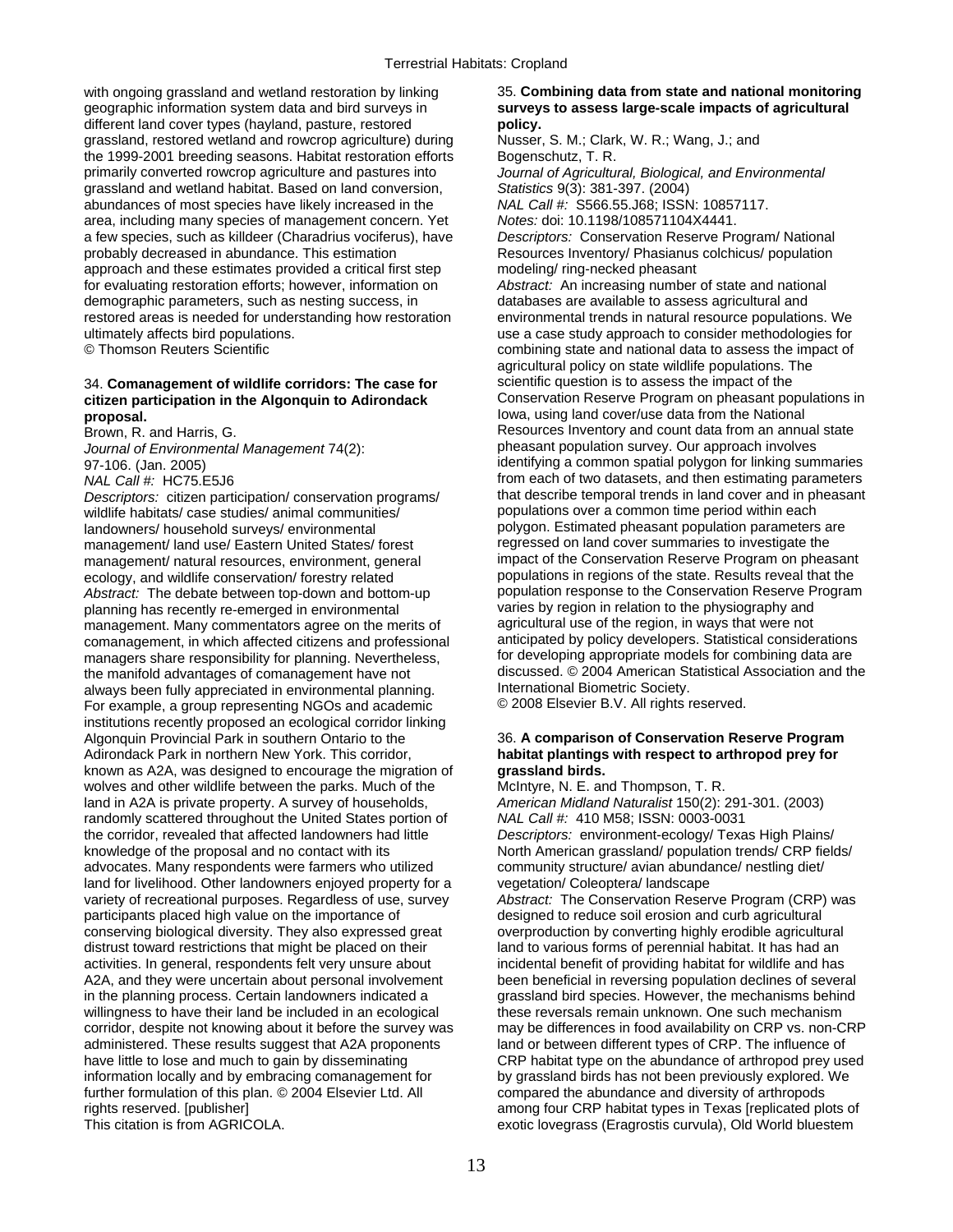with ongoing grassland and wetland restoration by linking geographic information system data and bird surveys in different land cover types (hayland, pasture, restored grassland, restored wetland and rowcrop agriculture) during the 1999-2001 breeding seasons. Habitat restoration efforts primarily converted rowcrop agriculture and pastures into grassland and wetland habitat. Based on land conversion, abundances of most species have likely increased in the area, including many species of management concern. Yet a few species, such as killdeer (Charadrius vociferus), have probably decreased in abundance. This estimation approach and these estimates provided a critical first step for evaluating restoration efforts; however, information on demographic parameters, such as nesting success, in restored areas is needed for understanding how restoration ultimately affects bird populations.
© Thomson Reuters Scientific

34. **Comanagement of wildlife corridors: The case for citizen participation in the Algonquin to Adirondack proposal.**
Brown, R. and Harris, G.
*Journal of Environmental Management* 74(2): 97-106. (Jan. 2005)
*NAL Call #:* HC75.E5J6
*Descriptors:* citizen participation/ conservation programs/ wildlife habitats/ case studies/ animal communities/ landowners/ household surveys/ environmental management/ land use/ Eastern United States/ forest management/ natural resources, environment, general ecology, and wildlife conservation/ forestry related
*Abstract:* The debate between top-down and bottom-up planning has recently re-emerged in environmental management. Many commentators agree on the merits of comanagement, in which affected citizens and professional managers share responsibility for planning. Nevertheless, the manifold advantages of comanagement have not always been fully appreciated in environmental planning. For example, a group representing NGOs and academic institutions recently proposed an ecological corridor linking Algonquin Provincial Park in southern Ontario to the Adirondack Park in northern New York. This corridor, known as A2A, was designed to encourage the migration of wolves and other wildlife between the parks. Much of the land in A2A is private property. A survey of households, randomly scattered throughout the United States portion of the corridor, revealed that affected landowners had little knowledge of the proposal and no contact with its advocates. Many respondents were farmers who utilized land for livelihood. Other landowners enjoyed property for a variety of recreational purposes. Regardless of use, survey participants placed high value on the importance of conserving biological diversity. They also expressed great distrust toward restrictions that might be placed on their activities. In general, respondents felt very unsure about A2A, and they were uncertain about personal involvement in the planning process. Certain landowners indicated a willingness to have their land be included in an ecological corridor, despite not knowing about it before the survey was administered. These results suggest that A2A proponents have little to lose and much to gain by disseminating information locally and by embracing comanagement for further formulation of this plan. © 2004 Elsevier Ltd. All rights reserved. [publisher]
This citation is from AGRICOLA.

35. **Combining data from state and national monitoring surveys to assess large-scale impacts of agricultural policy.**
Nusser, S. M.; Clark, W. R.; Wang, J.; and Bogenschutz, T. R.
*Journal of Agricultural, Biological, and Environmental Statistics* 9(3): 381-397. (2004)
*NAL Call #:* S566.55.J68; ISSN: 10857117.
*Notes:* doi: 10.1198/108571104X4441.
*Descriptors:* Conservation Reserve Program/ National Resources Inventory/ Phasianus colchicus/ population modeling/ ring-necked pheasant
*Abstract:* An increasing number of state and national databases are available to assess agricultural and environmental trends in natural resource populations. We use a case study approach to consider methodologies for combining state and national data to assess the impact of agricultural policy on state wildlife populations. The scientific question is to assess the impact of the Conservation Reserve Program on pheasant populations in Iowa, using land cover/use data from the National Resources Inventory and count data from an annual state pheasant population survey. Our approach involves identifying a common spatial polygon for linking summaries from each of two datasets, and then estimating parameters that describe temporal trends in land cover and in pheasant populations over a common time period within each polygon. Estimated pheasant population parameters are regressed on land cover summaries to investigate the impact of the Conservation Reserve Program on pheasant populations in regions of the state. Results reveal that the population response to the Conservation Reserve Program varies by region in relation to the physiography and agricultural use of the region, in ways that were not anticipated by policy developers. Statistical considerations for developing appropriate models for combining data are discussed. © 2004 American Statistical Association and the International Biometric Society.
© 2008 Elsevier B.V. All rights reserved.

36. **A comparison of Conservation Reserve Program habitat plantings with respect to arthropod prey for grassland birds.**
McIntyre, N. E. and Thompson, T. R.
*American Midland Naturalist* 150(2): 291-301. (2003)
*NAL Call #:* 410 M58; ISSN: 0003-0031
*Descriptors:* environment-ecology/ Texas High Plains/ North American grassland/ population trends/ CRP fields/ community structure/ avian abundance/ nestling diet/ vegetation/ Coleoptera/ landscape
*Abstract:* The Conservation Reserve Program (CRP) was designed to reduce soil erosion and curb agricultural overproduction by converting highly erodible agricultural land to various forms of perennial habitat. It has had an incidental benefit of providing habitat for wildlife and has been beneficial in reversing population declines of several grassland bird species. However, the mechanisms behind these reversals remain unknown. One such mechanism may be differences in food availability on CRP vs. non-CRP land or between different types of CRP. The influence of CRP habitat type on the abundance of arthropod prey used by grassland birds has not been previously explored. We compared the abundance and diversity of arthropods among four CRP habitat types in Texas [replicated plots of exotic lovegrass (Eragrostis curvula), Old World bluestem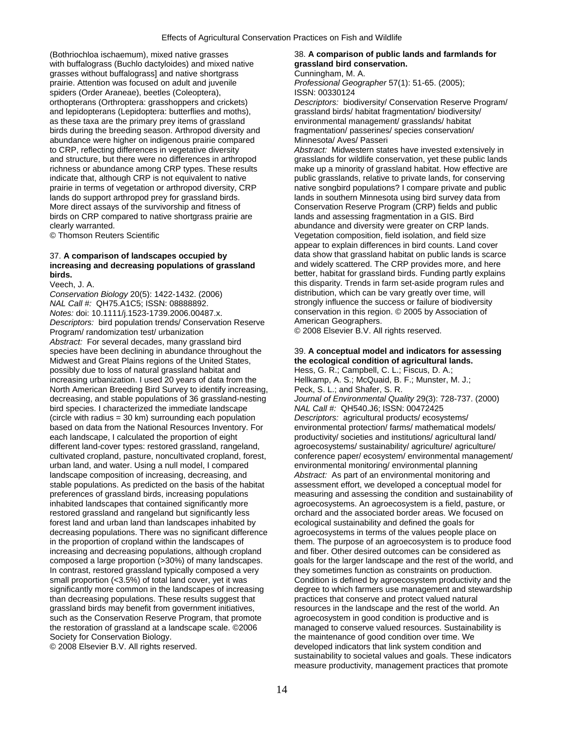(Bothriochloa ischaemum), mixed native grasses with buffalograss (Buchlo dactyloides) and mixed native grasses without buffalograss] and native shortgrass prairie. Attention was focused on adult and juvenile spiders (Order Araneae), beetles (Coleoptera), orthopterans (Orthroptera: grasshoppers and crickets) and lepidopterans (Lepidoptera: butterflies and moths), as these taxa are the primary prey items of grassland birds during the breeding season. Arthropod diversity and abundance were higher on indigenous prairie compared to CRP, reflecting differences in vegetative diversity and structure, but there were no differences in arthropod richness or abundance among CRP types. These results indicate that, although CRP is not equivalent to native prairie in terms of vegetation or arthropod diversity, CRP lands do support arthropod prey for grassland birds. More direct assays of the survivorship and fitness of birds on CRP compared to native shortgrass prairie are clearly warranted.
© Thomson Reuters Scientific

37. **A comparison of landscapes occupied by increasing and decreasing populations of grassland birds.**
Veech, J. A.
*Conservation Biology* 20(5): 1422-1432. (2006)
*NAL Call #:* QH75.A1C5; ISSN: 08888892.
*Notes:* doi: 10.1111/j.1523-1739.2006.00487.x.
*Descriptors:* bird population trends/ Conservation Reserve Program/ randomization test/ urbanization
*Abstract:* For several decades, many grassland bird species have been declining in abundance throughout the Midwest and Great Plains regions of the United States, possibly due to loss of natural grassland habitat and increasing urbanization. I used 20 years of data from the North American Breeding Bird Survey to identify increasing, decreasing, and stable populations of 36 grassland-nesting bird species. I characterized the immediate landscape (circle with radius = 30 km) surrounding each population based on data from the National Resources Inventory. For each landscape, I calculated the proportion of eight different land-cover types: restored grassland, rangeland, cultivated cropland, pasture, noncultivated cropland, forest, urban land, and water. Using a null model, I compared landscape composition of increasing, decreasing, and stable populations. As predicted on the basis of the habitat preferences of grassland birds, increasing populations inhabited landscapes that contained significantly more restored grassland and rangeland but significantly less forest land and urban land than landscapes inhabited by decreasing populations. There was no significant difference in the proportion of cropland within the landscapes of increasing and decreasing populations, although cropland composed a large proportion (>30%) of many landscapes. In contrast, restored grassland typically composed a very small proportion (<3.5%) of total land cover, yet it was significantly more common in the landscapes of increasing than decreasing populations. These results suggest that grassland birds may benefit from government initiatives, such as the Conservation Reserve Program, that promote the restoration of grassland at a landscape scale. ©2006 Society for Conservation Biology.
© 2008 Elsevier B.V. All rights reserved.

38. **A comparison of public lands and farmlands for grassland bird conservation.**
Cunningham, M. A.
*Professional Geographer* 57(1): 51-65. (2005);
ISSN: 00330124
*Descriptors:* biodiversity/ Conservation Reserve Program/ grassland birds/ habitat fragmentation/ biodiversity/ environmental management/ grasslands/ habitat fragmentation/ passerines/ species conservation/ Minnesota/ Aves/ Passeri
*Abstract:* Midwestern states have invested extensively in grasslands for wildlife conservation, yet these public lands make up a minority of grassland habitat. How effective are public grasslands, relative to private lands, for conserving native songbird populations? I compare private and public lands in southern Minnesota using bird survey data from Conservation Reserve Program (CRP) fields and public lands and assessing fragmentation in a GIS. Bird abundance and diversity were greater on CRP lands. Vegetation composition, field isolation, and field size appear to explain differences in bird counts. Land cover data show that grassland habitat on public lands is scarce and widely scattered. The CRP provides more, and here better, habitat for grassland birds. Funding partly explains this disparity. Trends in farm set-aside program rules and distribution, which can be vary greatly over time, will strongly influence the success or failure of biodiversity conservation in this region. © 2005 by Association of American Geographers.
© 2008 Elsevier B.V. All rights reserved.

39. **A conceptual model and indicators for assessing the ecological condition of agricultural lands.**
Hess, G. R.; Campbell, C. L.; Fiscus, D. A.; Hellkamp, A. S.; McQuaid, B. F.; Munster, M. J.; Peck, S. L.; and Shafer, S. R.
*Journal of Environmental Quality* 29(3): 728-737. (2000)
*NAL Call #:* QH540.J6; ISSN: 00472425
*Descriptors:* agricultural products/ ecosystems/ environmental protection/ farms/ mathematical models/ productivity/ societies and institutions/ agricultural land/ agroecosystems/ sustainability/ agriculture/ agriculture/ conference paper/ ecosystem/ environmental management/ environmental monitoring/ environmental planning
*Abstract:* As part of an environmental monitoring and assessment effort, we developed a conceptual model for measuring and assessing the condition and sustainability of agroecosystems. An agroecosystem is a field, pasture, or orchard and the associated border areas. We focused on ecological sustainability and defined the goals for agroecosystems in terms of the values people place on them. The purpose of an agroecosystem is to produce food and fiber. Other desired outcomes can be considered as goals for the larger landscape and the rest of the world, and they sometimes function as constraints on production. Condition is defined by agroecosystem productivity and the degree to which farmers use management and stewardship practices that conserve and protect valued natural resources in the landscape and the rest of the world. An agroecosystem in good condition is productive and is managed to conserve valued resources. Sustainability is the maintenance of good condition over time. We developed indicators that link system condition and sustainability to societal values and goals. These indicators measure productivity, management practices that promote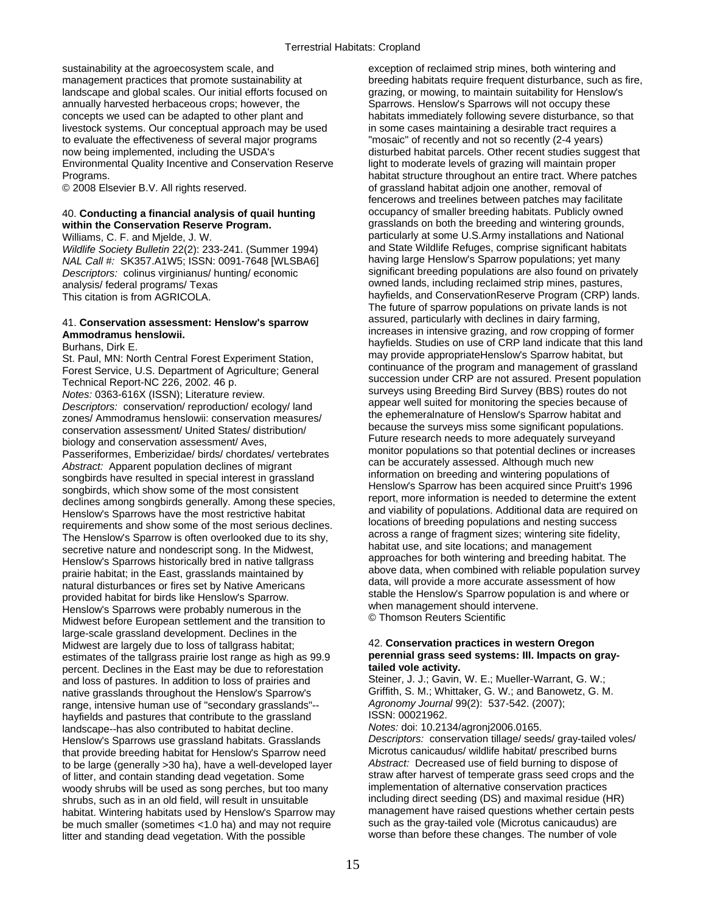sustainability at the agroecosystem scale, and management practices that promote sustainability at landscape and global scales. Our initial efforts focused on annually harvested herbaceous crops; however, the concepts we used can be adapted to other plant and livestock systems. Our conceptual approach may be used to evaluate the effectiveness of several major programs now being implemented, including the USDA's Environmental Quality Incentive and Conservation Reserve Programs.
© 2008 Elsevier B.V. All rights reserved.

40. **Conducting a financial analysis of quail hunting within the Conservation Reserve Program.**
Williams, C. F. and Mjelde, J. W.
*Wildlife Society Bulletin* 22(2): 233-241. (Summer 1994)
*NAL Call #:* SK357.A1W5; ISSN: 0091-7648 [WLSBA6]
*Descriptors:* colinus virginianus/ hunting/ economic analysis/ federal programs/ Texas
This citation is from AGRICOLA.

41. **Conservation assessment: Henslow's sparrow Ammodramus henslowii.**
Burhans, Dirk E.
St. Paul, MN: North Central Forest Experiment Station, Forest Service, U.S. Department of Agriculture; General Technical Report-NC 226, 2002. 46 p.
*Notes:* 0363-616X (ISSN); Literature review.
*Descriptors:* conservation/ reproduction/ ecology/ land zones/ Ammodramus henslowii: conservation measures/ conservation assessment/ United States/ distribution/ biology and conservation assessment/ Aves, Passeriformes, Emberizidae/ birds/ chordates/ vertebrates
*Abstract:* Apparent population declines of migrant songbirds have resulted in special interest in grassland songbirds, which show some of the most consistent declines among songbirds generally. Among these species, Henslow's Sparrows have the most restrictive habitat requirements and show some of the most serious declines. The Henslow's Sparrow is often overlooked due to its shy, secretive nature and nondescript song. In the Midwest, Henslow's Sparrows historically bred in native tallgrass prairie habitat; in the East, grasslands maintained by natural disturbances or fires set by Native Americans provided habitat for birds like Henslow's Sparrow. Henslow's Sparrows were probably numerous in the Midwest before European settlement and the transition to large-scale grassland development. Declines in the Midwest are largely due to loss of tallgrass habitat; estimates of the tallgrass prairie lost range as high as 99.9 percent. Declines in the East may be due to reforestation and loss of pastures. In addition to loss of prairies and native grasslands throughout the Henslow's Sparrow's range, intensive human use of "secondary grasslands"--hayfields and pastures that contribute to the grassland landscape--has also contributed to habitat decline. Henslow's Sparrows use grassland habitats. Grasslands that provide breeding habitat for Henslow's Sparrow need to be large (generally >30 ha), have a well-developed layer of litter, and contain standing dead vegetation. Some woody shrubs will be used as song perches, but too many shrubs, such as in an old field, will result in unsuitable habitat. Wintering habitats used by Henslow's Sparrow may be much smaller (sometimes <1.0 ha) and may not require litter and standing dead vegetation. With the possible exception of reclaimed strip mines, both wintering and breeding habitats require frequent disturbance, such as fire, grazing, or mowing, to maintain suitability for Henslow's Sparrows. Henslow's Sparrows will not occupy these habitats immediately following severe disturbance, so that in some cases maintaining a desirable tract requires a "mosaic" of recently and not so recently (2-4 years) disturbed habitat parcels. Other recent studies suggest that light to moderate levels of grazing will maintain proper habitat structure throughout an entire tract. Where patches of grassland habitat adjoin one another, removal of fencerows and treelines between patches may facilitate occupancy of smaller breeding habitats. Publicly owned grasslands on both the breeding and wintering grounds, particularly at some U.S.Army installations and National and State Wildlife Refuges, comprise significant habitats having large Henslow's Sparrow populations; yet many significant breeding populations are also found on privately owned lands, including reclaimed strip mines, pastures, hayfields, and ConservationReserve Program (CRP) lands. The future of sparrow populations on private lands is not assured, particularly with declines in dairy farming, increases in intensive grazing, and row cropping of former hayfields. Studies on use of CRP land indicate that this land may provide appropriateHenslow's Sparrow habitat, but continuance of the program and management of grassland succession under CRP are not assured. Present population surveys using Breeding Bird Survey (BBS) routes do not appear well suited for monitoring the species because of the ephemeralnature of Henslow's Sparrow habitat and because the surveys miss some significant populations. Future research needs to more adequately surveyand monitor populations so that potential declines or increases can be accurately assessed. Although much new information on breeding and wintering populations of Henslow's Sparrow has been acquired since Pruitt's 1996 report, more information is needed to determine the extent and viability of populations. Additional data are required on locations of breeding populations and nesting success across a range of fragment sizes; wintering site fidelity, habitat use, and site locations; and management approaches for both wintering and breeding habitat. The above data, when combined with reliable population survey data, will provide a more accurate assessment of how stable the Henslow's Sparrow population is and where or when management should intervene.
© Thomson Reuters Scientific

42. **Conservation practices in western Oregon perennial grass seed systems: III. Impacts on gray-tailed vole activity.**
Steiner, J. J.; Gavin, W. E.; Mueller-Warrant, G. W.; Griffith, S. M.; Whittaker, G. W.; and Banowetz, G. M.
*Agronomy Journal* 99(2): 537-542. (2007);
ISSN: 00021962.
*Notes:* doi: 10.2134/agronj2006.0165.
*Descriptors:* conservation tillage/ seeds/ gray-tailed voles/ Microtus canicaudus/ wildlife habitat/ prescribed burns
*Abstract:* Decreased use of field burning to dispose of straw after harvest of temperate grass seed crops and the implementation of alternative conservation practices including direct seeding (DS) and maximal residue (HR) management have raised questions whether certain pests such as the gray-tailed vole (Microtus canicaudus) are worse than before these changes. The number of vole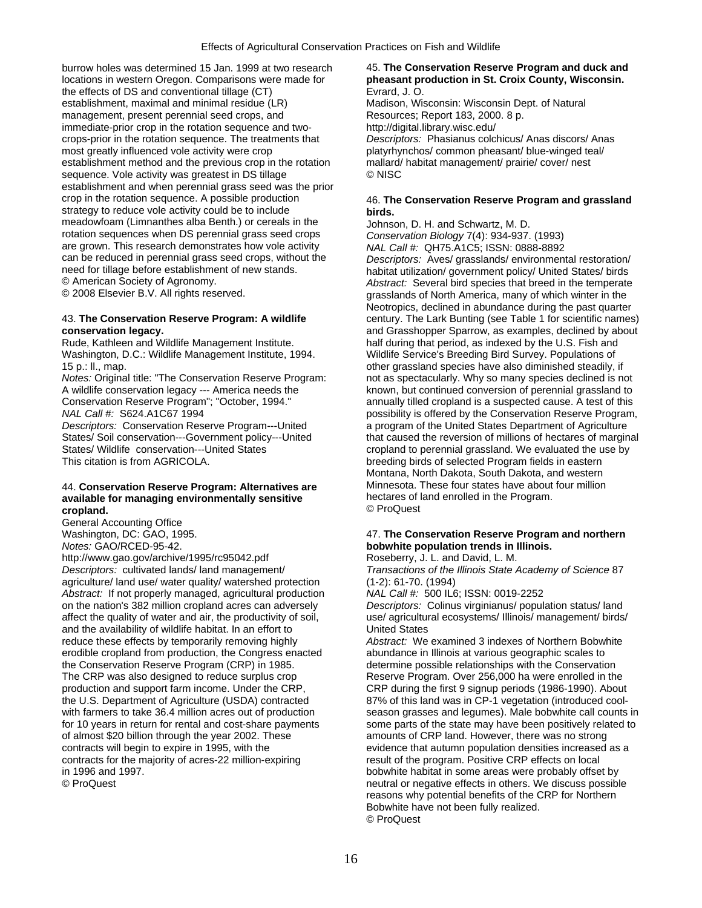burrow holes was determined 15 Jan. 1999 at two research locations in western Oregon. Comparisons were made for the effects of DS and conventional tillage (CT) establishment, maximal and minimal residue (LR) management, present perennial seed crops, and immediate-prior crop in the rotation sequence and two-crops-prior in the rotation sequence. The treatments that most greatly influenced vole activity were crop establishment method and the previous crop in the rotation sequence. Vole activity was greatest in DS tillage establishment and when perennial grass seed was the prior crop in the rotation sequence. A possible production strategy to reduce vole activity could be to include meadowfoam (Limnanthes alba Benth.) or cereals in the rotation sequences when DS perennial grass seed crops are grown. This research demonstrates how vole activity can be reduced in perennial grass seed crops, without the need for tillage before establishment of new stands.
© American Society of Agronomy.
© 2008 Elsevier B.V. All rights reserved.

43. **The Conservation Reserve Program: A wildlife conservation legacy.**
Rude, Kathleen and Wildlife Management Institute.
Washington, D.C.: Wildlife Management Institute, 1994. 15 p.: Il., map.
*Notes:* Original title: "The Conservation Reserve Program: A wildlife conservation legacy --- America needs the Conservation Reserve Program"; "October, 1994."
*NAL Call #:* S624.A1C67 1994
*Descriptors:* Conservation Reserve Program---United States/ Soil conservation---Government policy---United States/ Wildlife conservation---United States
This citation is from AGRICOLA.

44. **Conservation Reserve Program: Alternatives are available for managing environmentally sensitive cropland.**
General Accounting Office
Washington, DC: GAO, 1995.
*Notes:* GAO/RCED-95-42.
http://www.gao.gov/archive/1995/rc95042.pdf
*Descriptors:* cultivated lands/ land management/ agriculture/ land use/ water quality/ watershed protection
*Abstract:* If not properly managed, agricultural production on the nation's 382 million cropland acres can adversely affect the quality of water and air, the productivity of soil, and the availability of wildlife habitat. In an effort to reduce these effects by temporarily removing highly erodible cropland from production, the Congress enacted the Conservation Reserve Program (CRP) in 1985. The CRP was also designed to reduce surplus crop production and support farm income. Under the CRP, the U.S. Department of Agriculture (USDA) contracted with farmers to take 36.4 million acres out of production for 10 years in return for rental and cost-share payments of almost $20 billion through the year 2002. These contracts will begin to expire in 1995, with the contracts for the majority of acres-22 million-expiring in 1996 and 1997.
© ProQuest

45. **The Conservation Reserve Program and duck and pheasant production in St. Croix County, Wisconsin.**
Evrard, J. O.
Madison, Wisconsin: Wisconsin Dept. of Natural Resources; Report 183, 2000. 8 p.
http://digital.library.wisc.edu/
*Descriptors:* Phasianus colchicus/ Anas discors/ Anas platyrhynchos/ common pheasant/ blue-winged teal/ mallard/ habitat management/ prairie/ cover/ nest
© NISC

46. **The Conservation Reserve Program and grassland birds.**
Johnson, D. H. and Schwartz, M. D.
*Conservation Biology* 7(4): 934-937. (1993)
*NAL Call #:* QH75.A1C5; ISSN: 0888-8892
*Descriptors:* Aves/ grasslands/ environmental restoration/ habitat utilization/ government policy/ United States/ birds
*Abstract:* Several bird species that breed in the temperate grasslands of North America, many of which winter in the Neotropics, declined in abundance during the past quarter century. The Lark Bunting (see Table 1 for scientific names) and Grasshopper Sparrow, as examples, declined by about half during that period, as indexed by the U.S. Fish and Wildlife Service's Breeding Bird Survey. Populations of other grassland species have also diminished steadily, if not as spectacularly. Why so many species declined is not known, but continued conversion of perennial grassland to annually tilled cropland is a suspected cause. A test of this possibility is offered by the Conservation Reserve Program, a program of the United States Department of Agriculture that caused the reversion of millions of hectares of marginal cropland to perennial grassland. We evaluated the use by breeding birds of selected Program fields in eastern Montana, North Dakota, South Dakota, and western Minnesota. These four states have about four million hectares of land enrolled in the Program.
© ProQuest

47. **The Conservation Reserve Program and northern bobwhite population trends in Illinois.**
Roseberry, J. L. and David, L. M.
*Transactions of the Illinois State Academy of Science* 87 (1-2): 61-70. (1994)
*NAL Call #:* 500 IL6; ISSN: 0019-2252
*Descriptors:* Colinus virginianus/ population status/ land use/ agricultural ecosystems/ Illinois/ management/ birds/ United States
*Abstract:* We examined 3 indexes of Northern Bobwhite abundance in Illinois at various geographic scales to determine possible relationships with the Conservation Reserve Program. Over 256,000 ha were enrolled in the CRP during the first 9 signup periods (1986-1990). About 87% of this land was in CP-1 vegetation (introduced cool-season grasses and legumes). Male bobwhite call counts in some parts of the state may have been positively related to amounts of CRP land. However, there was no strong evidence that autumn population densities increased as a result of the program. Positive CRP effects on local bobwhite habitat in some areas were probably offset by neutral or negative effects in others. We discuss possible reasons why potential benefits of the CRP for Northern Bobwhite have not been fully realized.
© ProQuest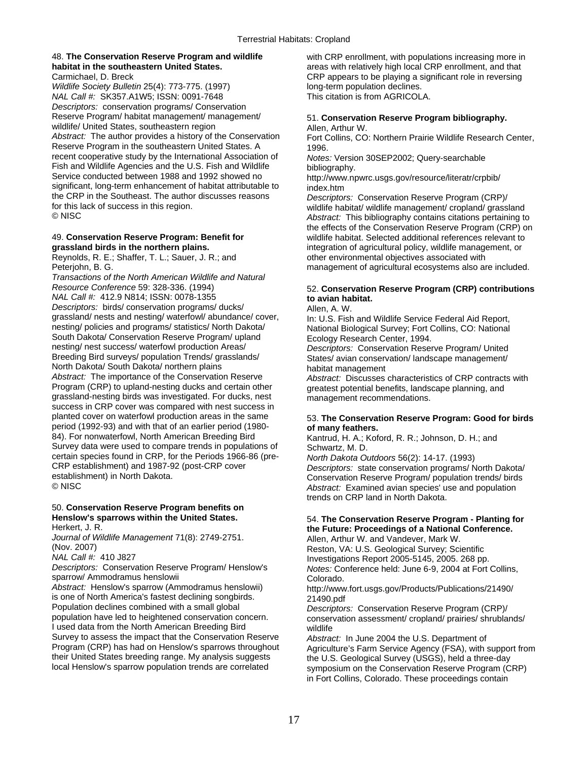48. **The Conservation Reserve Program and wildlife habitat in the southeastern United States.**
Carmichael, D. Breck
*Wildlife Society Bulletin* 25(4): 773-775. (1997)
*NAL Call #:* SK357.A1W5; ISSN: 0091-7648
*Descriptors:* conservation programs/ Conservation Reserve Program/ habitat management/ management/ wildlife/ United States, southeastern region
*Abstract:* The author provides a history of the Conservation Reserve Program in the southeastern United States. A recent cooperative study by the International Association of Fish and Wildlife Agencies and the U.S. Fish and Wildlife Service conducted between 1988 and 1992 showed no significant, long-term enhancement of habitat attributable to the CRP in the Southeast. The author discusses reasons for this lack of success in this region.
© NISC

49. **Conservation Reserve Program: Benefit for grassland birds in the northern plains.**
Reynolds, R. E.; Shaffer, T. L.; Sauer, J. R.; and Peterjohn, B. G.
*Transactions of the North American Wildlife and Natural Resource Conference* 59: 328-336. (1994)
*NAL Call #:* 412.9 N814; ISSN: 0078-1355
*Descriptors:* birds/ conservation programs/ ducks/ grassland/ nests and nesting/ waterfowl/ abundance/ cover, nesting/ policies and programs/ statistics/ North Dakota/ South Dakota/ Conservation Reserve Program/ upland nesting/ nest success/ waterfowl production Areas/ Breeding Bird surveys/ population Trends/ grasslands/ North Dakota/ South Dakota/ northern plains
*Abstract:* The importance of the Conservation Reserve Program (CRP) to upland-nesting ducks and certain other grassland-nesting birds was investigated. For ducks, nest success in CRP cover was compared with nest success in planted cover on waterfowl production areas in the same period (1992-93) and with that of an earlier period (1980-84). For nonwaterfowl, North American Breeding Bird Survey data were used to compare trends in populations of certain species found in CRP, for the Periods 1966-86 (pre-CRP establishment) and 1987-92 (post-CRP cover establishment) in North Dakota.
© NISC

50. **Conservation Reserve Program benefits on Henslow's sparrows within the United States.**
Herkert, J. R.
*Journal of Wildlife Management* 71(8): 2749-2751. (Nov. 2007)
*NAL Call #:* 410 J827
*Descriptors:* Conservation Reserve Program/ Henslow's sparrow/ Ammodramus henslowii
*Abstract:* Henslow's sparrow (Ammodramus henslowii) is one of North America's fastest declining songbirds. Population declines combined with a small global population have led to heightened conservation concern. I used data from the North American Breeding Bird Survey to assess the impact that the Conservation Reserve Program (CRP) has had on Henslow's sparrows throughout their United States breeding range. My analysis suggests local Henslow's sparrow population trends are correlated with CRP enrollment, with populations increasing more in areas with relatively high local CRP enrollment, and that CRP appears to be playing a significant role in reversing long-term population declines.
This citation is from AGRICOLA.

51. **Conservation Reserve Program bibliography.**
Allen, Arthur W.
Fort Collins, CO: Northern Prairie Wildlife Research Center, 1996.
*Notes:* Version 30SEP2002; Query-searchable bibliography.
http://www.npwrc.usgs.gov/resource/literatr/crpbib/index.htm
*Descriptors:* Conservation Reserve Program (CRP)/ wildlife habitat/ wildlife management/ cropland/ grassland
*Abstract:* This bibliography contains citations pertaining to the effects of the Conservation Reserve Program (CRP) on wildlife habitat. Selected additional references relevant to integration of agricultural policy, wildlife management, or other environmental objectives associated with management of agricultural ecosystems also are included.

52. **Conservation Reserve Program (CRP) contributions to avian habitat.**
Allen, A. W.
In: U.S. Fish and Wildlife Service Federal Aid Report, National Biological Survey; Fort Collins, CO: National Ecology Research Center, 1994.
*Descriptors:* Conservation Reserve Program/ United States/ avian conservation/ landscape management/ habitat management
*Abstract:* Discusses characteristics of CRP contracts with greatest potential benefits, landscape planning, and management recommendations.

53. **The Conservation Reserve Program: Good for birds of many feathers.**
Kantrud, H. A.; Koford, R. R.; Johnson, D. H.; and Schwartz, M. D.
*North Dakota Outdoors* 56(2): 14-17. (1993)
*Descriptors:* state conservation programs/ North Dakota/ Conservation Reserve Program/ population trends/ birds
*Abstract:* Examined avian species' use and population trends on CRP land in North Dakota.

54. **The Conservation Reserve Program - Planting for the Future: Proceedings of a National Conference.**
Allen, Arthur W. and Vandever, Mark W.
Reston, VA: U.S. Geological Survey; Scientific Investigations Report 2005-5145, 2005. 268 pp.
*Notes:* Conference held: June 6-9, 2004 at Fort Collins, Colorado.
http://www.fort.usgs.gov/Products/Publications/21490/21490.pdf
*Descriptors:* Conservation Reserve Program (CRP)/ conservation assessment/ cropland/ prairies/ shrublands/ wildlife
*Abstract:* In June 2004 the U.S. Department of Agriculture's Farm Service Agency (FSA), with support from the U.S. Geological Survey (USGS), held a three-day symposium on the Conservation Reserve Program (CRP) in Fort Collins, Colorado. These proceedings contain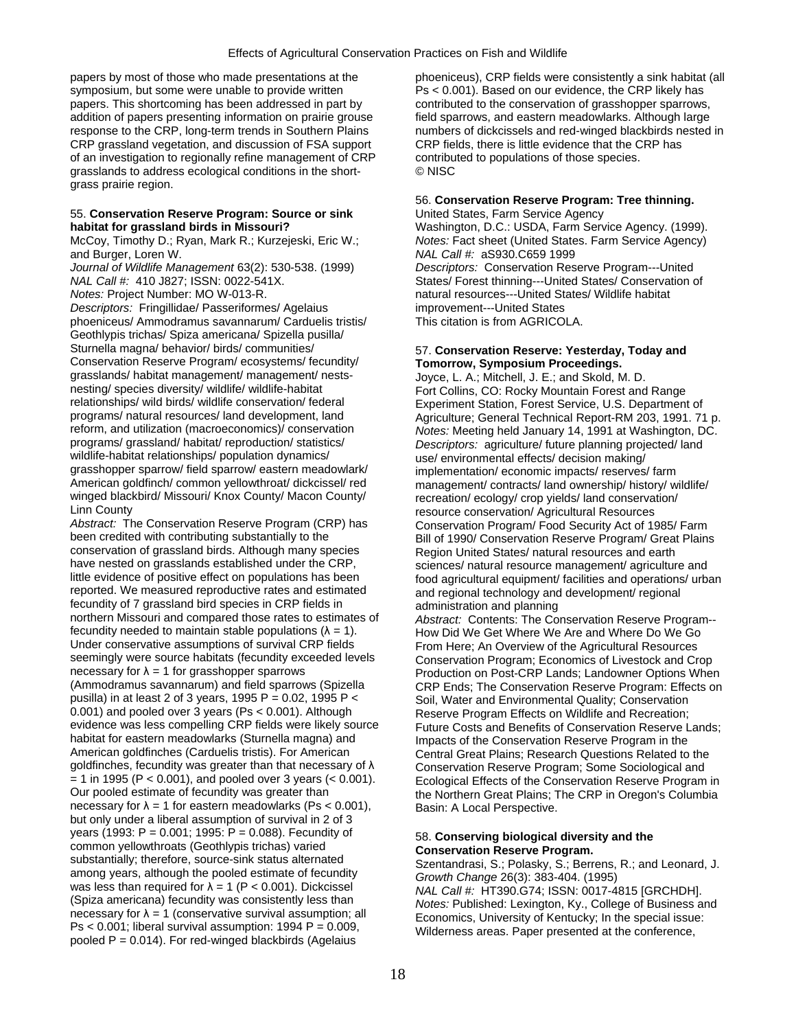papers by most of those who made presentations at the symposium, but some were unable to provide written papers. This shortcoming has been addressed in part by addition of papers presenting information on prairie grouse response to the CRP, long-term trends in Southern Plains CRP grassland vegetation, and discussion of FSA support of an investigation to regionally refine management of CRP grasslands to address ecological conditions in the short-grass prairie region.

### 55. **Conservation Reserve Program: Source or sink habitat for grassland birds in Missouri?**

McCoy, Timothy D.; Ryan, Mark R.; Kurzejeski, Eric W.; and Burger, Loren W.

*Journal of Wildlife Management* 63(2): 530-538. (1999)

*NAL Call #:* 410 J827; ISSN: 0022-541X.

*Notes:* Project Number: MO W-013-R.

*Descriptors:* Fringillidae/ Passeriformes/ Agelaius phoeniceus/ Ammodramus savannarum/ Carduelis tristis/ Geothlypis trichas/ Spiza americana/ Spizella pusilla/ Sturnella magna/ behavior/ birds/ communities/ Conservation Reserve Program/ ecosystems/ fecundity/ grasslands/ habitat management/ management/ nests-nesting/ species diversity/ wildlife/ wildlife-habitat relationships/ wild birds/ wildlife conservation/ federal programs/ natural resources/ land development, land reform, and utilization (macroeconomics)/ conservation programs/ grassland/ habitat/ reproduction/ statistics/ wildlife-habitat relationships/ population dynamics/ grasshopper sparrow/ field sparrow/ eastern meadowlark/ American goldfinch/ common yellowthroat/ dickcissel/ red winged blackbird/ Missouri/ Knox County/ Macon County/ Linn County

*Abstract:* The Conservation Reserve Program (CRP) has been credited with contributing substantially to the conservation of grassland birds. Although many species have nested on grasslands established under the CRP, little evidence of positive effect on populations has been reported. We measured reproductive rates and estimated fecundity of 7 grassland bird species in CRP fields in northern Missouri and compared those rates to estimates of fecundity needed to maintain stable populations ($\lambda = 1$). Under conservative assumptions of survival CRP fields seemingly were source habitats (fecundity exceeded levels necessary for $\lambda = 1$ for grasshopper sparrows (Ammodramus savannarum) and field sparrows (Spizella pusilla) in at least 2 of 3 years, 1995 $P = 0.02$, 1995 $P < 0.001$) and pooled over 3 years ($Ps < 0.001$). Although evidence was less compelling CRP fields were likely source habitat for eastern meadowlarks (Sturnella magna) and American goldfinches (Carduelis tristis). For American goldfinches, fecundity was greater than that necessary of $\lambda = 1$ in 1995 ($P < 0.001$), and pooled over 3 years ($< 0.001$). Our pooled estimate of fecundity was greater than necessary for $\lambda = 1$ for eastern meadowlarks ($Ps < 0.001$), but only under a liberal assumption of survival in 2 of 3 years (1993: $P = 0.001$; 1995: $P = 0.088$). Fecundity of common yellowthroats (Geothlypis trichas) varied substantially; therefore, source-sink status alternated among years, although the pooled estimate of fecundity was less than required for $\lambda = 1$ ($P < 0.001$). Dickcissel (Spiza americana) fecundity was consistently less than necessary for $\lambda = 1$ (conservative survival assumption; all $Ps < 0.001$; liberal survival assumption: 1994 $P = 0.009$, pooled $P = 0.014$). For red-winged blackbirds (Agelaius phoeniceus), CRP fields were consistently a sink habitat (all $Ps < 0.001$). Based on our evidence, the CRP likely has contributed to the conservation of grasshopper sparrows, field sparrows, and eastern meadowlarks. Although large numbers of dickcissels and red-winged blackbirds nested in CRP fields, there is little evidence that the CRP has contributed to populations of those species.

© NISC

### 56. **Conservation Reserve Program: Tree thinning.**

United States, Farm Service Agency

Washington, D.C.: USDA, Farm Service Agency. (1999).

*Notes:* Fact sheet (United States. Farm Service Agency)

*NAL Call #:* aS930.C659 1999

*Descriptors:* Conservation Reserve Program---United States/ Forest thinning---United States/ Conservation of natural resources---United States/ Wildlife habitat improvement---United States

This citation is from AGRICOLA.

### 57. **Conservation Reserve: Yesterday, Today and Tomorrow, Symposium Proceedings.**

Joyce, L. A.; Mitchell, J. E.; and Skold, M. D.

Fort Collins, CO: Rocky Mountain Forest and Range Experiment Station, Forest Service, U.S. Department of Agriculture; General Technical Report-RM 203, 1991. 71 p.

*Notes:* Meeting held January 14, 1991 at Washington, DC.

*Descriptors:* agriculture/ future planning projected/ land use/ environmental effects/ decision making/ implementation/ economic impacts/ reserves/ farm management/ contracts/ land ownership/ history/ wildlife/ recreation/ ecology/ crop yields/ land conservation/ resource conservation/ Agricultural Resources Conservation Program/ Food Security Act of 1985/ Farm Bill of 1990/ Conservation Reserve Program/ Great Plains Region United States/ natural resources and earth sciences/ natural resource management/ agriculture and food agricultural equipment/ facilities and operations/ urban and regional technology and development/ regional administration and planning

*Abstract:* Contents: The Conservation Reserve Program--How Did We Get Where We Are and Where Do We Go From Here; An Overview of the Agricultural Resources Conservation Program; Economics of Livestock and Crop Production on Post-CRP Lands; Landowner Options When CRP Ends; The Conservation Reserve Program: Effects on Soil, Water and Environmental Quality; Conservation Reserve Program Effects on Wildlife and Recreation; Future Costs and Benefits of Conservation Reserve Lands; Impacts of the Conservation Reserve Program in the Central Great Plains; Research Questions Related to the Conservation Reserve Program; Some Sociological and Ecological Effects of the Conservation Reserve Program in the Northern Great Plains; The CRP in Oregon's Columbia Basin: A Local Perspective.

### 58. **Conserving biological diversity and the Conservation Reserve Program.**

Szentandrasi, S.; Polasky, S.; Berrens, R.; and Leonard, J.

*Growth Change* 26(3): 383-404. (1995)

*NAL Call #:* HT390.G74; ISSN: 0017-4815 [GRCHDH].

*Notes:* Published: Lexington, Ky., College of Business and Economics, University of Kentucky; In the special issue: Wilderness areas. Paper presented at the conference,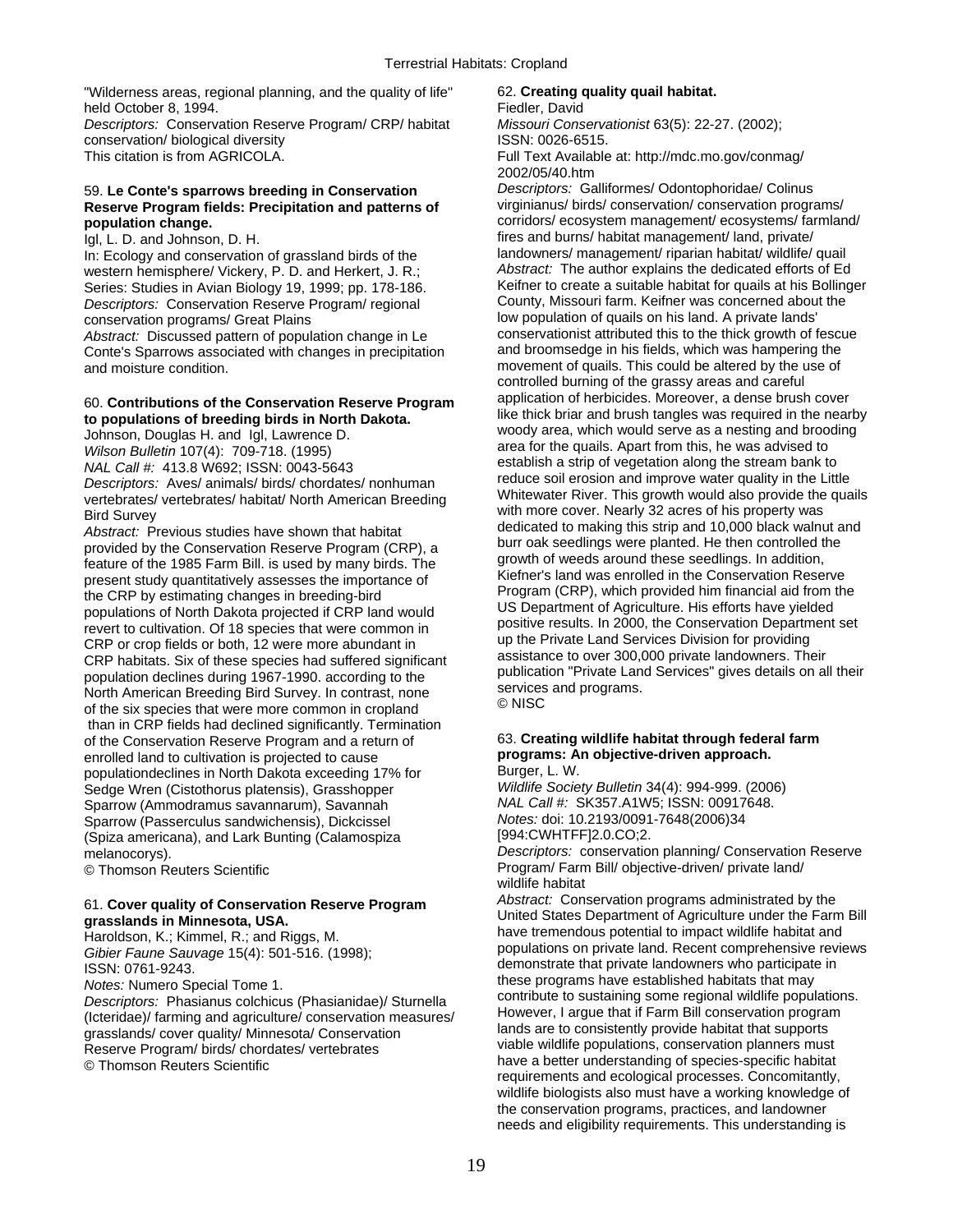"Wilderness areas, regional planning, and the quality of life" held October 8, 1994.
*Descriptors:* Conservation Reserve Program/ CRP/ habitat conservation/ biological diversity
This citation is from AGRICOLA.

59. **Le Conte's sparrows breeding in Conservation Reserve Program fields: Precipitation and patterns of population change.**
Igl, L. D. and Johnson, D. H.
In: Ecology and conservation of grassland birds of the western hemisphere/ Vickery, P. D. and Herkert, J. R.; Series: Studies in Avian Biology 19, 1999; pp. 178-186.
*Descriptors:* Conservation Reserve Program/ regional conservation programs/ Great Plains
*Abstract:* Discussed pattern of population change in Le Conte's Sparrows associated with changes in precipitation and moisture condition.

60. **Contributions of the Conservation Reserve Program to populations of breeding birds in North Dakota.**
Johnson, Douglas H. and Igl, Lawrence D.
*Wilson Bulletin* 107(4): 709-718. (1995)
*NAL Call #:* 413.8 W692; ISSN: 0043-5643
*Descriptors:* Aves/ animals/ birds/ chordates/ nonhuman vertebrates/ vertebrates/ habitat/ North American Breeding Bird Survey
*Abstract:* Previous studies have shown that habitat provided by the Conservation Reserve Program (CRP), a feature of the 1985 Farm Bill. is used by many birds. The present study quantitatively assesses the importance of the CRP by estimating changes in breeding-bird populations of North Dakota projected if CRP land would revert to cultivation. Of 18 species that were common in CRP or crop fields or both, 12 were more abundant in CRP habitats. Six of these species had suffered significant population declines during 1967-1990. according to the North American Breeding Bird Survey. In contrast, none of the six species that were more common in cropland than in CRP fields had declined significantly. Termination of the Conservation Reserve Program and a return of enrolled land to cultivation is projected to cause populationdeclines in North Dakota exceeding 17% for Sedge Wren (Cistothorus platensis), Grasshopper Sparrow (Ammodramus savannarum), Savannah Sparrow (Passerculus sandwichensis), Dickcissel (Spiza americana), and Lark Bunting (Calamospiza melanocorys).
© Thomson Reuters Scientific

61. **Cover quality of Conservation Reserve Program grasslands in Minnesota, USA.**
Haroldson, K.; Kimmel, R.; and Riggs, M.
*Gibier Faune Sauvage* 15(4): 501-516. (1998);
ISSN: 0761-9243.
*Notes:* Numero Special Tome 1.
*Descriptors:* Phasianus colchicus (Phasianidae)/ Sturnella (Icteridae)/ farming and agriculture/ conservation measures/ grasslands/ cover quality/ Minnesota/ Conservation Reserve Program/ birds/ chordates/ vertebrates
© Thomson Reuters Scientific

62. **Creating quality quail habitat.**
Fiedler, David
*Missouri Conservationist* 63(5): 22-27. (2002);
ISSN: 0026-6515.
Full Text Available at: http://mdc.mo.gov/conmag/2002/05/40.htm
*Descriptors:* Galliformes/ Odontophoridae/ Colinus virginianus/ birds/ conservation/ conservation programs/ corridors/ ecosystem management/ ecosystems/ farmland/ fires and burns/ habitat management/ land, private/ landowners/ management/ riparian habitat/ wildlife/ quail
*Abstract:* The author explains the dedicated efforts of Ed Keifner to create a suitable habitat for quails at his Bollinger County, Missouri farm. Keifner was concerned about the low population of quails on his land. A private lands' conservationist attributed this to the thick growth of fescue and broomsedge in his fields, which was hampering the movement of quails. This could be altered by the use of controlled burning of the grassy areas and careful application of herbicides. Moreover, a dense brush cover like thick briar and brush tangles was required in the nearby woody area, which would serve as a nesting and brooding area for the quails. Apart from this, he was advised to establish a strip of vegetation along the stream bank to reduce soil erosion and improve water quality in the Little Whitewater River. This growth would also provide the quails with more cover. Nearly 32 acres of his property was dedicated to making this strip and 10,000 black walnut and burr oak seedlings were planted. He then controlled the growth of weeds around these seedlings. In addition, Kiefner's land was enrolled in the Conservation Reserve Program (CRP), which provided him financial aid from the US Department of Agriculture. His efforts have yielded positive results. In 2000, the Conservation Department set up the Private Land Services Division for providing assistance to over 300,000 private landowners. Their publication "Private Land Services" gives details on all their services and programs.
© NISC

63. **Creating wildlife habitat through federal farm programs: An objective-driven approach.**
Burger, L. W.
*Wildlife Society Bulletin* 34(4): 994-999. (2006)
*NAL Call #:* SK357.A1W5; ISSN: 00917648.
*Notes:* doi: 10.2193/0091-7648(2006)34[994:CWHTFF]2.0.CO;2.
*Descriptors:* conservation planning/ Conservation Reserve Program/ Farm Bill/ objective-driven/ private land/ wildlife habitat
*Abstract:* Conservation programs administrated by the United States Department of Agriculture under the Farm Bill have tremendous potential to impact wildlife habitat and populations on private land. Recent comprehensive reviews demonstrate that private landowners who participate in these programs have established habitats that may contribute to sustaining some regional wildlife populations. However, I argue that if Farm Bill conservation program lands are to consistently provide habitat that supports viable wildlife populations, conservation planners must have a better understanding of species-specific habitat requirements and ecological processes. Concomitantly, wildlife biologists also must have a working knowledge of the conservation programs, practices, and landowner needs and eligibility requirements. This understanding is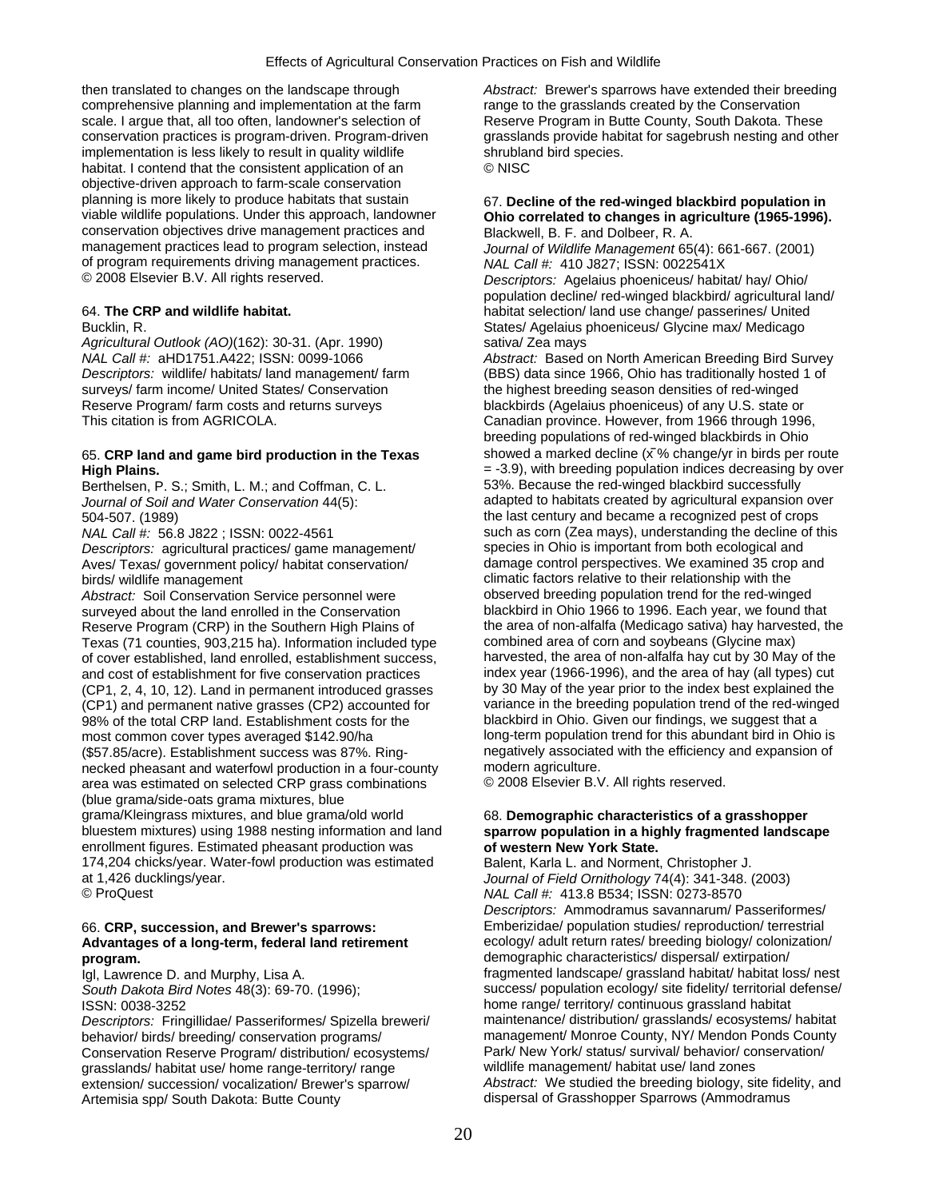then translated to changes on the landscape through comprehensive planning and implementation at the farm scale. I argue that, all too often, landowner's selection of conservation practices is program-driven. Program-driven implementation is less likely to result in quality wildlife habitat. I contend that the consistent application of an objective-driven approach to farm-scale conservation planning is more likely to produce habitats that sustain viable wildlife populations. Under this approach, landowner conservation objectives drive management practices and management practices lead to program selection, instead of program requirements driving management practices.
© 2008 Elsevier B.V. All rights reserved.

64. **The CRP and wildlife habitat.**
Bucklin, R.
*Agricultural Outlook (AO)*(162): 30-31. (Apr. 1990)
*NAL Call #:* aHD1751.A422; ISSN: 0099-1066
*Descriptors:* wildlife/ habitats/ land management/ farm surveys/ farm income/ United States/ Conservation Reserve Program/ farm costs and returns surveys
This citation is from AGRICOLA.

65. **CRP land and game bird production in the Texas High Plains.**
Berthelsen, P. S.; Smith, L. M.; and Coffman, C. L.
*Journal of Soil and Water Conservation* 44(5): 504-507. (1989)
*NAL Call #:* 56.8 J822 ; ISSN: 0022-4561
*Descriptors:* agricultural practices/ game management/ Aves/ Texas/ government policy/ habitat conservation/ birds/ wildlife management
*Abstract:* Soil Conservation Service personnel were surveyed about the land enrolled in the Conservation Reserve Program (CRP) in the Southern High Plains of Texas (71 counties, 903,215 ha). Information included type of cover established, land enrolled, establishment success, and cost of establishment for five conservation practices (CP1, 2, 4, 10, 12). Land in permanent introduced grasses (CP1) and permanent native grasses (CP2) accounted for 98% of the total CRP land. Establishment costs for the most common cover types averaged $142.90/ha ($57.85/acre). Establishment success was 87%. Ring-necked pheasant and waterfowl production in a four-county area was estimated on selected CRP grass combinations (blue grama/side-oats grama mixtures, blue grama/Kleingrass mixtures, and blue grama/old world bluestem mixtures) using 1988 nesting information and land enrollment figures. Estimated pheasant production was 174,204 chicks/year. Water-fowl production was estimated at 1,426 ducklings/year.
© ProQuest

66. **CRP, succession, and Brewer's sparrows: Advantages of a long-term, federal land retirement program.**
Igl, Lawrence D. and Murphy, Lisa A.
*South Dakota Bird Notes* 48(3): 69-70. (1996);
ISSN: 0038-3252
*Descriptors:* Fringillidae/ Passeriformes/ Spizella breweri/ behavior/ birds/ breeding/ conservation programs/ Conservation Reserve Program/ distribution/ ecosystems/ grasslands/ habitat use/ home range-territory/ range extension/ succession/ vocalization/ Brewer's sparrow/ Artemisia spp/ South Dakota: Butte County
*Abstract:* Brewer's sparrows have extended their breeding range to the grasslands created by the Conservation Reserve Program in Butte County, South Dakota. These grasslands provide habitat for sagebrush nesting and other shrubland bird species.
© NISC

67. **Decline of the red-winged blackbird population in Ohio correlated to changes in agriculture (1965-1996).**
Blackwell, B. F. and Dolbeer, R. A.
*Journal of Wildlife Management* 65(4): 661-667. (2001)
*NAL Call #:* 410 J827; ISSN: 0022541X
*Descriptors:* Agelaius phoeniceus/ habitat/ hay/ Ohio/ population decline/ red-winged blackbird/ agricultural land/ habitat selection/ land use change/ passerines/ United States/ Agelaius phoeniceus/ Glycine max/ Medicago sativa/ Zea mays
*Abstract:* Based on North American Breeding Bird Survey (BBS) data since 1966, Ohio has traditionally hosted 1 of the highest breeding season densities of red-winged blackbirds (Agelaius phoeniceus) of any U.S. state or Canadian province. However, from 1966 through 1996, breeding populations of red-winged blackbirds in Ohio showed a marked decline ($\bar{x}$% change/yr in birds per route = -3.9), with breeding population indices decreasing by over 53%. Because the red-winged blackbird successfully adapted to habitats created by agricultural expansion over the last century and became a recognized pest of crops such as corn (Zea mays), understanding the decline of this species in Ohio is important from both ecological and damage control perspectives. We examined 35 crop and climatic factors relative to their relationship with the observed breeding population trend for the red-winged blackbird in Ohio 1966 to 1996. Each year, we found that the area of non-alfalfa (Medicago sativa) hay harvested, the combined area of corn and soybeans (Glycine max) harvested, the area of non-alfalfa hay cut by 30 May of the index year (1966-1996), and the area of hay (all types) cut by 30 May of the year prior to the index best explained the variance in the breeding population trend of the red-winged blackbird in Ohio. Given our findings, we suggest that a long-term population trend for this abundant bird in Ohio is negatively associated with the efficiency and expansion of modern agriculture.
© 2008 Elsevier B.V. All rights reserved.

68. **Demographic characteristics of a grasshopper sparrow population in a highly fragmented landscape of western New York State.**
Balent, Karla L. and Norment, Christopher J.
*Journal of Field Ornithology* 74(4): 341-348. (2003)
*NAL Call #:* 413.8 B534; ISSN: 0273-8570
*Descriptors:* Ammodramus savannarum/ Passeriformes/ Emberizidae/ population studies/ reproduction/ terrestrial ecology/ adult return rates/ breeding biology/ colonization/ demographic characteristics/ dispersal/ extirpation/ fragmented landscape/ grassland habitat/ habitat loss/ nest success/ population ecology/ site fidelity/ territorial defense/ home range/ territory/ continuous grassland habitat maintenance/ distribution/ grasslands/ ecosystems/ habitat management/ Monroe County, NY/ Mendon Ponds County Park/ New York/ status/ survival/ behavior/ conservation/ wildlife management/ habitat use/ land zones
*Abstract:* We studied the breeding biology, site fidelity, and dispersal of Grasshopper Sparrows (Ammodramus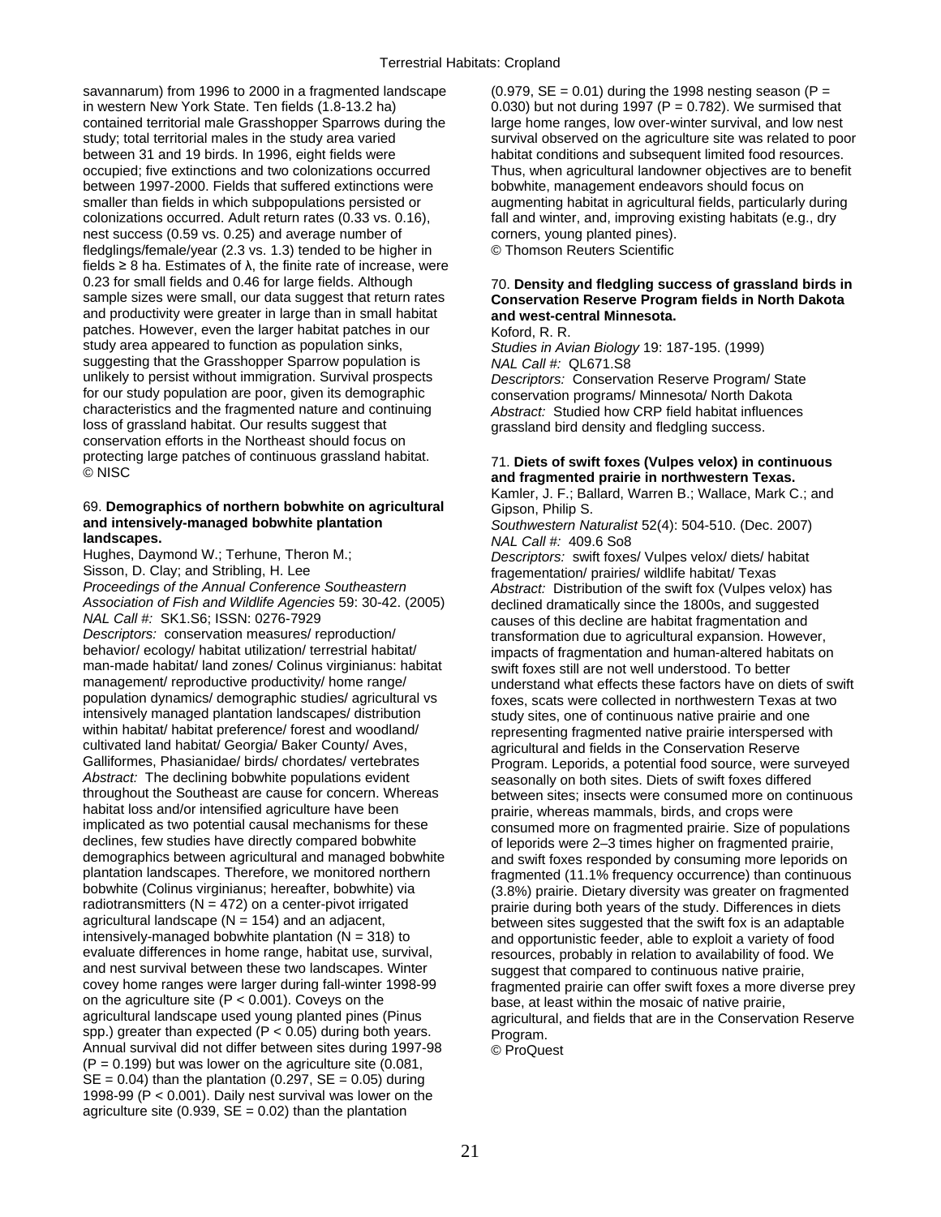savannarum) from 1996 to 2000 in a fragmented landscape in western New York State. Ten fields (1.8-13.2 ha) contained territorial male Grasshopper Sparrows during the study; total territorial males in the study area varied between 31 and 19 birds. In 1996, eight fields were occupied; five extinctions and two colonizations occurred between 1997-2000. Fields that suffered extinctions were smaller than fields in which subpopulations persisted or colonizations occurred. Adult return rates (0.33 vs. 0.16), nest success (0.59 vs. 0.25) and average number of fledglings/female/year (2.3 vs. 1.3) tended to be higher in fields ≥ 8 ha. Estimates of λ, the finite rate of increase, were 0.23 for small fields and 0.46 for large fields. Although sample sizes were small, our data suggest that return rates and productivity were greater in large than in small habitat patches. However, even the larger habitat patches in our study area appeared to function as population sinks, suggesting that the Grasshopper Sparrow population is unlikely to persist without immigration. Survival prospects for our study population are poor, given its demographic characteristics and the fragmented nature and continuing loss of grassland habitat. Our results suggest that conservation efforts in the Northeast should focus on protecting large patches of continuous grassland habitat.
© NISC

69. **Demographics of northern bobwhite on agricultural and intensively-managed bobwhite plantation landscapes.**
Hughes, Daymond W.; Terhune, Theron M.; Sisson, D. Clay; and Stribling, H. Lee
*Proceedings of the Annual Conference Southeastern Association of Fish and Wildlife Agencies* 59: 30-42. (2005)
*NAL Call #:* SK1.S6; ISSN: 0276-7929
*Descriptors:* conservation measures/ reproduction/ behavior/ ecology/ habitat utilization/ terrestrial habitat/ man-made habitat/ land zones/ Colinus virginianus: habitat management/ reproductive productivity/ home range/ population dynamics/ demographic studies/ agricultural vs intensively managed plantation landscapes/ distribution within habitat/ habitat preference/ forest and woodland/ cultivated land habitat/ Georgia/ Baker County/ Aves, Galliformes, Phasianidae/ birds/ chordates/ vertebrates
*Abstract:* The declining bobwhite populations evident throughout the Southeast are cause for concern. Whereas habitat loss and/or intensified agriculture have been implicated as two potential causal mechanisms for these declines, few studies have directly compared bobwhite demographics between agricultural and managed bobwhite plantation landscapes. Therefore, we monitored northern bobwhite (Colinus virginianus; hereafter, bobwhite) via radiotransmitters (N = 472) on a center-pivot irrigated agricultural landscape (N = 154) and an adjacent, intensively-managed bobwhite plantation (N = 318) to evaluate differences in home range, habitat use, survival, and nest survival between these two landscapes. Winter covey home ranges were larger during fall-winter 1998-99 on the agriculture site ($P < 0.001$). Coveys on the agricultural landscape used young planted pines (Pinus spp.) greater than expected ($P < 0.05$) during both years. Annual survival did not differ between sites during 1997-98 ($P = 0.199$) but was lower on the agriculture site (0.081, SE = 0.04) than the plantation (0.297, SE = 0.05) during 1998-99 ($P < 0.001$). Daily nest survival was lower on the agriculture site (0.939, SE = 0.02) than the plantation (0.979, SE = 0.01) during the 1998 nesting season ($P = 0.030$) but not during 1997 ($P = 0.782$). We surmised that large home ranges, low over-winter survival, and low nest survival observed on the agriculture site was related to poor habitat conditions and subsequent limited food resources. Thus, when agricultural landowner objectives are to benefit bobwhite, management endeavors should focus on augmenting habitat in agricultural fields, particularly during fall and winter, and, improving existing habitats (e.g., dry corners, young planted pines).
© Thomson Reuters Scientific

70. **Density and fledgling success of grassland birds in Conservation Reserve Program fields in North Dakota and west-central Minnesota.**
Koford, R. R.
*Studies in Avian Biology* 19: 187-195. (1999)
*NAL Call #:* QL671.S8
*Descriptors:* Conservation Reserve Program/ State conservation programs/ Minnesota/ North Dakota
*Abstract:* Studied how CRP field habitat influences grassland bird density and fledgling success.

71. **Diets of swift foxes (Vulpes velox) in continuous and fragmented prairie in northwestern Texas.**
Kamler, J. F.; Ballard, Warren B.; Wallace, Mark C.; and Gipson, Philip S.
*Southwestern Naturalist* 52(4): 504-510. (Dec. 2007)
*NAL Call #:* 409.6 So8
*Descriptors:* swift foxes/ Vulpes velox/ diets/ habitat fragementation/ prairies/ wildlife habitat/ Texas
*Abstract:* Distribution of the swift fox (Vulpes velox) has declined dramatically since the 1800s, and suggested causes of this decline are habitat fragmentation and transformation due to agricultural expansion. However, impacts of fragmentation and human-altered habitats on swift foxes still are not well understood. To better understand what effects these factors have on diets of swift foxes, scats were collected in northwestern Texas at two study sites, one of continuous native prairie and one representing fragmented native prairie interspersed with agricultural and fields in the Conservation Reserve Program. Leporids, a potential food source, were surveyed seasonally on both sites. Diets of swift foxes differed between sites; insects were consumed more on continuous prairie, whereas mammals, birds, and crops were consumed more on fragmented prairie. Size of populations of leporids were 2–3 times higher on fragmented prairie, and swift foxes responded by consuming more leporids on fragmented (11.1% frequency occurrence) than continuous (3.8%) prairie. Dietary diversity was greater on fragmented prairie during both years of the study. Differences in diets between sites suggested that the swift fox is an adaptable and opportunistic feeder, able to exploit a variety of food resources, probably in relation to availability of food. We suggest that compared to continuous native prairie, fragmented prairie can offer swift foxes a more diverse prey base, at least within the mosaic of native prairie, agricultural, and fields that are in the Conservation Reserve Program.
© ProQuest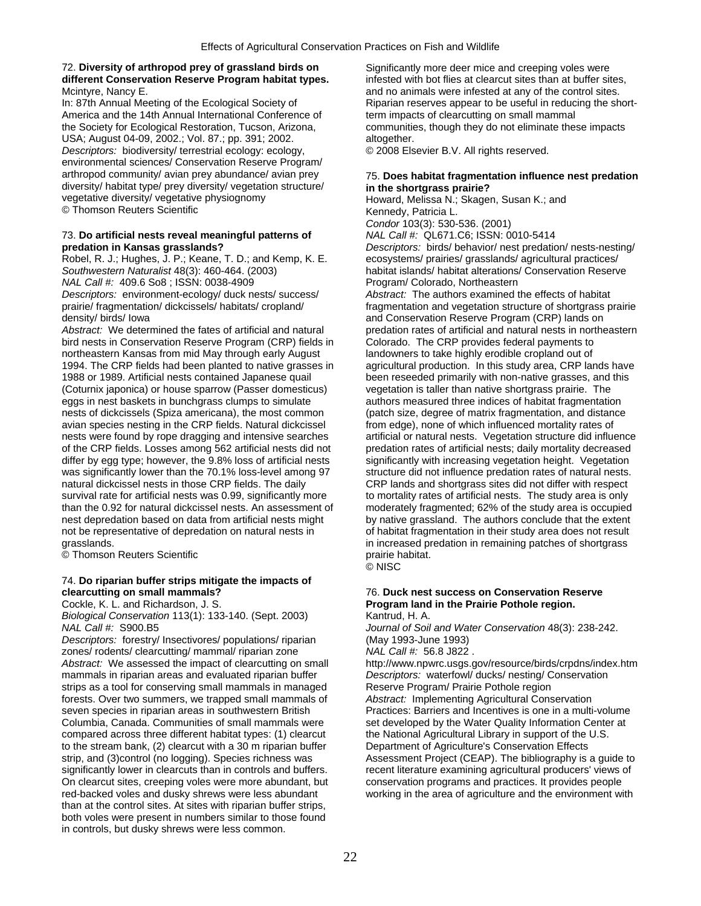72. **Diversity of arthropod prey of grassland birds on different Conservation Reserve Program habitat types.**
Mcintyre, Nancy E.
In: 87th Annual Meeting of the Ecological Society of America and the 14th Annual International Conference of the Society for Ecological Restoration, Tucson, Arizona, USA; August 04-09, 2002.; Vol. 87.; pp. 391; 2002.
*Descriptors:* biodiversity/ terrestrial ecology: ecology, environmental sciences/ Conservation Reserve Program/ arthropod community/ avian prey abundance/ avian prey diversity/ habitat type/ prey diversity/ vegetation structure/ vegetative diversity/ vegetative physiognomy
© Thomson Reuters Scientific

73. **Do artificial nests reveal meaningful patterns of predation in Kansas grasslands?**
Robel, R. J.; Hughes, J. P.; Keane, T. D.; and Kemp, K. E.
*Southwestern Naturalist* 48(3): 460-464. (2003)
*NAL Call #:* 409.6 So8 ; ISSN: 0038-4909
*Descriptors:* environment-ecology/ duck nests/ success/ prairie/ fragmentation/ dickcissels/ habitats/ cropland/ density/ birds/ Iowa
*Abstract:* We determined the fates of artificial and natural bird nests in Conservation Reserve Program (CRP) fields in northeastern Kansas from mid May through early August 1994. The CRP fields had been planted to native grasses in 1988 or 1989. Artificial nests contained Japanese quail (Coturnix japonica) or house sparrow (Passer domesticus) eggs in nest baskets in bunchgrass clumps to simulate nests of dickcissels (Spiza americana), the most common avian species nesting in the CRP fields. Natural dickcissel nests were found by rope dragging and intensive searches of the CRP fields. Losses among 562 artificial nests did not differ by egg type; however, the 9.8% loss of artificial nests was significantly lower than the 70.1% loss-level among 97 natural dickcissel nests in those CRP fields. The daily survival rate for artificial nests was 0.99, significantly more than the 0.92 for natural dickcissel nests. An assessment of nest depredation based on data from artificial nests might not be representative of depredation on natural nests in grasslands.
© Thomson Reuters Scientific

74. **Do riparian buffer strips mitigate the impacts of clearcutting on small mammals?**
Cockle, K. L. and Richardson, J. S.
*Biological Conservation* 113(1): 133-140. (Sept. 2003)
*NAL Call #:* S900.B5
*Descriptors:* forestry/ Insectivores/ populations/ riparian zones/ rodents/ clearcutting/ mammal/ riparian zone
*Abstract:* We assessed the impact of clearcutting on small mammals in riparian areas and evaluated riparian buffer strips as a tool for conserving small mammals in managed forests. Over two summers, we trapped small mammals of seven species in riparian areas in southwestern British Columbia, Canada. Communities of small mammals were compared across three different habitat types: (1) clearcut to the stream bank, (2) clearcut with a 30 m riparian buffer strip, and (3)control (no logging). Species richness was significantly lower in clearcuts than in controls and buffers. On clearcut sites, creeping voles were more abundant, but red-backed voles and dusky shrews were less abundant than at the control sites. At sites with riparian buffer strips, both voles were present in numbers similar to those found in controls, but dusky shrews were less common. Significantly more deer mice and creeping voles were infested with bot flies at clearcut sites than at buffer sites, and no animals were infested at any of the control sites. Riparian reserves appear to be useful in reducing the short-term impacts of clearcutting on small mammal communities, though they do not eliminate these impacts altogether.
© 2008 Elsevier B.V. All rights reserved.

75. **Does habitat fragmentation influence nest predation in the shortgrass prairie?**
Howard, Melissa N.; Skagen, Susan K.; and Kennedy, Patricia L.
*Condor* 103(3): 530-536. (2001)
*NAL Call #:* QL671.C6; ISSN: 0010-5414
*Descriptors:* birds/ behavior/ nest predation/ nests-nesting/ ecosystems/ prairies/ grasslands/ agricultural practices/ habitat islands/ habitat alterations/ Conservation Reserve Program/ Colorado, Northeastern
*Abstract:* The authors examined the effects of habitat fragmentation and vegetation structure of shortgrass prairie and Conservation Reserve Program (CRP) lands on predation rates of artificial and natural nests in northeastern Colorado. The CRP provides federal payments to landowners to take highly erodible cropland out of agricultural production. In this study area, CRP lands have been reseeded primarily with non-native grasses, and this vegetation is taller than native shortgrass prairie. The authors measured three indices of habitat fragmentation (patch size, degree of matrix fragmentation, and distance from edge), none of which influenced mortality rates of artificial or natural nests. Vegetation structure did influence predation rates of artificial nests; daily mortality decreased significantly with increasing vegetation height. Vegetation structure did not influence predation rates of natural nests. CRP lands and shortgrass sites did not differ with respect to mortality rates of artificial nests. The study area is only moderately fragmented; 62% of the study area is occupied by native grassland. The authors conclude that the extent of habitat fragmentation in their study area does not result in increased predation in remaining patches of shortgrass prairie habitat.
© NISC

76. **Duck nest success on Conservation Reserve Program land in the Prairie Pothole region.**
Kantrud, H. A.
*Journal of Soil and Water Conservation* 48(3): 238-242. (May 1993-June 1993)
*NAL Call #:* 56.8 J822 .
http://www.npwrc.usgs.gov/resource/birds/crpdns/index.htm
*Descriptors:* waterfowl/ ducks/ nesting/ Conservation Reserve Program/ Prairie Pothole region
*Abstract:* Implementing Agricultural Conservation Practices: Barriers and Incentives is one in a multi-volume set developed by the Water Quality Information Center at the National Agricultural Library in support of the U.S. Department of Agriculture's Conservation Effects Assessment Project (CEAP). The bibliography is a guide to recent literature examining agricultural producers' views of conservation programs and practices. It provides people working in the area of agriculture and the environment with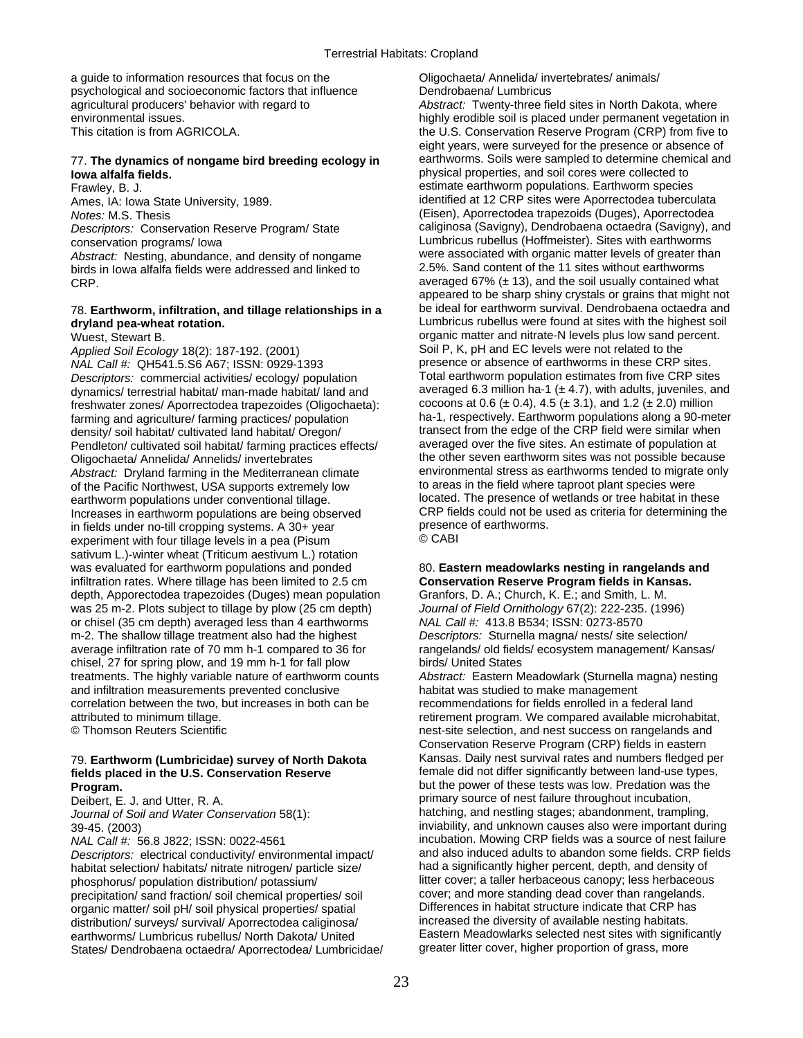a guide to information resources that focus on the psychological and socioeconomic factors that influence agricultural producers' behavior with regard to environmental issues.
This citation is from AGRICOLA.

77. **The dynamics of nongame bird breeding ecology in Iowa alfalfa fields.**
Frawley, B. J.
Ames, IA: Iowa State University, 1989.
*Notes:* M.S. Thesis
*Descriptors:* Conservation Reserve Program/ State conservation programs/ Iowa
*Abstract:* Nesting, abundance, and density of nongame birds in Iowa alfalfa fields were addressed and linked to CRP.

78. **Earthworm, infiltration, and tillage relationships in a dryland pea-wheat rotation.**
Wuest, Stewart B.
*Applied Soil Ecology* 18(2): 187-192. (2001)
*NAL Call #:* QH541.5.S6 A67; ISSN: 0929-1393
*Descriptors:* commercial activities/ ecology/ population dynamics/ terrestrial habitat/ man-made habitat/ land and freshwater zones/ Aporrectodea trapezoides (Oligochaeta): farming and agriculture/ farming practices/ population density/ soil habitat/ cultivated land habitat/ Oregon/ Pendleton/ cultivated soil habitat/ farming practices effects/ Oligochaeta/ Annelida/ Annelids/ invertebrates
*Abstract:* Dryland farming in the Mediterranean climate of the Pacific Northwest, USA supports extremely low earthworm populations under conventional tillage. Increases in earthworm populations are being observed in fields under no-till cropping systems. A 30+ year experiment with four tillage levels in a pea (Pisum sativum L.)-winter wheat (Triticum aestivum L.) rotation was evaluated for earthworm populations and ponded infiltration rates. Where tillage has been limited to 2.5 cm depth, Apporectodea trapezoides (Duges) mean population was 25 m-2. Plots subject to tillage by plow (25 cm depth) or chisel (35 cm depth) averaged less than 4 earthworms m-2. The shallow tillage treatment also had the highest average infiltration rate of 70 mm h-1 compared to 36 for chisel, 27 for spring plow, and 19 mm h-1 for fall plow treatments. The highly variable nature of earthworm counts and infiltration measurements prevented conclusive correlation between the two, but increases in both can be attributed to minimum tillage.
© Thomson Reuters Scientific

79. **Earthworm (Lumbricidae) survey of North Dakota fields placed in the U.S. Conservation Reserve Program.**
Deibert, E. J. and Utter, R. A.
*Journal of Soil and Water Conservation* 58(1): 39-45. (2003)
*NAL Call #:* 56.8 J822; ISSN: 0022-4561
*Descriptors:* electrical conductivity/ environmental impact/ habitat selection/ habitats/ nitrate nitrogen/ particle size/ phosphorus/ population distribution/ potassium/ precipitation/ sand fraction/ soil chemical properties/ soil organic matter/ soil pH/ soil physical properties/ spatial distribution/ surveys/ survival/ Aporrectodea caliginosa/ earthworms/ Lumbricus rubellus/ North Dakota/ United States/ Dendrobaena octaedra/ Aporrectodea/ Lumbricidae/ Oligochaeta/ Annelida/ invertebrates/ animals/ Dendrobaena/ Lumbricus
*Abstract:* Twenty-three field sites in North Dakota, where highly erodible soil is placed under permanent vegetation in the U.S. Conservation Reserve Program (CRP) from five to eight years, were surveyed for the presence or absence of earthworms. Soils were sampled to determine chemical and physical properties, and soil cores were collected to estimate earthworm populations. Earthworm species identified at 12 CRP sites were Aporrectodea tuberculata (Eisen), Aporrectodea trapezoids (Duges), Aporrectodea caliginosa (Savigny), Dendrobaena octaedra (Savigny), and Lumbricus rubellus (Hoffmeister). Sites with earthworms were associated with organic matter levels of greater than 2.5%. Sand content of the 11 sites without earthworms averaged 67% (± 13), and the soil usually contained what appeared to be sharp shiny crystals or grains that might not be ideal for earthworm survival. Dendrobaena octaedra and Lumbricus rubellus were found at sites with the highest soil organic matter and nitrate-N levels plus low sand percent. Soil P, K, pH and EC levels were not related to the presence or absence of earthworms in these CRP sites. Total earthworm population estimates from five CRP sites averaged 6.3 million ha-1 (± 4.7), with adults, juveniles, and cocoons at 0.6 (± 0.4), 4.5 (± 3.1), and 1.2 (± 2.0) million ha-1, respectively. Earthworm populations along a 90-meter transect from the edge of the CRP field were similar when averaged over the five sites. An estimate of population at the other seven earthworm sites was not possible because environmental stress as earthworms tended to migrate only to areas in the field where taproot plant species were located. The presence of wetlands or tree habitat in these CRP fields could not be used as criteria for determining the presence of earthworms.
© CABI

80. **Eastern meadowlarks nesting in rangelands and Conservation Reserve Program fields in Kansas.**
Granfors, D. A.; Church, K. E.; and Smith, L. M.
*Journal of Field Ornithology* 67(2): 222-235. (1996)
*NAL Call #:* 413.8 B534; ISSN: 0273-8570
*Descriptors:* Sturnella magna/ nests/ site selection/ rangelands/ old fields/ ecosystem management/ Kansas/ birds/ United States
*Abstract:* Eastern Meadowlark (Sturnella magna) nesting habitat was studied to make management recommendations for fields enrolled in a federal land retirement program. We compared available microhabitat, nest-site selection, and nest success on rangelands and Conservation Reserve Program (CRP) fields in eastern Kansas. Daily nest survival rates and numbers fledged per female did not differ significantly between land-use types, but the power of these tests was low. Predation was the primary source of nest failure throughout incubation, hatching, and nestling stages; abandonment, trampling, inviability, and unknown causes also were important during incubation. Mowing CRP fields was a source of nest failure and also induced adults to abandon some fields. CRP fields had a significantly higher percent, depth, and density of litter cover; a taller herbaceous canopy; less herbaceous cover; and more standing dead cover than rangelands. Differences in habitat structure indicate that CRP has increased the diversity of available nesting habitats. Eastern Meadowlarks selected nest sites with significantly greater litter cover, higher proportion of grass, more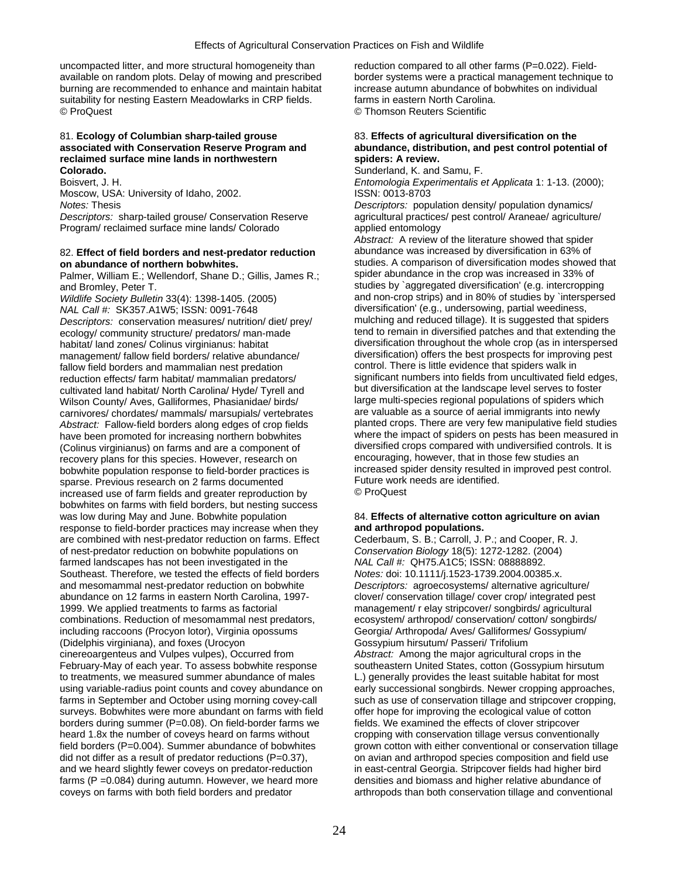uncompacted litter, and more structural homogeneity than available on random plots. Delay of mowing and prescribed burning are recommended to enhance and maintain habitat suitability for nesting Eastern Meadowlarks in CRP fields.
© ProQuest

81. **Ecology of Columbian sharp-tailed grouse associated with Conservation Reserve Program and reclaimed surface mine lands in northwestern Colorado.**
Boisvert, J. H.
Moscow, USA: University of Idaho, 2002.
*Notes:* Thesis
*Descriptors:* sharp-tailed grouse/ Conservation Reserve Program/ reclaimed surface mine lands/ Colorado

82. **Effect of field borders and nest-predator reduction on abundance of northern bobwhites.**
Palmer, William E.; Wellendorf, Shane D.; Gillis, James R.; and Bromley, Peter T.
*Wildlife Society Bulletin* 33(4): 1398-1405. (2005)
*NAL Call #:* SK357.A1W5; ISSN: 0091-7648
*Descriptors:* conservation measures/ nutrition/ diet/ prey/ ecology/ community structure/ predators/ man-made habitat/ land zones/ Colinus virginianus: habitat management/ fallow field borders/ relative abundance/ fallow field borders and mammalian nest predation reduction effects/ farm habitat/ mammalian predators/ cultivated land habitat/ North Carolina/ Hyde/ Tyrell and Wilson County/ Aves, Galliformes, Phasianidae/ birds/ carnivores/ chordates/ mammals/ marsupials/ vertebrates
*Abstract:* Fallow-field borders along edges of crop fields have been promoted for increasing northern bobwhites (Colinus virginianus) on farms and are a component of recovery plans for this species. However, research on bobwhite population response to field-border practices is sparse. Previous research on 2 farms documented increased use of farm fields and greater reproduction by bobwhites on farms with field borders, but nesting success was low during May and June. Bobwhite population response to field-border practices may increase when they are combined with nest-predator reduction on farms. Effect of nest-predator reduction on bobwhite populations on farmed landscapes has not been investigated in the Southeast. Therefore, we tested the effects of field borders and mesomammal nest-predator reduction on bobwhite abundance on 12 farms in eastern North Carolina, 1997-1999. We applied treatments to farms as factorial combinations. Reduction of mesomammal nest predators, including raccoons (Procyon lotor), Virginia opossums (Didelphis virginiana), and foxes (Urocyon cinereoargenteus and Vulpes vulpes), Occurred from February-May of each year. To assess bobwhite response to treatments, we measured summer abundance of males using variable-radius point counts and covey abundance on farms in September and October using morning covey-call surveys. Bobwhites were more abundant on farms with field borders during summer (P=0.08). On field-border farms we heard 1.8x the number of coveys heard on farms without field borders (P=0.004). Summer abundance of bobwhites did not differ as a result of predator reductions (P=0.37), and we heard slightly fewer coveys on predator-reduction farms (P =0.084) during autumn. However, we heard more coveys on farms with both field borders and predator reduction compared to all other farms (P=0.022). Field-border systems were a practical management technique to increase autumn abundance of bobwhites on individual farms in eastern North Carolina.
© Thomson Reuters Scientific

83. **Effects of agricultural diversification on the abundance, distribution, and pest control potential of spiders: A review.**
Sunderland, K. and Samu, F.
*Entomologia Experimentalis et Applicata* 1: 1-13. (2000); ISSN: 0013-8703
*Descriptors:* population density/ population dynamics/ agricultural practices/ pest control/ Araneae/ agriculture/ applied entomology
*Abstract:* A review of the literature showed that spider abundance was increased by diversification in 63% of studies. A comparison of diversification modes showed that spider abundance in the crop was increased in 33% of studies by `aggregated diversification' (e.g. intercropping and non-crop strips) and in 80% of studies by `interspersed diversification' (e.g., undersowing, partial weediness, mulching and reduced tillage). It is suggested that spiders tend to remain in diversified patches and that extending the diversification throughout the whole crop (as in interspersed diversification) offers the best prospects for improving pest control. There is little evidence that spiders walk in significant numbers into fields from uncultivated field edges, but diversification at the landscape level serves to foster large multi-species regional populations of spiders which are valuable as a source of aerial immigrants into newly planted crops. There are very few manipulative field studies where the impact of spiders on pests has been measured in diversified crops compared with undiversified controls. It is encouraging, however, that in those few studies an increased spider density resulted in improved pest control. Future work needs are identified.
© ProQuest

84. **Effects of alternative cotton agriculture on avian and arthropod populations.**
Cederbaum, S. B.; Carroll, J. P.; and Cooper, R. J.
*Conservation Biology* 18(5): 1272-1282. (2004)
*NAL Call #:* QH75.A1C5; ISSN: 08888892.
*Notes:* doi: 10.1111/j.1523-1739.2004.00385.x.
*Descriptors:* agroecosystems/ alternative agriculture/ clover/ conservation tillage/ cover crop/ integrated pest management/ r elay stripcover/ songbirds/ agricultural ecosystem/ arthropod/ conservation/ cotton/ songbirds/ Georgia/ Arthropoda/ Aves/ Galliformes/ Gossypium/ Gossypium hirsutum/ Passeri/ Trifolium
*Abstract:* Among the major agricultural crops in the southeastern United States, cotton (Gossypium hirsutum L.) generally provides the least suitable habitat for most early successional songbirds. Newer cropping approaches, such as use of conservation tillage and stripcover cropping, offer hope for improving the ecological value of cotton fields. We examined the effects of clover stripcover cropping with conservation tillage versus conventionally grown cotton with either conventional or conservation tillage on avian and arthropod species composition and field use in east-central Georgia. Stripcover fields had higher bird densities and biomass and higher relative abundance of arthropods than both conservation tillage and conventional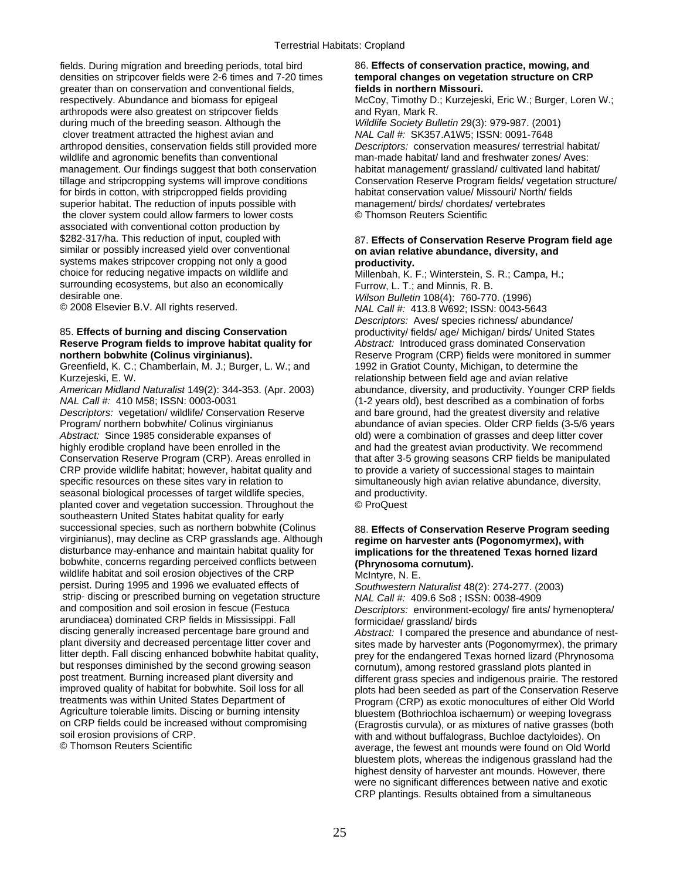fields. During migration and breeding periods, total bird densities on stripcover fields were 2-6 times and 7-20 times greater than on conservation and conventional fields, respectively. Abundance and biomass for epigeal arthropods were also greatest on stripcover fields during much of the breeding season. Although the clover treatment attracted the highest avian and arthropod densities, conservation fields still provided more wildlife and agronomic benefits than conventional management. Our findings suggest that both conservation tillage and stripcropping systems will improve conditions for birds in cotton, with stripcropped fields providing superior habitat. The reduction of inputs possible with the clover system could allow farmers to lower costs associated with conventional cotton production by $282-317/ha. This reduction of input, coupled with similar or possibly increased yield over conventional systems makes stripcover cropping not only a good choice for reducing negative impacts on wildlife and surrounding ecosystems, but also an economically desirable one.
© 2008 Elsevier B.V. All rights reserved.

85. **Effects of burning and discing Conservation Reserve Program fields to improve habitat quality for northern bobwhite (Colinus virginianus).**
Greenfield, K. C.; Chamberlain, M. J.; Burger, L. W.; and Kurzejeski, E. W.
*American Midland Naturalist* 149(2): 344-353. (Apr. 2003)
*NAL Call #:* 410 M58; ISSN: 0003-0031
*Descriptors:* vegetation/ wildlife/ Conservation Reserve Program/ northern bobwhite/ Colinus virginianus
*Abstract:* Since 1985 considerable expanses of highly erodible cropland have been enrolled in the Conservation Reserve Program (CRP). Areas enrolled in CRP provide wildlife habitat; however, habitat quality and specific resources on these sites vary in relation to seasonal biological processes of target wildlife species, planted cover and vegetation succession. Throughout the southeastern United States habitat quality for early successional species, such as northern bobwhite (Colinus virginianus), may decline as CRP grasslands age. Although disturbance may-enhance and maintain habitat quality for bobwhite, concerns regarding perceived conflicts between wildlife habitat and soil erosion objectives of the CRP persist. During 1995 and 1996 we evaluated effects of strip- discing or prescribed burning on vegetation structure and composition and soil erosion in fescue (Festuca arundiacea) dominated CRP fields in Mississippi. Fall discing generally increased percentage bare ground and plant diversity and decreased percentage litter cover and litter depth. Fall discing enhanced bobwhite habitat quality, but responses diminished by the second growing season post treatment. Burning increased plant diversity and improved quality of habitat for bobwhite. Soil loss for all treatments was within United States Department of Agriculture tolerable limits. Discing or burning intensity on CRP fields could be increased without compromising soil erosion provisions of CRP.
© Thomson Reuters Scientific

86. **Effects of conservation practice, mowing, and temporal changes on vegetation structure on CRP fields in northern Missouri.**
McCoy, Timothy D.; Kurzejeski, Eric W.; Burger, Loren W.; and Ryan, Mark R.
*Wildlife Society Bulletin* 29(3): 979-987. (2001)
*NAL Call #:* SK357.A1W5; ISSN: 0091-7648
*Descriptors:* conservation measures/ terrestrial habitat/ man-made habitat/ land and freshwater zones/ Aves: habitat management/ grassland/ cultivated land habitat/ Conservation Reserve Program fields/ vegetation structure/ habitat conservation value/ Missouri/ North/ fields management/ birds/ chordates/ vertebrates
© Thomson Reuters Scientific

87. **Effects of Conservation Reserve Program field age on avian relative abundance, diversity, and productivity.**
Millenbah, K. F.; Winterstein, S. R.; Campa, H.; Furrow, L. T.; and Minnis, R. B.
*Wilson Bulletin* 108(4): 760-770. (1996)
*NAL Call #:* 413.8 W692; ISSN: 0043-5643
*Descriptors:* Aves/ species richness/ abundance/ productivity/ fields/ age/ Michigan/ birds/ United States
*Abstract:* Introduced grass dominated Conservation Reserve Program (CRP) fields were monitored in summer 1992 in Gratiot County, Michigan, to determine the relationship between field age and avian relative abundance, diversity, and productivity. Younger CRP fields (1-2 years old), best described as a combination of forbs and bare ground, had the greatest diversity and relative abundance of avian species. Older CRP fields (3-5/6 years old) were a combination of grasses and deep litter cover and had the greatest avian productivity. We recommend that after 3-5 growing seasons CRP fields be manipulated to provide a variety of successional stages to maintain simultaneously high avian relative abundance, diversity, and productivity.
© ProQuest

88. **Effects of Conservation Reserve Program seeding regime on harvester ants (Pogonomyrmex), with implications for the threatened Texas horned lizard (Phrynosoma cornutum).**
McIntyre, N. E.
*Southwestern Naturalist* 48(2): 274-277. (2003)
*NAL Call #:* 409.6 So8 ; ISSN: 0038-4909
*Descriptors:* environment-ecology/ fire ants/ hymenoptera/ formicidae/ grassland/ birds
*Abstract:* I compared the presence and abundance of nest-sites made by harvester ants (Pogonomyrmex), the primary prey for the endangered Texas horned lizard (Phrynosoma cornutum), among restored grassland plots planted in different grass species and indigenous prairie. The restored plots had been seeded as part of the Conservation Reserve Program (CRP) as exotic monocultures of either Old World bluestem (Bothriochloa ischaemum) or weeping lovegrass (Eragrostis curvula), or as mixtures of native grasses (both with and without buffalograss, Buchloe dactyloides). On average, the fewest ant mounds were found on Old World bluestem plots, whereas the indigenous grassland had the highest density of harvester ant mounds. However, there were no significant differences between native and exotic CRP plantings. Results obtained from a simultaneous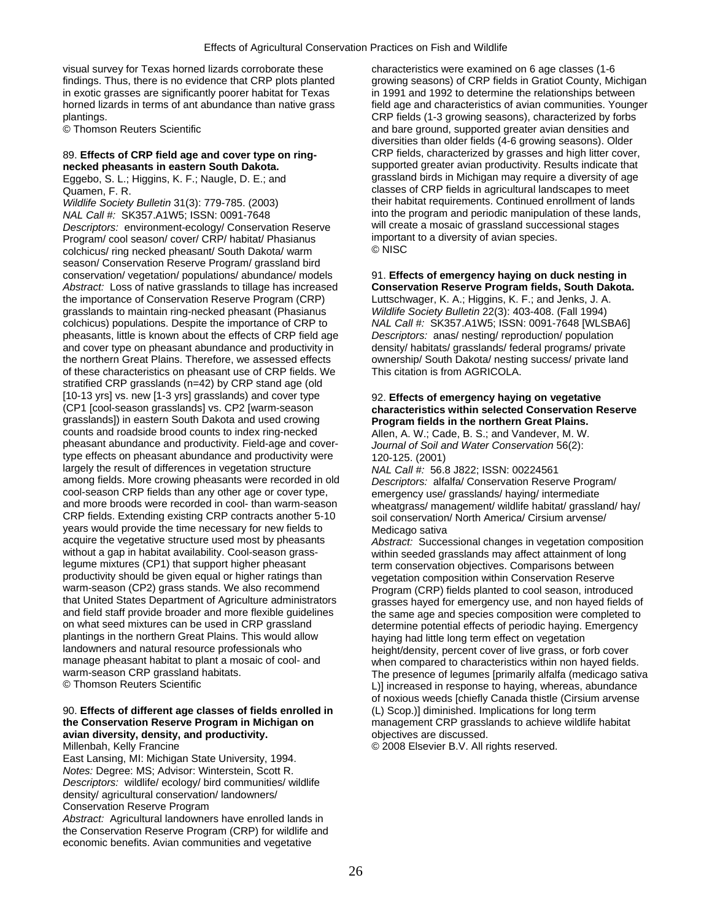visual survey for Texas horned lizards corroborate these findings. Thus, there is no evidence that CRP plots planted in exotic grasses are significantly poorer habitat for Texas horned lizards in terms of ant abundance than native grass plantings.
© Thomson Reuters Scientific

89. **Effects of CRP field age and cover type on ring-necked pheasants in eastern South Dakota.**
Eggebo, S. L.; Higgins, K. F.; Naugle, D. E.; and Quamen, F. R.
*Wildlife Society Bulletin* 31(3): 779-785. (2003)
*NAL Call #:* SK357.A1W5; ISSN: 0091-7648
*Descriptors:* environment-ecology/ Conservation Reserve Program/ cool season/ cover/ CRP/ habitat/ Phasianus colchicus/ ring necked pheasant/ South Dakota/ warm season/ Conservation Reserve Program/ grassland bird conservation/ vegetation/ populations/ abundance/ models
*Abstract:* Loss of native grasslands to tillage has increased the importance of Conservation Reserve Program (CRP) grasslands to maintain ring-necked pheasant (Phasianus colchicus) populations. Despite the importance of CRP to pheasants, little is known about the effects of CRP field age and cover type on pheasant abundance and productivity in the northern Great Plains. Therefore, we assessed effects of these characteristics on pheasant use of CRP fields. We stratified CRP grasslands (n=42) by CRP stand age (old [10-13 yrs] vs. new [1-3 yrs] grasslands) and cover type (CP1 [cool-season grasslands] vs. CP2 [warm-season grasslands]) in eastern South Dakota and used crowing counts and roadside brood counts to index ring-necked pheasant abundance and productivity. Field-age and cover-type effects on pheasant abundance and productivity were largely the result of differences in vegetation structure among fields. More crowing pheasants were recorded in old cool-season CRP fields than any other age or cover type, and more broods were recorded in cool- than warm-season CRP fields. Extending existing CRP contracts another 5-10 years would provide the time necessary for new fields to acquire the vegetative structure used most by pheasants without a gap in habitat availability. Cool-season grass-legume mixtures (CP1) that support higher pheasant productivity should be given equal or higher ratings than warm-season (CP2) grass stands. We also recommend that United States Department of Agriculture administrators and field staff provide broader and more flexible guidelines on what seed mixtures can be used in CRP grassland plantings in the northern Great Plains. This would allow landowners and natural resource professionals who manage pheasant habitat to plant a mosaic of cool- and warm-season CRP grassland habitats.
© Thomson Reuters Scientific

90. **Effects of different age classes of fields enrolled in the Conservation Reserve Program in Michigan on avian diversity, density, and productivity.**
Millenbah, Kelly Francine
East Lansing, MI: Michigan State University, 1994.
*Notes:* Degree: MS; Advisor: Winterstein, Scott R.
*Descriptors:* wildlife/ ecology/ bird communities/ wildlife density/ agricultural conservation/ landowners/ Conservation Reserve Program
*Abstract:* Agricultural landowners have enrolled lands in the Conservation Reserve Program (CRP) for wildlife and economic benefits. Avian communities and vegetative characteristics were examined on 6 age classes (1-6 growing seasons) of CRP fields in Gratiot County, Michigan in 1991 and 1992 to determine the relationships between field age and characteristics of avian communities. Younger CRP fields (1-3 growing seasons), characterized by forbs and bare ground, supported greater avian densities and diversities than older fields (4-6 growing seasons). Older CRP fields, characterized by grasses and high litter cover, supported greater avian productivity. Results indicate that grassland birds in Michigan may require a diversity of age classes of CRP fields in agricultural landscapes to meet their habitat requirements. Continued enrollment of lands into the program and periodic manipulation of these lands, will create a mosaic of grassland successional stages important to a diversity of avian species.
© NISC

91. **Effects of emergency haying on duck nesting in Conservation Reserve Program fields, South Dakota.**
Luttschwager, K. A.; Higgins, K. F.; and Jenks, J. A.
*Wildlife Society Bulletin* 22(3): 403-408. (Fall 1994)
*NAL Call #:* SK357.A1W5; ISSN: 0091-7648 [WLSBA6]
*Descriptors:* anas/ nesting/ reproduction/ population density/ habitats/ grasslands/ federal programs/ private ownership/ South Dakota/ nesting success/ private land
This citation is from AGRICOLA.

92. **Effects of emergency haying on vegetative characteristics within selected Conservation Reserve Program fields in the northern Great Plains.**
Allen, A. W.; Cade, B. S.; and Vandever, M. W.
*Journal of Soil and Water Conservation* 56(2): 120-125. (2001)
*NAL Call #:* 56.8 J822; ISSN: 00224561
*Descriptors:* alfalfa/ Conservation Reserve Program/ emergency use/ grasslands/ haying/ intermediate wheatgrass/ management/ wildlife habitat/ grassland/ hay/ soil conservation/ North America/ Cirsium arvense/ Medicago sativa
*Abstract:* Successional changes in vegetation composition within seeded grasslands may affect attainment of long term conservation objectives. Comparisons between vegetation composition within Conservation Reserve Program (CRP) fields planted to cool season, introduced grasses hayed for emergency use, and non hayed fields of the same age and species composition were completed to determine potential effects of periodic haying. Emergency haying had little long term effect on vegetation height/density, percent cover of live grass, or forb cover when compared to characteristics within non hayed fields. The presence of legumes [primarily alfalfa (medicago sativa L)] increased in response to haying, whereas, abundance of noxious weeds [chiefly Canada thistle (Cirsium arvense (L) Scop.)] diminished. Implications for long term management CRP grasslands to achieve wildlife habitat objectives are discussed.
© 2008 Elsevier B.V. All rights reserved.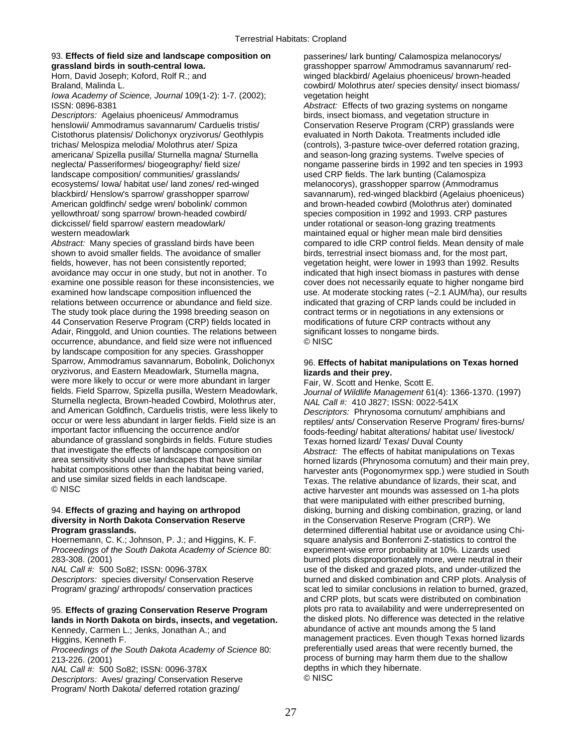93. **Effects of field size and landscape composition on grassland birds in south-central Iowa.**
Horn, David Joseph; Koford, Rolf R.; and Braland, Malinda L.
*Iowa Academy of Science, Journal* 109(1-2): 1-7. (2002); ISSN: 0896-8381
*Descriptors:* Agelaius phoeniceus/ Ammodramus henslowii/ Ammodramus savannarum/ Carduelis tristis/ Cistothorus platensis/ Dolichonyx oryzivorus/ Geothlypis trichas/ Melospiza melodia/ Molothrus ater/ Spiza americana/ Spizella pusilla/ Sturnella magna/ Sturnella neglecta/ Passeriformes/ biogeography/ field size/ landscape composition/ communities/ grasslands/ ecosystems/ Iowa/ habitat use/ land zones/ red-winged blackbird/ Henslow's sparrow/ grasshopper sparrow/ American goldfinch/ sedge wren/ bobolink/ common yellowthroat/ song sparrow/ brown-headed cowbird/ dickcissel/ field sparrow/ eastern meadowlark/ western meadowlark
*Abstract:* Many species of grassland birds have been shown to avoid smaller fields. The avoidance of smaller fields, however, has not been consistently reported; avoidance may occur in one study, but not in another. To examine one possible reason for these inconsistencies, we examined how landscape composition influenced the relations between occurrence or abundance and field size. The study took place during the 1998 breeding season on 44 Conservation Reserve Program (CRP) fields located in Adair, Ringgold, and Union counties. The relations between occurrence, abundance, and field size were not influenced by landscape composition for any species. Grasshopper Sparrow, Ammodramus savannarum, Bobolink, Dolichonyx oryzivorus, and Eastern Meadowlark, Sturnella magna, were more likely to occur or were more abundant in larger fields. Field Sparrow, Spizella pusilla, Western Meadowlark, Sturnella neglecta, Brown-headed Cowbird, Molothrus ater, and American Goldfinch, Carduelis tristis, were less likely to occur or were less abundant in larger fields. Field size is an important factor influencing the occurrence and/or abundance of grassland songbirds in fields. Future studies that investigate the effects of landscape composition on area sensitivity should use landscapes that have similar habitat compositions other than the habitat being varied, and use similar sized fields in each landscape.
© NISC

94. **Effects of grazing and haying on arthropod diversity in North Dakota Conservation Reserve Program grasslands.**
Hoernemann, C. K.; Johnson, P. J.; and Higgins, K. F.
*Proceedings of the South Dakota Academy of Science* 80: 283-308. (2001)
*NAL Call #:* 500 So82; ISSN: 0096-378X
*Descriptors:* species diversity/ Conservation Reserve Program/ grazing/ arthropods/ conservation practices

95. **Effects of grazing Conservation Reserve Program lands in North Dakota on birds, insects, and vegetation.**
Kennedy, Carmen L.; Jenks, Jonathan A.; and Higgins, Kenneth F.
*Proceedings of the South Dakota Academy of Science* 80: 213-226. (2001)
*NAL Call #:* 500 So82; ISSN: 0096-378X
*Descriptors:* Aves/ grazing/ Conservation Reserve Program/ North Dakota/ deferred rotation grazing/ passerines/ lark bunting/ Calamospiza melanocorys/ grasshopper sparrow/ Ammodramus savannarum/ red-winged blackbird/ Agelaius phoeniceus/ brown-headed cowbird/ Molothrus ater/ species density/ insect biomass/ vegetation height
*Abstract:* Effects of two grazing systems on nongame birds, insect biomass, and vegetation structure in Conservation Reserve Program (CRP) grasslands were evaluated in North Dakota. Treatments included idle (controls), 3-pasture twice-over deferred rotation grazing, and season-long grazing systems. Twelve species of nongame passerine birds in 1992 and ten species in 1993 used CRP fields. The lark bunting (Calamospiza melanocorys), grasshopper sparrow (Ammodramus savannarum), red-winged blackbird (Agelaius phoeniceus) and brown-headed cowbird (Molothrus ater) dominated species composition in 1992 and 1993. CRP pastures under rotational or season-long grazing treatments maintained equal or higher mean male bird densities compared to idle CRP control fields. Mean density of male birds, terrestrial insect biomass and, for the most part, vegetation height, were lower in 1993 than 1992. Results indicated that high insect biomass in pastures with dense cover does not necessarily equate to higher nongame bird use. At moderate stocking rates (~2.1 AUM/ha), our results indicated that grazing of CRP lands could be included in contract terms or in negotiations in any extensions or modifications of future CRP contracts without any significant losses to nongame birds.
© NISC

96. **Effects of habitat manipulations on Texas horned lizards and their prey.**
Fair, W. Scott and Henke, Scott E.
*Journal of Wildlife Management* 61(4): 1366-1370. (1997)
*NAL Call #:* 410 J827; ISSN: 0022-541X
*Descriptors:* Phrynosoma cornutum/ amphibians and reptiles/ ants/ Conservation Reserve Program/ fires-burns/ foods-feeding/ habitat alterations/ habitat use/ livestock/ Texas horned lizard/ Texas/ Duval County
*Abstract:* The effects of habitat manipulations on Texas horned lizards (Phrynosoma cornutum) and their main prey, harvester ants (Pogonomyrmex spp.) were studied in South Texas. The relative abundance of lizards, their scat, and active harvester ant mounds was assessed on 1-ha plots that were manipulated with either prescribed burning, disking, burning and disking combination, grazing, or land in the Conservation Reserve Program (CRP). We determined differential habitat use or avoidance using Chi-square analysis and Bonferroni Z-statistics to control the experiment-wise error probability at 10%. Lizards used burned plots disproportionately more, were neutral in their use of the disked and grazed plots, and under-utilized the burned and disked combination and CRP plots. Analysis of scat led to similar conclusions in relation to burned, grazed, and CRP plots, but scats were distributed on combination plots pro rata to availability and were underrepresented on the disked plots. No difference was detected in the relative abundance of active ant mounds among the 5 land management practices. Even though Texas horned lizards preferentially used areas that were recently burned, the process of burning may harm them due to the shallow depths in which they hibernate.
© NISC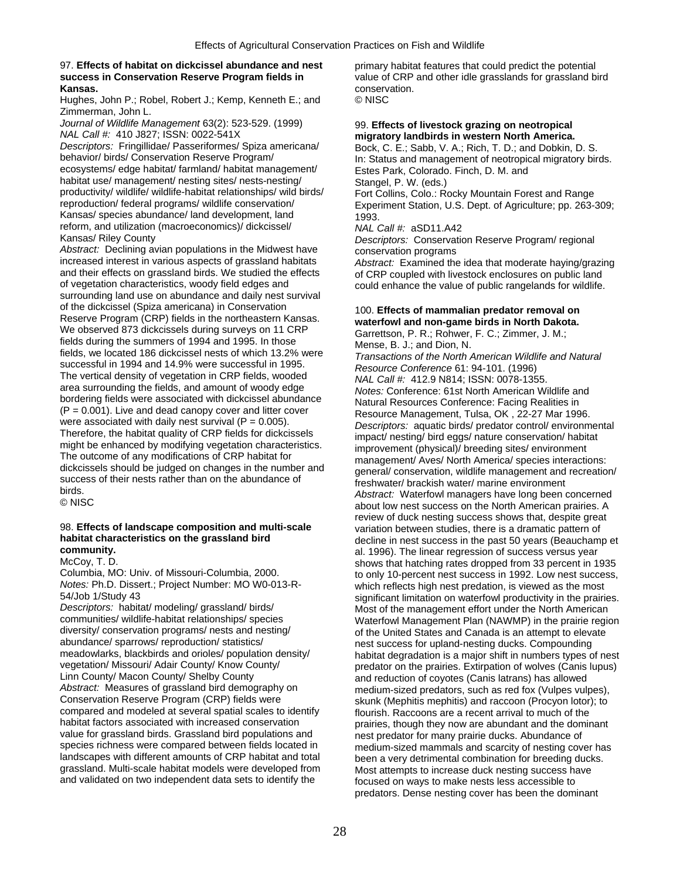97. **Effects of habitat on dickcissel abundance and nest success in Conservation Reserve Program fields in Kansas.**
Hughes, John P.; Robel, Robert J.; Kemp, Kenneth E.; and Zimmerman, John L.
*Journal of Wildlife Management* 63(2): 523-529. (1999)
*NAL Call #:* 410 J827; ISSN: 0022-541X
*Descriptors:* Fringillidae/ Passeriformes/ Spiza americana/ behavior/ birds/ Conservation Reserve Program/ ecosystems/ edge habitat/ farmland/ habitat management/ habitat use/ management/ nesting sites/ nests-nesting/ productivity/ wildlife/ wildlife-habitat relationships/ wild birds/ reproduction/ federal programs/ wildlife conservation/ Kansas/ species abundance/ land development, land reform, and utilization (macroeconomics)/ dickcissel/ Kansas/ Riley County
*Abstract:* Declining avian populations in the Midwest have increased interest in various aspects of grassland habitats and their effects on grassland birds. We studied the effects of vegetation characteristics, woody field edges and surrounding land use on abundance and daily nest survival of the dickcissel (Spiza americana) in Conservation Reserve Program (CRP) fields in the northeastern Kansas. We observed 873 dickcissels during surveys on 11 CRP fields during the summers of 1994 and 1995. In those fields, we located 186 dickcissel nests of which 13.2% were successful in 1994 and 14.9% were successful in 1995. The vertical density of vegetation in CRP fields, wooded area surrounding the fields, and amount of woody edge bordering fields were associated with dickcissel abundance ($P = 0.001$). Live and dead canopy cover and litter cover were associated with daily nest survival ($P = 0.005$). Therefore, the habitat quality of CRP fields for dickcissels might be enhanced by modifying vegetation characteristics. The outcome of any modifications of CRP habitat for dickcissels should be judged on changes in the number and success of their nests rather than on the abundance of birds.
© NISC

98. **Effects of landscape composition and multi-scale habitat characteristics on the grassland bird community.**
McCoy, T. D.
Columbia, MO: Univ. of Missouri-Columbia, 2000.
*Notes:* Ph.D. Dissert.; Project Number: MO W0-013-R-54/Job 1/Study 43
*Descriptors:* habitat/ modeling/ grassland/ birds/ communities/ wildlife-habitat relationships/ species diversity/ conservation programs/ nests and nesting/ abundance/ sparrows/ reproduction/ statistics/ meadowlarks, blackbirds and orioles/ population density/ vegetation/ Missouri/ Adair County/ Know County/ Linn County/ Macon County/ Shelby County
*Abstract:* Measures of grassland bird demography on Conservation Reserve Program (CRP) fields were compared and modeled at several spatial scales to identify habitat factors associated with increased conservation value for grassland birds. Grassland bird populations and species richness were compared between fields located in landscapes with different amounts of CRP habitat and total grassland. Multi-scale habitat models were developed from and validated on two independent data sets to identify the primary habitat features that could predict the potential value of CRP and other idle grasslands for grassland bird conservation.
© NISC

99. **Effects of livestock grazing on neotropical migratory landbirds in western North America.**
Bock, C. E.; Sabb, V. A.; Rich, T. D.; and Dobkin, D. S.
In: Status and management of neotropical migratory birds. Estes Park, Colorado. Finch, D. M. and Stangel, P. W. (eds.)
Fort Collins, Colo.: Rocky Mountain Forest and Range Experiment Station, U.S. Dept. of Agriculture; pp. 263-309; 1993.
*NAL Call #:* aSD11.A42
*Descriptors:* Conservation Reserve Program/ regional conservation programs
*Abstract:* Examined the idea that moderate haying/grazing of CRP coupled with livestock enclosures on public land could enhance the value of public rangelands for wildlife.

100. **Effects of mammalian predator removal on waterfowl and non-game birds in North Dakota.**
Garrettson, P. R.; Rohwer, F. C.; Zimmer, J. M.; Mense, B. J.; and Dion, N.
*Transactions of the North American Wildlife and Natural Resource Conference* 61: 94-101. (1996)
*NAL Call #:* 412.9 N814; ISSN: 0078-1355.
*Notes:* Conference: 61st North American Wildlife and Natural Resources Conference: Facing Realities in Resource Management, Tulsa, OK , 22-27 Mar 1996.
*Descriptors:* aquatic birds/ predator control/ environmental impact/ nesting/ bird eggs/ nature conservation/ habitat improvement (physical)/ breeding sites/ environment management/ Aves/ North America/ species interactions: general/ conservation, wildlife management and recreation/ freshwater/ brackish water/ marine environment
*Abstract:* Waterfowl managers have long been concerned about low nest success on the North American prairies. A review of duck nesting success shows that, despite great variation between studies, there is a dramatic pattern of decline in nest success in the past 50 years (Beauchamp et al. 1996). The linear regression of success versus year shows that hatching rates dropped from 33 percent in 1935 to only 10-percent nest success in 1992. Low nest success, which reflects high nest predation, is viewed as the most significant limitation on waterfowl productivity in the prairies. Most of the management effort under the North American Waterfowl Management Plan (NAWMP) in the prairie region of the United States and Canada is an attempt to elevate nest success for upland-nesting ducks. Compounding habitat degradation is a major shift in numbers types of nest predator on the prairies. Extirpation of wolves (Canis lupus) and reduction of coyotes (Canis latrans) has allowed medium-sized predators, such as red fox (Vulpes vulpes), skunk (Mephitis mephitis) and raccoon (Procyon lotor); to flourish. Raccoons are a recent arrival to much of the prairies, though they now are abundant and the dominant nest predator for many prairie ducks. Abundance of medium-sized mammals and scarcity of nesting cover has been a very detrimental combination for breeding ducks. Most attempts to increase duck nesting success have focused on ways to make nests less accessible to predators. Dense nesting cover has been the dominant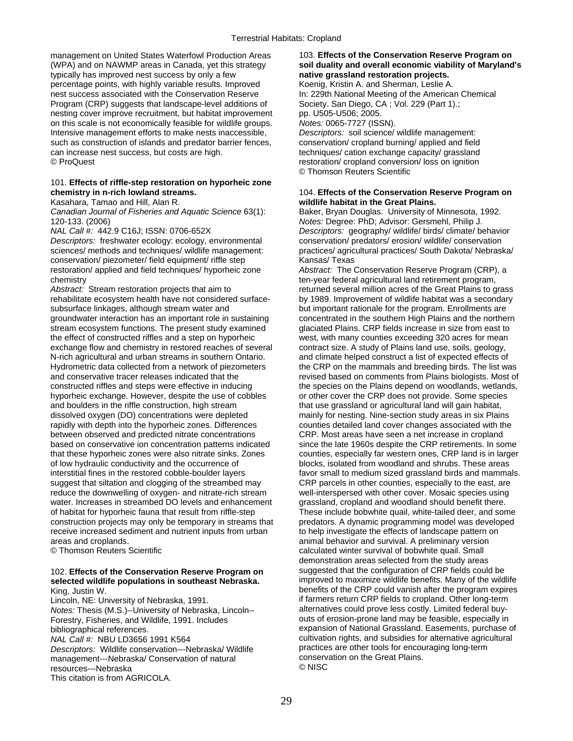management on United States Waterfowl Production Areas (WPA) and on NAWMP areas in Canada, yet this strategy typically has improved nest success by only a few percentage points, with highly variable results. Improved nest success associated with the Conservation Reserve Program (CRP) suggests that landscape-level additions of nesting cover improve recruitment, but habitat improvement on this scale is not economically feasible for wildlife groups. Intensive management efforts to make nests inaccessible, such as construction of islands and predator barrier fences, can increase nest success, but costs are high.
© ProQuest

101. **Effects of riffle-step restoration on hyporheic zone chemistry in n-rich lowland streams.**
Kasahara, Tamao and Hill, Alan R.
*Canadian Journal of Fisheries and Aquatic Science* 63(1): 120-133. (2006)
*NAL Call #:* 442.9 C16J; ISSN: 0706-652X
*Descriptors:* freshwater ecology: ecology, environmental sciences/ methods and techniques/ wildlife management: conservation/ piezometer/ field equipment/ riffle step restoration/ applied and field techniques/ hyporheic zone chemistry
*Abstract:* Stream restoration projects that aim to rehabilitate ecosystem health have not considered surface-subsurface linkages, although stream water and groundwater interaction has an important role in sustaining stream ecosystem functions. The present study examined the effect of constructed riffles and a step on hyporheic exchange flow and chemistry in restored reaches of several N-rich agricultural and urban streams in southern Ontario. Hydrometric data collected from a network of piezometers and conservative tracer releases indicated that the constructed riffles and steps were effective in inducing hyporheic exchange. However, despite the use of cobbles and boulders in the riffle construction, high stream dissolved oxygen (DO) concentrations were depleted rapidly with depth into the hyporheic zones. Differences between observed and predicted nitrate concentrations based on conservative ion concentration patterns indicated that these hyporheic zones were also nitrate sinks. Zones of low hydraulic conductivity and the occurrence of interstitial fines in the restored cobble-boulder layers suggest that siltation and clogging of the streambed may reduce the downwelling of oxygen- and nitrate-rich stream water. Increases in streambed DO levels and enhancement of habitat for hyporheic fauna that result from riffle-step construction projects may only be temporary in streams that receive increased sediment and nutrient inputs from urban areas and croplands.
© Thomson Reuters Scientific

102. **Effects of the Conservation Reserve Program on selected wildlife populations in southeast Nebraska.**
King, Justin W.
Lincoln, NE: University of Nebraska, 1991.
*Notes:* Thesis (M.S.)--University of Nebraska, Lincoln--Forestry, Fisheries, and Wildlife, 1991. Includes bibliographical references.
*NAL Call #:* NBU LD3656 1991 K564
*Descriptors:* Wildlife conservation---Nebraska/ Wildlife management---Nebraska/ Conservation of natural resources---Nebraska
This citation is from AGRICOLA.

103. **Effects of the Conservation Reserve Program on soil duality and overall economic viability of Maryland's native grassland restoration projects.**
Koenig, Kristin A. and Sherman, Leslie A.
In: 229th National Meeting of the American Chemical Society. San Diego, CA ; Vol. 229 (Part 1).; pp. U505-U506; 2005.
*Notes:* 0065-7727 (ISSN).
*Descriptors:* soil science/ wildlife management: conservation/ cropland burning/ applied and field techniques/ cation exchange capacity/ grassland restoration/ cropland conversion/ loss on ignition
© Thomson Reuters Scientific

104. **Effects of the Conservation Reserve Program on wildlife habitat in the Great Plains.**
Baker, Bryan Douglas. University of Minnesota, 1992.
*Notes:* Degree: PhD; Advisor: Gersmehl, Philip J.
*Descriptors:* geography/ wildlife/ birds/ climate/ behavior conservation/ predators/ erosion/ wildlife/ conservation practices/ agricultural practices/ South Dakota/ Nebraska/ Kansas/ Texas
*Abstract:* The Conservation Reserve Program (CRP), a ten-year federal agricultural land retirement program, returned several million acres of the Great Plains to grass by 1989. Improvement of wildlife habitat was a secondary but important rationale for the program. Enrollments are concentrated in the southern High Plains and the northern glaciated Plains. CRP fields increase in size from east to west, with many counties exceeding 320 acres for mean contract size. A study of Plains land use, soils, geology, and climate helped construct a list of expected effects of the CRP on the mammals and breeding birds. The list was revised based on comments from Plains biologists. Most of the species on the Plains depend on woodlands, wetlands, or other cover the CRP does not provide. Some species that use grassland or agricultural land will gain habitat, mainly for nesting. Nine-section study areas in six Plains counties detailed land cover changes associated with the CRP. Most areas have seen a net increase in cropland since the late 1960s despite the CRP retirements. In some counties, especially far western ones, CRP land is in larger blocks, isolated from woodland and shrubs. These areas favor small to medium sized grassland birds and mammals. CRP parcels in other counties, especially to the east, are well-interspersed with other cover. Mosaic species using grassland, cropland and woodland should benefit there. These include bobwhite quail, white-tailed deer, and some predators. A dynamic programming model was developed to help investigate the effects of landscape pattern on animal behavior and survival. A preliminary version calculated winter survival of bobwhite quail. Small demonstration areas selected from the study areas suggested that the configuration of CRP fields could be improved to maximize wildlife benefits. Many of the wildlife benefits of the CRP could vanish after the program expires if farmers return CRP fields to cropland. Other long-term alternatives could prove less costly. Limited federal buy-outs of erosion-prone land may be feasible, especially in expansion of National Grassland. Easements, purchase of cultivation rights, and subsidies for alternative agricultural practices are other tools for encouraging long-term conservation on the Great Plains.
© NISC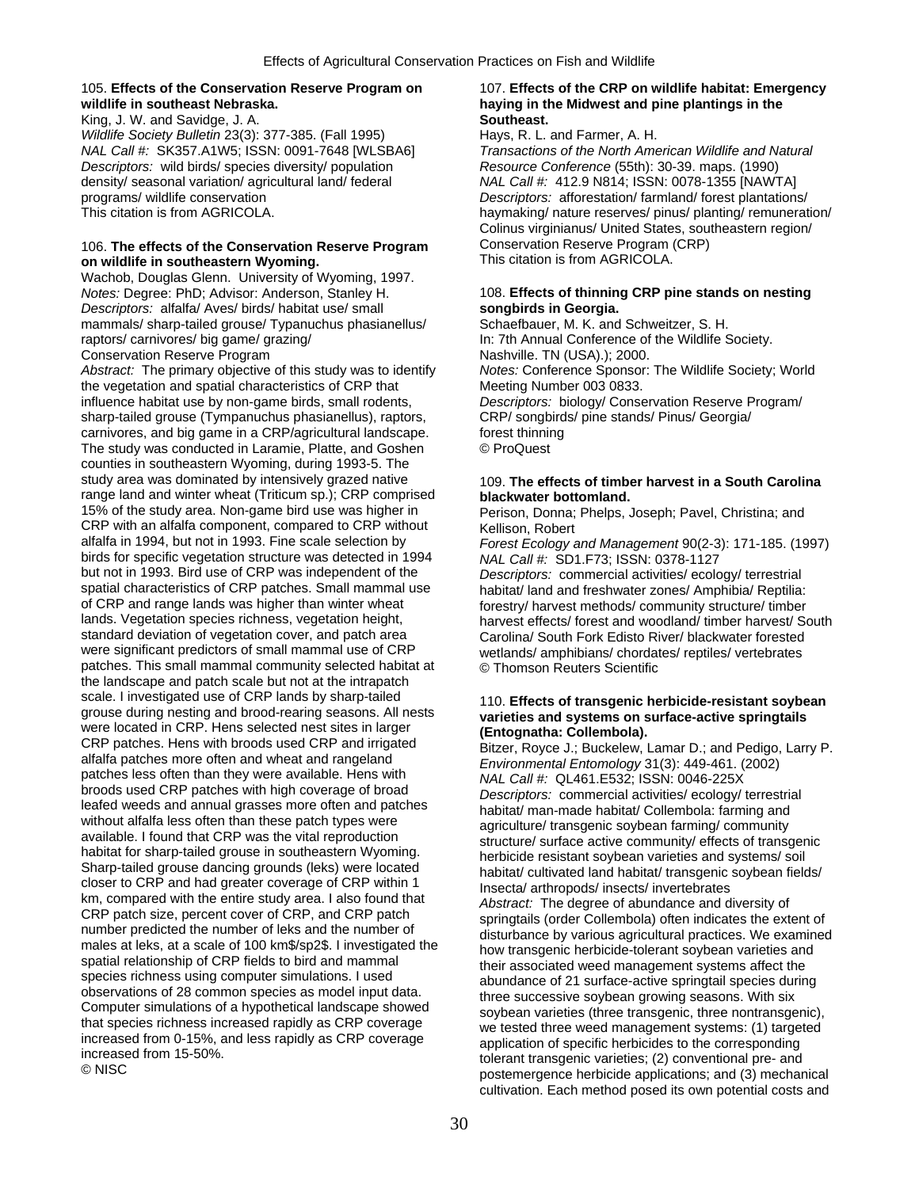105. **Effects of the Conservation Reserve Program on wildlife in southeast Nebraska.**
King, J. W. and Savidge, J. A.
*Wildlife Society Bulletin* 23(3): 377-385. (Fall 1995)
*NAL Call #:* SK357.A1W5; ISSN: 0091-7648 [WLSBA6]
*Descriptors:* wild birds/ species diversity/ population density/ seasonal variation/ agricultural land/ federal programs/ wildlife conservation
This citation is from AGRICOLA.

106. **The effects of the Conservation Reserve Program on wildlife in southeastern Wyoming.**
Wachob, Douglas Glenn. University of Wyoming, 1997.
*Notes:* Degree: PhD; Advisor: Anderson, Stanley H.
*Descriptors:* alfalfa/ Aves/ birds/ habitat use/ small mammals/ sharp-tailed grouse/ Typanuchus phasianellus/ raptors/ carnivores/ big game/ grazing/ Conservation Reserve Program
*Abstract:* The primary objective of this study was to identify the vegetation and spatial characteristics of CRP that influence habitat use by non-game birds, small rodents, sharp-tailed grouse (Tympanuchus phasianellus), raptors, carnivores, and big game in a CRP/agricultural landscape. The study was conducted in Laramie, Platte, and Goshen counties in southeastern Wyoming, during 1993-5. The study area was dominated by intensively grazed native range land and winter wheat (Triticum sp.); CRP comprised 15% of the study area. Non-game bird use was higher in CRP with an alfalfa component, compared to CRP without alfalfa in 1994, but not in 1993. Fine scale selection by birds for specific vegetation structure was detected in 1994 but not in 1993. Bird use of CRP was independent of the spatial characteristics of CRP patches. Small mammal use of CRP and range lands was higher than winter wheat lands. Vegetation species richness, vegetation height, standard deviation of vegetation cover, and patch area were significant predictors of small mammal use of CRP patches. This small mammal community selected habitat at the landscape and patch scale but not at the intrapatch scale. I investigated use of CRP lands by sharp-tailed grouse during nesting and brood-rearing seasons. All nests were located in CRP. Hens selected nest sites in larger CRP patches. Hens with broods used CRP and irrigated alfalfa patches more often and wheat and rangeland patches less often than they were available. Hens with broods used CRP patches with high coverage of broad leafed weeds and annual grasses more often and patches without alfalfa less often than these patch types were available. I found that CRP was the vital reproduction habitat for sharp-tailed grouse in southeastern Wyoming. Sharp-tailed grouse dancing grounds (leks) were located closer to CRP and had greater coverage of CRP within 1 km, compared with the entire study area. I also found that CRP patch size, percent cover of CRP, and CRP patch number predicted the number of leks and the number of males at leks, at a scale of 100 km$/sp2$. I investigated the spatial relationship of CRP fields to bird and mammal species richness using computer simulations. I used observations of 28 common species as model input data. Computer simulations of a hypothetical landscape showed that species richness increased rapidly as CRP coverage increased from 0-15%, and less rapidly as CRP coverage increased from 15-50%.
© NISC

107. **Effects of the CRP on wildlife habitat: Emergency haying in the Midwest and pine plantings in the Southeast.**
Hays, R. L. and Farmer, A. H.
*Transactions of the North American Wildlife and Natural Resource Conference* (55th): 30-39. maps. (1990)
*NAL Call #:* 412.9 N814; ISSN: 0078-1355 [NAWTA]
*Descriptors:* afforestation/ farmland/ forest plantations/ haymaking/ nature reserves/ pinus/ planting/ remuneration/ Colinus virginianus/ United States, southeastern region/ Conservation Reserve Program (CRP)
This citation is from AGRICOLA.

108. **Effects of thinning CRP pine stands on nesting songbirds in Georgia.**
Schaefbauer, M. K. and Schweitzer, S. H.
In: 7th Annual Conference of the Wildlife Society. Nashville. TN (USA).); 2000.
*Notes:* Conference Sponsor: The Wildlife Society; World Meeting Number 003 0833.
*Descriptors:* biology/ Conservation Reserve Program/ CRP/ songbirds/ pine stands/ Pinus/ Georgia/ forest thinning
© ProQuest

109. **The effects of timber harvest in a South Carolina blackwater bottomland.**
Perison, Donna; Phelps, Joseph; Pavel, Christina; and Kellison, Robert
*Forest Ecology and Management* 90(2-3): 171-185. (1997)
*NAL Call #:* SD1.F73; ISSN: 0378-1127
*Descriptors:* commercial activities/ ecology/ terrestrial habitat/ land and freshwater zones/ Amphibia/ Reptilia: forestry/ harvest methods/ community structure/ timber harvest effects/ forest and woodland/ timber harvest/ South Carolina/ South Fork Edisto River/ blackwater forested wetlands/ amphibians/ chordates/ reptiles/ vertebrates
© Thomson Reuters Scientific

110. **Effects of transgenic herbicide-resistant soybean varieties and systems on surface-active springtails (Entognatha: Collembola).**
Bitzer, Royce J.; Buckelew, Lamar D.; and Pedigo, Larry P.
*Environmental Entomology* 31(3): 449-461. (2002)
*NAL Call #:* QL461.E532; ISSN: 0046-225X
*Descriptors:* commercial activities/ ecology/ terrestrial habitat/ man-made habitat/ Collembola: farming and agriculture/ transgenic soybean farming/ community structure/ surface active community/ effects of transgenic herbicide resistant soybean varieties and systems/ soil habitat/ cultivated land habitat/ transgenic soybean fields/ Insecta/ arthropods/ insects/ invertebrates
*Abstract:* The degree of abundance and diversity of springtails (order Collembola) often indicates the extent of disturbance by various agricultural practices. We examined how transgenic herbicide-tolerant soybean varieties and their associated weed management systems affect the abundance of 21 surface-active springtail species during three successive soybean growing seasons. With six soybean varieties (three transgenic, three nontransgenic), we tested three weed management systems: (1) targeted application of specific herbicides to the corresponding tolerant transgenic varieties; (2) conventional pre- and postemergence herbicide applications; and (3) mechanical cultivation. Each method posed its own potential costs and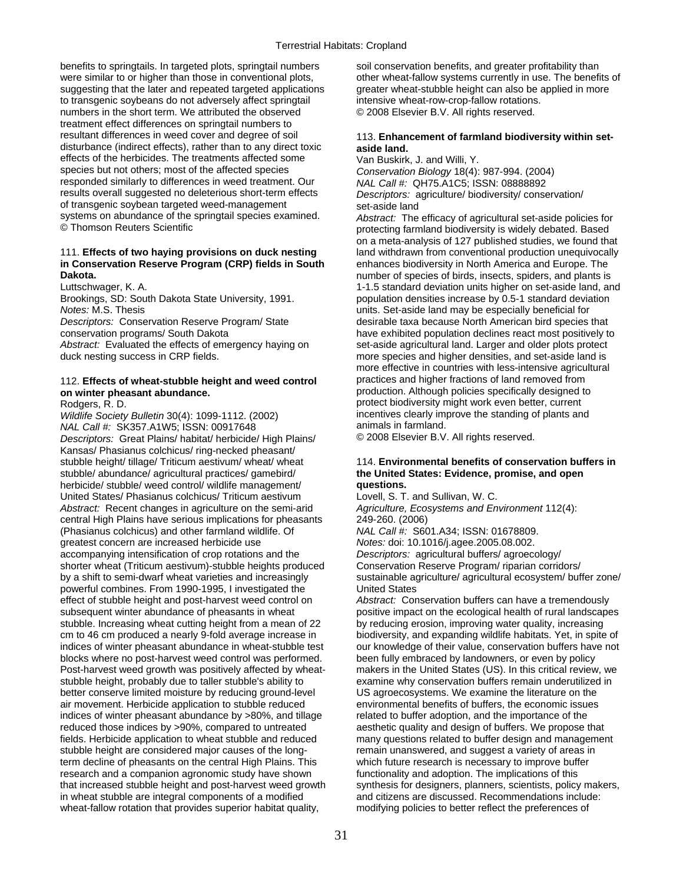benefits to springtails. In targeted plots, springtail numbers were similar to or higher than those in conventional plots, suggesting that the later and repeated targeted applications to transgenic soybeans do not adversely affect springtail numbers in the short term. We attributed the observed treatment effect differences on springtail numbers to resultant differences in weed cover and degree of soil disturbance (indirect effects), rather than to any direct toxic effects of the herbicides. The treatments affected some species but not others; most of the affected species responded similarly to differences in weed treatment. Our results overall suggested no deleterious short-term effects of transgenic soybean targeted weed-management systems on abundance of the springtail species examined.
© Thomson Reuters Scientific

### 111. **Effects of two haying provisions on duck nesting in Conservation Reserve Program (CRP) fields in South Dakota.**

Luttschwager, K. A.

Brookings, SD: South Dakota State University, 1991.

*Notes:* M.S. Thesis

*Descriptors:* Conservation Reserve Program/ State conservation programs/ South Dakota

*Abstract:* Evaluated the effects of emergency haying on duck nesting success in CRP fields.

### 112. **Effects of wheat-stubble height and weed control on winter pheasant abundance.**

Rodgers, R. D.

*Wildlife Society Bulletin* 30(4): 1099-1112. (2002)

*NAL Call #:* SK357.A1W5; ISSN: 00917648

*Descriptors:* Great Plains/ habitat/ herbicide/ High Plains/ Kansas/ Phasianus colchicus/ ring-necked pheasant/ stubble height/ tillage/ Triticum aestivum/ wheat/ wheat stubble/ abundance/ agricultural practices/ gamebird/ herbicide/ stubble/ weed control/ wildlife management/ United States/ Phasianus colchicus/ Triticum aestivum

*Abstract:* Recent changes in agriculture on the semi-arid central High Plains have serious implications for pheasants (Phasianus colchicus) and other farmland wildlife. Of greatest concern are increased herbicide use accompanying intensification of crop rotations and the shorter wheat (Triticum aestivum)-stubble heights produced by a shift to semi-dwarf wheat varieties and increasingly powerful combines. From 1990-1995, I investigated the effect of stubble height and post-harvest weed control on subsequent winter abundance of pheasants in wheat stubble. Increasing wheat cutting height from a mean of 22 cm to 46 cm produced a nearly 9-fold average increase in indices of winter pheasant abundance in wheat-stubble test blocks where no post-harvest weed control was performed. Post-harvest weed growth was positively affected by wheat-stubble height, probably due to taller stubble's ability to better conserve limited moisture by reducing ground-level air movement. Herbicide application to stubble reduced indices of winter pheasant abundance by >80%, and tillage reduced those indices by >90%, compared to untreated fields. Herbicide application to wheat stubble and reduced stubble height are considered major causes of the long-term decline of pheasants on the central High Plains. This research and a companion agronomic study have shown that increased stubble height and post-harvest weed growth in wheat stubble are integral components of a modified wheat-fallow rotation that provides superior habitat quality, soil conservation benefits, and greater profitability than other wheat-fallow systems currently in use. The benefits of greater wheat-stubble height can also be applied in more intensive wheat-row-crop-fallow rotations.
© 2008 Elsevier B.V. All rights reserved.

### 113. **Enhancement of farmland biodiversity within set-aside land.**

Van Buskirk, J. and Willi, Y.

*Conservation Biology* 18(4): 987-994. (2004)

*NAL Call #:* QH75.A1C5; ISSN: 08888892

*Descriptors:* agriculture/ biodiversity/ conservation/ set-aside land

*Abstract:* The efficacy of agricultural set-aside policies for protecting farmland biodiversity is widely debated. Based on a meta-analysis of 127 published studies, we found that land withdrawn from conventional production unequivocally enhances biodiversity in North America and Europe. The number of species of birds, insects, spiders, and plants is 1-1.5 standard deviation units higher on set-aside land, and population densities increase by 0.5-1 standard deviation units. Set-aside land may be especially beneficial for desirable taxa because North American bird species that have exhibited population declines react most positively to set-aside agricultural land. Larger and older plots protect more species and higher densities, and set-aside land is more effective in countries with less-intensive agricultural practices and higher fractions of land removed from production. Although policies specifically designed to protect biodiversity might work even better, current incentives clearly improve the standing of plants and animals in farmland.
© 2008 Elsevier B.V. All rights reserved.

### 114. **Environmental benefits of conservation buffers in the United States: Evidence, promise, and open questions.**

Lovell, S. T. and Sullivan, W. C.

*Agriculture, Ecosystems and Environment* 112(4): 249-260. (2006)

*NAL Call #:* S601.A34; ISSN: 01678809.

*Notes:* doi: 10.1016/j.agee.2005.08.002.

*Descriptors:* agricultural buffers/ agroecology/ Conservation Reserve Program/ riparian corridors/ sustainable agriculture/ agricultural ecosystem/ buffer zone/ United States

*Abstract:* Conservation buffers can have a tremendously positive impact on the ecological health of rural landscapes by reducing erosion, improving water quality, increasing biodiversity, and expanding wildlife habitats. Yet, in spite of our knowledge of their value, conservation buffers have not been fully embraced by landowners, or even by policy makers in the United States (US). In this critical review, we examine why conservation buffers remain underutilized in US agroecosystems. We examine the literature on the environmental benefits of buffers, the economic issues related to buffer adoption, and the importance of the aesthetic quality and design of buffers. We propose that many questions related to buffer design and management remain unanswered, and suggest a variety of areas in which future research is necessary to improve buffer functionality and adoption. The implications of this synthesis for designers, planners, scientists, policy makers, and citizens are discussed. Recommendations include: modifying policies to better reflect the preferences of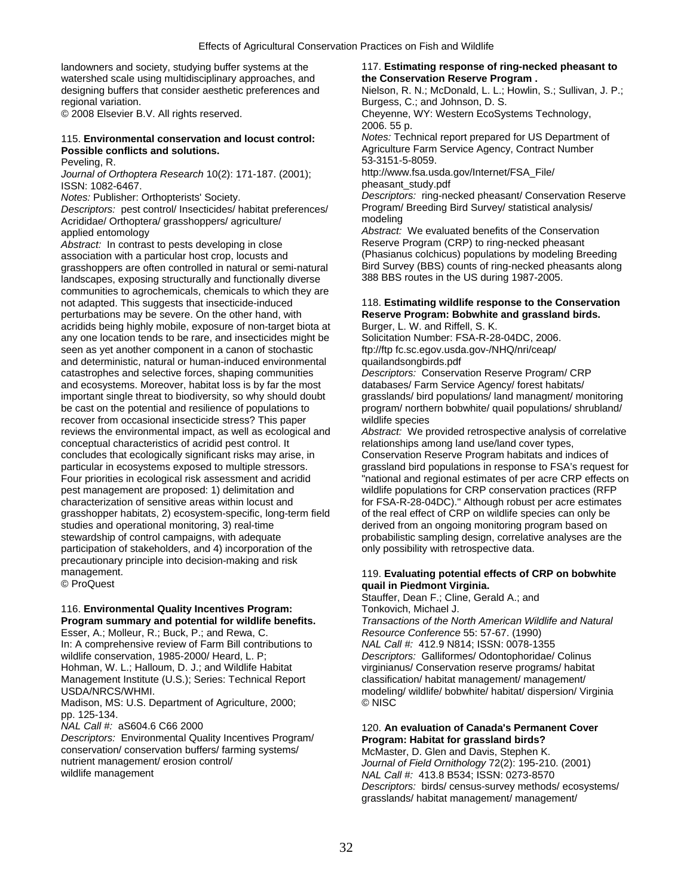landowners and society, studying buffer systems at the watershed scale using multidisciplinary approaches, and designing buffers that consider aesthetic preferences and regional variation.
© 2008 Elsevier B.V. All rights reserved.

115. **Environmental conservation and locust control: Possible conflicts and solutions.**
Peveling, R.
*Journal of Orthoptera Research* 10(2): 171-187. (2001); ISSN: 1082-6467.
*Notes:* Publisher: Orthopterists' Society.
*Descriptors:* pest control/ Insecticides/ habitat preferences/ Acrididae/ Orthoptera/ grasshoppers/ agriculture/ applied entomology
*Abstract:* In contrast to pests developing in close association with a particular host crop, locusts and grasshoppers are often controlled in natural or semi-natural landscapes, exposing structurally and functionally diverse communities to agrochemicals, chemicals to which they are not adapted. This suggests that insecticide-induced perturbations may be severe. On the other hand, with acridids being highly mobile, exposure of non-target biota at any one location tends to be rare, and insecticides might be seen as yet another component in a canon of stochastic and deterministic, natural or human-induced environmental catastrophes and selective forces, shaping communities and ecosystems. Moreover, habitat loss is by far the most important single threat to biodiversity, so why should doubt be cast on the potential and resilience of populations to recover from occasional insecticide stress? This paper reviews the environmental impact, as well as ecological and conceptual characteristics of acridid pest control. It concludes that ecologically significant risks may arise, in particular in ecosystems exposed to multiple stressors. Four priorities in ecological risk assessment and acridid pest management are proposed: 1) delimitation and characterization of sensitive areas within locust and grasshopper habitats, 2) ecosystem-specific, long-term field studies and operational monitoring, 3) real-time stewardship of control campaigns, with adequate participation of stakeholders, and 4) incorporation of the precautionary principle into decision-making and risk management.
© ProQuest

116. **Environmental Quality Incentives Program: Program summary and potential for wildlife benefits.**
Esser, A.; Molleur, R.; Buck, P.; and Rewa, C.
In: A comprehensive review of Farm Bill contributions to wildlife conservation, 1985-2000/ Heard, L. P; Hohman, W. L.; Halloum, D. J.; and Wildlife Habitat Management Institute (U.S.); Series: Technical Report USDA/NRCS/WHMI.
Madison, MS: U.S. Department of Agriculture, 2000; pp. 125-134.
*NAL Call #:* aS604.6 C66 2000
*Descriptors:* Environmental Quality Incentives Program/ conservation/ conservation buffers/ farming systems/ nutrient management/ erosion control/ wildlife management

117. **Estimating response of ring-necked pheasant to the Conservation Reserve Program .**
Nielson, R. N.; McDonald, L. L.; Howlin, S.; Sullivan, J. P.; Burgess, C.; and Johnson, D. S.
Cheyenne, WY: Western EcoSystems Technology, 2006. 55 p.
*Notes:* Technical report prepared for US Department of Agriculture Farm Service Agency, Contract Number 53-3151-5-8059.
http://www.fsa.usda.gov/Internet/FSA_File/pheasant_study.pdf
*Descriptors:* ring-necked pheasant/ Conservation Reserve Program/ Breeding Bird Survey/ statistical analysis/ modeling
*Abstract:* We evaluated benefits of the Conservation Reserve Program (CRP) to ring-necked pheasant (Phasianus colchicus) populations by modeling Breeding Bird Survey (BBS) counts of ring-necked pheasants along 388 BBS routes in the US during 1987-2005.

118. **Estimating wildlife response to the Conservation Reserve Program: Bobwhite and grassland birds.**
Burger, L. W. and Riffell, S. K.
Solicitation Number: FSA-R-28-04DC, 2006.
ftp://ftp fc.sc.egov.usda.gov-/NHQ/nri/ceap/quailandsongbirds.pdf
*Descriptors:* Conservation Reserve Program/ CRP databases/ Farm Service Agency/ forest habitats/ grasslands/ bird populations/ land managment/ monitoring program/ northern bobwhite/ quail populations/ shrubland/ wildlife species
*Abstract:* We provided retrospective analysis of correlative relationships among land use/land cover types, Conservation Reserve Program habitats and indices of grassland bird populations in response to FSA's request for "national and regional estimates of per acre CRP effects on wildlife populations for CRP conservation practices (RFP for FSA-R-28-04DC)." Although robust per acre estimates of the real effect of CRP on wildlife species can only be derived from an ongoing monitoring program based on probabilistic sampling design, correlative analyses are the only possibility with retrospective data.

119. **Evaluating potential effects of CRP on bobwhite quail in Piedmont Virginia.**
Stauffer, Dean F.; Cline, Gerald A.; and Tonkovich, Michael J.
*Transactions of the North American Wildlife and Natural Resource Conference* 55: 57-67. (1990)
*NAL Call #:* 412.9 N814; ISSN: 0078-1355
*Descriptors:* Galliformes/ Odontophoridae/ Colinus virginianus/ Conservation reserve programs/ habitat classification/ habitat management/ management/ modeling/ wildlife/ bobwhite/ habitat/ dispersion/ Virginia
© NISC

120. **An evaluation of Canada's Permanent Cover Program: Habitat for grassland birds?**
McMaster, D. Glen and Davis, Stephen K.
*Journal of Field Ornithology* 72(2): 195-210. (2001)
*NAL Call #:* 413.8 B534; ISSN: 0273-8570
*Descriptors:* birds/ census-survey methods/ ecosystems/ grasslands/ habitat management/ management/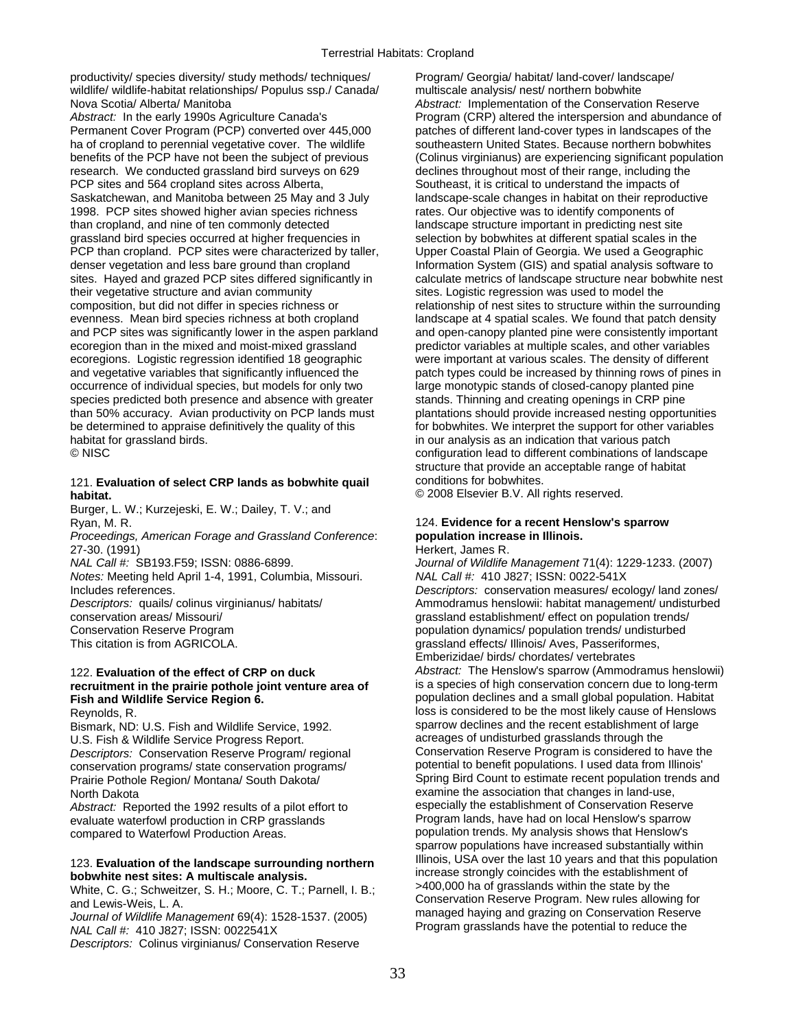productivity/ species diversity/ study methods/ techniques/ wildlife/ wildlife-habitat relationships/ Populus ssp./ Canada/ Nova Scotia/ Alberta/ Manitoba

*Abstract:* In the early 1990s Agriculture Canada's Permanent Cover Program (PCP) converted over 445,000 ha of cropland to perennial vegetative cover. The wildlife benefits of the PCP have not been the subject of previous research. We conducted grassland bird surveys on 629 PCP sites and 564 cropland sites across Alberta, Saskatchewan, and Manitoba between 25 May and 3 July 1998. PCP sites showed higher avian species richness than cropland, and nine of ten commonly detected grassland bird species occurred at higher frequencies in PCP than cropland. PCP sites were characterized by taller, denser vegetation and less bare ground than cropland sites. Hayed and grazed PCP sites differed significantly in their vegetative structure and avian community composition, but did not differ in species richness or evenness. Mean bird species richness at both cropland and PCP sites was significantly lower in the aspen parkland ecoregion than in the mixed and moist-mixed grassland ecoregions. Logistic regression identified 18 geographic and vegetative variables that significantly influenced the occurrence of individual species, but models for only two species predicted both presence and absence with greater than 50% accuracy. Avian productivity on PCP lands must be determined to appraise definitively the quality of this habitat for grassland birds.
© NISC

### 121. **Evaluation of select CRP lands as bobwhite quail habitat.**

Burger, L. W.; Kurzejeski, E. W.; Dailey, T. V.; and Ryan, M. R.

*Proceedings, American Forage and Grassland Conference*: 27-30. (1991)

*NAL Call #:* SB193.F59; ISSN: 0886-6899.

*Notes:* Meeting held April 1-4, 1991, Columbia, Missouri. Includes references.

*Descriptors:* quails/ colinus virginianus/ habitats/ conservation areas/ Missouri/ Conservation Reserve Program

This citation is from AGRICOLA.

### 122. **Evaluation of the effect of CRP on duck recruitment in the prairie pothole joint venture area of Fish and Wildlife Service Region 6.**

Reynolds, R.

Bismark, ND: U.S. Fish and Wildlife Service, 1992.

U.S. Fish & Wildlife Service Progress Report.

*Descriptors:* Conservation Reserve Program/ regional conservation programs/ state conservation programs/ Prairie Pothole Region/ Montana/ South Dakota/ North Dakota

*Abstract:* Reported the 1992 results of a pilot effort to evaluate waterfowl production in CRP grasslands compared to Waterfowl Production Areas.

### 123. **Evaluation of the landscape surrounding northern bobwhite nest sites: A multiscale analysis.**

White, C. G.; Schweitzer, S. H.; Moore, C. T.; Parnell, I. B.; and Lewis-Weis, L. A.

*Journal of Wildlife Management* 69(4): 1528-1537. (2005)

*NAL Call #:* 410 J827; ISSN: 0022541X

*Descriptors:* Colinus virginianus/ Conservation Reserve Program/ Georgia/ habitat/ land-cover/ landscape/ multiscale analysis/ nest/ northern bobwhite

*Abstract:* Implementation of the Conservation Reserve Program (CRP) altered the interspersion and abundance of patches of different land-cover types in landscapes of the southeastern United States. Because northern bobwhites (Colinus virginianus) are experiencing significant population declines throughout most of their range, including the Southeast, it is critical to understand the impacts of landscape-scale changes in habitat on their reproductive rates. Our objective was to identify components of landscape structure important in predicting nest site selection by bobwhites at different spatial scales in the Upper Coastal Plain of Georgia. We used a Geographic Information System (GIS) and spatial analysis software to calculate metrics of landscape structure near bobwhite nest sites. Logistic regression was used to model the relationship of nest sites to structure within the surrounding landscape at 4 spatial scales. We found that patch density and open-canopy planted pine were consistently important predictor variables at multiple scales, and other variables were important at various scales. The density of different patch types could be increased by thinning rows of pines in large monotypic stands of closed-canopy planted pine stands. Thinning and creating openings in CRP pine plantations should provide increased nesting opportunities for bobwhites. We interpret the support for other variables in our analysis as an indication that various patch configuration lead to different combinations of landscape structure that provide an acceptable range of habitat conditions for bobwhites.
© 2008 Elsevier B.V. All rights reserved.

### 124. **Evidence for a recent Henslow's sparrow population increase in Illinois.**

Herkert, James R.

*Journal of Wildlife Management* 71(4): 1229-1233. (2007)

*NAL Call #:* 410 J827; ISSN: 0022-541X

*Descriptors:* conservation measures/ ecology/ land zones/ Ammodramus henslowii: habitat management/ undisturbed grassland establishment/ effect on population trends/ population dynamics/ population trends/ undisturbed grassland effects/ Illinois/ Aves, Passeriformes, Emberizidae/ birds/ chordates/ vertebrates

*Abstract:* The Henslow's sparrow (Ammodramus henslowii) is a species of high conservation concern due to long-term population declines and a small global population. Habitat loss is considered to be the most likely cause of Henslows sparrow declines and the recent establishment of large acreages of undisturbed grasslands through the Conservation Reserve Program is considered to have the potential to benefit populations. I used data from Illinois' Spring Bird Count to estimate recent population trends and examine the association that changes in land-use, especially the establishment of Conservation Reserve Program lands, have had on local Henslow's sparrow population trends. My analysis shows that Henslow's sparrow populations have increased substantially within Illinois, USA over the last 10 years and that this population increase strongly coincides with the establishment of >400,000 ha of grasslands within the state by the Conservation Reserve Program. New rules allowing for managed haying and grazing on Conservation Reserve Program grasslands have the potential to reduce the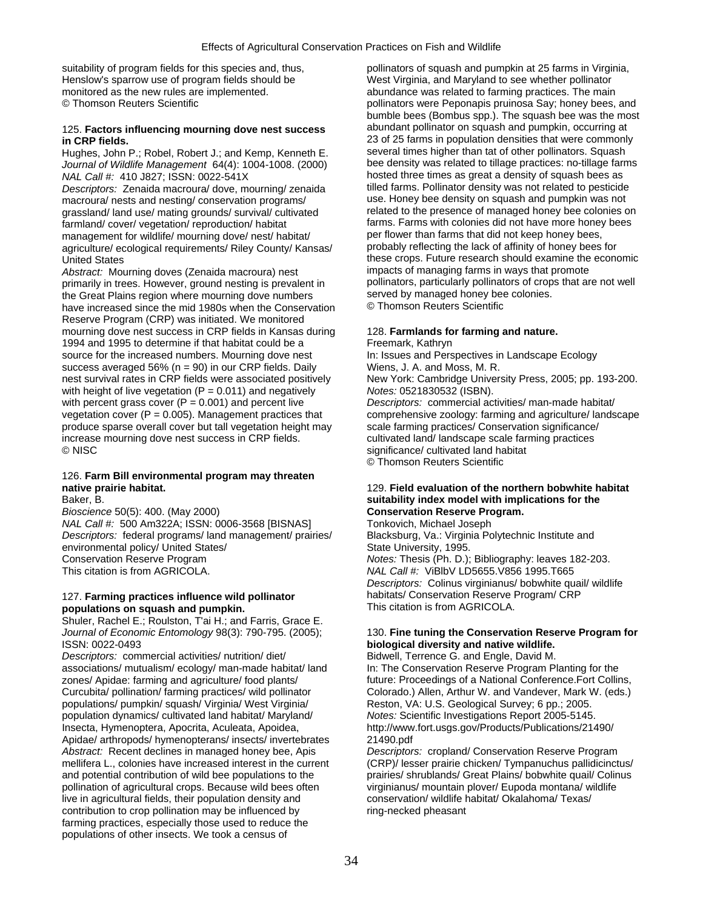suitability of program fields for this species and, thus, Henslow's sparrow use of program fields should be monitored as the new rules are implemented.
© Thomson Reuters Scientific

### 125. **Factors influencing mourning dove nest success in CRP fields.**

Hughes, John P.; Robel, Robert J.; and Kemp, Kenneth E.
*Journal of Wildlife Management* 64(4): 1004-1008. (2000)
*NAL Call #:* 410 J827; ISSN: 0022-541X
*Descriptors:* Zenaida macroura/ dove, mourning/ zenaida macroura/ nests and nesting/ conservation programs/ grassland/ land use/ mating grounds/ survival/ cultivated farmland/ cover/ vegetation/ reproduction/ habitat management for wildlife/ mourning dove/ nest/ habitat/ agriculture/ ecological requirements/ Riley County/ Kansas/ United States
*Abstract:* Mourning doves (Zenaida macroura) nest primarily in trees. However, ground nesting is prevalent in the Great Plains region where mourning dove numbers have increased since the mid 1980s when the Conservation Reserve Program (CRP) was initiated. We monitored mourning dove nest success in CRP fields in Kansas during 1994 and 1995 to determine if that habitat could be a source for the increased numbers. Mourning dove nest success averaged 56% (n = 90) in our CRP fields. Daily nest survival rates in CRP fields were associated positively with height of live vegetation ($P = 0.011$) and negatively with percent grass cover ($P = 0.001$) and percent live vegetation cover ($P = 0.005$). Management practices that produce sparse overall cover but tall vegetation height may increase mourning dove nest success in CRP fields.
© NISC

### 126. **Farm Bill environmental program may threaten native prairie habitat.**

Baker, B.
*Bioscience* 50(5): 400. (May 2000)
*NAL Call #:* 500 Am322A; ISSN: 0006-3568 [BISNAS]
*Descriptors:* federal programs/ land management/ prairies/ environmental policy/ United States/ Conservation Reserve Program
This citation is from AGRICOLA.

### 127. **Farming practices influence wild pollinator populations on squash and pumpkin.**

Shuler, Rachel E.; Roulston, T'ai H.; and Farris, Grace E.
*Journal of Economic Entomology* 98(3): 790-795. (2005); ISSN: 0022-0493
*Descriptors:* commercial activities/ nutrition/ diet/ associations/ mutualism/ ecology/ man-made habitat/ land zones/ Apidae: farming and agriculture/ food plants/ Curcubita/ pollination/ farming practices/ wild pollinator populations/ pumpkin/ squash/ Virginia/ West Virginia/ population dynamics/ cultivated land habitat/ Maryland/ Insecta, Hymenoptera, Apocrita, Aculeata, Apoidea, Apidae/ arthropods/ hymenopterans/ insects/ invertebrates
*Abstract:* Recent declines in managed honey bee, Apis mellifera L., colonies have increased interest in the current and potential contribution of wild bee populations to the pollination of agricultural crops. Because wild bees often live in agricultural fields, their population density and contribution to crop pollination may be influenced by farming practices, especially those used to reduce the populations of other insects. We took a census of pollinators of squash and pumpkin at 25 farms in Virginia, West Virginia, and Maryland to see whether pollinator abundance was related to farming practices. The main pollinators were Peponapis pruinosa Say; honey bees, and bumble bees (Bombus spp.). The squash bee was the most abundant pollinator on squash and pumpkin, occurring at 23 of 25 farms in population densities that were commonly several times higher than tat of other pollinators. Squash bee density was related to tillage practices: no-tillage farms hosted three times as great a density of squash bees as tilled farms. Pollinator density was not related to pesticide use. Honey bee density on squash and pumpkin was not related to the presence of managed honey bee colonies on farms. Farms with colonies did not have more honey bees per flower than farms that did not keep honey bees, probably reflecting the lack of affinity of honey bees for these crops. Future research should examine the economic impacts of managing farms in ways that promote pollinators, particularly pollinators of crops that are not well served by managed honey bee colonies.
© Thomson Reuters Scientific

### 128. **Farmlands for farming and nature.**

Freemark, Kathryn
In: Issues and Perspectives in Landscape Ecology
Wiens, J. A. and Moss, M. R.
New York: Cambridge University Press, 2005; pp. 193-200.
*Notes:* 0521830532 (ISBN).
*Descriptors:* commercial activities/ man-made habitat/ comprehensive zoology: farming and agriculture/ landscape scale farming practices/ Conservation significance/ cultivated land/ landscape scale farming practices significance/ cultivated land habitat
© Thomson Reuters Scientific

### 129. **Field evaluation of the northern bobwhite habitat suitability index model with implications for the Conservation Reserve Program.**

Tonkovich, Michael Joseph
Blacksburg, Va.: Virginia Polytechnic Institute and State University, 1995.
*Notes:* Thesis (Ph. D.); Bibliography: leaves 182-203.
*NAL Call #:* ViBlbV LD5655.V856 1995.T665
*Descriptors:* Colinus virginianus/ bobwhite quail/ wildlife habitats/ Conservation Reserve Program/ CRP
This citation is from AGRICOLA.

### 130. **Fine tuning the Conservation Reserve Program for biological diversity and native wildlife.**

Bidwell, Terrence G. and Engle, David M.
In: The Conservation Reserve Program Planting for the future: Proceedings of a National Conference.Fort Collins, Colorado.) Allen, Arthur W. and Vandever, Mark W. (eds.)
Reston, VA: U.S. Geological Survey; 6 pp.; 2005.
*Notes:* Scientific Investigations Report 2005-5145.
http://www.fort.usgs.gov/Products/Publications/21490/21490.pdf
*Descriptors:* cropland/ Conservation Reserve Program (CRP)/ lesser prairie chicken/ Tympanuchus pallidicinctus/ prairies/ shrublands/ Great Plains/ bobwhite quail/ Colinus virginianus/ mountain plover/ Eupoda montana/ wildlife conservation/ wildlife habitat/ Okalahoma/ Texas/ ring-necked pheasant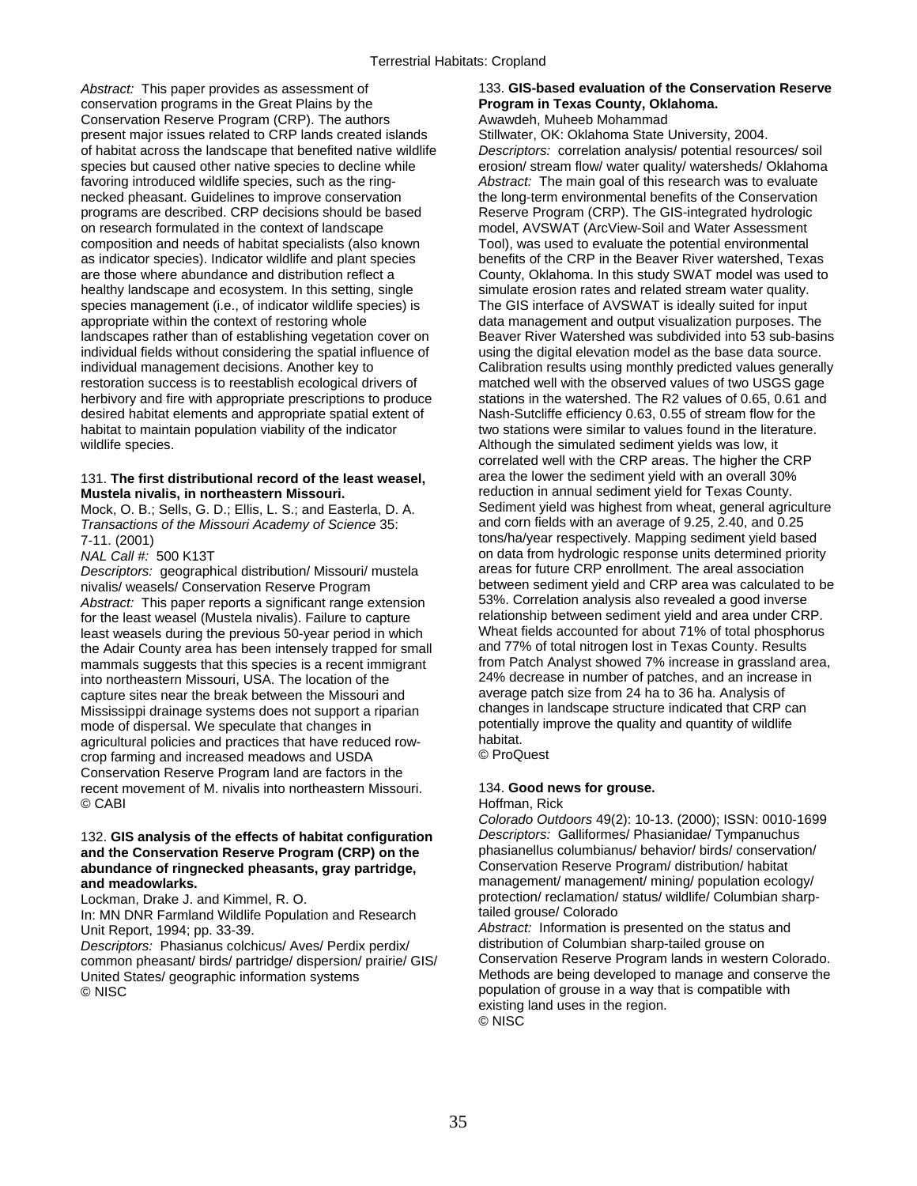*Abstract:* This paper provides as assessment of conservation programs in the Great Plains by the Conservation Reserve Program (CRP). The authors present major issues related to CRP lands created islands of habitat across the landscape that benefited native wildlife species but caused other native species to decline while favoring introduced wildlife species, such as the ring-necked pheasant. Guidelines to improve conservation programs are described. CRP decisions should be based on research formulated in the context of landscape composition and needs of habitat specialists (also known as indicator species). Indicator wildlife and plant species are those where abundance and distribution reflect a healthy landscape and ecosystem. In this setting, single species management (i.e., of indicator wildlife species) is appropriate within the context of restoring whole landscapes rather than of establishing vegetation cover on individual fields without considering the spatial influence of individual management decisions. Another key to restoration success is to reestablish ecological drivers of herbivory and fire with appropriate prescriptions to produce desired habitat elements and appropriate spatial extent of habitat to maintain population viability of the indicator wildlife species.

131. **The first distributional record of the least weasel, Mustela nivalis, in northeastern Missouri.**
Mock, O. B.; Sells, G. D.; Ellis, L. S.; and Easterla, D. A.
*Transactions of the Missouri Academy of Science* 35: 7-11. (2001)
*NAL Call #:* 500 K13T
*Descriptors:* geographical distribution/ Missouri/ mustela nivalis/ weasels/ Conservation Reserve Program
*Abstract:* This paper reports a significant range extension for the least weasel (Mustela nivalis). Failure to capture least weasels during the previous 50-year period in which the Adair County area has been intensely trapped for small mammals suggests that this species is a recent immigrant into northeastern Missouri, USA. The location of the capture sites near the break between the Missouri and Mississippi drainage systems does not support a riparian mode of dispersal. We speculate that changes in agricultural policies and practices that have reduced row-crop farming and increased meadows and USDA Conservation Reserve Program land are factors in the recent movement of M. nivalis into northeastern Missouri.
© CABI

132. **GIS analysis of the effects of habitat configuration and the Conservation Reserve Program (CRP) on the abundance of ringnecked pheasants, gray partridge, and meadowlarks.**
Lockman, Drake J. and Kimmel, R. O.
In: MN DNR Farmland Wildlife Population and Research Unit Report, 1994; pp. 33-39.
*Descriptors:* Phasianus colchicus/ Aves/ Perdix perdix/ common pheasant/ birds/ partridge/ dispersion/ prairie/ GIS/ United States/ geographic information systems
© NISC

133. **GIS-based evaluation of the Conservation Reserve Program in Texas County, Oklahoma.**
Awawdeh, Muheeb Mohammad
Stillwater, OK: Oklahoma State University, 2004.
*Descriptors:* correlation analysis/ potential resources/ soil erosion/ stream flow/ water quality/ watersheds/ Oklahoma
*Abstract:* The main goal of this research was to evaluate the long-term environmental benefits of the Conservation Reserve Program (CRP). The GIS-integrated hydrologic model, AVSWAT (ArcView-Soil and Water Assessment Tool), was used to evaluate the potential environmental benefits of the CRP in the Beaver River watershed, Texas County, Oklahoma. In this study SWAT model was used to simulate erosion rates and related stream water quality. The GIS interface of AVSWAT is ideally suited for input data management and output visualization purposes. The Beaver River Watershed was subdivided into 53 sub-basins using the digital elevation model as the base data source. Calibration results using monthly predicted values generally matched well with the observed values of two USGS gage stations in the watershed. The $R^2$ values of 0.65, 0.61 and Nash-Sutcliffe efficiency 0.63, 0.55 of stream flow for the two stations were similar to values found in the literature. Although the simulated sediment yields was low, it correlated well with the CRP areas. The higher the CRP area the lower the sediment yield with an overall 30% reduction in annual sediment yield for Texas County. Sediment yield was highest from wheat, general agriculture and corn fields with an average of 9.25, 2.40, and 0.25 tons/ha/year respectively. Mapping sediment yield based on data from hydrologic response units determined priority areas for future CRP enrollment. The areal association between sediment yield and CRP area was calculated to be 53%. Correlation analysis also revealed a good inverse relationship between sediment yield and area under CRP. Wheat fields accounted for about 71% of total phosphorus and 77% of total nitrogen lost in Texas County. Results from Patch Analyst showed 7% increase in grassland area, 24% decrease in number of patches, and an increase in average patch size from 24 ha to 36 ha. Analysis of changes in landscape structure indicated that CRP can potentially improve the quality and quantity of wildlife habitat.
© ProQuest

134. **Good news for grouse.**
Hoffman, Rick
*Colorado Outdoors* 49(2): 10-13. (2000); ISSN: 0010-1699
*Descriptors:* Galliformes/ Phasianidae/ Tympanuchus phasianellus columbianus/ behavior/ birds/ conservation/ Conservation Reserve Program/ distribution/ habitat management/ management/ mining/ population ecology/ protection/ reclamation/ status/ wildlife/ Columbian sharp-tailed grouse/ Colorado
*Abstract:* Information is presented on the status and distribution of Columbian sharp-tailed grouse on Conservation Reserve Program lands in western Colorado. Methods are being developed to manage and conserve the population of grouse in a way that is compatible with existing land uses in the region.
© NISC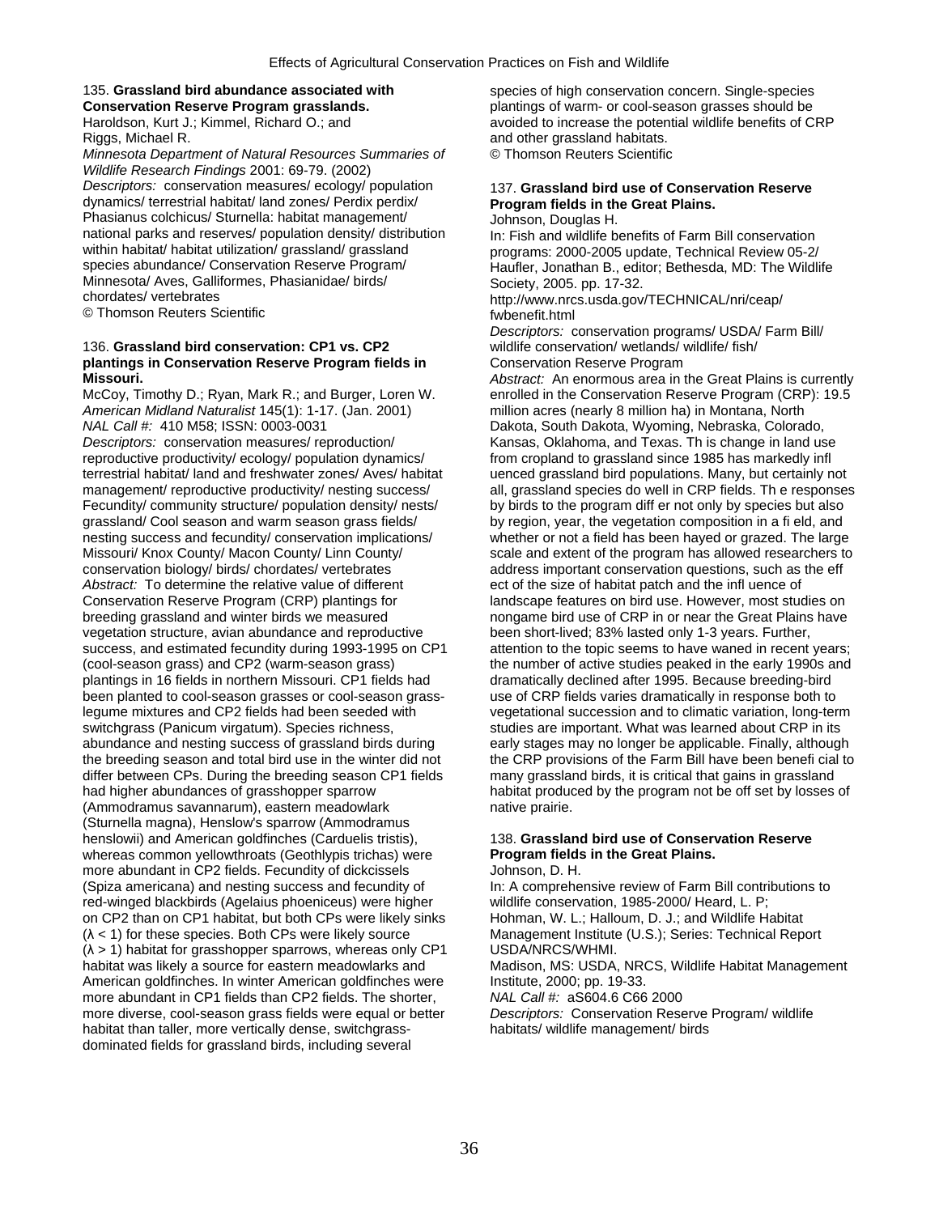135. **Grassland bird abundance associated with Conservation Reserve Program grasslands.**
Haroldson, Kurt J.; Kimmel, Richard O.; and Riggs, Michael R.
*Minnesota Department of Natural Resources Summaries of Wildlife Research Findings* 2001: 69-79. (2002)
*Descriptors:* conservation measures/ ecology/ population dynamics/ terrestrial habitat/ land zones/ Perdix perdix/ Phasianus colchicus/ Sturnella: habitat management/ national parks and reserves/ population density/ distribution within habitat/ habitat utilization/ grassland/ grassland species abundance/ Conservation Reserve Program/ Minnesota/ Aves, Galliformes, Phasianidae/ birds/ chordates/ vertebrates
© Thomson Reuters Scientific

136. **Grassland bird conservation: CP1 vs. CP2 plantings in Conservation Reserve Program fields in Missouri.**
McCoy, Timothy D.; Ryan, Mark R.; and Burger, Loren W.
*American Midland Naturalist* 145(1): 1-17. (Jan. 2001)
*NAL Call #:* 410 M58; ISSN: 0003-0031
*Descriptors:* conservation measures/ reproduction/ reproductive productivity/ ecology/ population dynamics/ terrestrial habitat/ land and freshwater zones/ Aves/ habitat management/ reproductive productivity/ nesting success/ Fecundity/ community structure/ population density/ nests/ grassland/ Cool season and warm season grass fields/ nesting success and fecundity/ conservation implications/ Missouri/ Knox County/ Macon County/ Linn County/ conservation biology/ birds/ chordates/ vertebrates
*Abstract:* To determine the relative value of different Conservation Reserve Program (CRP) plantings for breeding grassland and winter birds we measured vegetation structure, avian abundance and reproductive success, and estimated fecundity during 1993-1995 on CP1 (cool-season grass) and CP2 (warm-season grass) plantings in 16 fields in northern Missouri. CP1 fields had been planted to cool-season grasses or cool-season grass-legume mixtures and CP2 fields had been seeded with switchgrass (Panicum virgatum). Species richness, abundance and nesting success of grassland birds during the breeding season and total bird use in the winter did not differ between CPs. During the breeding season CP1 fields had higher abundances of grasshopper sparrow (Ammodramus savannarum), eastern meadowlark (Sturnella magna), Henslow's sparrow (Ammodramus henslowii) and American goldfinches (Carduelis tristis), whereas common yellowthroats (Geothlypis trichas) were more abundant in CP2 fields. Fecundity of dickcissels (Spiza americana) and nesting success and fecundity of red-winged blackbirds (Agelaius phoeniceus) were higher on CP2 than on CP1 habitat, but both CPs were likely sinks ($\lambda < 1$) for these species. Both CPs were likely source ($\lambda > 1$) habitat for grasshopper sparrows, whereas only CP1 habitat was likely a source for eastern meadowlarks and American goldfinches. In winter American goldfinches were more abundant in CP1 fields than CP2 fields. The shorter, more diverse, cool-season grass fields were equal or better habitat than taller, more vertically dense, switchgrass-dominated fields for grassland birds, including several species of high conservation concern. Single-species plantings of warm- or cool-season grasses should be avoided to increase the potential wildlife benefits of CRP and other grassland habitats.
© Thomson Reuters Scientific

137. **Grassland bird use of Conservation Reserve Program fields in the Great Plains.**
Johnson, Douglas H.
In: Fish and wildlife benefits of Farm Bill conservation programs: 2000-2005 update, Technical Review 05-2/ Haufler, Jonathan B., editor; Bethesda, MD: The Wildlife Society, 2005. pp. 17-32.
http://www.nrcs.usda.gov/TECHNICAL/nri/ceap/fwbenefit.html
*Descriptors:* conservation programs/ USDA/ Farm Bill/ wildlife conservation/ wetlands/ wildlife/ fish/ Conservation Reserve Program
*Abstract:* An enormous area in the Great Plains is currently enrolled in the Conservation Reserve Program (CRP): 19.5 million acres (nearly 8 million ha) in Montana, North Dakota, South Dakota, Wyoming, Nebraska, Colorado, Kansas, Oklahoma, and Texas. Th is change in land use from cropland to grassland since 1985 has markedly infl uenced grassland bird populations. Many, but certainly not all, grassland species do well in CRP fields. Th e responses by birds to the program diff er not only by species but also by region, year, the vegetation composition in a fi eld, and whether or not a field has been hayed or grazed. The large scale and extent of the program has allowed researchers to address important conservation questions, such as the eff ect of the size of habitat patch and the infl uence of landscape features on bird use. However, most studies on nongame bird use of CRP in or near the Great Plains have been short-lived; 83% lasted only 1-3 years. Further, attention to the topic seems to have waned in recent years; the number of active studies peaked in the early 1990s and dramatically declined after 1995. Because breeding-bird use of CRP fields varies dramatically in response both to vegetational succession and to climatic variation, long-term studies are important. What was learned about CRP in its early stages may no longer be applicable. Finally, although the CRP provisions of the Farm Bill have been benefi cial to many grassland birds, it is critical that gains in grassland habitat produced by the program not be off set by losses of native prairie.

138. **Grassland bird use of Conservation Reserve Program fields in the Great Plains.**
Johnson, D. H.
In: A comprehensive review of Farm Bill contributions to wildlife conservation, 1985-2000/ Heard, L. P; Hohman, W. L.; Halloum, D. J.; and Wildlife Habitat Management Institute (U.S.); Series: Technical Report USDA/NRCS/WHMI.
Madison, MS: USDA, NRCS, Wildlife Habitat Management Institute, 2000; pp. 19-33.
*NAL Call #:* aS604.6 C66 2000
*Descriptors:* Conservation Reserve Program/ wildlife habitats/ wildlife management/ birds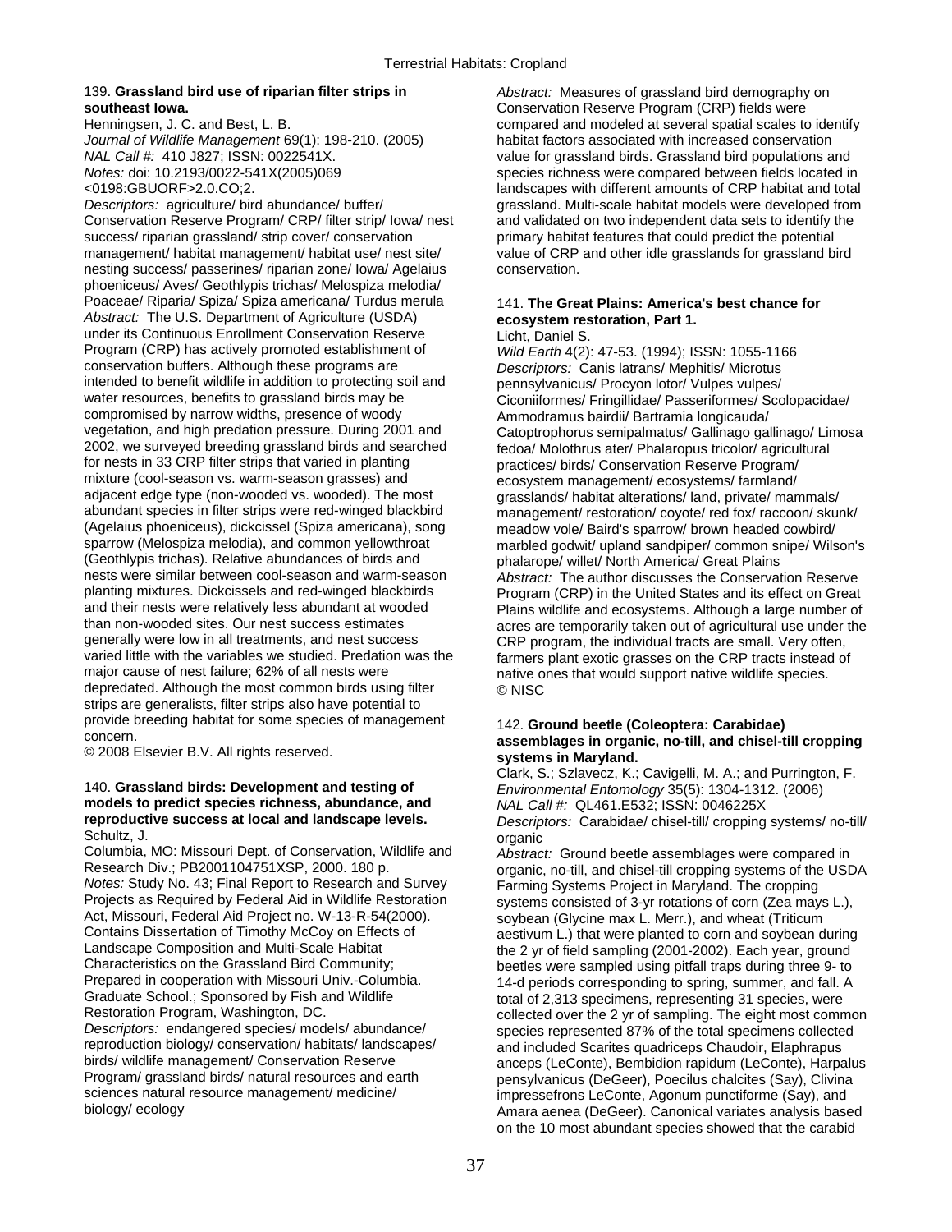139. **Grassland bird use of riparian filter strips in southeast Iowa.**
Henningsen, J. C. and Best, L. B.
*Journal of Wildlife Management* 69(1): 198-210. (2005)
*NAL Call #:* 410 J827; ISSN: 0022541X.
*Notes:* doi: 10.2193/0022-541X(2005)069 <0198:GBUORF>2.0.CO;2.
*Descriptors:* agriculture/ bird abundance/ buffer/ Conservation Reserve Program/ CRP/ filter strip/ Iowa/ nest success/ riparian grassland/ strip cover/ conservation management/ habitat management/ habitat use/ nest site/ nesting success/ passerines/ riparian zone/ Iowa/ Agelaius phoeniceus/ Aves/ Geothlypis trichas/ Melospiza melodia/ Poaceae/ Riparia/ Spiza/ Spiza americana/ Turdus merula
*Abstract:* The U.S. Department of Agriculture (USDA) under its Continuous Enrollment Conservation Reserve Program (CRP) has actively promoted establishment of conservation buffers. Although these programs are intended to benefit wildlife in addition to protecting soil and water resources, benefits to grassland birds may be compromised by narrow widths, presence of woody vegetation, and high predation pressure. During 2001 and 2002, we surveyed breeding grassland birds and searched for nests in 33 CRP filter strips that varied in planting mixture (cool-season vs. warm-season grasses) and adjacent edge type (non-wooded vs. wooded). The most abundant species in filter strips were red-winged blackbird (Agelaius phoeniceus), dickcissel (Spiza americana), song sparrow (Melospiza melodia), and common yellowthroat (Geothlypis trichas). Relative abundances of birds and nests were similar between cool-season and warm-season planting mixtures. Dickcissels and red-winged blackbirds and their nests were relatively less abundant at wooded than non-wooded sites. Our nest success estimates generally were low in all treatments, and nest success varied little with the variables we studied. Predation was the major cause of nest failure; 62% of all nests were depredated. Although the most common birds using filter strips are generalists, filter strips also have potential to provide breeding habitat for some species of management concern.
© 2008 Elsevier B.V. All rights reserved.

140. **Grassland birds: Development and testing of models to predict species richness, abundance, and reproductive success at local and landscape levels.**
Schultz, J.
Columbia, MO: Missouri Dept. of Conservation, Wildlife and Research Div.; PB2001104751XSP, 2000. 180 p.
*Notes:* Study No. 43; Final Report to Research and Survey Projects as Required by Federal Aid in Wildlife Restoration Act, Missouri, Federal Aid Project no. W-13-R-54(2000). Contains Dissertation of Timothy McCoy on Effects of Landscape Composition and Multi-Scale Habitat Characteristics on the Grassland Bird Community; Prepared in cooperation with Missouri Univ.-Columbia. Graduate School.; Sponsored by Fish and Wildlife Restoration Program, Washington, DC.
*Descriptors:* endangered species/ models/ abundance/ reproduction biology/ conservation/ habitats/ landscapes/ birds/ wildlife management/ Conservation Reserve Program/ grassland birds/ natural resources and earth sciences natural resource management/ medicine/ biology/ ecology
*Abstract:* Measures of grassland bird demography on Conservation Reserve Program (CRP) fields were compared and modeled at several spatial scales to identify habitat factors associated with increased conservation value for grassland birds. Grassland bird populations and species richness were compared between fields located in landscapes with different amounts of CRP habitat and total grassland. Multi-scale habitat models were developed from and validated on two independent data sets to identify the primary habitat features that could predict the potential value of CRP and other idle grasslands for grassland bird conservation.

141. **The Great Plains: America's best chance for ecosystem restoration, Part 1.**
Licht, Daniel S.
*Wild Earth* 4(2): 47-53. (1994); ISSN: 1055-1166
*Descriptors:* Canis latrans/ Mephitis/ Microtus pennsylvanicus/ Procyon lotor/ Vulpes vulpes/ Ciconiiformes/ Fringillidae/ Passeriformes/ Scolopacidae/ Ammodramus bairdii/ Bartramia longicauda/ Catoptrophorus semipalmatus/ Gallinago gallinago/ Limosa fedoa/ Molothrus ater/ Phalaropus tricolor/ agricultural practices/ birds/ Conservation Reserve Program/ ecosystem management/ ecosystems/ farmland/ grasslands/ habitat alterations/ land, private/ mammals/ management/ restoration/ coyote/ red fox/ raccoon/ skunk/ meadow vole/ Baird's sparrow/ brown headed cowbird/ marbled godwit/ upland sandpiper/ common snipe/ Wilson's phalarope/ willet/ North America/ Great Plains
*Abstract:* The author discusses the Conservation Reserve Program (CRP) in the United States and its effect on Great Plains wildlife and ecosystems. Although a large number of acres are temporarily taken out of agricultural use under the CRP program, the individual tracts are small. Very often, farmers plant exotic grasses on the CRP tracts instead of native ones that would support native wildlife species.
© NISC

142. **Ground beetle (Coleoptera: Carabidae) assemblages in organic, no-till, and chisel-till cropping systems in Maryland.**
Clark, S.; Szlavecz, K.; Cavigelli, M. A.; and Purrington, F.
*Environmental Entomology* 35(5): 1304-1312. (2006)
*NAL Call #:* QL461.E532; ISSN: 0046225X
*Descriptors:* Carabidae/ chisel-till/ cropping systems/ no-till/ organic
*Abstract:* Ground beetle assemblages were compared in organic, no-till, and chisel-till cropping systems of the USDA Farming Systems Project in Maryland. The cropping systems consisted of 3-yr rotations of corn (Zea mays L.), soybean (Glycine max L. Merr.), and wheat (Triticum aestivum L.) that were planted to corn and soybean during the 2 yr of field sampling (2001-2002). Each year, ground beetles were sampled using pitfall traps during three 9- to 14-d periods corresponding to spring, summer, and fall. A total of 2,313 specimens, representing 31 species, were collected over the 2 yr of sampling. The eight most common species represented 87% of the total specimens collected and included Scarites quadriceps Chaudoir, Elaphrapus anceps (LeConte), Bembidion rapidum (LeConte), Harpalus pensylvanicus (DeGeer), Poecilus chalcites (Say), Clivina impressefrons LeConte, Agonum punctiforme (Say), and Amara aenea (DeGeer). Canonical variates analysis based on the 10 most abundant species showed that the carabid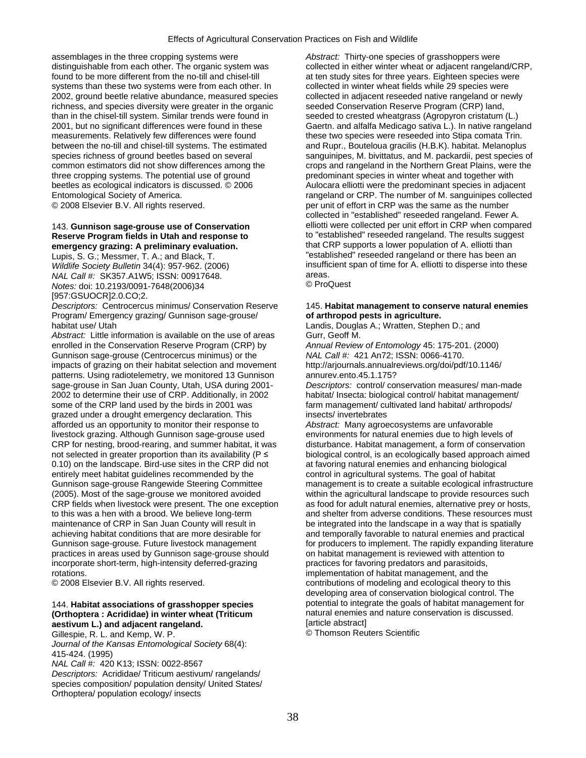assemblages in the three cropping systems were distinguishable from each other. The organic system was found to be more different from the no-till and chisel-till systems than these two systems were from each other. In 2002, ground beetle relative abundance, measured species richness, and species diversity were greater in the organic than in the chisel-till system. Similar trends were found in 2001, but no significant differences were found in these measurements. Relatively few differences were found between the no-till and chisel-till systems. The estimated species richness of ground beetles based on several common estimators did not show differences among the three cropping systems. The potential use of ground beetles as ecological indicators is discussed. © 2006 Entomological Society of America.
© 2008 Elsevier B.V. All rights reserved.

143. **Gunnison sage-grouse use of Conservation Reserve Program fields in Utah and response to emergency grazing: A preliminary evaluation.**
Lupis, S. G.; Messmer, T. A.; and Black, T.
*Wildlife Society Bulletin* 34(4): 957-962. (2006)
*NAL Call #:* SK357.A1W5; ISSN: 00917648.
*Notes:* doi: 10.2193/0091-7648(2006)34[957:GSUOCR]2.0.CO;2.
*Descriptors:* Centrocercus minimus/ Conservation Reserve Program/ Emergency grazing/ Gunnison sage-grouse/ habitat use/ Utah
*Abstract:* Little information is available on the use of areas enrolled in the Conservation Reserve Program (CRP) by Gunnison sage-grouse (Centrocercus minimus) or the impacts of grazing on their habitat selection and movement patterns. Using radiotelemetry, we monitored 13 Gunnison sage-grouse in San Juan County, Utah, USA during 2001-2002 to determine their use of CRP. Additionally, in 2002 some of the CRP land used by the birds in 2001 was grazed under a drought emergency declaration. This afforded us an opportunity to monitor their response to livestock grazing. Although Gunnison sage-grouse used CRP for nesting, brood-rearing, and summer habitat, it was not selected in greater proportion than its availability ($P \leq 0.10$) on the landscape. Bird-use sites in the CRP did not entirely meet habitat guidelines recommended by the Gunnison sage-grouse Rangewide Steering Committee (2005). Most of the sage-grouse we monitored avoided CRP fields when livestock were present. The one exception to this was a hen with a brood. We believe long-term maintenance of CRP in San Juan County will result in achieving habitat conditions that are more desirable for Gunnison sage-grouse. Future livestock management practices in areas used by Gunnison sage-grouse should incorporate short-term, high-intensity deferred-grazing rotations.
© 2008 Elsevier B.V. All rights reserved.

144. **Habitat associations of grasshopper species (Orthoptera : Acrididae) in winter wheat (Triticum aestivum L.) and adjacent rangeland.**
Gillespie, R. L. and Kemp, W. P.
*Journal of the Kansas Entomological Society* 68(4): 415-424. (1995)
*NAL Call #:* 420 K13; ISSN: 0022-8567
*Descriptors:* Acrididae/ Triticum aestivum/ rangelands/ species composition/ population density/ United States/ Orthoptera/ population ecology/ insects
*Abstract:* Thirty-one species of grasshoppers were collected in either winter wheat or adjacent rangeland/CRP, at ten study sites for three years. Eighteen species were collected in winter wheat fields while 29 species were collected in adjacent reseeded native rangeland or newly seeded Conservation Reserve Program (CRP) land, seeded to crested wheatgrass (Agropyron cristatum (L.) Gaertn. and alfalfa Medicago sativa L.). In native rangeland these two species were reseeded into Stipa comata Trin. and Rupr., Bouteloua gracilis (H.B.K). habitat. Melanoplus sanguinipes, M. bivittatus, and M. packardii, pest species of crops and rangeland in the Northern Great Plains, were the predominant species in winter wheat and together with Aulocara elliotti were the predominant species in adjacent rangeland or CRP. The number of M. sanguinipes collected per unit of effort in CRP was the same as the number collected in "established" reseeded rangeland. Fewer A. elliotti were collected per unit effort in CRP when compared to "established" reseeded rangeland. The results suggest that CRP supports a lower population of A. elliotti than "established" reseeded rangeland or there has been an insufficient span of time for A. elliotti to disperse into these areas.
© ProQuest

145. **Habitat management to conserve natural enemies of arthropod pests in agriculture.**
Landis, Douglas A.; Wratten, Stephen D.; and Gurr, Geoff M.
*Annual Review of Entomology* 45: 175-201. (2000)
*NAL Call #:* 421 An72; ISSN: 0066-4170.
http://arjournals.annualreviews.org/doi/pdf/10.1146/annurev.ento.45.1.175?
*Descriptors:* control/ conservation measures/ man-made habitat/ Insecta: biological control/ habitat management/ farm management/ cultivated land habitat/ arthropods/ insects/ invertebrates
*Abstract:* Many agroecosystems are unfavorable environments for natural enemies due to high levels of disturbance. Habitat management, a form of conservation biological control, is an ecologically based approach aimed at favoring natural enemies and enhancing biological control in agricultural systems. The goal of habitat management is to create a suitable ecological infrastructure within the agricultural landscape to provide resources such as food for adult natural enemies, alternative prey or hosts, and shelter from adverse conditions. These resources must be integrated into the landscape in a way that is spatially and temporally favorable to natural enemies and practical for producers to implement. The rapidly expanding literature on habitat management is reviewed with attention to practices for favoring predators and parasitoids, implementation of habitat management, and the contributions of modeling and ecological theory to this developing area of conservation biological control. The potential to integrate the goals of habitat management for natural enemies and nature conservation is discussed. [article abstract]
© Thomson Reuters Scientific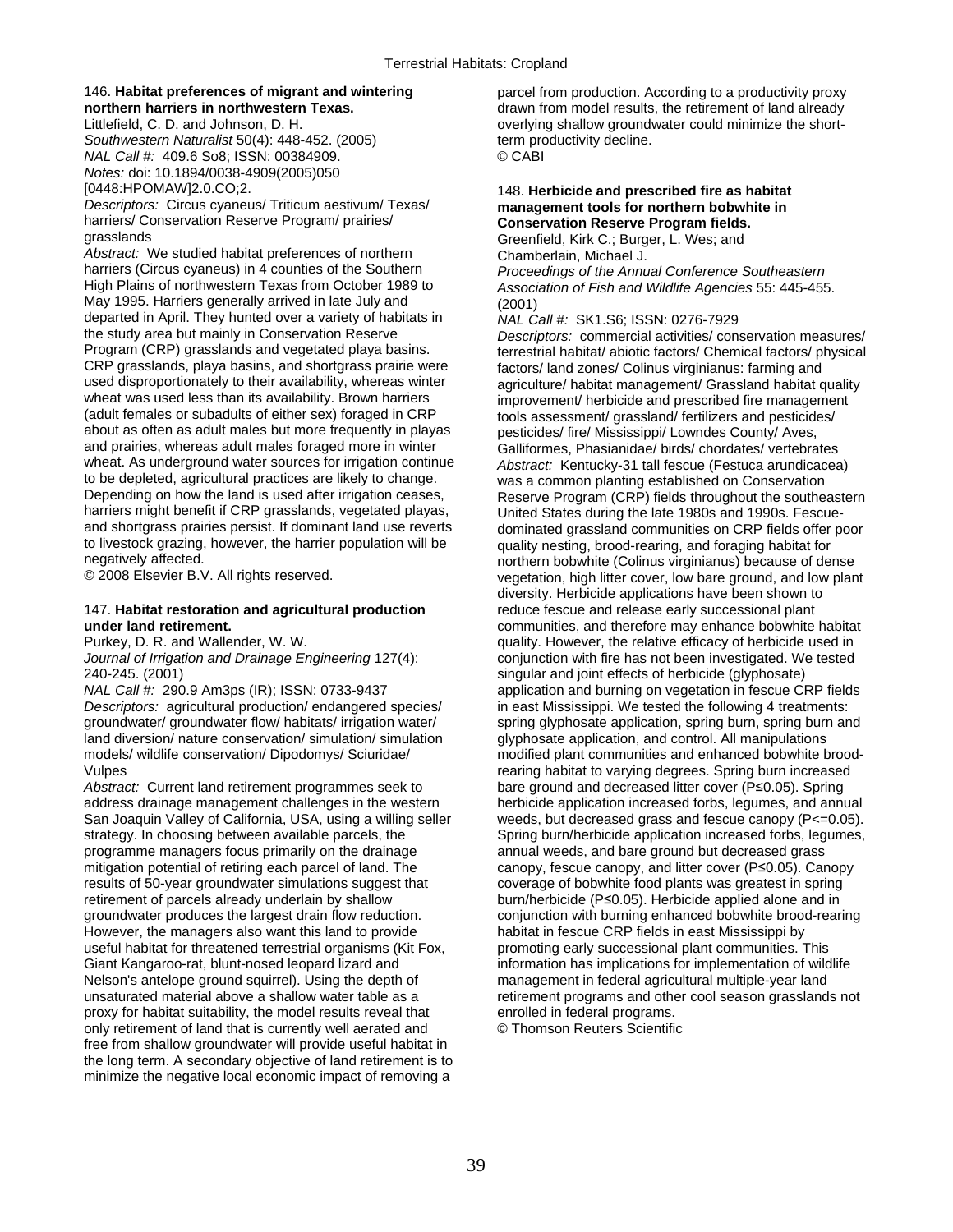146. **Habitat preferences of migrant and wintering northern harriers in northwestern Texas.**
Littlefield, C. D. and Johnson, D. H.
*Southwestern Naturalist* 50(4): 448-452. (2005)
*NAL Call #:* 409.6 So8; ISSN: 00384909.
*Notes:* doi: 10.1894/0038-4909(2005)050[0448:HPOMAW]2.0.CO;2.
*Descriptors:* Circus cyaneus/ Triticum aestivum/ Texas/ harriers/ Conservation Reserve Program/ prairies/ grasslands
*Abstract:* We studied habitat preferences of northern harriers (Circus cyaneus) in 4 counties of the Southern High Plains of northwestern Texas from October 1989 to May 1995. Harriers generally arrived in late July and departed in April. They hunted over a variety of habitats in the study area but mainly in Conservation Reserve Program (CRP) grasslands and vegetated playa basins. CRP grasslands, playa basins, and shortgrass prairie were used disproportionately to their availability, whereas winter wheat was used less than its availability. Brown harriers (adult females or subadults of either sex) foraged in CRP about as often as adult males but more frequently in playas and prairies, whereas adult males foraged more in winter wheat. As underground water sources for irrigation continue to be depleted, agricultural practices are likely to change. Depending on how the land is used after irrigation ceases, harriers might benefit if CRP grasslands, vegetated playas, and shortgrass prairies persist. If dominant land use reverts to livestock grazing, however, the harrier population will be negatively affected.
© 2008 Elsevier B.V. All rights reserved.

147. **Habitat restoration and agricultural production under land retirement.**
Purkey, D. R. and Wallender, W. W.
*Journal of Irrigation and Drainage Engineering* 127(4): 240-245. (2001)
*NAL Call #:* 290.9 Am3ps (IR); ISSN: 0733-9437
*Descriptors:* agricultural production/ endangered species/ groundwater/ groundwater flow/ habitats/ irrigation water/ land diversion/ nature conservation/ simulation/ simulation models/ wildlife conservation/ Dipodomys/ Sciuridae/ Vulpes
*Abstract:* Current land retirement programmes seek to address drainage management challenges in the western San Joaquin Valley of California, USA, using a willing seller strategy. In choosing between available parcels, the programme managers focus primarily on the drainage mitigation potential of retiring each parcel of land. The results of 50-year groundwater simulations suggest that retirement of parcels already underlain by shallow groundwater produces the largest drain flow reduction. However, the managers also want this land to provide useful habitat for threatened terrestrial organisms (Kit Fox, Giant Kangaroo-rat, blunt-nosed leopard lizard and Nelson's antelope ground squirrel). Using the depth of unsaturated material above a shallow water table as a proxy for habitat suitability, the model results reveal that only retirement of land that is currently well aerated and free from shallow groundwater will provide useful habitat in the long term. A secondary objective of land retirement is to minimize the negative local economic impact of removing a parcel from production. According to a productivity proxy drawn from model results, the retirement of land already overlying shallow groundwater could minimize the short-term productivity decline.
© CABI

148. **Herbicide and prescribed fire as habitat management tools for northern bobwhite in Conservation Reserve Program fields.**
Greenfield, Kirk C.; Burger, L. Wes; and Chamberlain, Michael J.
*Proceedings of the Annual Conference Southeastern Association of Fish and Wildlife Agencies* 55: 445-455. (2001)
*NAL Call #:* SK1.S6; ISSN: 0276-7929
*Descriptors:* commercial activities/ conservation measures/ terrestrial habitat/ abiotic factors/ Chemical factors/ physical factors/ land zones/ Colinus virginianus: farming and agriculture/ habitat management/ Grassland habitat quality improvement/ herbicide and prescribed fire management tools assessment/ grassland/ fertilizers and pesticides/ pesticides/ fire/ Mississippi/ Lowndes County/ Aves, Galliformes, Phasianidae/ birds/ chordates/ vertebrates
*Abstract:* Kentucky-31 tall fescue (Festuca arundicacea) was a common planting established on Conservation Reserve Program (CRP) fields throughout the southeastern United States during the late 1980s and 1990s. Fescue-dominated grassland communities on CRP fields offer poor quality nesting, brood-rearing, and foraging habitat for northern bobwhite (Colinus virginianus) because of dense vegetation, high litter cover, low bare ground, and low plant diversity. Herbicide applications have been shown to reduce fescue and release early successional plant communities, and therefore may enhance bobwhite habitat quality. However, the relative efficacy of herbicide used in conjunction with fire has not been investigated. We tested singular and joint effects of herbicide (glyphosate) application and burning on vegetation in fescue CRP fields in east Mississippi. We tested the following 4 treatments: spring glyphosate application, spring burn, spring burn and glyphosate application, and control. All manipulations modified plant communities and enhanced bobwhite brood-rearing habitat to varying degrees. Spring burn increased bare ground and decreased litter cover ($P \le 0.05$). Spring herbicide application increased forbs, legumes, and annual weeds, but decreased grass and fescue canopy ($P <= 0.05$). Spring burn/herbicide application increased forbs, legumes, annual weeds, and bare ground but decreased grass canopy, fescue canopy, and litter cover ($P \le 0.05$). Canopy coverage of bobwhite food plants was greatest in spring burn/herbicide ($P \le 0.05$). Herbicide applied alone and in conjunction with burning enhanced bobwhite brood-rearing habitat in fescue CRP fields in east Mississippi by promoting early successional plant communities. This information has implications for implementation of wildlife management in federal agricultural multiple-year land retirement programs and other cool season grasslands not enrolled in federal programs.
© Thomson Reuters Scientific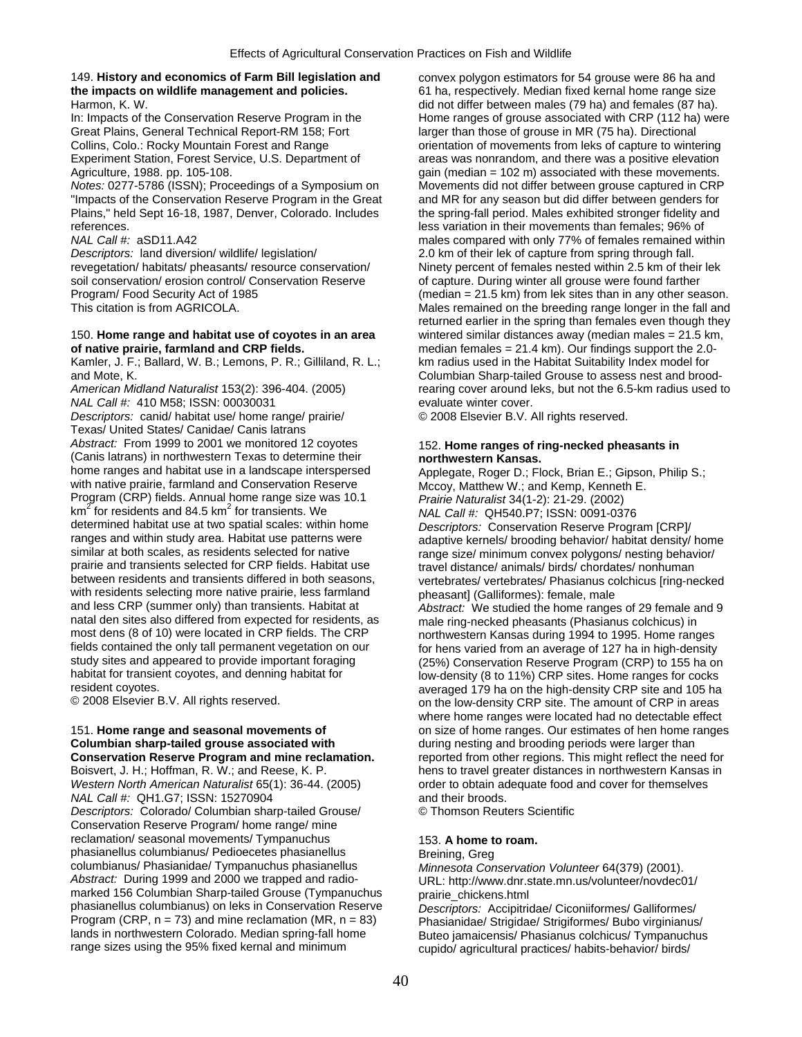149. **History and economics of Farm Bill legislation and the impacts on wildlife management and policies.**
Harmon, K. W.
In: Impacts of the Conservation Reserve Program in the Great Plains, General Technical Report-RM 158; Fort Collins, Colo.: Rocky Mountain Forest and Range Experiment Station, Forest Service, U.S. Department of Agriculture, 1988. pp. 105-108.
*Notes:* 0277-5786 (ISSN); Proceedings of a Symposium on "Impacts of the Conservation Reserve Program in the Great Plains," held Sept 16-18, 1987, Denver, Colorado. Includes references.
*NAL Call #:* aSD11.A42
*Descriptors:* land diversion/ wildlife/ legislation/ revegetation/ habitats/ pheasants/ resource conservation/ soil conservation/ erosion control/ Conservation Reserve Program/ Food Security Act of 1985
This citation is from AGRICOLA.

150. **Home range and habitat use of coyotes in an area of native prairie, farmland and CRP fields.**
Kamler, J. F.; Ballard, W. B.; Lemons, P. R.; Gilliland, R. L.; and Mote, K.
*American Midland Naturalist* 153(2): 396-404. (2005)
*NAL Call #:* 410 M58; ISSN: 00030031
*Descriptors:* canid/ habitat use/ home range/ prairie/ Texas/ United States/ Canidae/ Canis latrans
*Abstract:* From 1999 to 2001 we monitored 12 coyotes (Canis latrans) in northwestern Texas to determine their home ranges and habitat use in a landscape interspersed with native prairie, farmland and Conservation Reserve Program (CRP) fields. Annual home range size was 10.1 $km^2$ for residents and 84.5 $km^2$ for transients. We determined habitat use at two spatial scales: within home ranges and within study area. Habitat use patterns were similar at both scales, as residents selected for native prairie and transients selected for CRP fields. Habitat use between residents and transients differed in both seasons, with residents selecting more native prairie, less farmland and less CRP (summer only) than transients. Habitat at natal den sites also differed from expected for residents, as most dens (8 of 10) were located in CRP fields. The CRP fields contained the only tall permanent vegetation on our study sites and appeared to provide important foraging habitat for transient coyotes, and denning habitat for resident coyotes.
© 2008 Elsevier B.V. All rights reserved.

151. **Home range and seasonal movements of Columbian sharp-tailed grouse associated with Conservation Reserve Program and mine reclamation.**
Boisvert, J. H.; Hoffman, R. W.; and Reese, K. P.
*Western North American Naturalist* 65(1): 36-44. (2005)
*NAL Call #:* QH1.G7; ISSN: 15270904
*Descriptors:* Colorado/ Columbian sharp-tailed Grouse/ Conservation Reserve Program/ home range/ mine reclamation/ seasonal movements/ Tympanuchus phasianellus columbianus/ Pedioecetes phasianellus columbianus/ Phasianidae/ Tympanuchus phasianellus
*Abstract:* During 1999 and 2000 we trapped and radio-marked 156 Columbian Sharp-tailed Grouse (Tympanuchus phasianellus columbianus) on leks in Conservation Reserve Program (CRP, n = 73) and mine reclamation (MR, n = 83) lands in northwestern Colorado. Median spring-fall home range sizes using the 95% fixed kernal and minimum convex polygon estimators for 54 grouse were 86 ha and 61 ha, respectively. Median fixed kernal home range size did not differ between males (79 ha) and females (87 ha). Home ranges of grouse associated with CRP (112 ha) were larger than those of grouse in MR (75 ha). Directional orientation of movements from leks of capture to wintering areas was nonrandom, and there was a positive elevation gain (median = 102 m) associated with these movements. Movements did not differ between grouse captured in CRP and MR for any season but did differ between genders for the spring-fall period. Males exhibited stronger fidelity and less variation in their movements than females; 96% of males compared with only 77% of females remained within 2.0 km of their lek of capture from spring through fall. Ninety percent of females nested within 2.5 km of their lek of capture. During winter all grouse were found farther (median = 21.5 km) from lek sites than in any other season. Males remained on the breeding range longer in the fall and returned earlier in the spring than females even though they wintered similar distances away (median males = 21.5 km, median females = 21.4 km). Our findings support the 2.0-km radius used in the Habitat Suitability Index model for Columbian Sharp-tailed Grouse to assess nest and brood-rearing cover around leks, but not the 6.5-km radius used to evaluate winter cover.
© 2008 Elsevier B.V. All rights reserved.

152. **Home ranges of ring-necked pheasants in northwestern Kansas.**
Applegate, Roger D.; Flock, Brian E.; Gipson, Philip S.; Mccoy, Matthew W.; and Kemp, Kenneth E.
*Prairie Naturalist* 34(1-2): 21-29. (2002)
*NAL Call #:* QH540.P7; ISSN: 0091-0376
*Descriptors:* Conservation Reserve Program [CRP]/ adaptive kernels/ brooding behavior/ habitat density/ home range size/ minimum convex polygons/ nesting behavior/ travel distance/ vertebrates/ vertebrates/ Phasianus colchicus [ring-necked pheasant] (Galliformes): female, male
*Abstract:* We studied the home ranges of 29 female and 9 male ring-necked pheasants (Phasianus colchicus) in northwestern Kansas during 1994 to 1995. Home ranges for hens varied from an average of 127 ha in high-density (25%) Conservation Reserve Program (CRP) to 155 ha on low-density (8 to 11%) CRP sites. Home ranges for cocks averaged 179 ha on the high-density CRP site and 105 ha on the low-density CRP site. The amount of CRP in areas where home ranges were located had no detectable effect on size of home ranges. Our estimates of hen home ranges during nesting and brooding periods were larger than reported from other regions. This might reflect the need for hens to travel greater distances in northwestern Kansas in order to obtain adequate food and cover for themselves and their broods.
© Thomson Reuters Scientific

153. **A home to roam.**
Breining, Greg
*Minnesota Conservation Volunteer* 64(379) (2001).
URL: http://www.dnr.state.mn.us/volunteer/novdec01/prairie_chickens.html
*Descriptors:* Accipitridae/ Ciconiiformes/ Galliformes/ Phasianidae/ Strigidae/ Strigiformes/ Bubo virginianus/ Buteo jamaicensis/ Phasianus colchicus/ Tympanuchus cupido/ agricultural practices/ habits-behavior/ birds/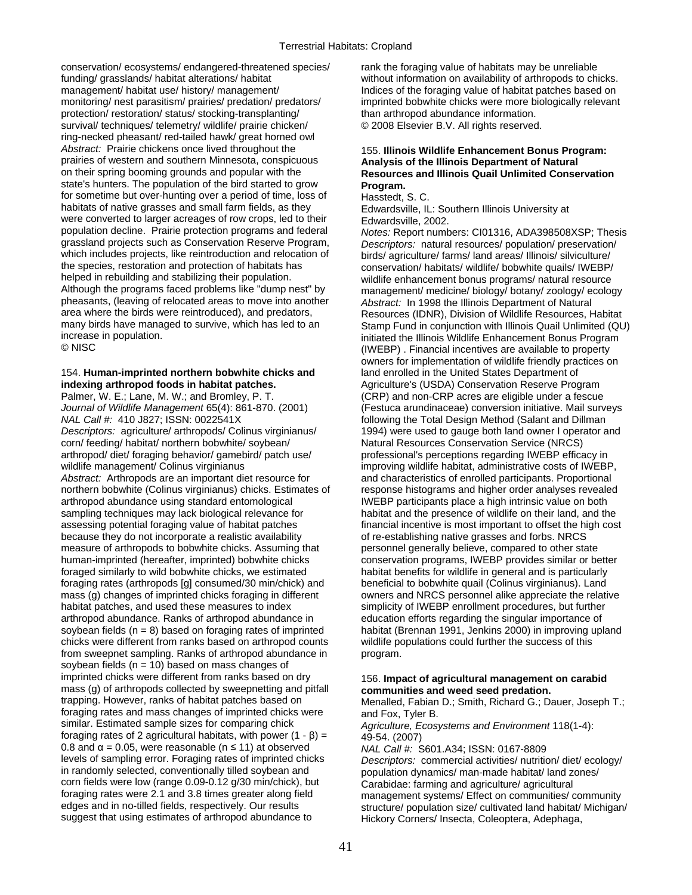conservation/ ecosystems/ endangered-threatened species/ funding/ grasslands/ habitat alterations/ habitat management/ habitat use/ history/ management/ monitoring/ nest parasitism/ prairies/ predation/ predators/ protection/ restoration/ status/ stocking-transplanting/ survival/ techniques/ telemetry/ wildlife/ prairie chicken/ ring-necked pheasant/ red-tailed hawk/ great horned owl

*Abstract:* Prairie chickens once lived throughout the prairies of western and southern Minnesota, conspicuous on their spring booming grounds and popular with the state's hunters. The population of the bird started to grow for sometime but over-hunting over a period of time, loss of habitats of native grasses and small farm fields, as they were converted to larger acreages of row crops, led to their population decline. Prairie protection programs and federal grassland projects such as Conservation Reserve Program, which includes projects, like reintroduction and relocation of the species, restoration and protection of habitats has helped in rebuilding and stabilizing their population. Although the programs faced problems like "dump nest" by pheasants, (leaving of relocated areas to move into another area where the birds were reintroduced), and predators, many birds have managed to survive, which has led to an increase in population.

© NISC

154. **Human-imprinted northern bobwhite chicks and indexing arthropod foods in habitat patches.**

Palmer, W. E.; Lane, M. W.; and Bromley, P. T.

*Journal of Wildlife Management* 65(4): 861-870. (2001)

*NAL Call #:* 410 J827; ISSN: 0022541X

*Descriptors:* agriculture/ arthropods/ Colinus virginianus/ corn/ feeding/ habitat/ northern bobwhite/ soybean/ arthropod/ diet/ foraging behavior/ gamebird/ patch use/ wildlife management/ Colinus virginianus

*Abstract:* Arthropods are an important diet resource for northern bobwhite (Colinus virginianus) chicks. Estimates of arthropod abundance using standard entomological sampling techniques may lack biological relevance for assessing potential foraging value of habitat patches because they do not incorporate a realistic availability measure of arthropods to bobwhite chicks. Assuming that human-imprinted (hereafter, imprinted) bobwhite chicks foraged similarly to wild bobwhite chicks, we estimated foraging rates (arthropods [g] consumed/30 min/chick) and mass (g) changes of imprinted chicks foraging in different habitat patches, and used these measures to index arthropod abundance. Ranks of arthropod abundance in soybean fields ($n = 8$) based on foraging rates of imprinted chicks were different from ranks based on arthropod counts from sweepnet sampling. Ranks of arthropod abundance in soybean fields ($n = 10$) based on mass changes of imprinted chicks were different from ranks based on dry mass (g) of arthropods collected by sweepnetting and pitfall trapping. However, ranks of habitat patches based on foraging rates and mass changes of imprinted chicks were similar. Estimated sample sizes for comparing chick foraging rates of 2 agricultural habitats, with power $(1 - \beta) = 0.8$ and $\alpha = 0.05$, were reasonable ($n \leq 11$) at observed levels of sampling error. Foraging rates of imprinted chicks in randomly selected, conventionally tilled soybean and corn fields were low (range 0.09-0.12 g/30 min/chick), but foraging rates were 2.1 and 3.8 times greater along field edges and in no-tilled fields, respectively. Our results suggest that using estimates of arthropod abundance to rank the foraging value of habitats may be unreliable without information on availability of arthropods to chicks. Indices of the foraging value of habitat patches based on imprinted bobwhite chicks were more biologically relevant than arthropod abundance information.

© 2008 Elsevier B.V. All rights reserved.

155. **Illinois Wildlife Enhancement Bonus Program: Analysis of the Illinois Department of Natural Resources and Illinois Quail Unlimited Conservation Program.**

Hasstedt, S. C.

Edwardsville, IL: Southern Illinois University at Edwardsville, 2002.

*Notes:* Report numbers: CI01316, ADA398508XSP; Thesis

*Descriptors:* natural resources/ population/ preservation/ birds/ agriculture/ farms/ land areas/ Illinois/ silviculture/ conservation/ habitats/ wildlife/ bobwhite quails/ IWEBP/ wildlife enhancement bonus programs/ natural resource management/ medicine/ biology/ botany/ zoology/ ecology

*Abstract:* In 1998 the Illinois Department of Natural Resources (IDNR), Division of Wildlife Resources, Habitat Stamp Fund in conjunction with Illinois Quail Unlimited (QU) initiated the Illinois Wildlife Enhancement Bonus Program (IWEBP) . Financial incentives are available to property owners for implementation of wildlife friendly practices on land enrolled in the United States Department of Agriculture's (USDA) Conservation Reserve Program (CRP) and non-CRP acres are eligible under a fescue (Festuca arundinaceae) conversion initiative. Mail surveys following the Total Design Method (Salant and Dillman 1994) were used to gauge both land owner I operator and Natural Resources Conservation Service (NRCS) professional's perceptions regarding IWEBP efficacy in improving wildlife habitat, administrative costs of IWEBP, and characteristics of enrolled participants. Proportional response histograms and higher order analyses revealed IWEBP participants place a high intrinsic value on both habitat and the presence of wildlife on their land, and the financial incentive is most important to offset the high cost of re-establishing native grasses and forbs. NRCS personnel generally believe, compared to other state conservation programs, IWEBP provides similar or better habitat benefits for wildlife in general and is particularly beneficial to bobwhite quail (Colinus virginianus). Land owners and NRCS personnel alike appreciate the relative simplicity of IWEBP enrollment procedures, but further education efforts regarding the singular importance of habitat (Brennan 1991, Jenkins 2000) in improving upland wildlife populations could further the success of this program.

156. **Impact of agricultural management on carabid communities and weed seed predation.**

Menalled, Fabian D.; Smith, Richard G.; Dauer, Joseph T.; and Fox, Tyler B.

*Agriculture, Ecosystems and Environment* 118(1-4): 49-54. (2007)

*NAL Call #:* S601.A34; ISSN: 0167-8809

*Descriptors:* commercial activities/ nutrition/ diet/ ecology/ population dynamics/ man-made habitat/ land zones/ Carabidae: farming and agriculture/ agricultural management systems/ Effect on communities/ community structure/ population size/ cultivated land habitat/ Michigan/ Hickory Corners/ Insecta, Coleoptera, Adephaga,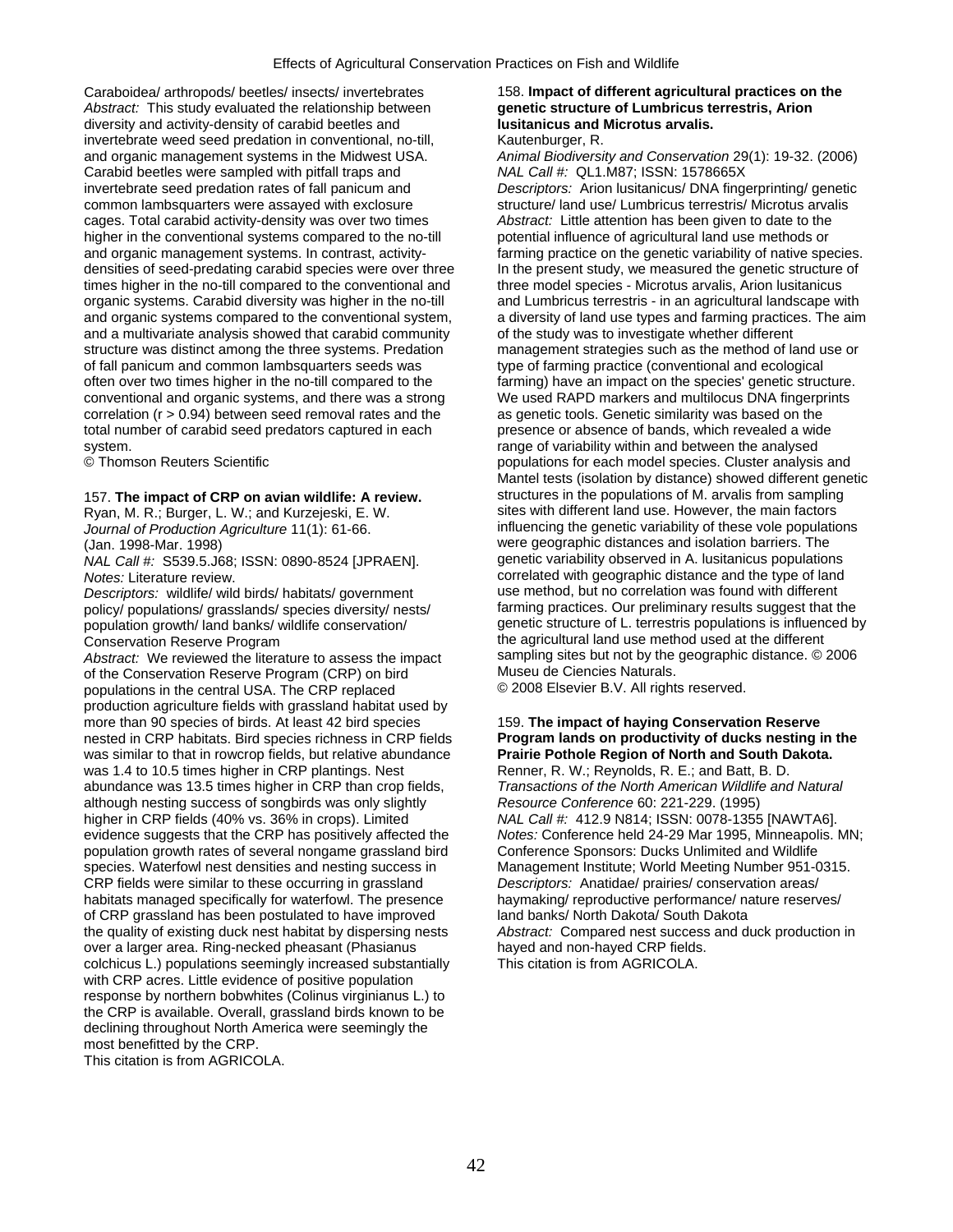Caraboidea/ arthropods/ beetles/ insects/ invertebrates
*Abstract:* This study evaluated the relationship between diversity and activity-density of carabid beetles and invertebrate weed seed predation in conventional, no-till, and organic management systems in the Midwest USA. Carabid beetles were sampled with pitfall traps and invertebrate seed predation rates of fall panicum and common lambsquarters were assayed with exclosure cages. Total carabid activity-density was over two times higher in the conventional systems compared to the no-till and organic management systems. In contrast, activity-densities of seed-predating carabid species were over three times higher in the no-till compared to the conventional and organic systems. Carabid diversity was higher in the no-till and organic systems compared to the conventional system, and a multivariate analysis showed that carabid community structure was distinct among the three systems. Predation of fall panicum and common lambsquarters seeds was often over two times higher in the no-till compared to the conventional and organic systems, and there was a strong correlation ($r > 0.94$) between seed removal rates and the total number of carabid seed predators captured in each system.
© Thomson Reuters Scientific

157. **The impact of CRP on avian wildlife: A review.**
Ryan, M. R.; Burger, L. W.; and Kurzejeski, E. W.
*Journal of Production Agriculture* 11(1): 61-66. (Jan. 1998-Mar. 1998)
*NAL Call #:* S539.5.J68; ISSN: 0890-8524 [JPRAEN].
*Notes:* Literature review.
*Descriptors:* wildlife/ wild birds/ habitats/ government policy/ populations/ grasslands/ species diversity/ nests/ population growth/ land banks/ wildlife conservation/ Conservation Reserve Program
*Abstract:* We reviewed the literature to assess the impact of the Conservation Reserve Program (CRP) on bird populations in the central USA. The CRP replaced production agriculture fields with grassland habitat used by more than 90 species of birds. At least 42 bird species nested in CRP habitats. Bird species richness in CRP fields was similar to that in rowcrop fields, but relative abundance was 1.4 to 10.5 times higher in CRP plantings. Nest abundance was 13.5 times higher in CRP than crop fields, although nesting success of songbirds was only slightly higher in CRP fields (40% vs. 36% in crops). Limited evidence suggests that the CRP has positively affected the population growth rates of several nongame grassland bird species. Waterfowl nest densities and nesting success in CRP fields were similar to these occurring in grassland habitats managed specifically for waterfowl. The presence of CRP grassland has been postulated to have improved the quality of existing duck nest habitat by dispersing nests over a larger area. Ring-necked pheasant (Phasianus colchicus L.) populations seemingly increased substantially with CRP acres. Little evidence of positive population response by northern bobwhites (Colinus virginianus L.) to the CRP is available. Overall, grassland birds known to be declining throughout North America were seemingly the most benefitted by the CRP.
This citation is from AGRICOLA.

158. **Impact of different agricultural practices on the genetic structure of Lumbricus terrestris, Arion lusitanicus and Microtus arvalis.**
Kautenburger, R.
*Animal Biodiversity and Conservation* 29(1): 19-32. (2006)
*NAL Call #:* QL1.M87; ISSN: 1578665X
*Descriptors:* Arion lusitanicus/ DNA fingerprinting/ genetic structure/ land use/ Lumbricus terrestris/ Microtus arvalis
*Abstract:* Little attention has been given to date to the potential influence of agricultural land use methods or farming practice on the genetic variability of native species. In the present study, we measured the genetic structure of three model species - Microtus arvalis, Arion lusitanicus and Lumbricus terrestris - in an agricultural landscape with a diversity of land use types and farming practices. The aim of the study was to investigate whether different management strategies such as the method of land use or type of farming practice (conventional and ecological farming) have an impact on the species' genetic structure. We used RAPD markers and multilocus DNA fingerprints as genetic tools. Genetic similarity was based on the presence or absence of bands, which revealed a wide range of variability within and between the analysed populations for each model species. Cluster analysis and Mantel tests (isolation by distance) showed different genetic structures in the populations of M. arvalis from sampling sites with different land use. However, the main factors influencing the genetic variability of these vole populations were geographic distances and isolation barriers. The genetic variability observed in A. lusitanicus populations correlated with geographic distance and the type of land use method, but no correlation was found with different farming practices. Our preliminary results suggest that the genetic structure of L. terrestris populations is influenced by the agricultural land use method used at the different sampling sites but not by the geographic distance. © 2006 Museu de Ciencies Naturals.
© 2008 Elsevier B.V. All rights reserved.

159. **The impact of haying Conservation Reserve Program lands on productivity of ducks nesting in the Prairie Pothole Region of North and South Dakota.**
Renner, R. W.; Reynolds, R. E.; and Batt, B. D.
*Transactions of the North American Wildlife and Natural Resource Conference* 60: 221-229. (1995)
*NAL Call #:* 412.9 N814; ISSN: 0078-1355 [NAWTA6].
*Notes:* Conference held 24-29 Mar 1995, Minneapolis. MN; Conference Sponsors: Ducks Unlimited and Wildlife Management Institute; World Meeting Number 951-0315.
*Descriptors:* Anatidae/ prairies/ conservation areas/ haymaking/ reproductive performance/ nature reserves/ land banks/ North Dakota/ South Dakota
*Abstract:* Compared nest success and duck production in hayed and non-hayed CRP fields.
This citation is from AGRICOLA.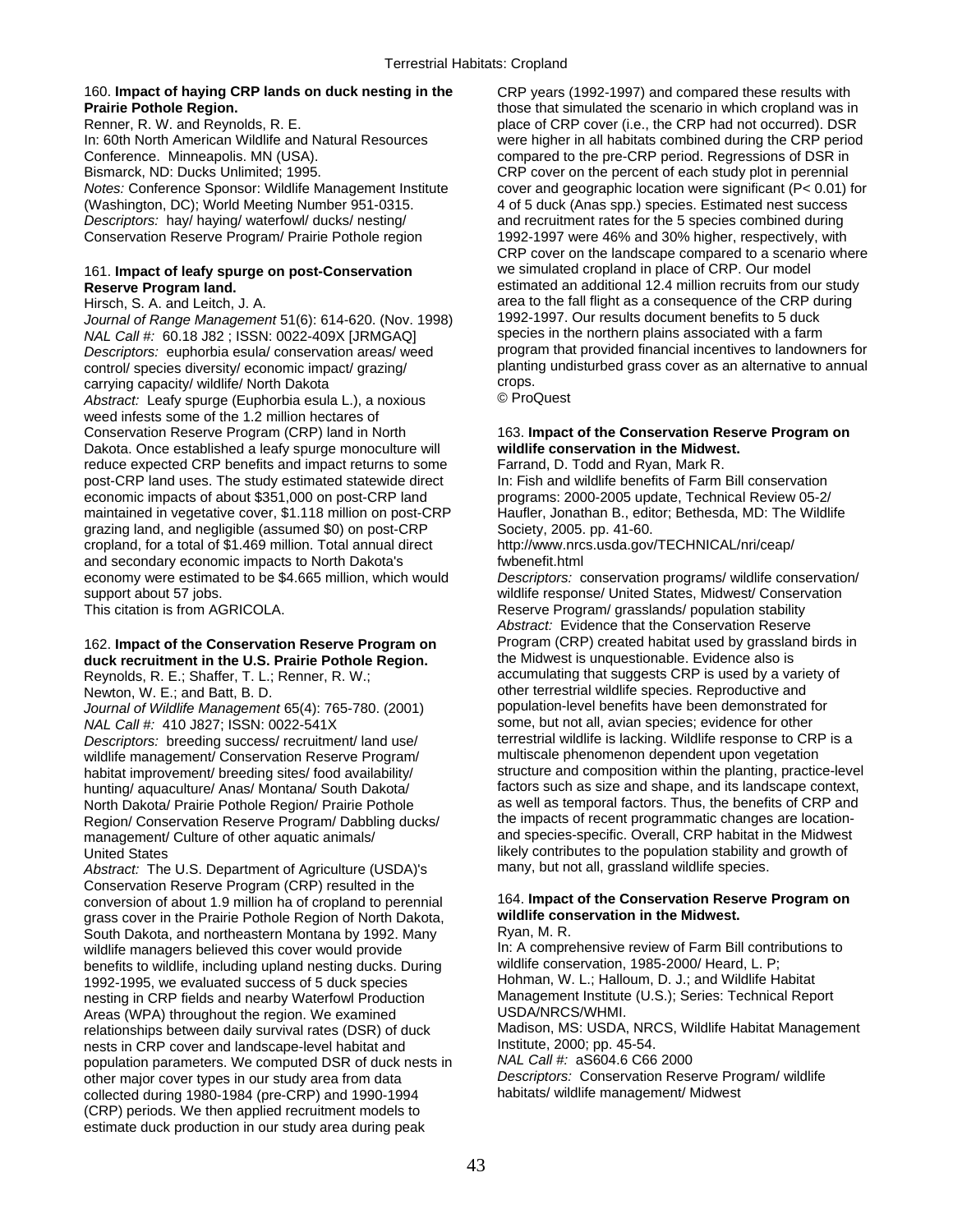160. **Impact of haying CRP lands on duck nesting in the Prairie Pothole Region.**
Renner, R. W. and Reynolds, R. E.
In: 60th North American Wildlife and Natural Resources Conference. Minneapolis. MN (USA).
Bismarck, ND: Ducks Unlimited; 1995.
*Notes:* Conference Sponsor: Wildlife Management Institute (Washington, DC); World Meeting Number 951-0315.
*Descriptors:* hay/ haying/ waterfowl/ ducks/ nesting/ Conservation Reserve Program/ Prairie Pothole region

161. **Impact of leafy spurge on post-Conservation Reserve Program land.**
Hirsch, S. A. and Leitch, J. A.
*Journal of Range Management* 51(6): 614-620. (Nov. 1998)
*NAL Call #:* 60.18 J82 ; ISSN: 0022-409X [JRMGAQ]
*Descriptors:* euphorbia esula/ conservation areas/ weed control/ species diversity/ economic impact/ grazing/ carrying capacity/ wildlife/ North Dakota
*Abstract:* Leafy spurge (Euphorbia esula L.), a noxious weed infests some of the 1.2 million hectares of Conservation Reserve Program (CRP) land in North Dakota. Once established a leafy spurge monoculture will reduce expected CRP benefits and impact returns to some post-CRP land uses. The study estimated statewide direct economic impacts of about $351,000 on post-CRP land maintained in vegetative cover, $1.118 million on post-CRP grazing land, and negligible (assumed $0) on post-CRP cropland, for a total of $1.469 million. Total annual direct and secondary economic impacts to North Dakota's economy were estimated to be $4.665 million, which would support about 57 jobs.
This citation is from AGRICOLA.

162. **Impact of the Conservation Reserve Program on duck recruitment in the U.S. Prairie Pothole Region.**
Reynolds, R. E.; Shaffer, T. L.; Renner, R. W.; Newton, W. E.; and Batt, B. D.
*Journal of Wildlife Management* 65(4): 765-780. (2001)
*NAL Call #:* 410 J827; ISSN: 0022-541X
*Descriptors:* breeding success/ recruitment/ land use/ wildlife management/ Conservation Reserve Program/ habitat improvement/ breeding sites/ food availability/ hunting/ aquaculture/ Anas/ Montana/ South Dakota/ North Dakota/ Prairie Pothole Region/ Prairie Pothole Region/ Conservation Reserve Program/ Dabbling ducks/ management/ Culture of other aquatic animals/ United States
*Abstract:* The U.S. Department of Agriculture (USDA)'s Conservation Reserve Program (CRP) resulted in the conversion of about 1.9 million ha of cropland to perennial grass cover in the Prairie Pothole Region of North Dakota, South Dakota, and northeastern Montana by 1992. Many wildlife managers believed this cover would provide benefits to wildlife, including upland nesting ducks. During 1992-1995, we evaluated success of 5 duck species nesting in CRP fields and nearby Waterfowl Production Areas (WPA) throughout the region. We examined relationships between daily survival rates (DSR) of duck nests in CRP cover and landscape-level habitat and population parameters. We computed DSR of duck nests in other major cover types in our study area from data collected during 1980-1984 (pre-CRP) and 1990-1994 (CRP) periods. We then applied recruitment models to estimate duck production in our study area during peak CRP years (1992-1997) and compared these results with those that simulated the scenario in which cropland was in place of CRP cover (i.e., the CRP had not occurred). DSR were higher in all habitats combined during the CRP period compared to the pre-CRP period. Regressions of DSR in CRP cover on the percent of each study plot in perennial cover and geographic location were significant ($P < 0.01$) for 4 of 5 duck (Anas spp.) species. Estimated nest success and recruitment rates for the 5 species combined during 1992-1997 were 46% and 30% higher, respectively, with CRP cover on the landscape compared to a scenario where we simulated cropland in place of CRP. Our model estimated an additional 12.4 million recruits from our study area to the fall flight as a consequence of the CRP during 1992-1997. Our results document benefits to 5 duck species in the northern plains associated with a farm program that provided financial incentives to landowners for planting undisturbed grass cover as an alternative to annual crops.
© ProQuest

163. **Impact of the Conservation Reserve Program on wildlife conservation in the Midwest.**
Farrand, D. Todd and Ryan, Mark R.
In: Fish and wildlife benefits of Farm Bill conservation programs: 2000-2005 update, Technical Review 05-2/ Haufler, Jonathan B., editor; Bethesda, MD: The Wildlife Society, 2005. pp. 41-60.
http://www.nrcs.usda.gov/TECHNICAL/nri/ceap/fwbenefit.html
*Descriptors:* conservation programs/ wildlife conservation/ wildlife response/ United States, Midwest/ Conservation Reserve Program/ grasslands/ population stability
*Abstract:* Evidence that the Conservation Reserve Program (CRP) created habitat used by grassland birds in the Midwest is unquestionable. Evidence also is accumulating that suggests CRP is used by a variety of other terrestrial wildlife species. Reproductive and population-level benefits have been demonstrated for some, but not all, avian species; evidence for other terrestrial wildlife is lacking. Wildlife response to CRP is a multiscale phenomenon dependent upon vegetation structure and composition within the planting, practice-level factors such as size and shape, and its landscape context, as well as temporal factors. Thus, the benefits of CRP and the impacts of recent programmatic changes are location- and species-specific. Overall, CRP habitat in the Midwest likely contributes to the population stability and growth of many, but not all, grassland wildlife species.

164. **Impact of the Conservation Reserve Program on wildlife conservation in the Midwest.**
Ryan, M. R.
In: A comprehensive review of Farm Bill contributions to wildlife conservation, 1985-2000/ Heard, L. P; Hohman, W. L.; Halloum, D. J.; and Wildlife Habitat Management Institute (U.S.); Series: Technical Report USDA/NRCS/WHMI.
Madison, MS: USDA, NRCS, Wildlife Habitat Management Institute, 2000; pp. 45-54.
*NAL Call #:* aS604.6 C66 2000
*Descriptors:* Conservation Reserve Program/ wildlife habitats/ wildlife management/ Midwest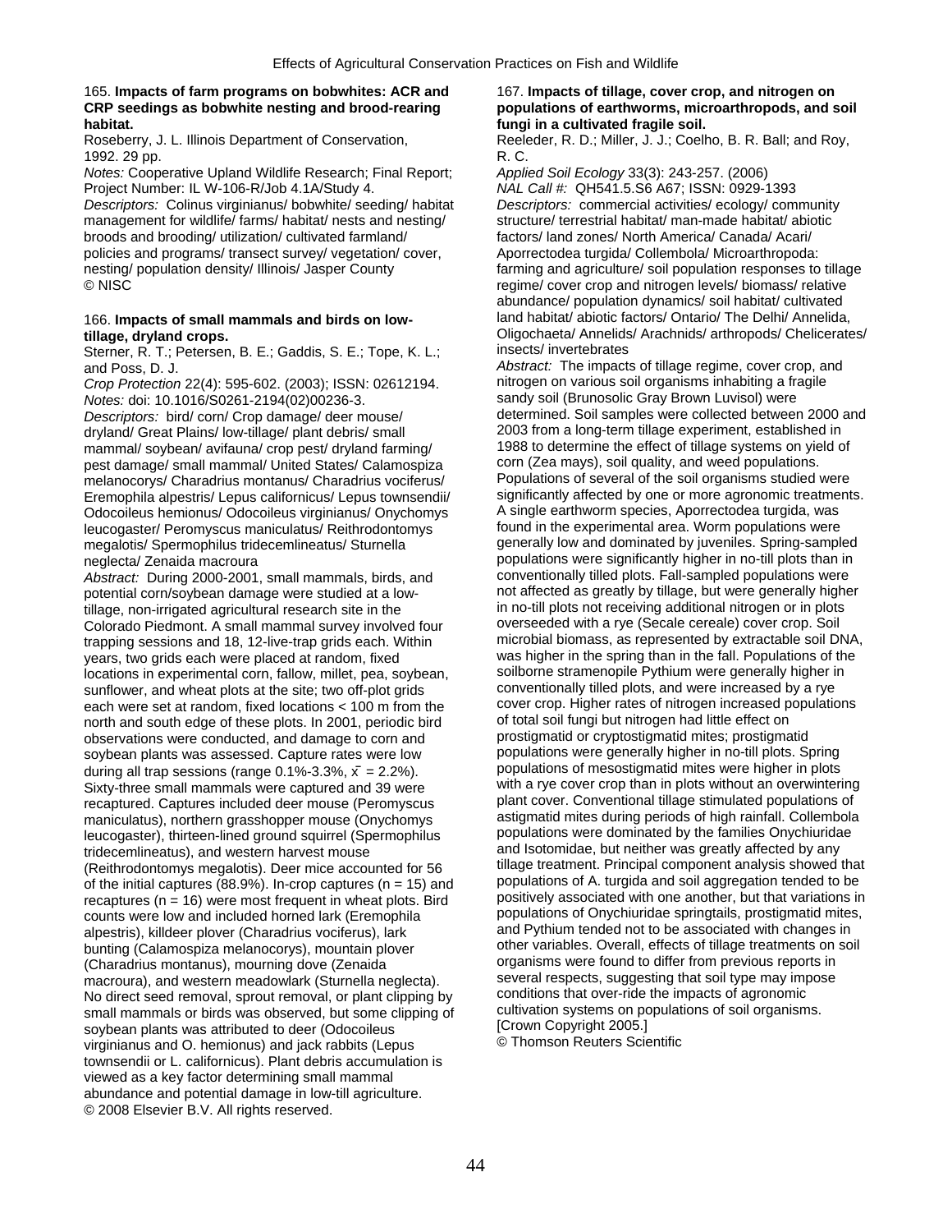165. **Impacts of farm programs on bobwhites: ACR and CRP seedings as bobwhite nesting and brood-rearing habitat.**

Roseberry, J. L. Illinois Department of Conservation, 1992. 29 pp.

*Notes:* Cooperative Upland Wildlife Research; Final Report; Project Number: IL W-106-R/Job 4.1A/Study 4.

*Descriptors:* Colinus virginianus/ bobwhite/ seeding/ habitat management for wildlife/ farms/ habitat/ nests and nesting/ broods and brooding/ utilization/ cultivated farmland/ policies and programs/ transect survey/ vegetation/ cover, nesting/ population density/ Illinois/ Jasper County

© NISC

166. **Impacts of small mammals and birds on low-tillage, dryland crops.**

Sterner, R. T.; Petersen, B. E.; Gaddis, S. E.; Tope, K. L.; and Poss, D. J.

*Crop Protection* 22(4): 595-602. (2003); ISSN: 02612194.

*Notes:* doi: 10.1016/S0261-2194(02)00236-3.

*Descriptors:* bird/ corn/ Crop damage/ deer mouse/ dryland/ Great Plains/ low-tillage/ plant debris/ small mammal/ soybean/ avifauna/ crop pest/ dryland farming/ pest damage/ small mammal/ United States/ Calamospiza melanocorys/ Charadrius montanus/ Charadrius vociferus/ Eremophila alpestris/ Lepus californicus/ Lepus townsendii/ Odocoileus hemionus/ Odocoileus virginianus/ Onychomys leucogaster/ Peromyscus maniculatus/ Reithrodontomys megalotis/ Spermophilus tridecemlineatus/ Sturnella neglecta/ Zenaida macroura

*Abstract:* During 2000-2001, small mammals, birds, and potential corn/soybean damage were studied at a low-tillage, non-irrigated agricultural research site in the Colorado Piedmont. A small mammal survey involved four trapping sessions and 18, 12-live-trap grids each. Within years, two grids each were placed at random, fixed locations in experimental corn, fallow, millet, pea, soybean, sunflower, and wheat plots at the site; two off-plot grids each were set at random, fixed locations < 100 m from the north and south edge of these plots. In 2001, periodic bird observations were conducted, and damage to corn and soybean plants was assessed. Capture rates were low during all trap sessions (range 0.1%-3.3%, $\bar{x}$ = 2.2%). Sixty-three small mammals were captured and 39 were recaptured. Captures included deer mouse (Peromyscus maniculatus), northern grasshopper mouse (Onychomys leucogaster), thirteen-lined ground squirrel (Spermophilus tridecemlineatus), and western harvest mouse (Reithrodontomys megalotis). Deer mice accounted for 56 of the initial captures (88.9%). In-crop captures (n = 15) and recaptures (n = 16) were most frequent in wheat plots. Bird counts were low and included horned lark (Eremophila alpestris), killdeer plover (Charadrius vociferus), lark bunting (Calamospiza melanocorys), mountain plover (Charadrius montanus), mourning dove (Zenaida macroura), and western meadowlark (Sturnella neglecta). No direct seed removal, sprout removal, or plant clipping by small mammals or birds was observed, but some clipping of soybean plants was attributed to deer (Odocoileus virginianus and O. hemionus) and jack rabbits (Lepus townsendii or L. californicus). Plant debris accumulation is viewed as a key factor determining small mammal abundance and potential damage in low-till agriculture.

© 2008 Elsevier B.V. All rights reserved.

167. **Impacts of tillage, cover crop, and nitrogen on populations of earthworms, microarthropods, and soil fungi in a cultivated fragile soil.**

Reeleder, R. D.; Miller, J. J.; Coelho, B. R. Ball; and Roy, R. C.

*Applied Soil Ecology* 33(3): 243-257. (2006)

*NAL Call #:* QH541.5.S6 A67; ISSN: 0929-1393

*Descriptors:* commercial activities/ ecology/ community structure/ terrestrial habitat/ man-made habitat/ abiotic factors/ land zones/ North America/ Canada/ Acari/ Aporrectodea turgida/ Collembola/ Microarthropoda: farming and agriculture/ soil population responses to tillage regime/ cover crop and nitrogen levels/ biomass/ relative abundance/ population dynamics/ soil habitat/ cultivated land habitat/ abiotic factors/ Ontario/ The Delhi/ Annelida, Oligochaeta/ Annelids/ Arachnids/ arthropods/ Chelicerates/ insects/ invertebrates

*Abstract:* The impacts of tillage regime, cover crop, and nitrogen on various soil organisms inhabiting a fragile sandy soil (Brunosolic Gray Brown Luvisol) were determined. Soil samples were collected between 2000 and 2003 from a long-term tillage experiment, established in 1988 to determine the effect of tillage systems on yield of corn (Zea mays), soil quality, and weed populations. Populations of several of the soil organisms studied were significantly affected by one or more agronomic treatments. A single earthworm species, Aporrectodea turgida, was found in the experimental area. Worm populations were generally low and dominated by juveniles. Spring-sampled populations were significantly higher in no-till plots than in conventionally tilled plots. Fall-sampled populations were not affected as greatly by tillage, but were generally higher in no-till plots not receiving additional nitrogen or in plots overseeded with a rye (Secale cereale) cover crop. Soil microbial biomass, as represented by extractable soil DNA, was higher in the spring than in the fall. Populations of the soilborne stramenopile Pythium were generally higher in conventionally tilled plots, and were increased by a rye cover crop. Higher rates of nitrogen increased populations of total soil fungi but nitrogen had little effect on prostigmatid or cryptostigmatid mites; prostigmatid populations were generally higher in no-till plots. Spring populations of mesostigmatid mites were higher in plots with a rye cover crop than in plots without an overwintering plant cover. Conventional tillage stimulated populations of astigmatid mites during periods of high rainfall. Collembola populations were dominated by the families Onychiuridae and Isotomidae, but neither was greatly affected by any tillage treatment. Principal component analysis showed that populations of A. turgida and soil aggregation tended to be positively associated with one another, but that variations in populations of Onychiuridae springtails, prostigmatid mites, and Pythium tended not to be associated with changes in other variables. Overall, effects of tillage treatments on soil organisms were found to differ from previous reports in several respects, suggesting that soil type may impose conditions that over-ride the impacts of agronomic cultivation systems on populations of soil organisms. [Crown Copyright 2005.]

© Thomson Reuters Scientific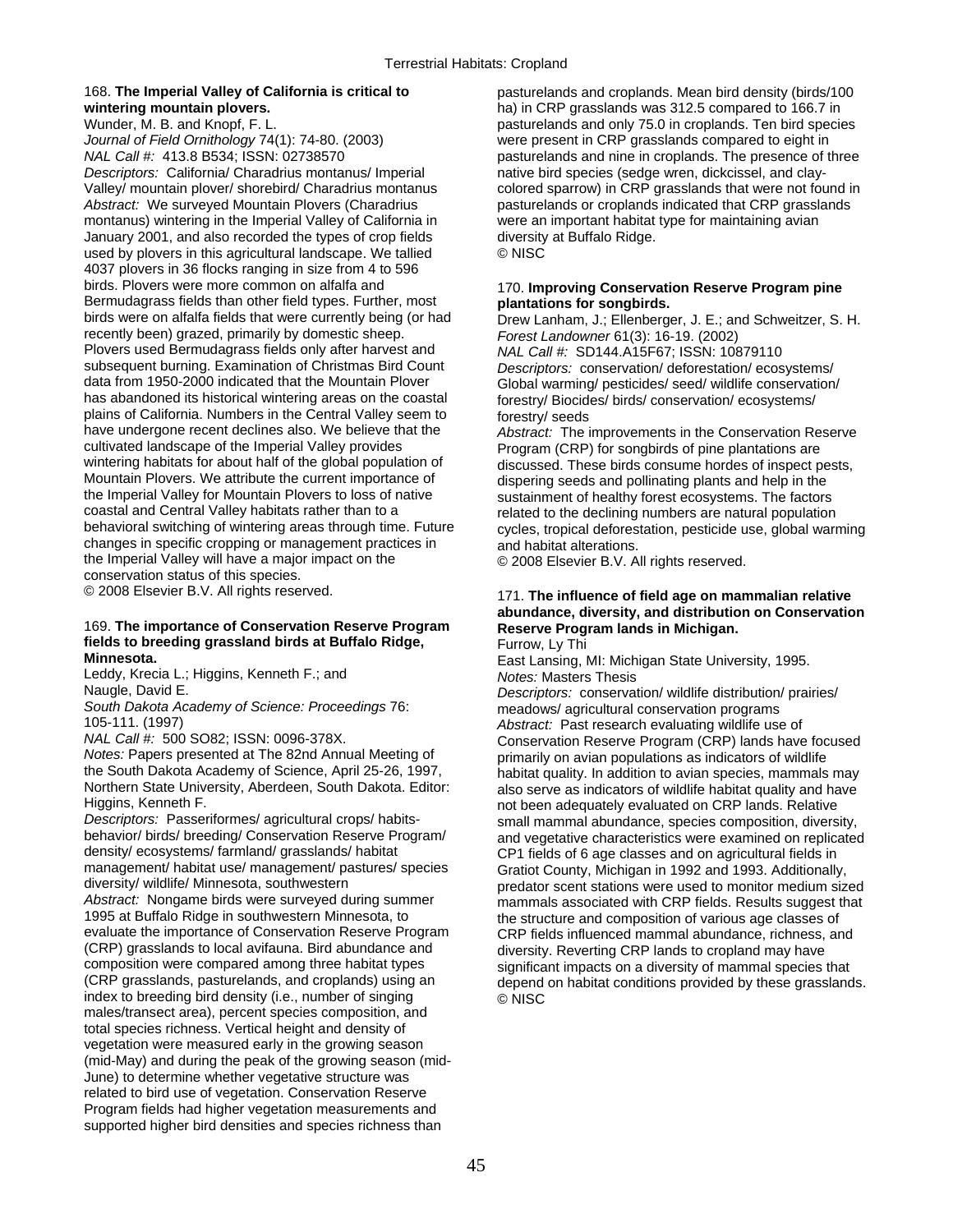**168. The Imperial Valley of California is critical to wintering mountain plovers.**
Wunder, M. B. and Knopf, F. L.
*Journal of Field Ornithology* 74(1): 74-80. (2003)
*NAL Call #:* 413.8 B534; ISSN: 02738570
*Descriptors:* California/ Charadrius montanus/ Imperial Valley/ mountain plover/ shorebird/ Charadrius montanus
*Abstract:* We surveyed Mountain Plovers (Charadrius montanus) wintering in the Imperial Valley of California in January 2001, and also recorded the types of crop fields used by plovers in this agricultural landscape. We tallied 4037 plovers in 36 flocks ranging in size from 4 to 596 birds. Plovers were more common on alfalfa and Bermudagrass fields than other field types. Further, most birds were on alfalfa fields that were currently being (or had recently been) grazed, primarily by domestic sheep. Plovers used Bermudagrass fields only after harvest and subsequent burning. Examination of Christmas Bird Count data from 1950-2000 indicated that the Mountain Plover has abandoned its historical wintering areas on the coastal plains of California. Numbers in the Central Valley seem to have undergone recent declines also. We believe that the cultivated landscape of the Imperial Valley provides wintering habitats for about half of the global population of Mountain Plovers. We attribute the current importance of the Imperial Valley for Mountain Plovers to loss of native coastal and Central Valley habitats rather than to a behavioral switching of wintering areas through time. Future changes in specific cropping or management practices in the Imperial Valley will have a major impact on the conservation status of this species.
© 2008 Elsevier B.V. All rights reserved.

**169. The importance of Conservation Reserve Program fields to breeding grassland birds at Buffalo Ridge, Minnesota.**
Leddy, Krecia L.; Higgins, Kenneth F.; and Naugle, David E.
*South Dakota Academy of Science: Proceedings* 76: 105-111. (1997)
*NAL Call #:* 500 SO82; ISSN: 0096-378X.
*Notes:* Papers presented at The 82nd Annual Meeting of the South Dakota Academy of Science, April 25-26, 1997, Northern State University, Aberdeen, South Dakota. Editor: Higgins, Kenneth F.
*Descriptors:* Passeriformes/ agricultural crops/ habits-behavior/ birds/ breeding/ Conservation Reserve Program/ density/ ecosystems/ farmland/ grasslands/ habitat management/ habitat use/ management/ pastures/ species diversity/ wildlife/ Minnesota, southwestern
*Abstract:* Nongame birds were surveyed during summer 1995 at Buffalo Ridge in southwestern Minnesota, to evaluate the importance of Conservation Reserve Program (CRP) grasslands to local avifauna. Bird abundance and composition were compared among three habitat types (CRP grasslands, pasturelands, and croplands) using an index to breeding bird density (i.e., number of singing males/transect area), percent species composition, and total species richness. Vertical height and density of vegetation were measured early in the growing season (mid-May) and during the peak of the growing season (mid-June) to determine whether vegetative structure was related to bird use of vegetation. Conservation Reserve Program fields had higher vegetation measurements and supported higher bird densities and species richness than pasturelands and croplands. Mean bird density (birds/100 ha) in CRP grasslands was 312.5 compared to 166.7 in pasturelands and only 75.0 in croplands. Ten bird species were present in CRP grasslands compared to eight in pasturelands and nine in croplands. The presence of three native bird species (sedge wren, dickcissel, and clay-colored sparrow) in CRP grasslands that were not found in pasturelands or croplands indicated that CRP grasslands were an important habitat type for maintaining avian diversity at Buffalo Ridge.
© NISC

**170. Improving Conservation Reserve Program pine plantations for songbirds.**
Drew Lanham, J.; Ellenberger, J. E.; and Schweitzer, S. H.
*Forest Landowner* 61(3): 16-19. (2002)
*NAL Call #:* SD144.A15F67; ISSN: 10879110
*Descriptors:* conservation/ deforestation/ ecosystems/ Global warming/ pesticides/ seed/ wildlife conservation/ forestry/ Biocides/ birds/ conservation/ ecosystems/ forestry/ seeds
*Abstract:* The improvements in the Conservation Reserve Program (CRP) for songbirds of pine plantations are discussed. These birds consume hordes of inspect pests, dispering seeds and pollinating plants and help in the sustainment of healthy forest ecosystems. The factors related to the declining numbers are natural population cycles, tropical deforestation, pesticide use, global warming and habitat alterations.
© 2008 Elsevier B.V. All rights reserved.

**171. The influence of field age on mammalian relative abundance, diversity, and distribution on Conservation Reserve Program lands in Michigan.**
Furrow, Ly Thi
East Lansing, MI: Michigan State University, 1995.
*Notes:* Masters Thesis
*Descriptors:* conservation/ wildlife distribution/ prairies/ meadows/ agricultural conservation programs
*Abstract:* Past research evaluating wildlife use of Conservation Reserve Program (CRP) lands have focused primarily on avian populations as indicators of wildlife habitat quality. In addition to avian species, mammals may also serve as indicators of wildlife habitat quality and have not been adequately evaluated on CRP lands. Relative small mammal abundance, species composition, diversity, and vegetative characteristics were examined on replicated CP1 fields of 6 age classes and on agricultural fields in Gratiot County, Michigan in 1992 and 1993. Additionally, predator scent stations were used to monitor medium sized mammals associated with CRP fields. Results suggest that the structure and composition of various age classes of CRP fields influenced mammal abundance, richness, and diversity. Reverting CRP lands to cropland may have significant impacts on a diversity of mammal species that depend on habitat conditions provided by these grasslands.
© NISC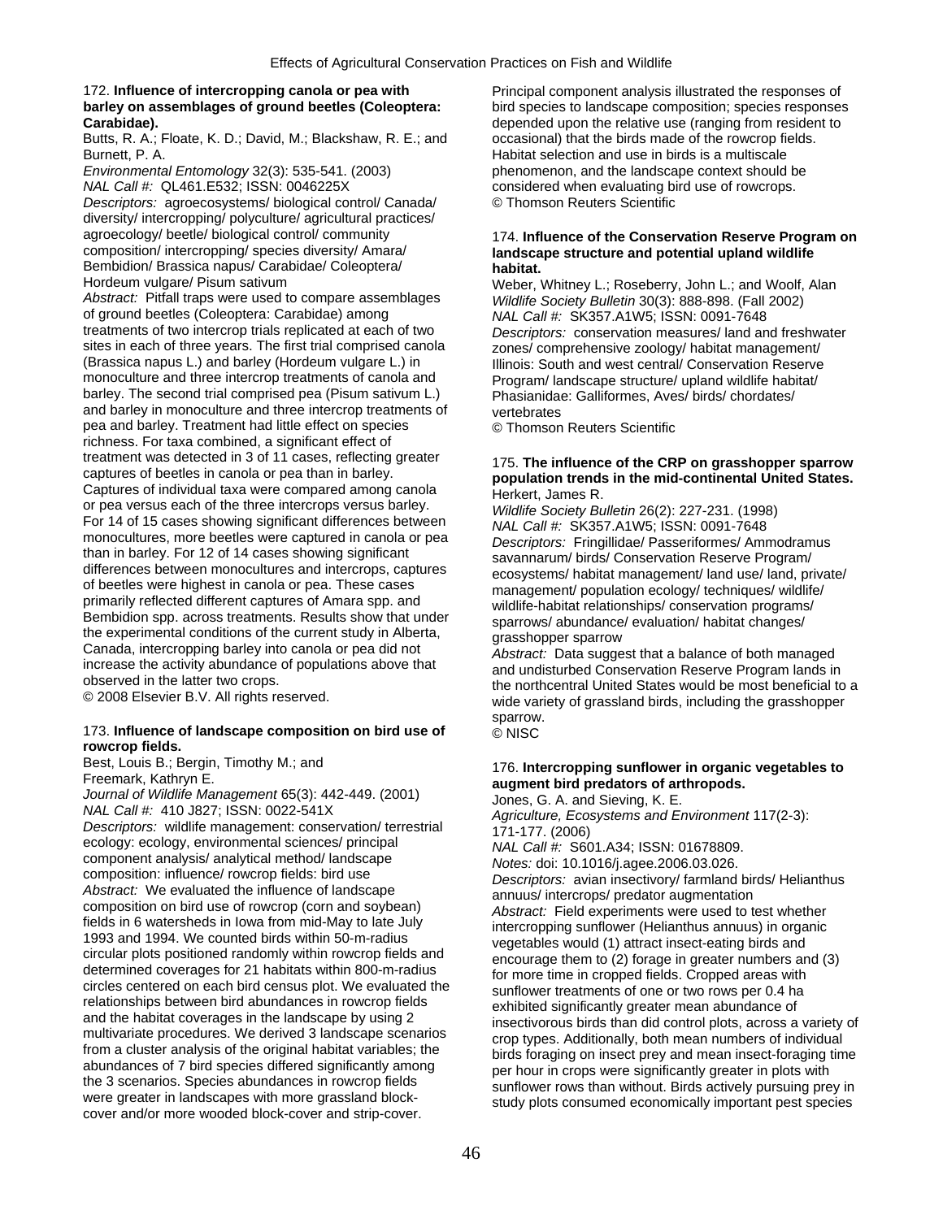172. **Influence of intercropping canola or pea with barley on assemblages of ground beetles (Coleoptera: Carabidae).**

Butts, R. A.; Floate, K. D.; David, M.; Blackshaw, R. E.; and Burnett, P. A.

*Environmental Entomology* 32(3): 535-541. (2003)

*NAL Call #:* QL461.E532; ISSN: 0046225X

*Descriptors:* agroecosystems/ biological control/ Canada/ diversity/ intercropping/ polyculture/ agricultural practices/ agroecology/ beetle/ biological control/ community composition/ intercropping/ species diversity/ Amara/ Bembidion/ Brassica napus/ Carabidae/ Coleoptera/ Hordeum vulgare/ Pisum sativum

*Abstract:* Pitfall traps were used to compare assemblages of ground beetles (Coleoptera: Carabidae) among treatments of two intercrop trials replicated at each of two sites in each of three years. The first trial comprised canola (Brassica napus L.) and barley (Hordeum vulgare L.) in monoculture and three intercrop treatments of canola and barley. The second trial comprised pea (Pisum sativum L.) and barley in monoculture and three intercrop treatments of pea and barley. Treatment had little effect on species richness. For taxa combined, a significant effect of treatment was detected in 3 of 11 cases, reflecting greater captures of beetles in canola or pea than in barley. Captures of individual taxa were compared among canola or pea versus each of the three intercrops versus barley. For 14 of 15 cases showing significant differences between monocultures, more beetles were captured in canola or pea than in barley. For 12 of 14 cases showing significant differences between monocultures and intercrops, captures of beetles were highest in canola or pea. These cases primarily reflected different captures of Amara spp. and Bembidion spp. across treatments. Results show that under the experimental conditions of the current study in Alberta, Canada, intercropping barley into canola or pea did not increase the activity abundance of populations above that observed in the latter two crops.

© 2008 Elsevier B.V. All rights reserved.

173. **Influence of landscape composition on bird use of rowcrop fields.**

Best, Louis B.; Bergin, Timothy M.; and Freemark, Kathryn E.

*Journal of Wildlife Management* 65(3): 442-449. (2001)

*NAL Call #:* 410 J827; ISSN: 0022-541X

*Descriptors:* wildlife management: conservation/ terrestrial ecology: ecology, environmental sciences/ principal component analysis/ analytical method/ landscape composition: influence/ rowcrop fields: bird use

*Abstract:* We evaluated the influence of landscape composition on bird use of rowcrop (corn and soybean) fields in 6 watersheds in Iowa from mid-May to late July 1993 and 1994. We counted birds within 50-m-radius circular plots positioned randomly within rowcrop fields and determined coverages for 21 habitats within 800-m-radius circles centered on each bird census plot. We evaluated the relationships between bird abundances in rowcrop fields and the habitat coverages in the landscape by using 2 multivariate procedures. We derived 3 landscape scenarios from a cluster analysis of the original habitat variables; the abundances of 7 bird species differed significantly among the 3 scenarios. Species abundances in rowcrop fields were greater in landscapes with more grassland block-cover and/or more wooded block-cover and strip-cover. Principal component analysis illustrated the responses of bird species to landscape composition; species responses depended upon the relative use (ranging from resident to occasional) that the birds made of the rowcrop fields. Habitat selection and use in birds is a multiscale phenomenon, and the landscape context should be considered when evaluating bird use of rowcrops.

© Thomson Reuters Scientific

174. **Influence of the Conservation Reserve Program on landscape structure and potential upland wildlife habitat.**

Weber, Whitney L.; Roseberry, John L.; and Woolf, Alan

*Wildlife Society Bulletin* 30(3): 888-898. (Fall 2002)

*NAL Call #:* SK357.A1W5; ISSN: 0091-7648

*Descriptors:* conservation measures/ land and freshwater zones/ comprehensive zoology/ habitat management/ Illinois: South and west central/ Conservation Reserve Program/ landscape structure/ upland wildlife habitat/ Phasianidae: Galliformes, Aves/ birds/ chordates/ vertebrates

© Thomson Reuters Scientific

175. **The influence of the CRP on grasshopper sparrow population trends in the mid-continental United States.**

Herkert, James R.

*Wildlife Society Bulletin* 26(2): 227-231. (1998)

*NAL Call #:* SK357.A1W5; ISSN: 0091-7648

*Descriptors:* Fringillidae/ Passeriformes/ Ammodramus savannarum/ birds/ Conservation Reserve Program/ ecosystems/ habitat management/ land use/ land, private/ management/ population ecology/ techniques/ wildlife/ wildlife-habitat relationships/ conservation programs/ sparrows/ abundance/ evaluation/ habitat changes/ grasshopper sparrow

*Abstract:* Data suggest that a balance of both managed and undisturbed Conservation Reserve Program lands in the northcentral United States would be most beneficial to a wide variety of grassland birds, including the grasshopper sparrow.

© NISC

176. **Intercropping sunflower in organic vegetables to augment bird predators of arthropods.**

Jones, G. A. and Sieving, K. E.

*Agriculture, Ecosystems and Environment* 117(2-3): 171-177. (2006)

*NAL Call #:* S601.A34; ISSN: 01678809.

*Notes:* doi: 10.1016/j.agee.2006.03.026.

*Descriptors:* avian insectivory/ farmland birds/ Helianthus annuus/ intercrops/ predator augmentation

*Abstract:* Field experiments were used to test whether intercropping sunflower (Helianthus annuus) in organic vegetables would (1) attract insect-eating birds and encourage them to (2) forage in greater numbers and (3) for more time in cropped fields. Cropped areas with sunflower treatments of one or two rows per 0.4 ha exhibited significantly greater mean abundance of insectivorous birds than did control plots, across a variety of crop types. Additionally, both mean numbers of individual birds foraging on insect prey and mean insect-foraging time per hour in crops were significantly greater in plots with sunflower rows than without. Birds actively pursuing prey in study plots consumed economically important pest species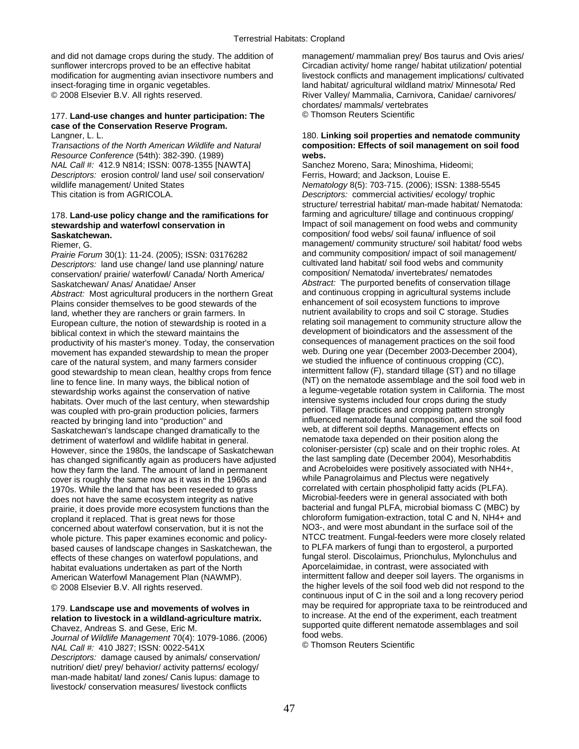and did not damage crops during the study. The addition of sunflower intercrops proved to be an effective habitat modification for augmenting avian insectivore numbers and insect-foraging time in organic vegetables.
© 2008 Elsevier B.V. All rights reserved.

177. **Land-use changes and hunter participation: The case of the Conservation Reserve Program.**
Langner, L. L.
*Transactions of the North American Wildlife and Natural Resource Conference* (54th): 382-390. (1989)
*NAL Call #:* 412.9 N814; ISSN: 0078-1355 [NAWTA]
*Descriptors:* erosion control/ land use/ soil conservation/ wildlife management/ United States
This citation is from AGRICOLA.

178. **Land-use policy change and the ramifications for stewardship and waterfowl conservation in Saskatchewan.**
Riemer, G.
*Prairie Forum* 30(1): 11-24. (2005); ISSN: 03176282
*Descriptors:* land use change/ land use planning/ nature conservation/ prairie/ waterfowl/ Canada/ North America/ Saskatchewan/ Anas/ Anatidae/ Anser
*Abstract:* Most agricultural producers in the northern Great Plains consider themselves to be good stewards of the land, whether they are ranchers or grain farmers. In European culture, the notion of stewardship is rooted in a biblical context in which the steward maintains the productivity of his master's money. Today, the conservation movement has expanded stewardship to mean the proper care of the natural system, and many farmers consider good stewardship to mean clean, healthy crops from fence line to fence line. In many ways, the biblical notion of stewardship works against the conservation of native habitats. Over much of the last century, when stewardship was coupled with pro-grain production policies, farmers reacted by bringing land into "production" and Saskatchewan's landscape changed dramatically to the detriment of waterfowl and wildlife habitat in general. However, since the 1980s, the landscape of Saskatchewan has changed significantly again as producers have adjusted how they farm the land. The amount of land in permanent cover is roughly the same now as it was in the 1960s and 1970s. While the land that has been reseeded to grass does not have the same ecosystem integrity as native prairie, it does provide more ecosystem functions than the cropland it replaced. That is great news for those concerned about waterfowl conservation, but it is not the whole picture. This paper examines economic and policy-based causes of landscape changes in Saskatchewan, the effects of these changes on waterfowl populations, and habitat evaluations undertaken as part of the North American Waterfowl Management Plan (NAWMP).
© 2008 Elsevier B.V. All rights reserved.

179. **Landscape use and movements of wolves in relation to livestock in a wildland-agriculture matrix.**
Chavez, Andreas S. and Gese, Eric M.
*Journal of Wildlife Management* 70(4): 1079-1086. (2006)
*NAL Call #:* 410 J827; ISSN: 0022-541X
*Descriptors:* damage caused by animals/ conservation/ nutrition/ diet/ prey/ behavior/ activity patterns/ ecology/ man-made habitat/ land zones/ Canis lupus: damage to livestock/ conservation measures/ livestock conflicts management/ mammalian prey/ Bos taurus and Ovis aries/ Circadian activity/ home range/ habitat utilization/ potential livestock conflicts and management implications/ cultivated land habitat/ agricultural wildland matrix/ Minnesota/ Red River Valley/ Mammalia, Carnivora, Canidae/ carnivores/ chordates/ mammals/ vertebrates
© Thomson Reuters Scientific

180. **Linking soil properties and nematode community composition: Effects of soil management on soil food webs.**
Sanchez Moreno, Sara; Minoshima, Hideomi; Ferris, Howard; and Jackson, Louise E.
*Nematology* 8(5): 703-715. (2006); ISSN: 1388-5545
*Descriptors:* commercial activities/ ecology/ trophic structure/ terrestrial habitat/ man-made habitat/ Nematoda: farming and agriculture/ tillage and continuous cropping/ Impact of soil management on food webs and community composition/ food webs/ soil fauna/ influence of soil management/ community structure/ soil habitat/ food webs and community composition/ impact of soil management/ cultivated land habitat/ soil food webs and community composition/ Nematoda/ invertebrates/ nematodes
*Abstract:* The purported benefits of conservation tillage and continuous cropping in agricultural systems include enhancement of soil ecosystem functions to improve nutrient availability to crops and soil C storage. Studies relating soil management to community structure allow the development of bioindicators and the assessment of the consequences of management practices on the soil food web. During one year (December 2003-December 2004), we studied the influence of continuous cropping (CC), intermittent fallow (F), standard tillage (ST) and no tillage (NT) on the nematode assemblage and the soil food web in a legume-vegetable rotation system in California. The most intensive systems included four crops during the study period. Tillage practices and cropping pattern strongly influenced nematode faunal composition, and the soil food web, at different soil depths. Management effects on nematode taxa depended on their position along the coloniser-persister (cp) scale and on their trophic roles. At the last sampling date (December 2004), Mesorhabditis and Acrobeloides were positively associated with $NH_4^+$, while Panagrolaimus and Plectus were negatively correlated with certain phospholipid fatty acids (PLFA). Microbial-feeders were in general associated with both bacterial and fungal PLFA, microbial biomass C (MBC) by chloroform fumigation-extraction, total C and N, $NH_4^+$ and $NO_3^-$, and were most abundant in the surface soil of the NTCC treatment. Fungal-feeders were more closely related to PLFA markers of fungi than to ergosterol, a purported fungal sterol. Discolaimus, Prionchulus, Mylonchulus and Aporcelaimidae, in contrast, were associated with intermittent fallow and deeper soil layers. The organisms in the higher levels of the soil food web did not respond to the continuous input of C in the soil and a long recovery period may be required for appropriate taxa to be reintroduced and to increase. At the end of the experiment, each treatment supported quite different nematode assemblages and soil food webs.
© Thomson Reuters Scientific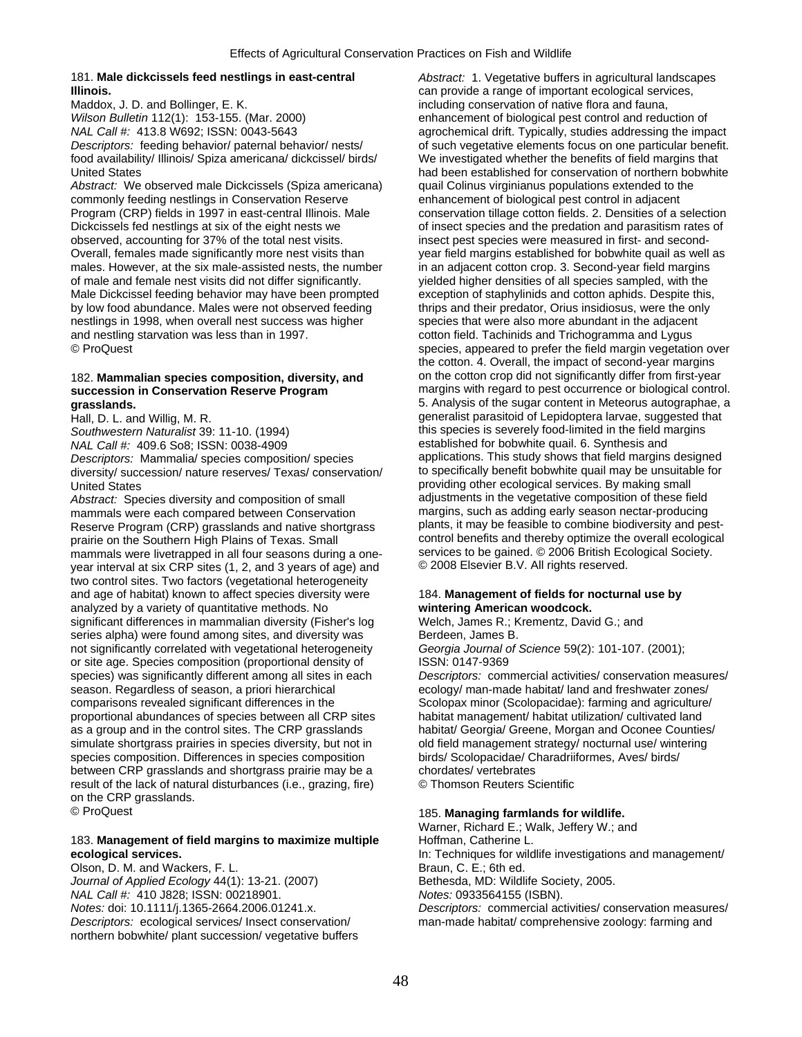181. **Male dickcissels feed nestlings in east-central Illinois.**

Maddox, J. D. and Bollinger, E. K.

*Wilson Bulletin* 112(1): 153-155. (Mar. 2000)

*NAL Call #:* 413.8 W692; ISSN: 0043-5643

*Descriptors:* feeding behavior/ paternal behavior/ nests/ food availability/ Illinois/ Spiza americana/ dickcissel/ birds/ United States

*Abstract:* We observed male Dickcissels (Spiza americana) commonly feeding nestlings in Conservation Reserve Program (CRP) fields in 1997 in east-central Illinois. Male Dickcissels fed nestlings at six of the eight nests we observed, accounting for 37% of the total nest visits. Overall, females made significantly more nest visits than males. However, at the six male-assisted nests, the number of male and female nest visits did not differ significantly. Male Dickcissel feeding behavior may have been prompted by low food abundance. Males were not observed feeding nestlings in 1998, when overall nest success was higher and nestling starvation was less than in 1997.

© ProQuest

182. **Mammalian species composition, diversity, and succession in Conservation Reserve Program grasslands.**

Hall, D. L. and Willig, M. R.

*Southwestern Naturalist* 39: 11-10. (1994)

*NAL Call #:* 409.6 So8; ISSN: 0038-4909

*Descriptors:* Mammalia/ species composition/ species diversity/ succession/ nature reserves/ Texas/ conservation/ United States

*Abstract:* Species diversity and composition of small mammals were each compared between Conservation Reserve Program (CRP) grasslands and native shortgrass prairie on the Southern High Plains of Texas. Small mammals were livetrapped in all four seasons during a one-year interval at six CRP sites (1, 2, and 3 years of age) and two control sites. Two factors (vegetational heterogeneity and age of habitat) known to affect species diversity were analyzed by a variety of quantitative methods. No significant differences in mammalian diversity (Fisher's log series alpha) were found among sites, and diversity was not significantly correlated with vegetational heterogeneity or site age. Species composition (proportional density of species) was significantly different among all sites in each season. Regardless of season, a priori hierarchical comparisons revealed significant differences in the proportional abundances of species between all CRP sites as a group and in the control sites. The CRP grasslands simulate shortgrass prairies in species diversity, but not in species composition. Differences in species composition between CRP grasslands and shortgrass prairie may be a result of the lack of natural disturbances (i.e., grazing, fire) on the CRP grasslands.

© ProQuest

183. **Management of field margins to maximize multiple ecological services.**

Olson, D. M. and Wackers, F. L.

*Journal of Applied Ecology* 44(1): 13-21. (2007)

*NAL Call #:* 410 J828; ISSN: 00218901.

*Notes:* doi: 10.1111/j.1365-2664.2006.01241.x.

*Descriptors:* ecological services/ Insect conservation/ northern bobwhite/ plant succession/ vegetative buffers

*Abstract:* 1. Vegetative buffers in agricultural landscapes can provide a range of important ecological services, including conservation of native flora and fauna, enhancement of biological pest control and reduction of agrochemical drift. Typically, studies addressing the impact of such vegetative elements focus on one particular benefit. We investigated whether the benefits of field margins that had been established for conservation of northern bobwhite quail Colinus virginianus populations extended to the enhancement of biological pest control in adjacent conservation tillage cotton fields. 2. Densities of a selection of insect species and the predation and parasitism rates of insect pest species were measured in first- and second-year field margins established for bobwhite quail as well as in an adjacent cotton crop. 3. Second-year field margins yielded higher densities of all species sampled, with the exception of staphylinids and cotton aphids. Despite this, thrips and their predator, Orius insidiosus, were the only species that were also more abundant in the adjacent cotton field. Tachinids and Trichogramma and Lygus species, appeared to prefer the field margin vegetation over the cotton. 4. Overall, the impact of second-year margins on the cotton crop did not significantly differ from first-year margins with regard to pest occurrence or biological control. 5. Analysis of the sugar content in Meteorus autographae, a generalist parasitoid of Lepidoptera larvae, suggested that this species is severely food-limited in the field margins established for bobwhite quail. 6. Synthesis and applications. This study shows that field margins designed to specifically benefit bobwhite quail may be unsuitable for providing other ecological services. By making small adjustments in the vegetative composition of these field margins, such as adding early season nectar-producing plants, it may be feasible to combine biodiversity and pest-control benefits and thereby optimize the overall ecological services to be gained. © 2006 British Ecological Society. © 2008 Elsevier B.V. All rights reserved.

184. **Management of fields for nocturnal use by wintering American woodcock.**

Welch, James R.; Krementz, David G.; and Berdeen, James B.

*Georgia Journal of Science* 59(2): 101-107. (2001); ISSN: 0147-9369

*Descriptors:* commercial activities/ conservation measures/ ecology/ man-made habitat/ land and freshwater zones/ Scolopax minor (Scolopacidae): farming and agriculture/ habitat management/ habitat utilization/ cultivated land habitat/ Georgia/ Greene, Morgan and Oconee Counties/ old field management strategy/ nocturnal use/ wintering birds/ Scolopacidae/ Charadriiformes, Aves/ birds/ chordates/ vertebrates

© Thomson Reuters Scientific

185. **Managing farmlands for wildlife.**

Warner, Richard E.; Walk, Jeffery W.; and Hoffman, Catherine L.

In: Techniques for wildlife investigations and management/ Braun, C. E.; 6th ed.

Bethesda, MD: Wildlife Society, 2005.

*Notes:* 0933564155 (ISBN).

*Descriptors:* commercial activities/ conservation measures/ man-made habitat/ comprehensive zoology: farming and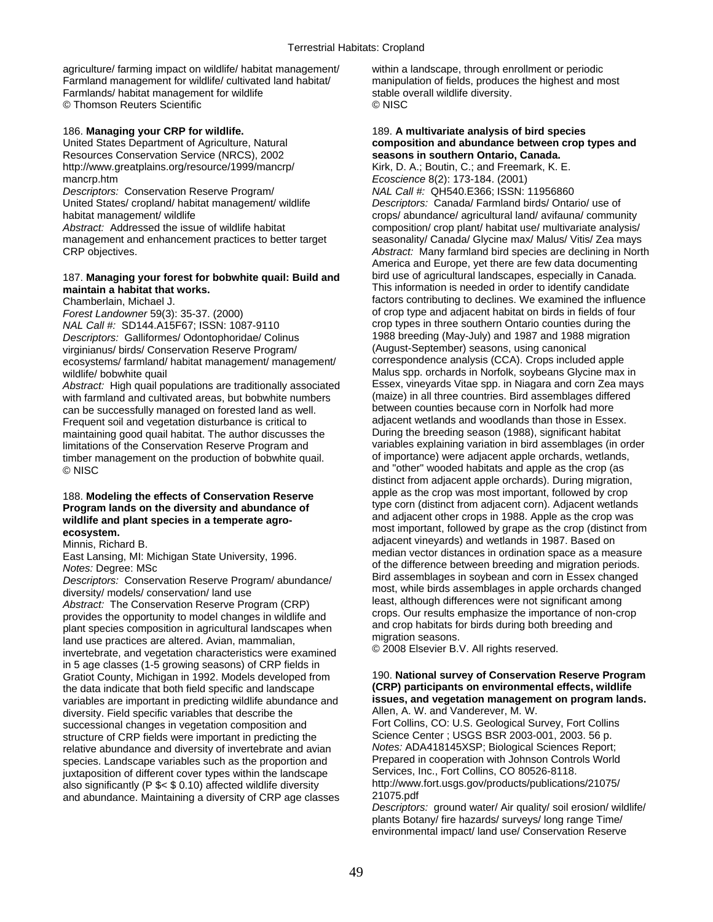agriculture/ farming impact on wildlife/ habitat management/ Farmland management for wildlife/ cultivated land habitat/ Farmlands/ habitat management for wildlife
© Thomson Reuters Scientific

186. **Managing your CRP for wildlife.**
United States Department of Agriculture, Natural Resources Conservation Service (NRCS), 2002
http://www.greatplains.org/resource/1999/mancrp/mancrp.htm
*Descriptors:* Conservation Reserve Program/ United States/ cropland/ habitat management/ wildlife habitat management/ wildlife
*Abstract:* Addressed the issue of wildlife habitat management and enhancement practices to better target CRP objectives.

187. **Managing your forest for bobwhite quail: Build and maintain a habitat that works.**
Chamberlain, Michael J.
*Forest Landowner* 59(3): 35-37. (2000)
*NAL Call #:* SD144.A15F67; ISSN: 1087-9110
*Descriptors:* Galliformes/ Odontophoridae/ Colinus virginianus/ birds/ Conservation Reserve Program/ ecosystems/ farmland/ habitat management/ management/ wildlife/ bobwhite quail
*Abstract:* High quail populations are traditionally associated with farmland and cultivated areas, but bobwhite numbers can be successfully managed on forested land as well. Frequent soil and vegetation disturbance is critical to maintaining good quail habitat. The author discusses the limitations of the Conservation Reserve Program and timber management on the production of bobwhite quail.
© NISC

188. **Modeling the effects of Conservation Reserve Program lands on the diversity and abundance of wildlife and plant species in a temperate agro-ecosystem.**
Minnis, Richard B.
East Lansing, MI: Michigan State University, 1996.
*Notes:* Degree: MSc
*Descriptors:* Conservation Reserve Program/ abundance/ diversity/ models/ conservation/ land use
*Abstract:* The Conservation Reserve Program (CRP) provides the opportunity to model changes in wildlife and plant species composition in agricultural landscapes when land use practices are altered. Avian, mammalian, invertebrate, and vegetation characteristics were examined in 5 age classes (1-5 growing seasons) of CRP fields in Gratiot County, Michigan in 1992. Models developed from the data indicate that both field specific and landscape variables are important in predicting wildlife abundance and diversity. Field specific variables that describe the successional changes in vegetation composition and structure of CRP fields were important in predicting the relative abundance and diversity of invertebrate and avian species. Landscape variables such as the proportion and juxtaposition of different cover types within the landscape also significantly ($P < 0.10$) affected wildlife diversity and abundance. Maintaining a diversity of CRP age classes within a landscape, through enrollment or periodic manipulation of fields, produces the highest and most stable overall wildlife diversity.
© NISC

189. **A multivariate analysis of bird species composition and abundance between crop types and seasons in southern Ontario, Canada.**
Kirk, D. A.; Boutin, C.; and Freemark, K. E.
*Ecoscience* 8(2): 173-184. (2001)
*NAL Call #:* QH540.E366; ISSN: 11956860
*Descriptors:* Canada/ Farmland birds/ Ontario/ use of crops/ abundance/ agricultural land/ avifauna/ community composition/ crop plant/ habitat use/ multivariate analysis/ seasonality/ Canada/ Glycine max/ Malus/ Vitis/ Zea mays
*Abstract:* Many farmland bird species are declining in North America and Europe, yet there are few data documenting bird use of agricultural landscapes, especially in Canada. This information is needed in order to identify candidate factors contributing to declines. We examined the influence of crop type and adjacent habitat on birds in fields of four crop types in three southern Ontario counties during the 1988 breeding (May-July) and 1987 and 1988 migration (August-September) seasons, using canonical correspondence analysis (CCA). Crops included apple Malus spp. orchards in Norfolk, soybeans Glycine max in Essex, vineyards Vitae spp. in Niagara and corn Zea mays (maize) in all three countries. Bird assemblages differed between counties because corn in Norfolk had more adjacent wetlands and woodlands than those in Essex. During the breeding season (1988), significant habitat variables explaining variation in bird assemblages (in order of importance) were adjacent apple orchards, wetlands, and "other" wooded habitats and apple as the crop (as distinct from adjacent apple orchards). During migration, apple as the crop was most important, followed by crop type corn (distinct from adjacent corn). Adjacent wetlands and adjacent other crops in 1988. Apple as the crop was most important, followed by grape as the crop (distinct from adjacent vineyards) and wetlands in 1987. Based on median vector distances in ordination space as a measure of the difference between breeding and migration periods. Bird assemblages in soybean and corn in Essex changed most, while birds assemblages in apple orchards changed least, although differences were not significant among crops. Our results emphasize the importance of non-crop and crop habitats for birds during both breeding and migration seasons.
© 2008 Elsevier B.V. All rights reserved.

190. **National survey of Conservation Reserve Program (CRP) participants on environmental effects, wildlife issues, and vegetation management on program lands.**
Allen, A. W. and Vanderever, M. W.
Fort Collins, CO: U.S. Geological Survey, Fort Collins Science Center ; USGS BSR 2003-001, 2003. 56 p.
*Notes:* ADA418145XSP; Biological Sciences Report; Prepared in cooperation with Johnson Controls World Services, Inc., Fort Collins, CO 80526-8118.
http://www.fort.usgs.gov/products/publications/21075/21075.pdf
*Descriptors:* ground water/ Air quality/ soil erosion/ wildlife/ plants Botany/ fire hazards/ surveys/ long range Time/ environmental impact/ land use/ Conservation Reserve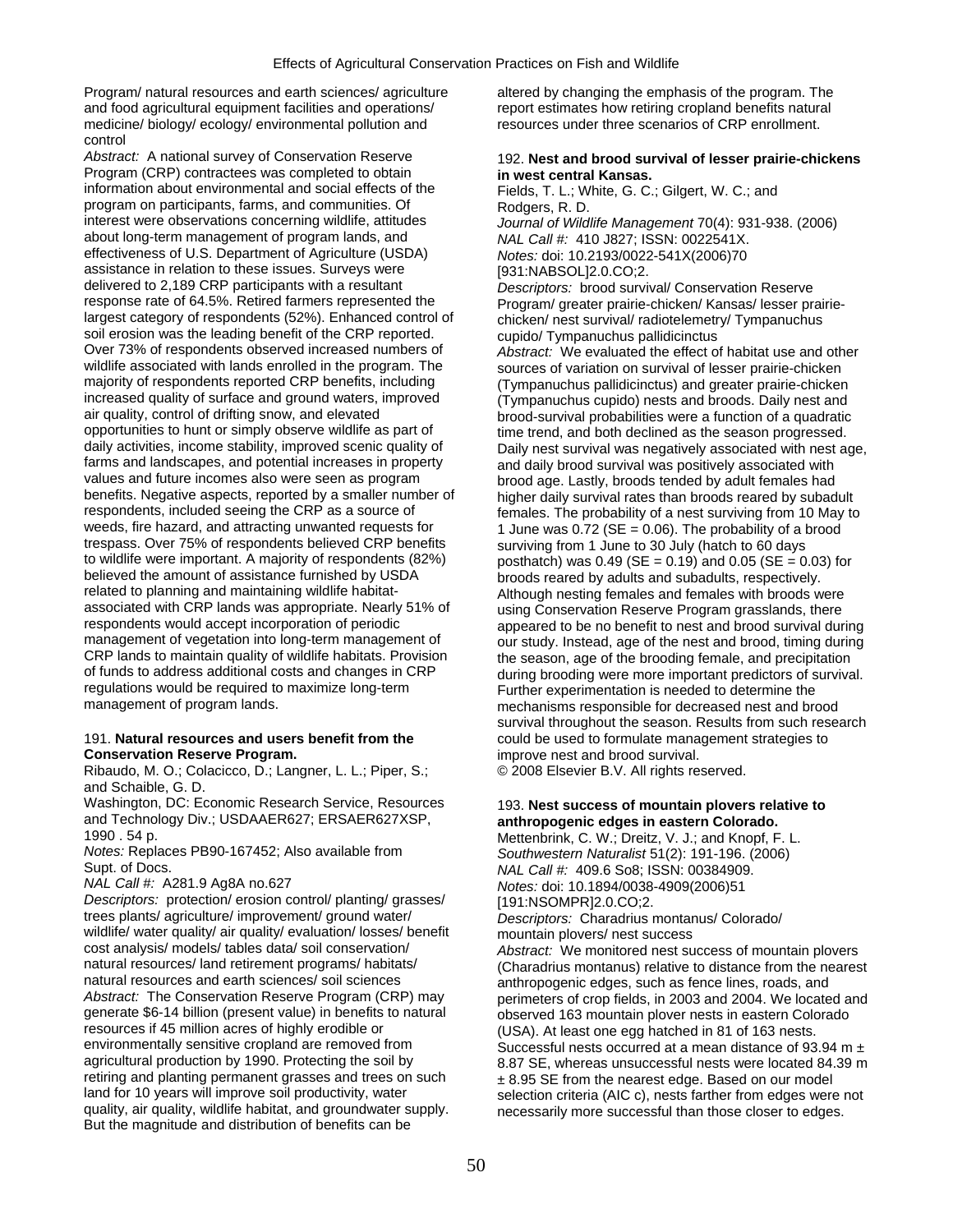Program/ natural resources and earth sciences/ agriculture and food agricultural equipment facilities and operations/ medicine/ biology/ ecology/ environmental pollution and control

*Abstract:* A national survey of Conservation Reserve Program (CRP) contractees was completed to obtain information about environmental and social effects of the program on participants, farms, and communities. Of interest were observations concerning wildlife, attitudes about long-term management of program lands, and effectiveness of U.S. Department of Agriculture (USDA) assistance in relation to these issues. Surveys were delivered to 2,189 CRP participants with a resultant response rate of 64.5%. Retired farmers represented the largest category of respondents (52%). Enhanced control of soil erosion was the leading benefit of the CRP reported. Over 73% of respondents observed increased numbers of wildlife associated with lands enrolled in the program. The majority of respondents reported CRP benefits, including increased quality of surface and ground waters, improved air quality, control of drifting snow, and elevated opportunities to hunt or simply observe wildlife as part of daily activities, income stability, improved scenic quality of farms and landscapes, and potential increases in property values and future incomes also were seen as program benefits. Negative aspects, reported by a smaller number of respondents, included seeing the CRP as a source of weeds, fire hazard, and attracting unwanted requests for trespass. Over 75% of respondents believed CRP benefits to wildlife were important. A majority of respondents (82%) believed the amount of assistance furnished by USDA related to planning and maintaining wildlife habitat-associated with CRP lands was appropriate. Nearly 51% of respondents would accept incorporation of periodic management of vegetation into long-term management of CRP lands to maintain quality of wildlife habitats. Provision of funds to address additional costs and changes in CRP regulations would be required to maximize long-term management of program lands.

191. **Natural resources and users benefit from the Conservation Reserve Program.**
Ribaudo, M. O.; Colacicco, D.; Langner, L. L.; Piper, S.; and Schaible, G. D.
Washington, DC: Economic Research Service, Resources and Technology Div.; USDAAER627; ERSAER627XSP, 1990 . 54 p.
*Notes:* Replaces PB90-167452; Also available from Supt. of Docs.
*NAL Call #:* A281.9 Ag8A no.627
*Descriptors:* protection/ erosion control/ planting/ grasses/ trees plants/ agriculture/ improvement/ ground water/ wildlife/ water quality/ air quality/ evaluation/ losses/ benefit cost analysis/ models/ tables data/ soil conservation/ natural resources/ land retirement programs/ habitats/ natural resources and earth sciences/ soil sciences
*Abstract:* The Conservation Reserve Program (CRP) may generate $6-14 billion (present value) in benefits to natural resources if 45 million acres of highly erodible or environmentally sensitive cropland are removed from agricultural production by 1990. Protecting the soil by retiring and planting permanent grasses and trees on such land for 10 years will improve soil productivity, water quality, air quality, wildlife habitat, and groundwater supply. But the magnitude and distribution of benefits can be altered by changing the emphasis of the program. The report estimates how retiring cropland benefits natural resources under three scenarios of CRP enrollment.

192. **Nest and brood survival of lesser prairie-chickens in west central Kansas.**
Fields, T. L.; White, G. C.; Gilgert, W. C.; and Rodgers, R. D.
*Journal of Wildlife Management* 70(4): 931-938. (2006)
*NAL Call #:* 410 J827; ISSN: 0022541X.
*Notes:* doi: 10.2193/0022-541X(2006)70[931:NABSOL]2.0.CO;2.
*Descriptors:* brood survival/ Conservation Reserve Program/ greater prairie-chicken/ Kansas/ lesser prairie-chicken/ nest survival/ radiotelemetry/ Tympanuchus cupido/ Tympanuchus pallidicinctus
*Abstract:* We evaluated the effect of habitat use and other sources of variation on survival of lesser prairie-chicken (Tympanuchus pallidicinctus) and greater prairie-chicken (Tympanuchus cupido) nests and broods. Daily nest and brood-survival probabilities were a function of a quadratic time trend, and both declined as the season progressed. Daily nest survival was negatively associated with nest age, and daily brood survival was positively associated with brood age. Lastly, broods tended by adult females had higher daily survival rates than broods reared by subadult females. The probability of a nest surviving from 10 May to 1 June was 0.72 (SE = 0.06). The probability of a brood surviving from 1 June to 30 July (hatch to 60 days posthatch) was 0.49 (SE = 0.19) and 0.05 (SE = 0.03) for broods reared by adults and subadults, respectively. Although nesting females and females with broods were using Conservation Reserve Program grasslands, there appeared to be no benefit to nest and brood survival during our study. Instead, age of the nest and brood, timing during the season, age of the brooding female, and precipitation during brooding were more important predictors of survival. Further experimentation is needed to determine the mechanisms responsible for decreased nest and brood survival throughout the season. Results from such research could be used to formulate management strategies to improve nest and brood survival.
© 2008 Elsevier B.V. All rights reserved.

193. **Nest success of mountain plovers relative to anthropogenic edges in eastern Colorado.**
Mettenbrink, C. W.; Dreitz, V. J.; and Knopf, F. L.
*Southwestern Naturalist* 51(2): 191-196. (2006)
*NAL Call #:* 409.6 So8; ISSN: 00384909.
*Notes:* doi: 10.1894/0038-4909(2006)51[191:NSOMPR]2.0.CO;2.
*Descriptors:* Charadrius montanus/ Colorado/ mountain plovers/ nest success
*Abstract:* We monitored nest success of mountain plovers (Charadrius montanus) relative to distance from the nearest anthropogenic edges, such as fence lines, roads, and perimeters of crop fields, in 2003 and 2004. We located and observed 163 mountain plover nests in eastern Colorado (USA). At least one egg hatched in 81 of 163 nests. Successful nests occurred at a mean distance of 93.94 m ± 8.87 SE, whereas unsuccessful nests were located 84.39 m ± 8.95 SE from the nearest edge. Based on our model selection criteria (AIC c), nests farther from edges were not necessarily more successful than those closer to edges.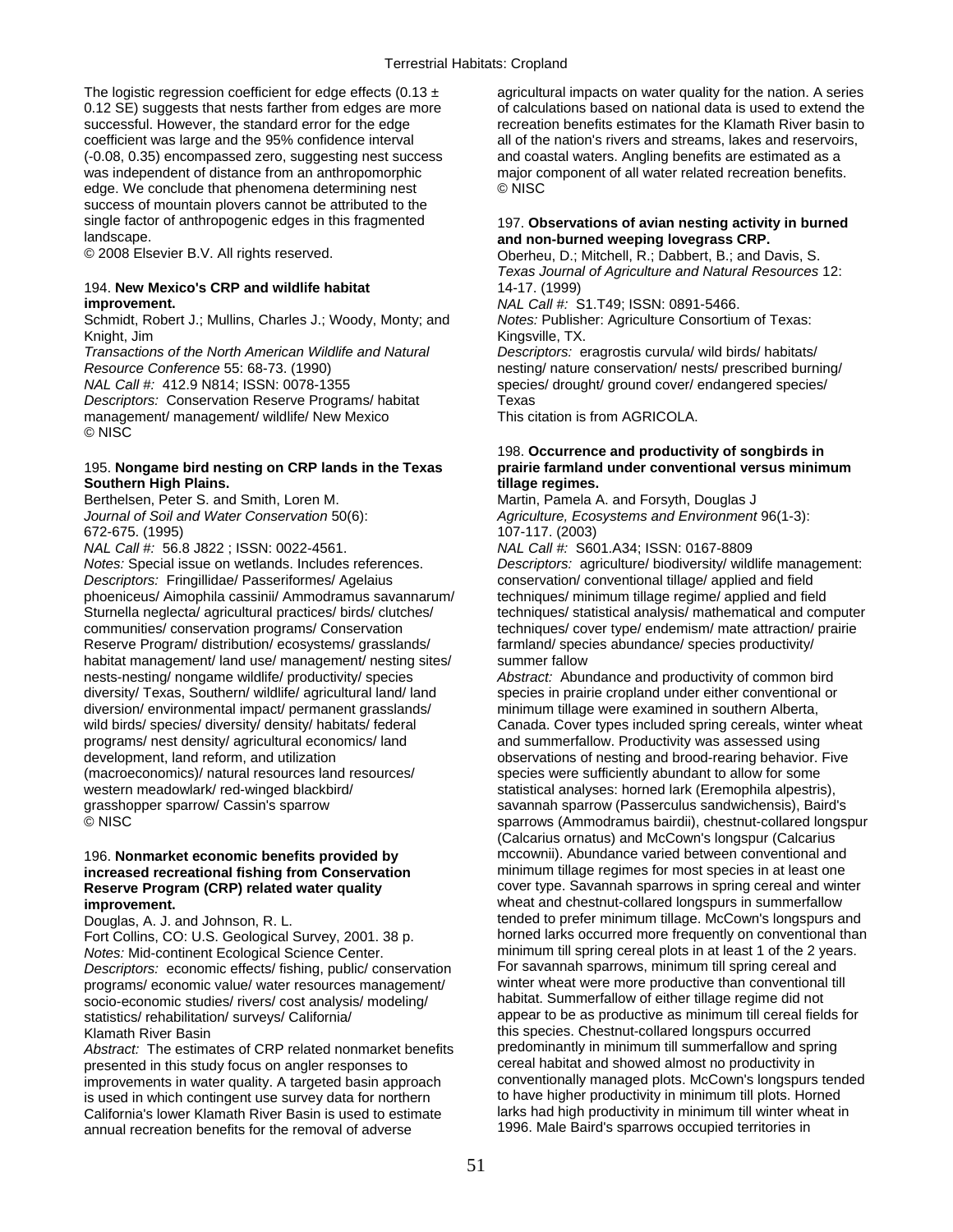The logistic regression coefficient for edge effects (0.13 ± 0.12 SE) suggests that nests farther from edges are more successful. However, the standard error for the edge coefficient was large and the 95% confidence interval (-0.08, 0.35) encompassed zero, suggesting nest success was independent of distance from an anthropomorphic edge. We conclude that phenomena determining nest success of mountain plovers cannot be attributed to the single factor of anthropogenic edges in this fragmented landscape.
© 2008 Elsevier B.V. All rights reserved.

### 194. **New Mexico's CRP and wildlife habitat improvement.**

Schmidt, Robert J.; Mullins, Charles J.; Woody, Monty; and Knight, Jim
*Transactions of the North American Wildlife and Natural Resource Conference* 55: 68-73. (1990)
*NAL Call #:* 412.9 N814; ISSN: 0078-1355
*Descriptors:* Conservation Reserve Programs/ habitat management/ management/ wildlife/ New Mexico
© NISC

### 195. **Nongame bird nesting on CRP lands in the Texas Southern High Plains.**

Berthelsen, Peter S. and Smith, Loren M.
*Journal of Soil and Water Conservation* 50(6): 672-675. (1995)
*NAL Call #:* 56.8 J822 ; ISSN: 0022-4561.
*Notes:* Special issue on wetlands. Includes references.
*Descriptors:* Fringillidae/ Passeriformes/ Agelaius phoeniceus/ Aimophila cassinii/ Ammodramus savannarum/ Sturnella neglecta/ agricultural practices/ birds/ clutches/ communities/ conservation programs/ Conservation Reserve Program/ distribution/ ecosystems/ grasslands/ habitat management/ land use/ management/ nesting sites/ nests-nesting/ nongame wildlife/ productivity/ species diversity/ Texas, Southern/ wildlife/ agricultural land/ land diversion/ environmental impact/ permanent grasslands/ wild birds/ species/ diversity/ density/ habitats/ federal programs/ nest density/ agricultural economics/ land development, land reform, and utilization (macroeconomics)/ natural resources land resources/ western meadowlark/ red-winged blackbird/ grasshopper sparrow/ Cassin's sparrow
© NISC

### 196. **Nonmarket economic benefits provided by increased recreational fishing from Conservation Reserve Program (CRP) related water quality improvement.**

Douglas, A. J. and Johnson, R. L.
Fort Collins, CO: U.S. Geological Survey, 2001. 38 p.
*Notes:* Mid-continent Ecological Science Center.
*Descriptors:* economic effects/ fishing, public/ conservation programs/ economic value/ water resources management/ socio-economic studies/ rivers/ cost analysis/ modeling/ statistics/ rehabilitation/ surveys/ California/ Klamath River Basin
*Abstract:* The estimates of CRP related nonmarket benefits presented in this study focus on angler responses to improvements in water quality. A targeted basin approach is used in which contingent use survey data for northern California's lower Klamath River Basin is used to estimate annual recreation benefits for the removal of adverse agricultural impacts on water quality for the nation. A series of calculations based on national data is used to extend the recreation benefits estimates for the Klamath River basin to all of the nation's rivers and streams, lakes and reservoirs, and coastal waters. Angling benefits are estimated as a major component of all water related recreation benefits.
© NISC

### 197. **Observations of avian nesting activity in burned and non-burned weeping lovegrass CRP.**

Oberheu, D.; Mitchell, R.; Dabbert, B.; and Davis, S.
*Texas Journal of Agriculture and Natural Resources* 12: 14-17. (1999)
*NAL Call #:* S1.T49; ISSN: 0891-5466.
*Notes:* Publisher: Agriculture Consortium of Texas: Kingsville, TX.
*Descriptors:* eragrostis curvula/ wild birds/ habitats/ nesting/ nature conservation/ nests/ prescribed burning/ species/ drought/ ground cover/ endangered species/ Texas
This citation is from AGRICOLA.

### 198. **Occurrence and productivity of songbirds in prairie farmland under conventional versus minimum tillage regimes.**

Martin, Pamela A. and Forsyth, Douglas J
*Agriculture, Ecosystems and Environment* 96(1-3): 107-117. (2003)
*NAL Call #:* S601.A34; ISSN: 0167-8809
*Descriptors:* agriculture/ biodiversity/ wildlife management: conservation/ conventional tillage/ applied and field techniques/ minimum tillage regime/ applied and field techniques/ statistical analysis/ mathematical and computer techniques/ cover type/ endemism/ mate attraction/ prairie farmland/ species abundance/ species productivity/ summer fallow
*Abstract:* Abundance and productivity of common bird species in prairie cropland under either conventional or minimum tillage were examined in southern Alberta, Canada. Cover types included spring cereals, winter wheat and summerfallow. Productivity was assessed using observations of nesting and brood-rearing behavior. Five species were sufficiently abundant to allow for some statistical analyses: horned lark (Eremophila alpestris), savannah sparrow (Passerculus sandwichensis), Baird's sparrows (Ammodramus bairdii), chestnut-collared longspur (Calcarius ornatus) and McCown's longspur (Calcarius mccownii). Abundance varied between conventional and minimum tillage regimes for most species in at least one cover type. Savannah sparrows in spring cereal and winter wheat and chestnut-collared longspurs in summerfallow tended to prefer minimum tillage. McCown's longspurs and horned larks occurred more frequently on conventional than minimum till spring cereal plots in at least 1 of the 2 years. For savannah sparrows, minimum till spring cereal and winter wheat were more productive than conventional till habitat. Summerfallow of either tillage regime did not appear to be as productive as minimum till cereal fields for this species. Chestnut-collared longspurs occurred predominantly in minimum till summerfallow and spring cereal habitat and showed almost no productivity in conventionally managed plots. McCown's longspurs tended to have higher productivity in minimum till plots. Horned larks had high productivity in minimum till winter wheat in 1996. Male Baird's sparrows occupied territories in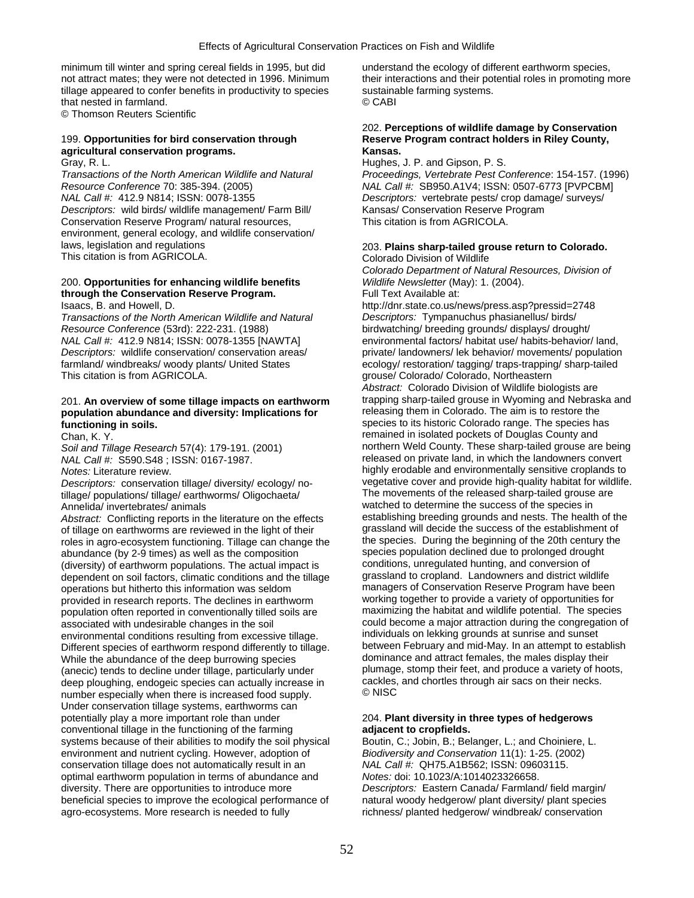minimum till winter and spring cereal fields in 1995, but did not attract mates; they were not detected in 1996. Minimum tillage appeared to confer benefits in productivity to species that nested in farmland.
© Thomson Reuters Scientific

199. **Opportunities for bird conservation through agricultural conservation programs.**
Gray, R. L.
*Transactions of the North American Wildlife and Natural Resource Conference* 70: 385-394. (2005)
*NAL Call #:* 412.9 N814; ISSN: 0078-1355
*Descriptors:* wild birds/ wildlife management/ Farm Bill/ Conservation Reserve Program/ natural resources, environment, general ecology, and wildlife conservation/ laws, legislation and regulations
This citation is from AGRICOLA.

200. **Opportunities for enhancing wildlife benefits through the Conservation Reserve Program.**
Isaacs, B. and Howell, D.
*Transactions of the North American Wildlife and Natural Resource Conference* (53rd): 222-231. (1988)
*NAL Call #:* 412.9 N814; ISSN: 0078-1355 [NAWTA]
*Descriptors:* wildlife conservation/ conservation areas/ farmland/ windbreaks/ woody plants/ United States
This citation is from AGRICOLA.

201. **An overview of some tillage impacts on earthworm population abundance and diversity: Implications for functioning in soils.**
Chan, K. Y.
*Soil and Tillage Research* 57(4): 179-191. (2001)
*NAL Call #:* S590.S48 ; ISSN: 0167-1987.
*Notes:* Literature review.
*Descriptors:* conservation tillage/ diversity/ ecology/ no-tillage/ populations/ tillage/ earthworms/ Oligochaeta/ Annelida/ invertebrates/ animals
*Abstract:* Conflicting reports in the literature on the effects of tillage on earthworms are reviewed in the light of their roles in agro-ecosystem functioning. Tillage can change the abundance (by 2-9 times) as well as the composition (diversity) of earthworm populations. The actual impact is dependent on soil factors, climatic conditions and the tillage operations but hitherto this information was seldom provided in research reports. The declines in earthworm population often reported in conventionally tilled soils are associated with undesirable changes in the soil environmental conditions resulting from excessive tillage. Different species of earthworm respond differently to tillage. While the abundance of the deep burrowing species (anecic) tends to decline under tillage, particularly under deep ploughing, endogeic species can actually increase in number especially when there is increased food supply. Under conservation tillage systems, earthworms can potentially play a more important role than under conventional tillage in the functioning of the farming systems because of their abilities to modify the soil physical environment and nutrient cycling. However, adoption of conservation tillage does not automatically result in an optimal earthworm population in terms of abundance and diversity. There are opportunities to introduce more beneficial species to improve the ecological performance of agro-ecosystems. More research is needed to fully understand the ecology of different earthworm species, their interactions and their potential roles in promoting more sustainable farming systems.
© CABI

202. **Perceptions of wildlife damage by Conservation Reserve Program contract holders in Riley County, Kansas.**
Hughes, J. P. and Gipson, P. S.
*Proceedings, Vertebrate Pest Conference*: 154-157. (1996)
*NAL Call #:* SB950.A1V4; ISSN: 0507-6773 [PVPCBM]
*Descriptors:* vertebrate pests/ crop damage/ surveys/ Kansas/ Conservation Reserve Program
This citation is from AGRICOLA.

203. **Plains sharp-tailed grouse return to Colorado.**
Colorado Division of Wildlife
*Colorado Department of Natural Resources, Division of Wildlife Newsletter* (May): 1. (2004).
Full Text Available at:
http://dnr.state.co.us/news/press.asp?pressid=2748
*Descriptors:* Tympanuchus phasianellus/ birds/ birdwatching/ breeding grounds/ displays/ drought/ environmental factors/ habitat use/ habits-behavior/ land, private/ landowners/ lek behavior/ movements/ population ecology/ restoration/ tagging/ traps-trapping/ sharp-tailed grouse/ Colorado/ Colorado, Northeastern
*Abstract:* Colorado Division of Wildlife biologists are trapping sharp-tailed grouse in Wyoming and Nebraska and releasing them in Colorado. The aim is to restore the species to its historic Colorado range. The species has remained in isolated pockets of Douglas County and northern Weld County. These sharp-tailed grouse are being released on private land, in which the landowners convert highly erodable and environmentally sensitive croplands to vegetative cover and provide high-quality habitat for wildlife. The movements of the released sharp-tailed grouse are watched to determine the success of the species in establishing breeding grounds and nests. The health of the grassland will decide the success of the establishment of the species. During the beginning of the 20th century the species population declined due to prolonged drought conditions, unregulated hunting, and conversion of grassland to cropland. Landowners and district wildlife managers of Conservation Reserve Program have been working together to provide a variety of opportunities for maximizing the habitat and wildlife potential. The species could become a major attraction during the congregation of individuals on lekking grounds at sunrise and sunset between February and mid-May. In an attempt to establish dominance and attract females, the males display their plumage, stomp their feet, and produce a variety of hoots, cackles, and chortles through air sacs on their necks.
© NISC

204. **Plant diversity in three types of hedgerows adjacent to cropfields.**
Boutin, C.; Jobin, B.; Belanger, L.; and Choiniere, L.
*Biodiversity and Conservation* 11(1): 1-25. (2002)
*NAL Call #:* QH75.A1B562; ISSN: 09603115.
*Notes:* doi: 10.1023/A:1014023326658.
*Descriptors:* Eastern Canada/ Farmland/ field margin/ natural woody hedgerow/ plant diversity/ plant species richness/ planted hedgerow/ windbreak/ conservation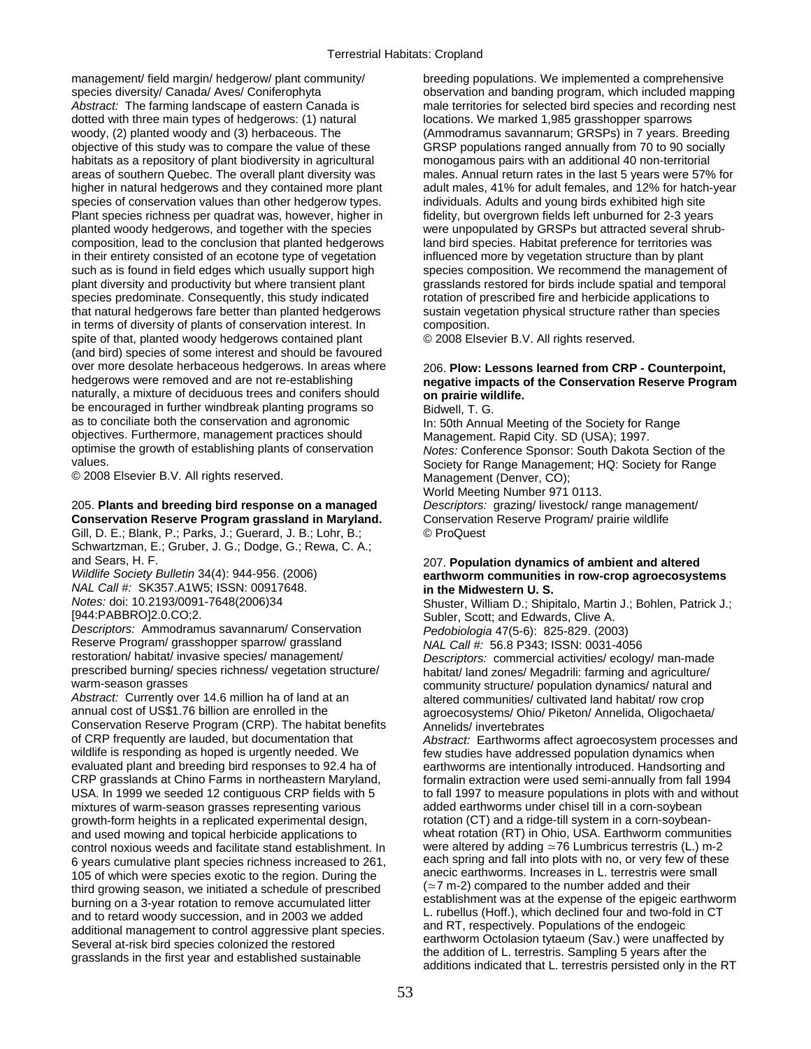management/ field margin/ hedgerow/ plant community/ species diversity/ Canada/ Aves/ Coniferophyta

*Abstract:* The farming landscape of eastern Canada is dotted with three main types of hedgerows: (1) natural woody, (2) planted woody and (3) herbaceous. The objective of this study was to compare the value of these habitats as a repository of plant biodiversity in agricultural areas of southern Quebec. The overall plant diversity was higher in natural hedgerows and they contained more plant species of conservation values than other hedgerow types. Plant species richness per quadrat was, however, higher in planted woody hedgerows, and together with the species composition, lead to the conclusion that planted hedgerows in their entirety consisted of an ecotone type of vegetation such as is found in field edges which usually support high plant diversity and productivity but where transient plant species predominate. Consequently, this study indicated that natural hedgerows fare better than planted hedgerows in terms of diversity of plants of conservation interest. In spite of that, planted woody hedgerows contained plant (and bird) species of some interest and should be favoured over more desolate herbaceous hedgerows. In areas where hedgerows were removed and are not re-establishing naturally, a mixture of deciduous trees and conifers should be encouraged in further windbreak planting programs so as to conciliate both the conservation and agronomic objectives. Furthermore, management practices should optimise the growth of establishing plants of conservation values.

© 2008 Elsevier B.V. All rights reserved.

205. **Plants and breeding bird response on a managed Conservation Reserve Program grassland in Maryland.**

Gill, D. E.; Blank, P.; Parks, J.; Guerard, J. B.; Lohr, B.; Schwartzman, E.; Gruber, J. G.; Dodge, G.; Rewa, C. A.; and Sears, H. F.

*Wildlife Society Bulletin* 34(4): 944-956. (2006)

*NAL Call #:* SK357.A1W5; ISSN: 00917648.

*Notes:* doi: 10.2193/0091-7648(2006)34 [944:PABBRO]2.0.CO;2.

*Descriptors:* Ammodramus savannarum/ Conservation Reserve Program/ grasshopper sparrow/ grassland restoration/ habitat/ invasive species/ management/ prescribed burning/ species richness/ vegetation structure/ warm-season grasses

*Abstract:* Currently over 14.6 million ha of land at an annual cost of US$1.76 billion are enrolled in the Conservation Reserve Program (CRP). The habitat benefits of CRP frequently are lauded, but documentation that wildlife is responding as hoped is urgently needed. We evaluated plant and breeding bird responses to 92.4 ha of CRP grasslands at Chino Farms in northeastern Maryland, USA. In 1999 we seeded 12 contiguous CRP fields with 5 mixtures of warm-season grasses representing various growth-form heights in a replicated experimental design, and used mowing and topical herbicide applications to control noxious weeds and facilitate stand establishment. In 6 years cumulative plant species richness increased to 261, 105 of which were species exotic to the region. During the third growing season, we initiated a schedule of prescribed burning on a 3-year rotation to remove accumulated litter and to retard woody succession, and in 2003 we added additional management to control aggressive plant species. Several at-risk bird species colonized the restored grasslands in the first year and established sustainable breeding populations. We implemented a comprehensive observation and banding program, which included mapping male territories for selected bird species and recording nest locations. We marked 1,985 grasshopper sparrows (Ammodramus savannarum; GRSPs) in 7 years. Breeding GRSP populations ranged annually from 70 to 90 socially monogamous pairs with an additional 40 non-territorial males. Annual return rates in the last 5 years were 57% for adult males, 41% for adult females, and 12% for hatch-year individuals. Adults and young birds exhibited high site fidelity, but overgrown fields left unburned for 2-3 years were unpopulated by GRSPs but attracted several shrub-land bird species. Habitat preference for territories was influenced more by vegetation structure than by plant species composition. We recommend the management of grasslands restored for birds include spatial and temporal rotation of prescribed fire and herbicide applications to sustain vegetation physical structure rather than species composition.

© 2008 Elsevier B.V. All rights reserved.

206. **Plow: Lessons learned from CRP - Counterpoint, negative impacts of the Conservation Reserve Program on prairie wildlife.**

Bidwell, T. G.

In: 50th Annual Meeting of the Society for Range Management. Rapid City. SD (USA); 1997.

*Notes:* Conference Sponsor: South Dakota Section of the Society for Range Management; HQ: Society for Range Management (Denver, CO); World Meeting Number 971 0113.

*Descriptors:* grazing/ livestock/ range management/ Conservation Reserve Program/ prairie wildlife

© ProQuest

207. **Population dynamics of ambient and altered earthworm communities in row-crop agroecosystems in the Midwestern U. S.**

Shuster, William D.; Shipitalo, Martin J.; Bohlen, Patrick J.; Subler, Scott; and Edwards, Clive A.

*Pedobiologia* 47(5-6): 825-829. (2003)

*NAL Call #:* 56.8 P343; ISSN: 0031-4056

*Descriptors:* commercial activities/ ecology/ man-made habitat/ land zones/ Megadrili: farming and agriculture/ community structure/ population dynamics/ natural and altered communities/ cultivated land habitat/ row crop agroecosystems/ Ohio/ Piketon/ Annelida, Oligochaeta/ Annelids/ invertebrates

*Abstract:* Earthworms affect agroecosystem processes and few studies have addressed population dynamics when earthworms are intentionally introduced. Handsorting and formalin extraction were used semi-annually from fall 1994 to fall 1997 to measure populations in plots with and without added earthworms under chisel till in a corn-soybean rotation (CT) and a ridge-till system in a corn-soybean-wheat rotation (RT) in Ohio, USA. Earthworm communities were altered by adding ≃76 Lumbricus terrestris (L.) m-2 each spring and fall into plots with no, or very few of these anecic earthworms. Increases in L. terrestris were small (≃7 m-2) compared to the number added and their establishment was at the expense of the epigeic earthworm L. rubellus (Hoff.), which declined four and two-fold in CT and RT, respectively. Populations of the endogeic earthworm Octolasion tytaeum (Sav.) were unaffected by the addition of L. terrestris. Sampling 5 years after the additions indicated that L. terrestris persisted only in the RT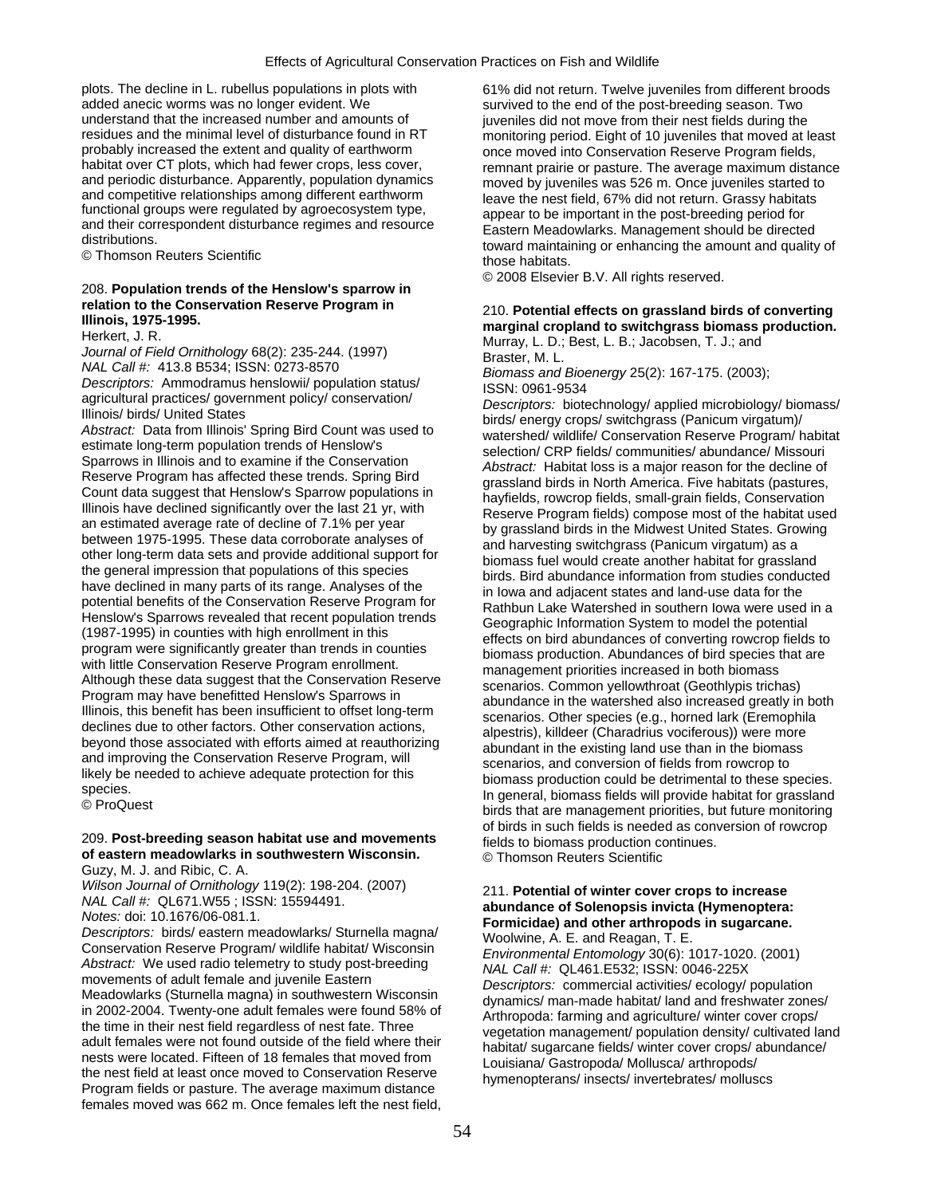plots. The decline in L. rubellus populations in plots with added anecic worms was no longer evident. We understand that the increased number and amounts of residues and the minimal level of disturbance found in RT probably increased the extent and quality of earthworm habitat over CT plots, which had fewer crops, less cover, and periodic disturbance. Apparently, population dynamics and competitive relationships among different earthworm functional groups were regulated by agroecosystem type, and their correspondent disturbance regimes and resource distributions.
© Thomson Reuters Scientific

208. **Population trends of the Henslow's sparrow in relation to the Conservation Reserve Program in Illinois, 1975-1995.**
Herkert, J. R.
*Journal of Field Ornithology* 68(2): 235-244. (1997)
*NAL Call #:* 413.8 B534; ISSN: 0273-8570
*Descriptors:* Ammodramus henslowii/ population status/ agricultural practices/ government policy/ conservation/ Illinois/ birds/ United States
*Abstract:* Data from Illinois' Spring Bird Count was used to estimate long-term population trends of Henslow's Sparrows in Illinois and to examine if the Conservation Reserve Program has affected these trends. Spring Bird Count data suggest that Henslow's Sparrow populations in Illinois have declined significantly over the last 21 yr, with an estimated average rate of decline of 7.1% per year between 1975-1995. These data corroborate analyses of other long-term data sets and provide additional support for the general impression that populations of this species have declined in many parts of its range. Analyses of the potential benefits of the Conservation Reserve Program for Henslow's Sparrows revealed that recent population trends (1987-1995) in counties with high enrollment in this program were significantly greater than trends in counties with little Conservation Reserve Program enrollment. Although these data suggest that the Conservation Reserve Program may have benefitted Henslow's Sparrows in Illinois, this benefit has been insufficient to offset long-term declines due to other factors. Other conservation actions, beyond those associated with efforts aimed at reauthorizing and improving the Conservation Reserve Program, will likely be needed to achieve adequate protection for this species.
© ProQuest

209. **Post-breeding season habitat use and movements of eastern meadowlarks in southwestern Wisconsin.**
Guzy, M. J. and Ribic, C. A.
*Wilson Journal of Ornithology* 119(2): 198-204. (2007)
*NAL Call #:* QL671.W55 ; ISSN: 15594491.
*Notes:* doi: 10.1676/06-081.1.
*Descriptors:* birds/ eastern meadowlarks/ Sturnella magna/ Conservation Reserve Program/ wildlife habitat/ Wisconsin
*Abstract:* We used radio telemetry to study post-breeding movements of adult female and juvenile Eastern Meadowlarks (Sturnella magna) in southwestern Wisconsin in 2002-2004. Twenty-one adult females were found 58% of the time in their nest field regardless of nest fate. Three adult females were not found outside of the field where their nests were located. Fifteen of 18 females that moved from the nest field at least once moved to Conservation Reserve Program fields or pasture. The average maximum distance females moved was 662 m. Once females left the nest field, 61% did not return. Twelve juveniles from different broods survived to the end of the post-breeding season. Two juveniles did not move from their nest fields during the monitoring period. Eight of 10 juveniles that moved at least once moved into Conservation Reserve Program fields, remnant prairie or pasture. The average maximum distance moved by juveniles was 526 m. Once juveniles started to leave the nest field, 67% did not return. Grassy habitats appear to be important in the post-breeding period for Eastern Meadowlarks. Management should be directed toward maintaining or enhancing the amount and quality of those habitats.
© 2008 Elsevier B.V. All rights reserved.

210. **Potential effects on grassland birds of converting marginal cropland to switchgrass biomass production.**
Murray, L. D.; Best, L. B.; Jacobsen, T. J.; and Braster, M. L.
*Biomass and Bioenergy* 25(2): 167-175. (2003); ISSN: 0961-9534
*Descriptors:* biotechnology/ applied microbiology/ biomass/ birds/ energy crops/ switchgrass (Panicum virgatum)/ watershed/ wildlife/ Conservation Reserve Program/ habitat selection/ CRP fields/ communities/ abundance/ Missouri
*Abstract:* Habitat loss is a major reason for the decline of grassland birds in North America. Five habitats (pastures, hayfields, rowcrop fields, small-grain fields, Conservation Reserve Program fields) compose most of the habitat used by grassland birds in the Midwest United States. Growing and harvesting switchgrass (Panicum virgatum) as a biomass fuel would create another habitat for grassland birds. Bird abundance information from studies conducted in Iowa and adjacent states and land-use data for the Rathbun Lake Watershed in southern Iowa were used in a Geographic Information System to model the potential effects on bird abundances of converting rowcrop fields to biomass production. Abundances of bird species that are management priorities increased in both biomass scenarios. Common yellowthroat (Geothlypis trichas) abundance in the watershed also increased greatly in both scenarios. Other species (e.g., horned lark (Eremophila alpestris), killdeer (Charadrius vociferous)) were more abundant in the existing land use than in the biomass scenarios, and conversion of fields from rowcrop to biomass production could be detrimental to these species. In general, biomass fields will provide habitat for grassland birds that are management priorities, but future monitoring of birds in such fields is needed as conversion of rowcrop fields to biomass production continues.
© Thomson Reuters Scientific

211. **Potential of winter cover crops to increase abundance of Solenopsis invicta (Hymenoptera: Formicidae) and other arthropods in sugarcane.**
Woolwine, A. E. and Reagan, T. E.
*Environmental Entomology* 30(6): 1017-1020. (2001)
*NAL Call #:* QL461.E532; ISSN: 0046-225X
*Descriptors:* commercial activities/ ecology/ population dynamics/ man-made habitat/ land and freshwater zones/ Arthropoda: farming and agriculture/ winter cover crops/ vegetation management/ population density/ cultivated land habitat/ sugarcane fields/ winter cover crops/ abundance/ Louisiana/ Gastropoda/ Mollusca/ arthropods/ hymenopterans/ insects/ invertebrates/ molluscs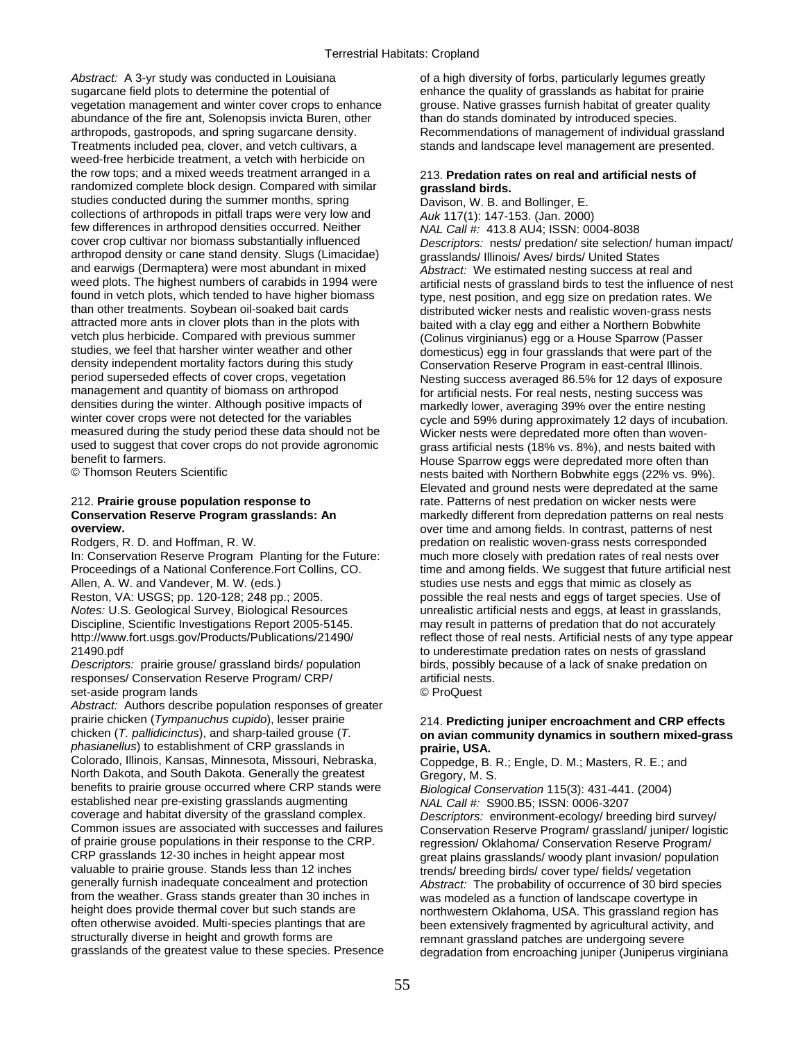*Abstract:* A 3-yr study was conducted in Louisiana sugarcane field plots to determine the potential of vegetation management and winter cover crops to enhance abundance of the fire ant, Solenopsis invicta Buren, other arthropods, gastropods, and spring sugarcane density. Treatments included pea, clover, and vetch cultivars, a weed-free herbicide treatment, a vetch with herbicide on the row tops; and a mixed weeds treatment arranged in a randomized complete block design. Compared with similar studies conducted during the summer months, spring collections of arthropods in pitfall traps were very low and few differences in arthropod densities occurred. Neither cover crop cultivar nor biomass substantially influenced arthropod density or cane stand density. Slugs (Limacidae) and earwigs (Dermaptera) were most abundant in mixed weed plots. The highest numbers of carabids in 1994 were found in vetch plots, which tended to have higher biomass than other treatments. Soybean oil-soaked bait cards attracted more ants in clover plots than in the plots with vetch plus herbicide. Compared with previous summer studies, we feel that harsher winter weather and other density independent mortality factors during this study period superseded effects of cover crops, vegetation management and quantity of biomass on arthropod densities during the winter. Although positive impacts of winter cover crops were not detected for the variables measured during the study period these data should not be used to suggest that cover crops do not provide agronomic benefit to farmers.
© Thomson Reuters Scientific

212. **Prairie grouse population response to Conservation Reserve Program grasslands: An overview.**
Rodgers, R. D. and Hoffman, R. W.
In: Conservation Reserve Program Planting for the Future: Proceedings of a National Conference.Fort Collins, CO. Allen, A. W. and Vandever, M. W. (eds.)
Reston, VA: USGS; pp. 120-128; 248 pp.; 2005.
*Notes:* U.S. Geological Survey, Biological Resources Discipline, Scientific Investigations Report 2005-5145. http://www.fort.usgs.gov/Products/Publications/21490/21490.pdf
*Descriptors:* prairie grouse/ grassland birds/ population responses/ Conservation Reserve Program/ CRP/ set-aside program lands
*Abstract:* Authors describe population responses of greater prairie chicken (*Tympanuchus cupido*), lesser prairie chicken (*T. pallidicinctus*), and sharp-tailed grouse (*T. phasianellus*) to establishment of CRP grasslands in Colorado, Illinois, Kansas, Minnesota, Missouri, Nebraska, North Dakota, and South Dakota. Generally the greatest benefits to prairie grouse occurred where CRP stands were established near pre-existing grasslands augmenting coverage and habitat diversity of the grassland complex. Common issues are associated with successes and failures of prairie grouse populations in their response to the CRP. CRP grasslands 12-30 inches in height appear most valuable to prairie grouse. Stands less than 12 inches generally furnish inadequate concealment and protection from the weather. Grass stands greater than 30 inches in height does provide thermal cover but such stands are often otherwise avoided. Multi-species plantings that are structurally diverse in height and growth forms are grasslands of the greatest value to these species. Presence of a high diversity of forbs, particularly legumes greatly enhance the quality of grasslands as habitat for prairie grouse. Native grasses furnish habitat of greater quality than do stands dominated by introduced species. Recommendations of management of individual grassland stands and landscape level management are presented.

213. **Predation rates on real and artificial nests of grassland birds.**
Davison, W. B. and Bollinger, E.
*Auk* 117(1): 147-153. (Jan. 2000)
*NAL Call #:* 413.8 AU4; ISSN: 0004-8038
*Descriptors:* nests/ predation/ site selection/ human impact/ grasslands/ Illinois/ Aves/ birds/ United States
*Abstract:* We estimated nesting success at real and artificial nests of grassland birds to test the influence of nest type, nest position, and egg size on predation rates. We distributed wicker nests and realistic woven-grass nests baited with a clay egg and either a Northern Bobwhite (Colinus virginianus) egg or a House Sparrow (Passer domesticus) egg in four grasslands that were part of the Conservation Reserve Program in east-central Illinois. Nesting success averaged 86.5% for 12 days of exposure for artificial nests. For real nests, nesting success was markedly lower, averaging 39% over the entire nesting cycle and 59% during approximately 12 days of incubation. Wicker nests were depredated more often than woven-grass artificial nests (18% vs. 8%), and nests baited with House Sparrow eggs were depredated more often than nests baited with Northern Bobwhite eggs (22% vs. 9%). Elevated and ground nests were depredated at the same rate. Patterns of nest predation on wicker nests were markedly different from depredation patterns on real nests over time and among fields. In contrast, patterns of nest predation on realistic woven-grass nests corresponded much more closely with predation rates of real nests over time and among fields. We suggest that future artificial nest studies use nests and eggs that mimic as closely as possible the real nests and eggs of target species. Use of unrealistic artificial nests and eggs, at least in grasslands, may result in patterns of predation that do not accurately reflect those of real nests. Artificial nests of any type appear to underestimate predation rates on nests of grassland birds, possibly because of a lack of snake predation on artificial nests.
© ProQuest

214. **Predicting juniper encroachment and CRP effects on avian community dynamics in southern mixed-grass prairie, USA.**
Coppedge, B. R.; Engle, D. M.; Masters, R. E.; and Gregory, M. S.
*Biological Conservation* 115(3): 431-441. (2004)
*NAL Call #:* S900.B5; ISSN: 0006-3207
*Descriptors:* environment-ecology/ breeding bird survey/ Conservation Reserve Program/ grassland/ juniper/ logistic regression/ Oklahoma/ Conservation Reserve Program/ great plains grasslands/ woody plant invasion/ population trends/ breeding birds/ cover type/ fields/ vegetation
*Abstract:* The probability of occurrence of 30 bird species was modeled as a function of landscape covertype in northwestern Oklahoma, USA. This grassland region has been extensively fragmented by agricultural activity, and remnant grassland patches are undergoing severe degradation from encroaching juniper (Juniperus virginiana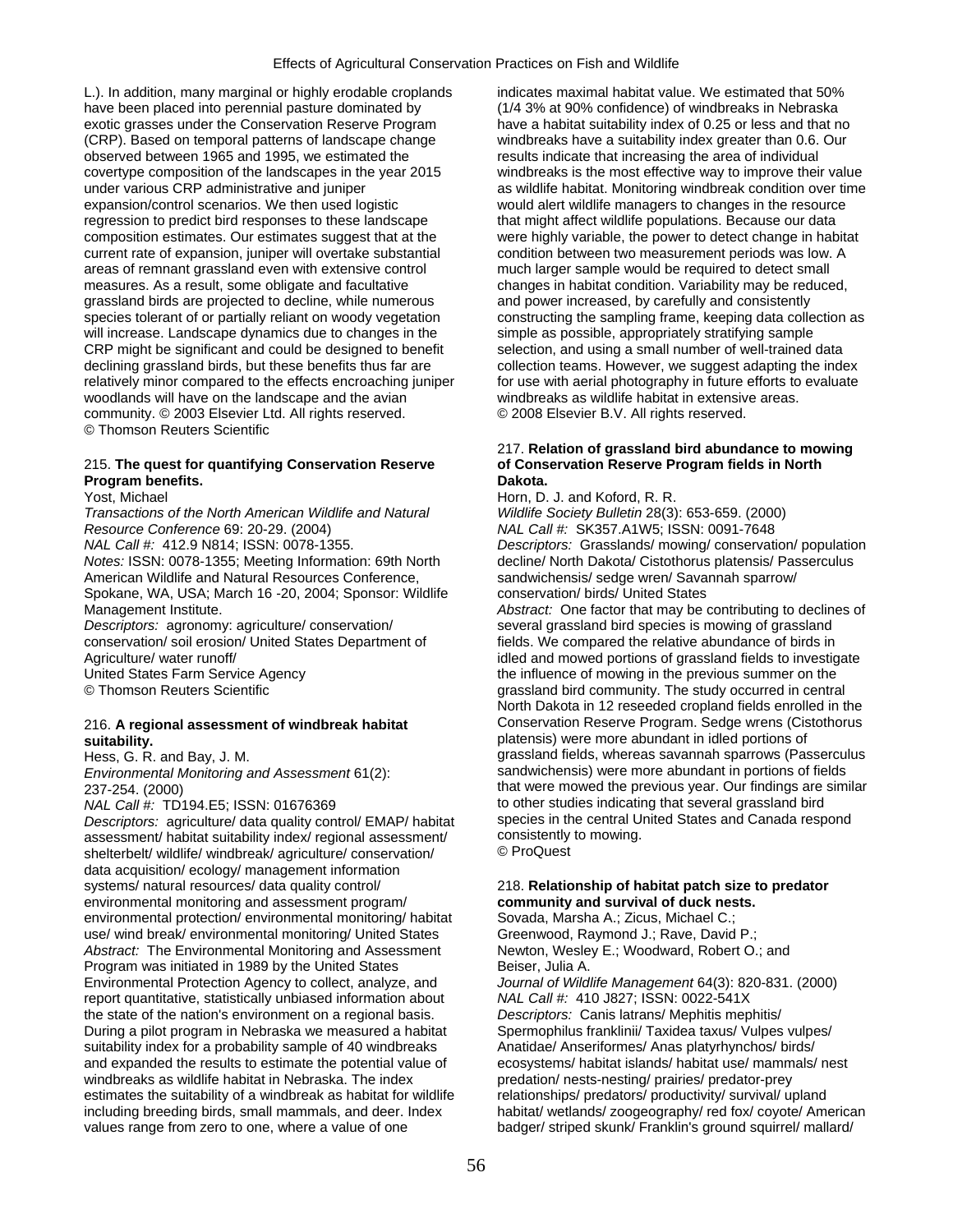L.). In addition, many marginal or highly erodable croplands have been placed into perennial pasture dominated by exotic grasses under the Conservation Reserve Program (CRP). Based on temporal patterns of landscape change observed between 1965 and 1995, we estimated the covertype composition of the landscapes in the year 2015 under various CRP administrative and juniper expansion/control scenarios. We then used logistic regression to predict bird responses to these landscape composition estimates. Our estimates suggest that at the current rate of expansion, juniper will overtake substantial areas of remnant grassland even with extensive control measures. As a result, some obligate and facultative grassland birds are projected to decline, while numerous species tolerant of or partially reliant on woody vegetation will increase. Landscape dynamics due to changes in the CRP might be significant and could be designed to benefit declining grassland birds, but these benefits thus far are relatively minor compared to the effects encroaching juniper woodlands will have on the landscape and the avian community. © 2003 Elsevier Ltd. All rights reserved.
© Thomson Reuters Scientific

215. **The quest for quantifying Conservation Reserve Program benefits.**
Yost, Michael
*Transactions of the North American Wildlife and Natural Resource Conference* 69: 20-29. (2004)
*NAL Call #:* 412.9 N814; ISSN: 0078-1355.
*Notes:* ISSN: 0078-1355; Meeting Information: 69th North American Wildlife and Natural Resources Conference, Spokane, WA, USA; March 16 -20, 2004; Sponsor: Wildlife Management Institute.
*Descriptors:* agronomy: agriculture/ conservation/ conservation/ soil erosion/ United States Department of Agriculture/ water runoff/
United States Farm Service Agency
© Thomson Reuters Scientific

216. **A regional assessment of windbreak habitat suitability.**
Hess, G. R. and Bay, J. M.
*Environmental Monitoring and Assessment* 61(2): 237-254. (2000)
*NAL Call #:* TD194.E5; ISSN: 01676369
*Descriptors:* agriculture/ data quality control/ EMAP/ habitat assessment/ habitat suitability index/ regional assessment/ shelterbelt/ wildlife/ windbreak/ agriculture/ conservation/ data acquisition/ ecology/ management information systems/ natural resources/ data quality control/ environmental monitoring and assessment program/ environmental protection/ environmental monitoring/ habitat use/ wind break/ environmental monitoring/ United States
*Abstract:* The Environmental Monitoring and Assessment Program was initiated in 1989 by the United States Environmental Protection Agency to collect, analyze, and report quantitative, statistically unbiased information about the state of the nation's environment on a regional basis. During a pilot program in Nebraska we measured a habitat suitability index for a probability sample of 40 windbreaks and expanded the results to estimate the potential value of windbreaks as wildlife habitat in Nebraska. The index estimates the suitability of a windbreak as habitat for wildlife including breeding birds, small mammals, and deer. Index values range from zero to one, where a value of one indicates maximal habitat value. We estimated that 50% (1/4 3% at 90% confidence) of windbreaks in Nebraska have a habitat suitability index of 0.25 or less and that no windbreaks have a suitability index greater than 0.6. Our results indicate that increasing the area of individual windbreaks is the most effective way to improve their value as wildlife habitat. Monitoring windbreak condition over time would alert wildlife managers to changes in the resource that might affect wildlife populations. Because our data were highly variable, the power to detect change in habitat condition between two measurement periods was low. A much larger sample would be required to detect small changes in habitat condition. Variability may be reduced, and power increased, by carefully and consistently constructing the sampling frame, keeping data collection as simple as possible, appropriately stratifying sample selection, and using a small number of well-trained data collection teams. However, we suggest adapting the index for use with aerial photography in future efforts to evaluate windbreaks as wildlife habitat in extensive areas.
© 2008 Elsevier B.V. All rights reserved.

217. **Relation of grassland bird abundance to mowing of Conservation Reserve Program fields in North Dakota.**
Horn, D. J. and Koford, R. R.
*Wildlife Society Bulletin* 28(3): 653-659. (2000)
*NAL Call #:* SK357.A1W5; ISSN: 0091-7648
*Descriptors:* Grasslands/ mowing/ conservation/ population decline/ North Dakota/ Cistothorus platensis/ Passerculus sandwichensis/ sedge wren/ Savannah sparrow/ conservation/ birds/ United States
*Abstract:* One factor that may be contributing to declines of several grassland bird species is mowing of grassland fields. We compared the relative abundance of birds in idled and mowed portions of grassland fields to investigate the influence of mowing in the previous summer on the grassland bird community. The study occurred in central North Dakota in 12 reseeded cropland fields enrolled in the Conservation Reserve Program. Sedge wrens (Cistothorus platensis) were more abundant in idled portions of grassland fields, whereas savannah sparrows (Passerculus sandwichensis) were more abundant in portions of fields that were mowed the previous year. Our findings are similar to other studies indicating that several grassland bird species in the central United States and Canada respond consistently to mowing.
© ProQuest

218. **Relationship of habitat patch size to predator community and survival of duck nests.**
Sovada, Marsha A.; Zicus, Michael C.; Greenwood, Raymond J.; Rave, David P.; Newton, Wesley E.; Woodward, Robert O.; and Beiser, Julia A.
*Journal of Wildlife Management* 64(3): 820-831. (2000)
*NAL Call #:* 410 J827; ISSN: 0022-541X
*Descriptors:* Canis latrans/ Mephitis mephitis/ Spermophilus franklinii/ Taxidea taxus/ Vulpes vulpes/ Anatidae/ Anseriformes/ Anas platyrhynchos/ birds/ ecosystems/ habitat islands/ habitat use/ mammals/ nest predation/ nests-nesting/ prairies/ predator-prey relationships/ predators/ productivity/ survival/ upland habitat/ wetlands/ zoogeography/ red fox/ coyote/ American badger/ striped skunk/ Franklin's ground squirrel/ mallard/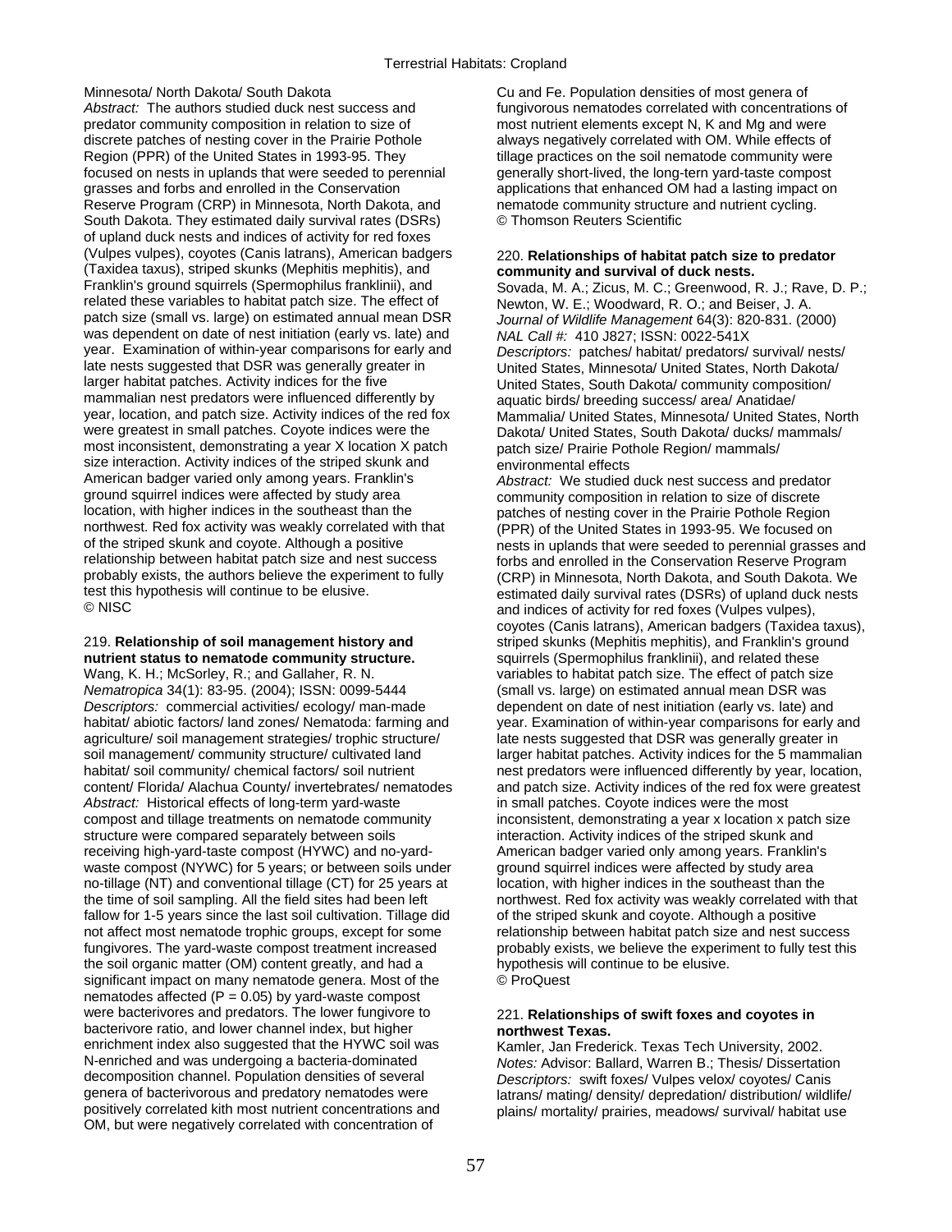Minnesota/ North Dakota/ South Dakota

*Abstract:* The authors studied duck nest success and predator community composition in relation to size of discrete patches of nesting cover in the Prairie Pothole Region (PPR) of the United States in 1993-95. They focused on nests in uplands that were seeded to perennial grasses and forbs and enrolled in the Conservation Reserve Program (CRP) in Minnesota, North Dakota, and South Dakota. They estimated daily survival rates (DSRs) of upland duck nests and indices of activity for red foxes (Vulpes vulpes), coyotes (Canis latrans), American badgers (Taxidea taxus), striped skunks (Mephitis mephitis), and Franklin's ground squirrels (Spermophilus franklinii), and related these variables to habitat patch size. The effect of patch size (small vs. large) on estimated annual mean DSR was dependent on date of nest initiation (early vs. late) and year. Examination of within-year comparisons for early and late nests suggested that DSR was generally greater in larger habitat patches. Activity indices for the five mammalian nest predators were influenced differently by year, location, and patch size. Activity indices of the red fox were greatest in small patches. Coyote indices were the most inconsistent, demonstrating a year X location X patch size interaction. Activity indices of the striped skunk and American badger varied only among years. Franklin's ground squirrel indices were affected by study area location, with higher indices in the southeast than the northwest. Red fox activity was weakly correlated with that of the striped skunk and coyote. Although a positive relationship between habitat patch size and nest success probably exists, the authors believe the experiment to fully test this hypothesis will continue to be elusive.
© NISC

219. **Relationship of soil management history and nutrient status to nematode community structure.**
Wang, K. H.; McSorley, R.; and Gallaher, R. N.
*Nematropica* 34(1): 83-95. (2004); ISSN: 0099-5444
*Descriptors:* commercial activities/ ecology/ man-made habitat/ abiotic factors/ land zones/ Nematoda: farming and agriculture/ soil management strategies/ trophic structure/ soil management/ community structure/ cultivated land habitat/ soil community/ chemical factors/ soil nutrient content/ Florida/ Alachua County/ invertebrates/ nematodes
*Abstract:* Historical effects of long-term yard-waste compost and tillage treatments on nematode community structure were compared separately between soils receiving high-yard-taste compost (HYWC) and no-yard-waste compost (NYWC) for 5 years; or between soils under no-tillage (NT) and conventional tillage (CT) for 25 years at the time of soil sampling. All the field sites had been left fallow for 1-5 years since the last soil cultivation. Tillage did not affect most nematode trophic groups, except for some fungivores. The yard-waste compost treatment increased the soil organic matter (OM) content greatly, and had a significant impact on many nematode genera. Most of the nematodes affected ($P = 0.05$) by yard-waste compost were bacterivores and predators. The lower fungivore to bacterivore ratio, and lower channel index, but higher enrichment index also suggested that the HYWC soil was N-enriched and was undergoing a bacteria-dominated decomposition channel. Population densities of several genera of bacterivorous and predatory nematodes were positively correlated kith most nutrient concentrations and OM, but were negatively correlated with concentration of Cu and Fe. Population densities of most genera of fungivorous nematodes correlated with concentrations of most nutrient elements except N, K and Mg and were always negatively correlated with OM. While effects of tillage practices on the soil nematode community were generally short-lived, the long-tern yard-taste compost applications that enhanced OM had a lasting impact on nematode community structure and nutrient cycling.
© Thomson Reuters Scientific

220. **Relationships of habitat patch size to predator community and survival of duck nests.**
Sovada, M. A.; Zicus, M. C.; Greenwood, R. J.; Rave, D. P.; Newton, W. E.; Woodward, R. O.; and Beiser, J. A.
*Journal of Wildlife Management* 64(3): 820-831. (2000)
*NAL Call #:* 410 J827; ISSN: 0022-541X
*Descriptors:* patches/ habitat/ predators/ survival/ nests/ United States, Minnesota/ United States, North Dakota/ United States, South Dakota/ community composition/ aquatic birds/ breeding success/ area/ Anatidae/ Mammalia/ United States, Minnesota/ United States, North Dakota/ United States, South Dakota/ ducks/ mammals/ patch size/ Prairie Pothole Region/ mammals/ environmental effects
*Abstract:* We studied duck nest success and predator community composition in relation to size of discrete patches of nesting cover in the Prairie Pothole Region (PPR) of the United States in 1993-95. We focused on nests in uplands that were seeded to perennial grasses and forbs and enrolled in the Conservation Reserve Program (CRP) in Minnesota, North Dakota, and South Dakota. We estimated daily survival rates (DSRs) of upland duck nests and indices of activity for red foxes (Vulpes vulpes), coyotes (Canis latrans), American badgers (Taxidea taxus), striped skunks (Mephitis mephitis), and Franklin's ground squirrels (Spermophilus franklinii), and related these variables to habitat patch size. The effect of patch size (small vs. large) on estimated annual mean DSR was dependent on date of nest initiation (early vs. late) and year. Examination of within-year comparisons for early and late nests suggested that DSR was generally greater in larger habitat patches. Activity indices for the 5 mammalian nest predators were influenced differently by year, location, and patch size. Activity indices of the red fox were greatest in small patches. Coyote indices were the most inconsistent, demonstrating a year x location x patch size interaction. Activity indices of the striped skunk and American badger varied only among years. Franklin's ground squirrel indices were affected by study area location, with higher indices in the southeast than the northwest. Red fox activity was weakly correlated with that of the striped skunk and coyote. Although a positive relationship between habitat patch size and nest success probably exists, we believe the experiment to fully test this hypothesis will continue to be elusive.
© ProQuest

221. **Relationships of swift foxes and coyotes in northwest Texas.**
Kamler, Jan Frederick. Texas Tech University, 2002.
*Notes:* Advisor: Ballard, Warren B.; Thesis/ Dissertation
*Descriptors:* swift foxes/ Vulpes velox/ coyotes/ Canis latrans/ mating/ density/ depredation/ distribution/ wildlife/ plains/ mortality/ prairies, meadows/ survival/ habitat use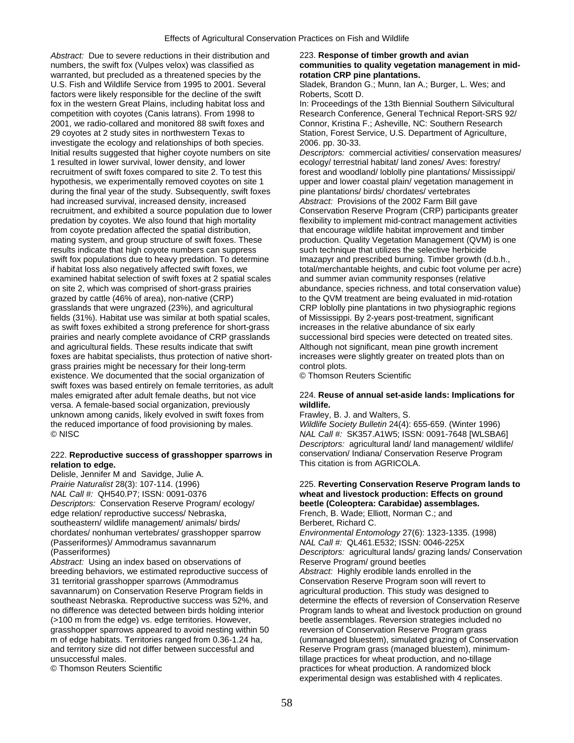*Abstract:* Due to severe reductions in their distribution and numbers, the swift fox (Vulpes velox) was classified as warranted, but precluded as a threatened species by the U.S. Fish and Wildlife Service from 1995 to 2001. Several factors were likely responsible for the decline of the swift fox in the western Great Plains, including habitat loss and competition with coyotes (Canis latrans). From 1998 to 2001, we radio-collared and monitored 88 swift foxes and 29 coyotes at 2 study sites in northwestern Texas to investigate the ecology and relationships of both species. Initial results suggested that higher coyote numbers on site 1 resulted in lower survival, lower density, and lower recruitment of swift foxes compared to site 2. To test this hypothesis, we experimentally removed coyotes on site 1 during the final year of the study. Subsequently, swift foxes had increased survival, increased density, increased recruitment, and exhibited a source population due to lower predation by coyotes. We also found that high mortality from coyote predation affected the spatial distribution, mating system, and group structure of swift foxes. These results indicate that high coyote numbers can suppress swift fox populations due to heavy predation. To determine if habitat loss also negatively affected swift foxes, we examined habitat selection of swift foxes at 2 spatial scales on site 2, which was comprised of short-grass prairies grazed by cattle (46% of area), non-native (CRP) grasslands that were ungrazed (23%), and agricultural fields (31%). Habitat use was similar at both spatial scales, as swift foxes exhibited a strong preference for short-grass prairies and nearly complete avoidance of CRP grasslands and agricultural fields. These results indicate that swift foxes are habitat specialists, thus protection of native short-grass prairies might be necessary for their long-term existence. We documented that the social organization of swift foxes was based entirely on female territories, as adult males emigrated after adult female deaths, but not vice versa. A female-based social organization, previously unknown among canids, likely evolved in swift foxes from the reduced importance of food provisioning by males.
© NISC

222. **Reproductive success of grasshopper sparrows in relation to edge.**
Delisle, Jennifer M and Savidge, Julie A.
*Prairie Naturalist* 28(3): 107-114. (1996)
*NAL Call #:* QH540.P7; ISSN: 0091-0376
*Descriptors:* Conservation Reserve Program/ ecology/ edge relation/ reproductive success/ Nebraska, southeastern/ wildlife management/ animals/ birds/ chordates/ nonhuman vertebrates/ grasshopper sparrow (Passeriformes)/ Ammodramus savannarum (Passeriformes)
*Abstract:* Using an index based on observations of breeding behaviors, we estimated reproductive success of 31 territorial grasshopper sparrows (Ammodramus savannarum) on Conservation Reserve Program fields in southeast Nebraska. Reproductive success was 52%, and no difference was detected between birds holding interior (>100 m from the edge) vs. edge territories. However, grasshopper sparrows appeared to avoid nesting within 50 m of edge habitats. Territories ranged from 0.36-1.24 ha, and territory size did not differ between successful and unsuccessful males.
© Thomson Reuters Scientific

223. **Response of timber growth and avian communities to quality vegetation management in mid-rotation CRP pine plantations.**
Sladek, Brandon G.; Munn, Ian A.; Burger, L. Wes; and Roberts, Scott D.
In: Proceedings of the 13th Biennial Southern Silvicultural Research Conference, General Technical Report-SRS 92/ Connor, Kristina F.; Asheville, NC: Southern Research Station, Forest Service, U.S. Department of Agriculture, 2006. pp. 30-33.
*Descriptors:* commercial activities/ conservation measures/ ecology/ terrestrial habitat/ land zones/ Aves: forestry/ forest and woodland/ loblolly pine plantations/ Mississippi/ upper and lower coastal plain/ vegetation management in pine plantations/ birds/ chordates/ vertebrates
*Abstract:* Provisions of the 2002 Farm Bill gave Conservation Reserve Program (CRP) participants greater flexibility to implement mid-contract management activities that encourage wildlife habitat improvement and timber production. Quality Vegetation Management (QVM) is one such technique that utilizes the selective herbicide Imazapyr and prescribed burning. Timber growth (d.b.h., total/merchantable heights, and cubic foot volume per acre) and summer avian community responses (relative abundance, species richness, and total conservation value) to the QVM treatment are being evaluated in mid-rotation CRP loblolly pine plantations in two physiographic regions of Mississippi. By 2-years post-treatment, significant increases in the relative abundance of six early successional bird species were detected on treated sites. Although not significant, mean pine growth increment increases were slightly greater on treated plots than on control plots.
© Thomson Reuters Scientific

224. **Reuse of annual set-aside lands: Implications for wildlife.**
Frawley, B. J. and Walters, S.
*Wildlife Society Bulletin* 24(4): 655-659. (Winter 1996)
*NAL Call #:* SK357.A1W5; ISSN: 0091-7648 [WLSBA6]
*Descriptors:* agricultural land/ land management/ wildlife/ conservation/ Indiana/ Conservation Reserve Program
This citation is from AGRICOLA.

225. **Reverting Conservation Reserve Program lands to wheat and livestock production: Effects on ground beetle (Coleoptera: Carabidae) assemblages.**
French, B. Wade; Elliott, Norman C.; and Berberet, Richard C.
*Environmental Entomology* 27(6): 1323-1335. (1998)
*NAL Call #:* QL461.E532; ISSN: 0046-225X
*Descriptors:* agricultural lands/ grazing lands/ Conservation Reserve Program/ ground beetles
*Abstract:* Highly erodible lands enrolled in the Conservation Reserve Program soon will revert to agricultural production. This study was designed to determine the effects of reversion of Conservation Reserve Program lands to wheat and livestock production on ground beetle assemblages. Reversion strategies included no reversion of Conservation Reserve Program grass (unmanaged bluestem), simulated grazing of Conservation Reserve Program grass (managed bluestem), minimum-tillage practices for wheat production, and no-tillage practices for wheat production. A randomized block experimental design was established with 4 replicates.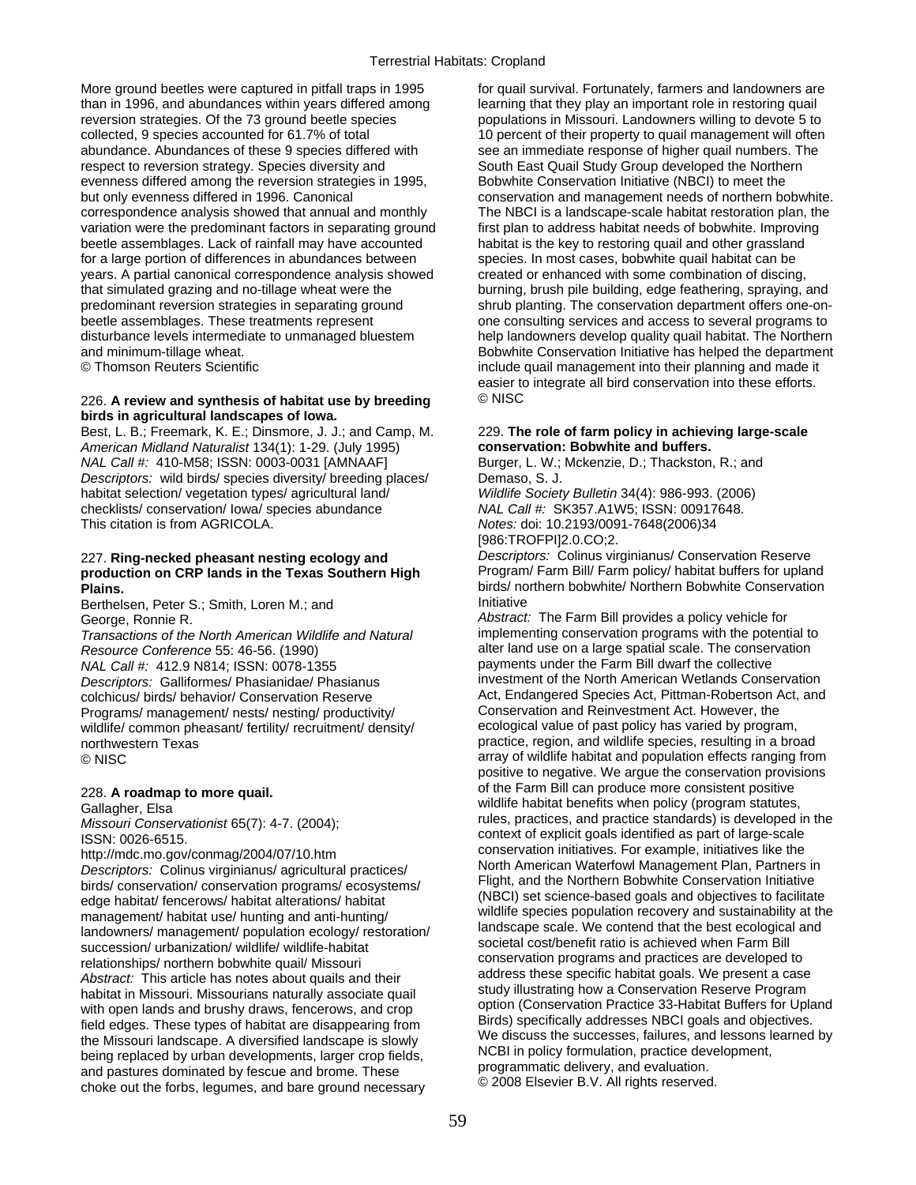More ground beetles were captured in pitfall traps in 1995 than in 1996, and abundances within years differed among reversion strategies. Of the 73 ground beetle species collected, 9 species accounted for 61.7% of total abundance. Abundances of these 9 species differed with respect to reversion strategy. Species diversity and evenness differed among the reversion strategies in 1995, but only evenness differed in 1996. Canonical correspondence analysis showed that annual and monthly variation were the predominant factors in separating ground beetle assemblages. Lack of rainfall may have accounted for a large portion of differences in abundances between years. A partial canonical correspondence analysis showed that simulated grazing and no-tillage wheat were the predominant reversion strategies in separating ground beetle assemblages. These treatments represent disturbance levels intermediate to unmanaged bluestem and minimum-tillage wheat.
© Thomson Reuters Scientific

226. **A review and synthesis of habitat use by breeding birds in agricultural landscapes of Iowa.**
Best, L. B.; Freemark, K. E.; Dinsmore, J. J.; and Camp, M.
*American Midland Naturalist* 134(1): 1-29. (July 1995)
*NAL Call #:* 410-M58; ISSN: 0003-0031 [AMNAAF]
*Descriptors:* wild birds/ species diversity/ breeding places/ habitat selection/ vegetation types/ agricultural land/ checklists/ conservation/ Iowa/ species abundance
This citation is from AGRICOLA.

227. **Ring-necked pheasant nesting ecology and production on CRP lands in the Texas Southern High Plains.**
Berthelsen, Peter S.; Smith, Loren M.; and George, Ronnie R.
*Transactions of the North American Wildlife and Natural Resource Conference* 55: 46-56. (1990)
*NAL Call #:* 412.9 N814; ISSN: 0078-1355
*Descriptors:* Galliformes/ Phasianidae/ Phasianus colchicus/ birds/ behavior/ Conservation Reserve Programs/ management/ nests/ nesting/ productivity/ wildlife/ common pheasant/ fertility/ recruitment/ density/ northwestern Texas
© NISC

228. **A roadmap to more quail.**
Gallagher, Elsa
*Missouri Conservationist* 65(7): 4-7. (2004);
ISSN: 0026-6515.
http://mdc.mo.gov/conmag/2004/07/10.htm
*Descriptors:* Colinus virginianus/ agricultural practices/ birds/ conservation/ conservation programs/ ecosystems/ edge habitat/ fencerows/ habitat alterations/ habitat management/ habitat use/ hunting and anti-hunting/ landowners/ management/ population ecology/ restoration/ succession/ urbanization/ wildlife/ wildlife-habitat relationships/ northern bobwhite quail/ Missouri
*Abstract:* This article has notes about quails and their habitat in Missouri. Missourians naturally associate quail with open lands and brushy draws, fencerows, and crop field edges. These types of habitat are disappearing from the Missouri landscape. A diversified landscape is slowly being replaced by urban developments, larger crop fields, and pastures dominated by fescue and brome. These choke out the forbs, legumes, and bare ground necessary for quail survival. Fortunately, farmers and landowners are learning that they play an important role in restoring quail populations in Missouri. Landowners willing to devote 5 to 10 percent of their property to quail management will often see an immediate response of higher quail numbers. The South East Quail Study Group developed the Northern Bobwhite Conservation Initiative (NBCI) to meet the conservation and management needs of northern bobwhite. The NBCI is a landscape-scale habitat restoration plan, the first plan to address habitat needs of bobwhite. Improving habitat is the key to restoring quail and other grassland species. In most cases, bobwhite quail habitat can be created or enhanced with some combination of discing, burning, brush pile building, edge feathering, spraying, and shrub planting. The conservation department offers one-on-one consulting services and access to several programs to help landowners develop quality quail habitat. The Northern Bobwhite Conservation Initiative has helped the department include quail management into their planning and made it easier to integrate all bird conservation into these efforts.
© NISC

229. **The role of farm policy in achieving large-scale conservation: Bobwhite and buffers.**
Burger, L. W.; Mckenzie, D.; Thackston, R.; and Demaso, S. J.
*Wildlife Society Bulletin* 34(4): 986-993. (2006)
*NAL Call #:* SK357.A1W5; ISSN: 00917648.
*Notes:* doi: 10.2193/0091-7648(2006)34[986:TROFPI]2.0.CO;2.
*Descriptors:* Colinus virginianus/ Conservation Reserve Program/ Farm Bill/ Farm policy/ habitat buffers for upland birds/ northern bobwhite/ Northern Bobwhite Conservation Initiative
*Abstract:* The Farm Bill provides a policy vehicle for implementing conservation programs with the potential to alter land use on a large spatial scale. The conservation payments under the Farm Bill dwarf the collective investment of the North American Wetlands Conservation Act, Endangered Species Act, Pittman-Robertson Act, and Conservation and Reinvestment Act. However, the ecological value of past policy has varied by program, practice, region, and wildlife species, resulting in a broad array of wildlife habitat and population effects ranging from positive to negative. We argue the conservation provisions of the Farm Bill can produce more consistent positive wildlife habitat benefits when policy (program statutes, rules, practices, and practice standards) is developed in the context of explicit goals identified as part of large-scale conservation initiatives. For example, initiatives like the North American Waterfowl Management Plan, Partners in Flight, and the Northern Bobwhite Conservation Initiative (NBCI) set science-based goals and objectives to facilitate wildlife species population recovery and sustainability at the landscape scale. We contend that the best ecological and societal cost/benefit ratio is achieved when Farm Bill conservation programs and practices are developed to address these specific habitat goals. We present a case study illustrating how a Conservation Reserve Program option (Conservation Practice 33-Habitat Buffers for Upland Birds) specifically addresses NBCI goals and objectives. We discuss the successes, failures, and lessons learned by NCBI in policy formulation, practice development, programmatic delivery, and evaluation.
© 2008 Elsevier B.V. All rights reserved.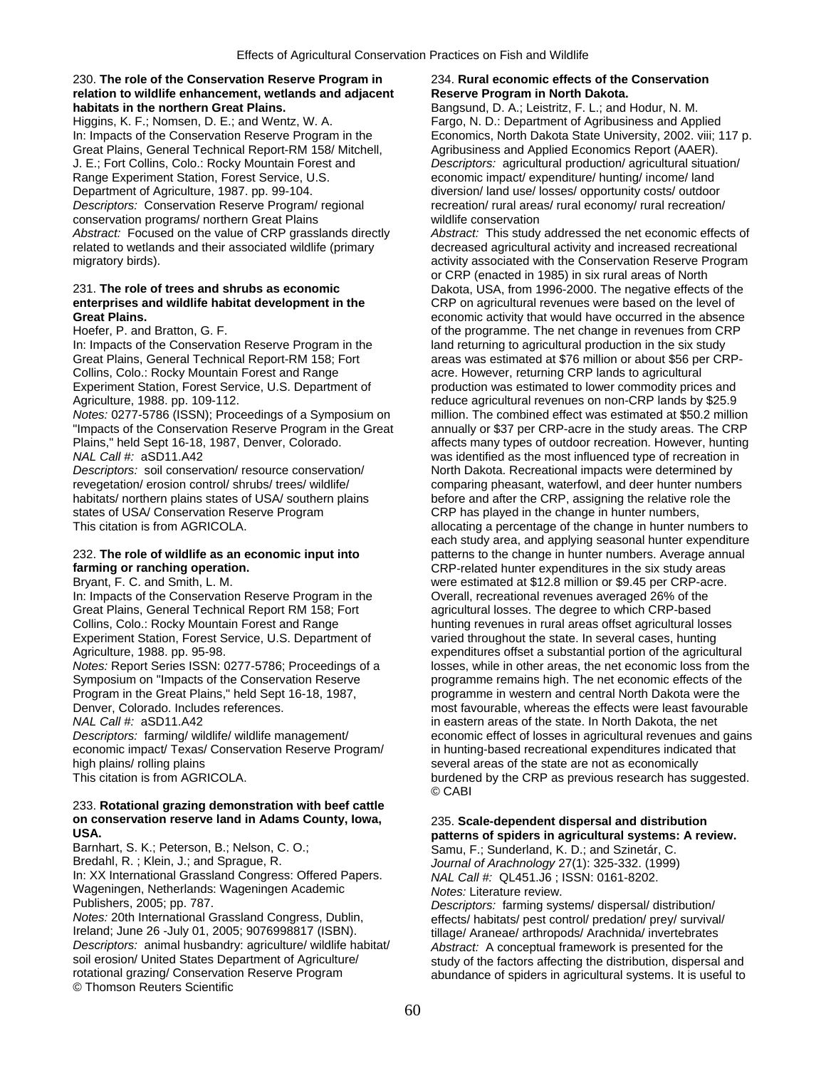230. **The role of the Conservation Reserve Program in relation to wildlife enhancement, wetlands and adjacent habitats in the northern Great Plains.**
Higgins, K. F.; Nomsen, D. E.; and Wentz, W. A.
In: Impacts of the Conservation Reserve Program in the Great Plains, General Technical Report-RM 158/ Mitchell, J. E.; Fort Collins, Colo.: Rocky Mountain Forest and Range Experiment Station, Forest Service, U.S. Department of Agriculture, 1987. pp. 99-104.
*Descriptors:* Conservation Reserve Program/ regional conservation programs/ northern Great Plains
*Abstract:* Focused on the value of CRP grasslands directly related to wetlands and their associated wildlife (primary migratory birds).

231. **The role of trees and shrubs as economic enterprises and wildlife habitat development in the Great Plains.**
Hoefer, P. and Bratton, G. F.
In: Impacts of the Conservation Reserve Program in the Great Plains, General Technical Report-RM 158; Fort Collins, Colo.: Rocky Mountain Forest and Range Experiment Station, Forest Service, U.S. Department of Agriculture, 1988. pp. 109-112.
*Notes:* 0277-5786 (ISSN); Proceedings of a Symposium on "Impacts of the Conservation Reserve Program in the Great Plains," held Sept 16-18, 1987, Denver, Colorado.
*NAL Call #:* aSD11.A42
*Descriptors:* soil conservation/ resource conservation/ revegetation/ erosion control/ shrubs/ trees/ wildlife/ habitats/ northern plains states of USA/ southern plains states of USA/ Conservation Reserve Program
This citation is from AGRICOLA.

232. **The role of wildlife as an economic input into farming or ranching operation.**
Bryant, F. C. and Smith, L. M.
In: Impacts of the Conservation Reserve Program in the Great Plains, General Technical Report RM 158; Fort Collins, Colo.: Rocky Mountain Forest and Range Experiment Station, Forest Service, U.S. Department of Agriculture, 1988. pp. 95-98.
*Notes:* Report Series ISSN: 0277-5786; Proceedings of a Symposium on "Impacts of the Conservation Reserve Program in the Great Plains," held Sept 16-18, 1987, Denver, Colorado. Includes references.
*NAL Call #:* aSD11.A42
*Descriptors:* farming/ wildlife/ wildlife management/ economic impact/ Texas/ Conservation Reserve Program/ high plains/ rolling plains
This citation is from AGRICOLA.

233. **Rotational grazing demonstration with beef cattle on conservation reserve land in Adams County, Iowa, USA.**
Barnhart, S. K.; Peterson, B.; Nelson, C. O.; Bredahl, R. ; Klein, J.; and Sprague, R.
In: XX International Grassland Congress: Offered Papers. Wageningen, Netherlands: Wageningen Academic Publishers, 2005; pp. 787.
*Notes:* 20th International Grassland Congress, Dublin, Ireland; June 26 -July 01, 2005; 9076998817 (ISBN).
*Descriptors:* animal husbandry: agriculture/ wildlife habitat/ soil erosion/ United States Department of Agriculture/ rotational grazing/ Conservation Reserve Program
© Thomson Reuters Scientific

234. **Rural economic effects of the Conservation Reserve Program in North Dakota.**
Bangsund, D. A.; Leistritz, F. L.; and Hodur, N. M.
Fargo, N. D.: Department of Agribusiness and Applied Economics, North Dakota State University, 2002. viii; 117 p. Agribusiness and Applied Economics Report (AAER).
*Descriptors:* agricultural production/ agricultural situation/ economic impact/ expenditure/ hunting/ income/ land diversion/ land use/ losses/ opportunity costs/ outdoor recreation/ rural areas/ rural economy/ rural recreation/ wildlife conservation
*Abstract:* This study addressed the net economic effects of decreased agricultural activity and increased recreational activity associated with the Conservation Reserve Program or CRP (enacted in 1985) in six rural areas of North Dakota, USA, from 1996-2000. The negative effects of the CRP on agricultural revenues were based on the level of economic activity that would have occurred in the absence of the programme. The net change in revenues from CRP land returning to agricultural production in the six study areas was estimated at $76 million or about $56 per CRP-acre. However, returning CRP lands to agricultural production was estimated to lower commodity prices and reduce agricultural revenues on non-CRP lands by $25.9 million. The combined effect was estimated at $50.2 million annually or $37 per CRP-acre in the study areas. The CRP affects many types of outdoor recreation. However, hunting was identified as the most influenced type of recreation in North Dakota. Recreational impacts were determined by comparing pheasant, waterfowl, and deer hunter numbers before and after the CRP, assigning the relative role the CRP has played in the change in hunter numbers, allocating a percentage of the change in hunter numbers to each study area, and applying seasonal hunter expenditure patterns to the change in hunter numbers. Average annual CRP-related hunter expenditures in the six study areas were estimated at $12.8 million or $9.45 per CRP-acre. Overall, recreational revenues averaged 26% of the agricultural losses. The degree to which CRP-based hunting revenues in rural areas offset agricultural losses varied throughout the state. In several cases, hunting expenditures offset a substantial portion of the agricultural losses, while in other areas, the net economic loss from the programme remains high. The net economic effects of the programme in western and central North Dakota were the most favourable, whereas the effects were least favourable in eastern areas of the state. In North Dakota, the net economic effect of losses in agricultural revenues and gains in hunting-based recreational expenditures indicated that several areas of the state are not as economically burdened by the CRP as previous research has suggested.
© CABI

235. **Scale-dependent dispersal and distribution patterns of spiders in agricultural systems: A review.**
Samu, F.; Sunderland, K. D.; and Szinetár, C.
*Journal of Arachnology* 27(1): 325-332. (1999)
*NAL Call #:* QL451.J6 ; ISSN: 0161-8202.
*Notes:* Literature review.
*Descriptors:* farming systems/ dispersal/ distribution/ effects/ habitats/ pest control/ predation/ prey/ survival/ tillage/ Araneae/ arthropods/ Arachnida/ invertebrates
*Abstract:* A conceptual framework is presented for the study of the factors affecting the distribution, dispersal and abundance of spiders in agricultural systems. It is useful to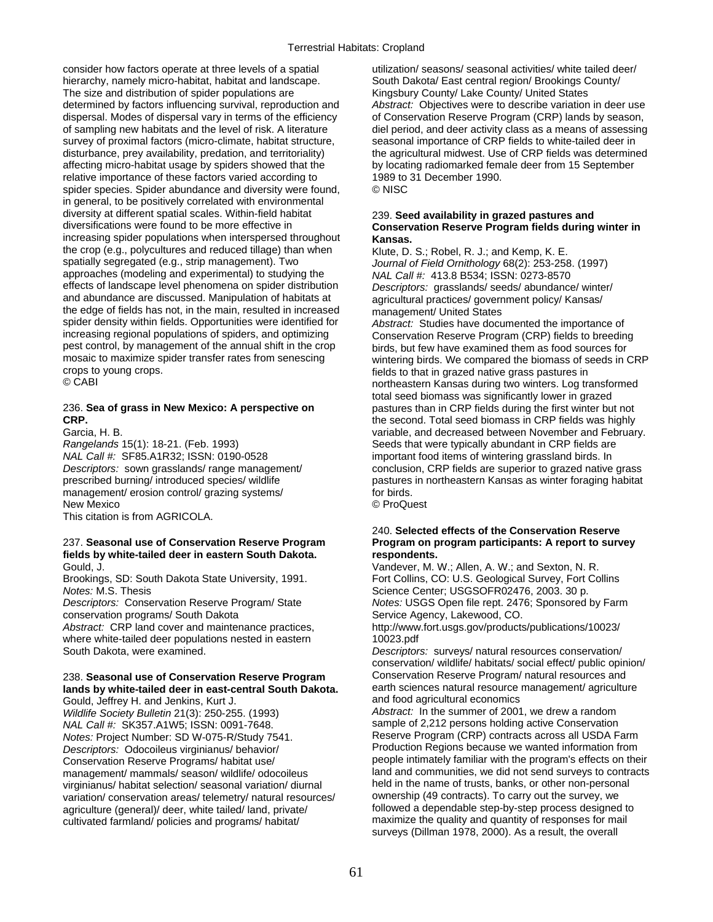consider how factors operate at three levels of a spatial hierarchy, namely micro-habitat, habitat and landscape. The size and distribution of spider populations are determined by factors influencing survival, reproduction and dispersal. Modes of dispersal vary in terms of the efficiency of sampling new habitats and the level of risk. A literature survey of proximal factors (micro-climate, habitat structure, disturbance, prey availability, predation, and territoriality) affecting micro-habitat usage by spiders showed that the relative importance of these factors varied according to spider species. Spider abundance and diversity were found, in general, to be positively correlated with environmental diversity at different spatial scales. Within-field habitat diversifications were found to be more effective in increasing spider populations when interspersed throughout the crop (e.g., polycultures and reduced tillage) than when spatially segregated (e.g., strip management). Two approaches (modeling and experimental) to studying the effects of landscape level phenomena on spider distribution and abundance are discussed. Manipulation of habitats at the edge of fields has not, in the main, resulted in increased spider density within fields. Opportunities were identified for increasing regional populations of spiders, and optimizing pest control, by management of the annual shift in the crop mosaic to maximize spider transfer rates from senescing crops to young crops.
© CABI

236. **Sea of grass in New Mexico: A perspective on CRP.**
Garcia, H. B.
*Rangelands* 15(1): 18-21. (Feb. 1993)
*NAL Call #:* SF85.A1R32; ISSN: 0190-0528
*Descriptors:* sown grasslands/ range management/ prescribed burning/ introduced species/ wildlife management/ erosion control/ grazing systems/ New Mexico
This citation is from AGRICOLA.

237. **Seasonal use of Conservation Reserve Program fields by white-tailed deer in eastern South Dakota.**
Gould, J.
Brookings, SD: South Dakota State University, 1991.
*Notes:* M.S. Thesis
*Descriptors:* Conservation Reserve Program/ State conservation programs/ South Dakota
*Abstract:* CRP land cover and maintenance practices, where white-tailed deer populations nested in eastern South Dakota, were examined.

238. **Seasonal use of Conservation Reserve Program lands by white-tailed deer in east-central South Dakota.**
Gould, Jeffrey H. and Jenkins, Kurt J.
*Wildlife Society Bulletin* 21(3): 250-255. (1993)
*NAL Call #:* SK357.A1W5; ISSN: 0091-7648.
*Notes:* Project Number: SD W-075-R/Study 7541.
*Descriptors:* Odocoileus virginianus/ behavior/ Conservation Reserve Programs/ habitat use/ management/ mammals/ season/ wildlife/ odocoileus virginianus/ habitat selection/ seasonal variation/ diurnal variation/ conservation areas/ telemetry/ natural resources/ agriculture (general)/ deer, white tailed/ land, private/ cultivated farmland/ policies and programs/ habitat/ utilization/ seasons/ seasonal activities/ white tailed deer/ South Dakota/ East central region/ Brookings County/ Kingsbury County/ Lake County/ United States
*Abstract:* Objectives were to describe variation in deer use of Conservation Reserve Program (CRP) lands by season, diel period, and deer activity class as a means of assessing seasonal importance of CRP fields to white-tailed deer in the agricultural midwest. Use of CRP fields was determined by locating radiomarked female deer from 15 September 1989 to 31 December 1990.
© NISC

239. **Seed availability in grazed pastures and Conservation Reserve Program fields during winter in Kansas.**
Klute, D. S.; Robel, R. J.; and Kemp, K. E.
*Journal of Field Ornithology* 68(2): 253-258. (1997)
*NAL Call #:* 413.8 B534; ISSN: 0273-8570
*Descriptors:* grasslands/ seeds/ abundance/ winter/ agricultural practices/ government policy/ Kansas/ management/ United States
*Abstract:* Studies have documented the importance of Conservation Reserve Program (CRP) fields to breeding birds, but few have examined them as food sources for wintering birds. We compared the biomass of seeds in CRP fields to that in grazed native grass pastures in northeastern Kansas during two winters. Log transformed total seed biomass was significantly lower in grazed pastures than in CRP fields during the first winter but not the second. Total seed biomass in CRP fields was highly variable, and decreased between November and February. Seeds that were typically abundant in CRP fields are important food items of wintering grassland birds. In conclusion, CRP fields are superior to grazed native grass pastures in northeastern Kansas as winter foraging habitat for birds.
© ProQuest

240. **Selected effects of the Conservation Reserve Program on program participants: A report to survey respondents.**
Vandever, M. W.; Allen, A. W.; and Sexton, N. R.
Fort Collins, CO: U.S. Geological Survey, Fort Collins Science Center; USGSOFR02476, 2003. 30 p.
*Notes:* USGS Open file rept. 2476; Sponsored by Farm Service Agency, Lakewood, CO.
http://www.fort.usgs.gov/products/publications/10023/10023.pdf
*Descriptors:* surveys/ natural resources conservation/ conservation/ wildlife/ habitats/ social effect/ public opinion/ Conservation Reserve Program/ natural resources and earth sciences natural resource management/ agriculture and food agricultural economics
*Abstract:* In the summer of 2001, we drew a random sample of 2,212 persons holding active Conservation Reserve Program (CRP) contracts across all USDA Farm Production Regions because we wanted information from people intimately familiar with the program's effects on their land and communities, we did not send surveys to contracts held in the name of trusts, banks, or other non-personal ownership (49 contracts). To carry out the survey, we followed a dependable step-by-step process designed to maximize the quality and quantity of responses for mail surveys (Dillman 1978, 2000). As a result, the overall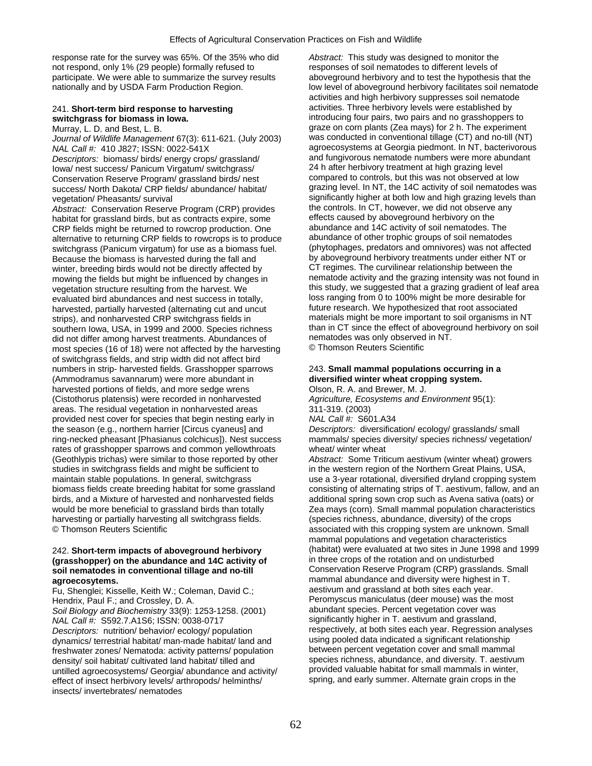response rate for the survey was 65%. Of the 35% who did not respond, only 1% (29 people) formally refused to participate. We were able to summarize the survey results nationally and by USDA Farm Production Region.

241. **Short-term bird response to harvesting switchgrass for biomass in Iowa.**

Murray, L. D. and Best, L. B.

*Journal of Wildlife Management* 67(3): 611-621. (July 2003)

*NAL Call #:* 410 J827; ISSN: 0022-541X

*Descriptors:* biomass/ birds/ energy crops/ grassland/ Iowa/ nest success/ Panicum Virgatum/ switchgrass/ Conservation Reserve Program/ grassland birds/ nest success/ North Dakota/ CRP fields/ abundance/ habitat/ vegetation/ Pheasants/ survival

*Abstract:* Conservation Reserve Program (CRP) provides habitat for grassland birds, but as contracts expire, some CRP fields might be returned to rowcrop production. One alternative to returning CRP fields to rowcrops is to produce switchgrass (Panicum virgatum) for use as a biomass fuel. Because the biomass is harvested during the fall and winter, breeding birds would not be directly affected by mowing the fields but might be influenced by changes in vegetation structure resulting from the harvest. We evaluated bird abundances and nest success in totally, harvested, partially harvested (alternating cut and uncut strips), and nonharvested CRP switchgrass fields in southern Iowa, USA, in 1999 and 2000. Species richness did not differ among harvest treatments. Abundances of most species (16 of 18) were not affected by the harvesting of switchgrass fields, and strip width did not affect bird numbers in strip- harvested fields. Grasshopper sparrows (Ammodramus savannarum) were more abundant in harvested portions of fields, and more sedge wrens (Cistothorus platensis) were recorded in nonharvested areas. The residual vegetation in nonharvested areas provided nest cover for species that begin nesting early in the season (e.g., northern harrier [Circus cyaneus] and ring-necked pheasant [Phasianus colchicus]). Nest success rates of grasshopper sparrows and common yellowthroats (Geothlypis trichas) were similar to those reported by other studies in switchgrass fields and might be sufficient to maintain stable populations. In general, switchgrass biomass fields create breeding habitat for some grassland birds, and a Mixture of harvested and nonharvested fields would be more beneficial to grassland birds than totally harvesting or partially harvesting all switchgrass fields.
© Thomson Reuters Scientific

242. **Short-term impacts of aboveground herbivory (grasshopper) on the abundance and 14C activity of soil nematodes in conventional tillage and no-till agroecosytems.**

Fu, Shenglei; Kisselle, Keith W.; Coleman, David C.; Hendrix, Paul F.; and Crossley, D. A.

*Soil Biology and Biochemistry* 33(9): 1253-1258. (2001)

*NAL Call #:* S592.7.A1S6; ISSN: 0038-0717

*Descriptors:* nutrition/ behavior/ ecology/ population dynamics/ terrestrial habitat/ man-made habitat/ land and freshwater zones/ Nematoda: activity patterns/ population density/ soil habitat/ cultivated land habitat/ tilled and untilled agroecosystems/ Georgia/ abundance and activity/ effect of insect herbivory levels/ arthropods/ helminths/ insects/ invertebrates/ nematodes

*Abstract:* This study was designed to monitor the responses of soil nematodes to different levels of aboveground herbivory and to test the hypothesis that the low level of aboveground herbivory facilitates soil nematode activities and high herbivory suppresses soil nematode activities. Three herbivory levels were established by introducing four pairs, two pairs and no grasshoppers to graze on corn plants (Zea mays) for 2 h. The experiment was conducted in conventional tillage (CT) and no-till (NT) agroecosystems at Georgia piedmont. In NT, bacterivorous and fungivorous nematode numbers were more abundant 24 h after herbivory treatment at high grazing level compared to controls, but this was not observed at low grazing level. In NT, the 14C activity of soil nematodes was significantly higher at both low and high grazing levels than the controls. In CT, however, we did not observe any effects caused by aboveground herbivory on the abundance and 14C activity of soil nematodes. The abundance of other trophic groups of soil nematodes (phytophages, predators and omnivores) was not affected by aboveground herbivory treatments under either NT or CT regimes. The curvilinear relationship between the nematode activity and the grazing intensity was not found in this study, we suggested that a grazing gradient of leaf area loss ranging from 0 to 100% might be more desirable for future research. We hypothesized that root associated materials might be more important to soil organisms in NT than in CT since the effect of aboveground herbivory on soil nematodes was only observed in NT.
© Thomson Reuters Scientific

243. **Small mammal populations occurring in a diversified winter wheat cropping system.**

Olson, R. A. and Brewer, M. J.

*Agriculture, Ecosystems and Environment* 95(1): 311-319. (2003)

*NAL Call #:* S601.A34

*Descriptors:* diversification/ ecology/ grasslands/ small mammals/ species diversity/ species richness/ vegetation/ wheat/ winter wheat

*Abstract:* Some Triticum aestivum (winter wheat) growers in the western region of the Northern Great Plains, USA, use a 3-year rotational, diversified dryland cropping system consisting of alternating strips of T. aestivum, fallow, and an additional spring sown crop such as Avena sativa (oats) or Zea mays (corn). Small mammal population characteristics (species richness, abundance, diversity) of the crops associated with this cropping system are unknown. Small mammal populations and vegetation characteristics (habitat) were evaluated at two sites in June 1998 and 1999 in three crops of the rotation and on undisturbed Conservation Reserve Program (CRP) grasslands. Small mammal abundance and diversity were highest in T. aestivum and grassland at both sites each year. Peromyscus maniculatus (deer mouse) was the most abundant species. Percent vegetation cover was significantly higher in T. aestivum and grassland, respectively, at both sites each year. Regression analyses using pooled data indicated a significant relationship between percent vegetation cover and small mammal species richness, abundance, and diversity. T. aestivum provided valuable habitat for small mammals in winter, spring, and early summer. Alternate grain crops in the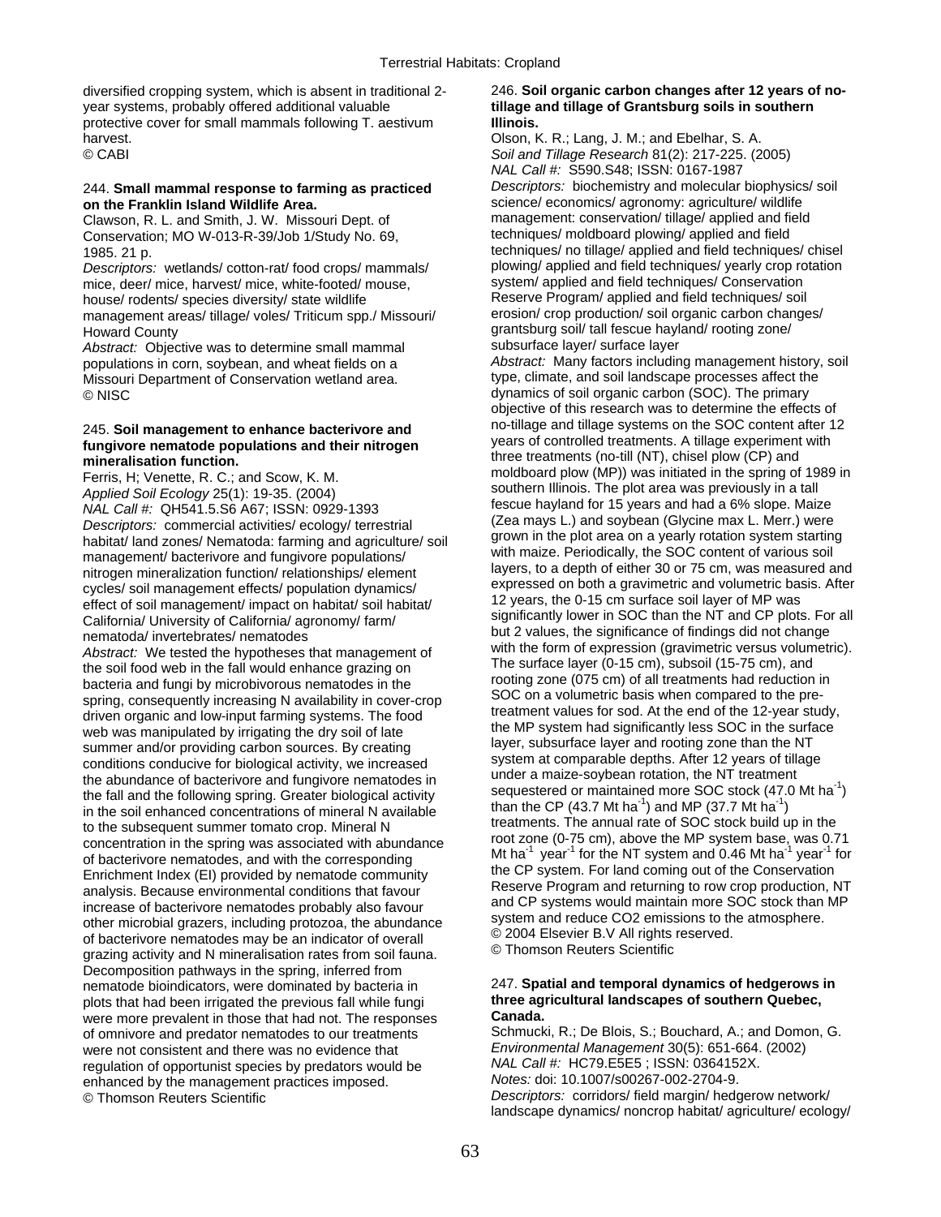diversified cropping system, which is absent in traditional 2-year systems, probably offered additional valuable protective cover for small mammals following T. aestivum harvest.
© CABI

244. **Small mammal response to farming as practiced on the Franklin Island Wildlife Area.**
Clawson, R. L. and Smith, J. W. Missouri Dept. of Conservation; MO W-013-R-39/Job 1/Study No. 69, 1985. 21 p.
*Descriptors:* wetlands/ cotton-rat/ food crops/ mammals/ mice, deer/ mice, harvest/ mice, white-footed/ mouse, house/ rodents/ species diversity/ state wildlife management areas/ tillage/ voles/ Triticum spp./ Missouri/ Howard County
*Abstract:* Objective was to determine small mammal populations in corn, soybean, and wheat fields on a Missouri Department of Conservation wetland area.
© NISC

245. **Soil management to enhance bacterivore and fungivore nematode populations and their nitrogen mineralisation function.**
Ferris, H; Venette, R. C.; and Scow, K. M.
*Applied Soil Ecology* 25(1): 19-35. (2004)
*NAL Call #:* QH541.5.S6 A67; ISSN: 0929-1393
*Descriptors:* commercial activities/ ecology/ terrestrial habitat/ land zones/ Nematoda: farming and agriculture/ soil management/ bacterivore and fungivore populations/ nitrogen mineralization function/ relationships/ element cycles/ soil management effects/ population dynamics/ effect of soil management/ impact on habitat/ soil habitat/ California/ University of California/ agronomy/ farm/ nematoda/ invertebrates/ nematodes
*Abstract:* We tested the hypotheses that management of the soil food web in the fall would enhance grazing on bacteria and fungi by microbivorous nematodes in the spring, consequently increasing N availability in cover-crop driven organic and low-input farming systems. The food web was manipulated by irrigating the dry soil of late summer and/or providing carbon sources. By creating conditions conducive for biological activity, we increased the abundance of bacterivore and fungivore nematodes in the fall and the following spring. Greater biological activity in the soil enhanced concentrations of mineral N available to the subsequent summer tomato crop. Mineral N concentration in the spring was associated with abundance of bacterivore nematodes, and with the corresponding Enrichment Index (EI) provided by nematode community analysis. Because environmental conditions that favour increase of bacterivore nematodes probably also favour other microbial grazers, including protozoa, the abundance of bacterivore nematodes may be an indicator of overall grazing activity and N mineralisation rates from soil fauna. Decomposition pathways in the spring, inferred from nematode bioindicators, were dominated by bacteria in plots that had been irrigated the previous fall while fungi were more prevalent in those that had not. The responses of omnivore and predator nematodes to our treatments were not consistent and there was no evidence that regulation of opportunist species by predators would be enhanced by the management practices imposed.
© Thomson Reuters Scientific

246. **Soil organic carbon changes after 12 years of no-tillage and tillage of Grantsburg soils in southern Illinois.**
Olson, K. R.; Lang, J. M.; and Ebelhar, S. A.
*Soil and Tillage Research* 81(2): 217-225. (2005)
*NAL Call #:* S590.S48; ISSN: 0167-1987
*Descriptors:* biochemistry and molecular biophysics/ soil science/ economics/ agronomy: agriculture/ wildlife management: conservation/ tillage/ applied and field techniques/ moldboard plowing/ applied and field techniques/ no tillage/ applied and field techniques/ chisel plowing/ applied and field techniques/ yearly crop rotation system/ applied and field techniques/ Conservation Reserve Program/ applied and field techniques/ soil erosion/ crop production/ soil organic carbon changes/ grantsburg soil/ tall fescue hayland/ rooting zone/ subsurface layer/ surface layer
*Abstract:* Many factors including management history, soil type, climate, and soil landscape processes affect the dynamics of soil organic carbon (SOC). The primary objective of this research was to determine the effects of no-tillage and tillage systems on the SOC content after 12 years of controlled treatments. A tillage experiment with three treatments (no-till (NT), chisel plow (CP) and moldboard plow (MP)) was initiated in the spring of 1989 in southern Illinois. The plot area was previously in a tall fescue hayland for 15 years and had a 6% slope. Maize (Zea mays L.) and soybean (Glycine max L. Merr.) were grown in the plot area on a yearly rotation system starting with maize. Periodically, the SOC content of various soil layers, to a depth of either 30 or 75 cm, was measured and expressed on both a gravimetric and volumetric basis. After 12 years, the 0-15 cm surface soil layer of MP was significantly lower in SOC than the NT and CP plots. For all but 2 values, the significance of findings did not change with the form of expression (gravimetric versus volumetric). The surface layer (0-15 cm), subsoil (15-75 cm), and rooting zone (075 cm) of all treatments had reduction in SOC on a volumetric basis when compared to the pre-treatment values for sod. At the end of the 12-year study, the MP system had significantly less SOC in the surface layer, subsurface layer and rooting zone than the NT system at comparable depths. After 12 years of tillage under a maize-soybean rotation, the NT treatment sequestered or maintained more SOC stock (47.0 Mt ha$^{-1}$) than the CP (43.7 Mt ha$^{-1}$) and MP (37.7 Mt ha$^{-1}$) treatments. The annual rate of SOC stock build up in the root zone (0-75 cm), above the MP system base, was 0.71 Mt ha$^{-1}$ year$^{-1}$ for the NT system and 0.46 Mt ha$^{-1}$ year$^{-1}$ for the CP system. For land coming out of the Conservation Reserve Program and returning to row crop production, NT and CP systems would maintain more SOC stock than MP system and reduce $CO_2$ emissions to the atmosphere.
© 2004 Elsevier B.V All rights reserved.
© Thomson Reuters Scientific

247. **Spatial and temporal dynamics of hedgerows in three agricultural landscapes of southern Quebec, Canada.**
Schmucki, R.; De Blois, S.; Bouchard, A.; and Domon, G.
*Environmental Management* 30(5): 651-664. (2002)
*NAL Call #:* HC79.E5E5 ; ISSN: 0364152X.
*Notes:* doi: 10.1007/s00267-002-2704-9.
*Descriptors:* corridors/ field margin/ hedgerow network/ landscape dynamics/ noncrop habitat/ agriculture/ ecology/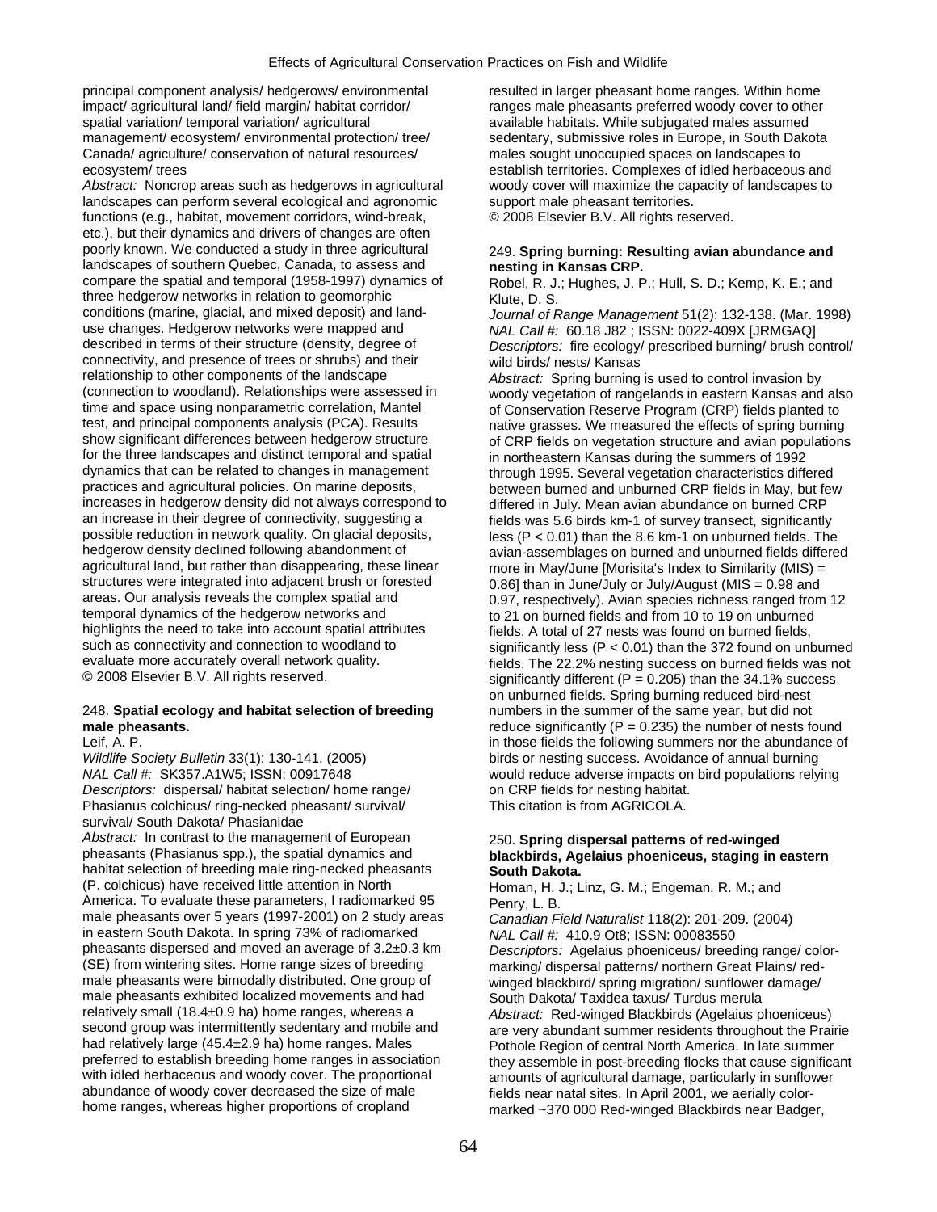principal component analysis/ hedgerows/ environmental impact/ agricultural land/ field margin/ habitat corridor/ spatial variation/ temporal variation/ agricultural management/ ecosystem/ environmental protection/ tree/ Canada/ agriculture/ conservation of natural resources/ ecosystem/ trees

*Abstract:* Noncrop areas such as hedgerows in agricultural landscapes can perform several ecological and agronomic functions (e.g., habitat, movement corridors, wind-break, etc.), but their dynamics and drivers of changes are often poorly known. We conducted a study in three agricultural landscapes of southern Quebec, Canada, to assess and compare the spatial and temporal (1958-1997) dynamics of three hedgerow networks in relation to geomorphic conditions (marine, glacial, and mixed deposit) and land-use changes. Hedgerow networks were mapped and described in terms of their structure (density, degree of connectivity, and presence of trees or shrubs) and their relationship to other components of the landscape (connection to woodland). Relationships were assessed in time and space using nonparametric correlation, Mantel test, and principal components analysis (PCA). Results show significant differences between hedgerow structure for the three landscapes and distinct temporal and spatial dynamics that can be related to changes in management practices and agricultural policies. On marine deposits, increases in hedgerow density did not always correspond to an increase in their degree of connectivity, suggesting a possible reduction in network quality. On glacial deposits, hedgerow density declined following abandonment of agricultural land, but rather than disappearing, these linear structures were integrated into adjacent brush or forested areas. Our analysis reveals the complex spatial and temporal dynamics of the hedgerow networks and highlights the need to take into account spatial attributes such as connectivity and connection to woodland to evaluate more accurately overall network quality.
© 2008 Elsevier B.V. All rights reserved.

248. **Spatial ecology and habitat selection of breeding male pheasants.**
Leif, A. P.
*Wildlife Society Bulletin* 33(1): 130-141. (2005)
*NAL Call #:* SK357.A1W5; ISSN: 00917648
*Descriptors:* dispersal/ habitat selection/ home range/ Phasianus colchicus/ ring-necked pheasant/ survival/ South Dakota/ Phasianidae
*Abstract:* In contrast to the management of European pheasants (Phasianus spp.), the spatial dynamics and habitat selection of breeding male ring-necked pheasants (P. colchicus) have received little attention in North America. To evaluate these parameters, I radiomarked 95 male pheasants over 5 years (1997-2001) on 2 study areas in eastern South Dakota. In spring 73% of radiomarked pheasants dispersed and moved an average of 3.2±0.3 km (SE) from wintering sites. Home range sizes of breeding male pheasants were bimodally distributed. One group of male pheasants exhibited localized movements and had relatively small (18.4±0.9 ha) home ranges, whereas a second group was intermittently sedentary and mobile and had relatively large (45.4±2.9 ha) home ranges. Males preferred to establish breeding home ranges in association with idled herbaceous and woody cover. The proportional abundance of woody cover decreased the size of male home ranges, whereas higher proportions of cropland resulted in larger pheasant home ranges. Within home ranges male pheasants preferred woody cover to other available habitats. While subjugated males assumed sedentary, submissive roles in Europe, in South Dakota males sought unoccupied spaces on landscapes to establish territories. Complexes of idled herbaceous and woody cover will maximize the capacity of landscapes to support male pheasant territories.
© 2008 Elsevier B.V. All rights reserved.

249. **Spring burning: Resulting avian abundance and nesting in Kansas CRP.**
Robel, R. J.; Hughes, J. P.; Hull, S. D.; Kemp, K. E.; and Klute, D. S.
*Journal of Range Management* 51(2): 132-138. (Mar. 1998)
*NAL Call #:* 60.18 J82 ; ISSN: 0022-409X [JRMGAQ]
*Descriptors:* fire ecology/ prescribed burning/ brush control/ wild birds/ nests/ Kansas
*Abstract:* Spring burning is used to control invasion by woody vegetation of rangelands in eastern Kansas and also of Conservation Reserve Program (CRP) fields planted to native grasses. We measured the effects of spring burning of CRP fields on vegetation structure and avian populations in northeastern Kansas during the summers of 1992 through 1995. Several vegetation characteristics differed between burned and unburned CRP fields in May, but few differed in July. Mean avian abundance on burned CRP fields was 5.6 birds km-1 of survey transect, significantly less ($P < 0.01$) than the 8.6 km-1 on unburned fields. The avian-assemblages on burned and unburned fields differed more in May/June [Morisita's Index to Similarity (MIS) = 0.86] than in June/July or July/August (MIS = 0.98 and 0.97, respectively). Avian species richness ranged from 12 to 21 on burned fields and from 10 to 19 on unburned fields. A total of 27 nests was found on burned fields, significantly less ($P < 0.01$) than the 372 found on unburned fields. The 22.2% nesting success on burned fields was not significantly different ($P = 0.205$) than the 34.1% success on unburned fields. Spring burning reduced bird-nest numbers in the summer of the same year, but did not reduce significantly ($P = 0.235$) the number of nests found in those fields the following summers nor the abundance of birds or nesting success. Avoidance of annual burning would reduce adverse impacts on bird populations relying on CRP fields for nesting habitat.
This citation is from AGRICOLA.

250. **Spring dispersal patterns of red-winged blackbirds, Agelaius phoeniceus, staging in eastern South Dakota.**
Homan, H. J.; Linz, G. M.; Engeman, R. M.; and Penry, L. B.
*Canadian Field Naturalist* 118(2): 201-209. (2004)
*NAL Call #:* 410.9 Ot8; ISSN: 00083550
*Descriptors:* Agelaius phoeniceus/ breeding range/ color-marking/ dispersal patterns/ northern Great Plains/ red-winged blackbird/ spring migration/ sunflower damage/ South Dakota/ Taxidea taxus/ Turdus merula
*Abstract:* Red-winged Blackbirds (Agelaius phoeniceus) are very abundant summer residents throughout the Prairie Pothole Region of central North America. In late summer they assemble in post-breeding flocks that cause significant amounts of agricultural damage, particularly in sunflower fields near natal sites. In April 2001, we aerially color-marked ~370 000 Red-winged Blackbirds near Badger,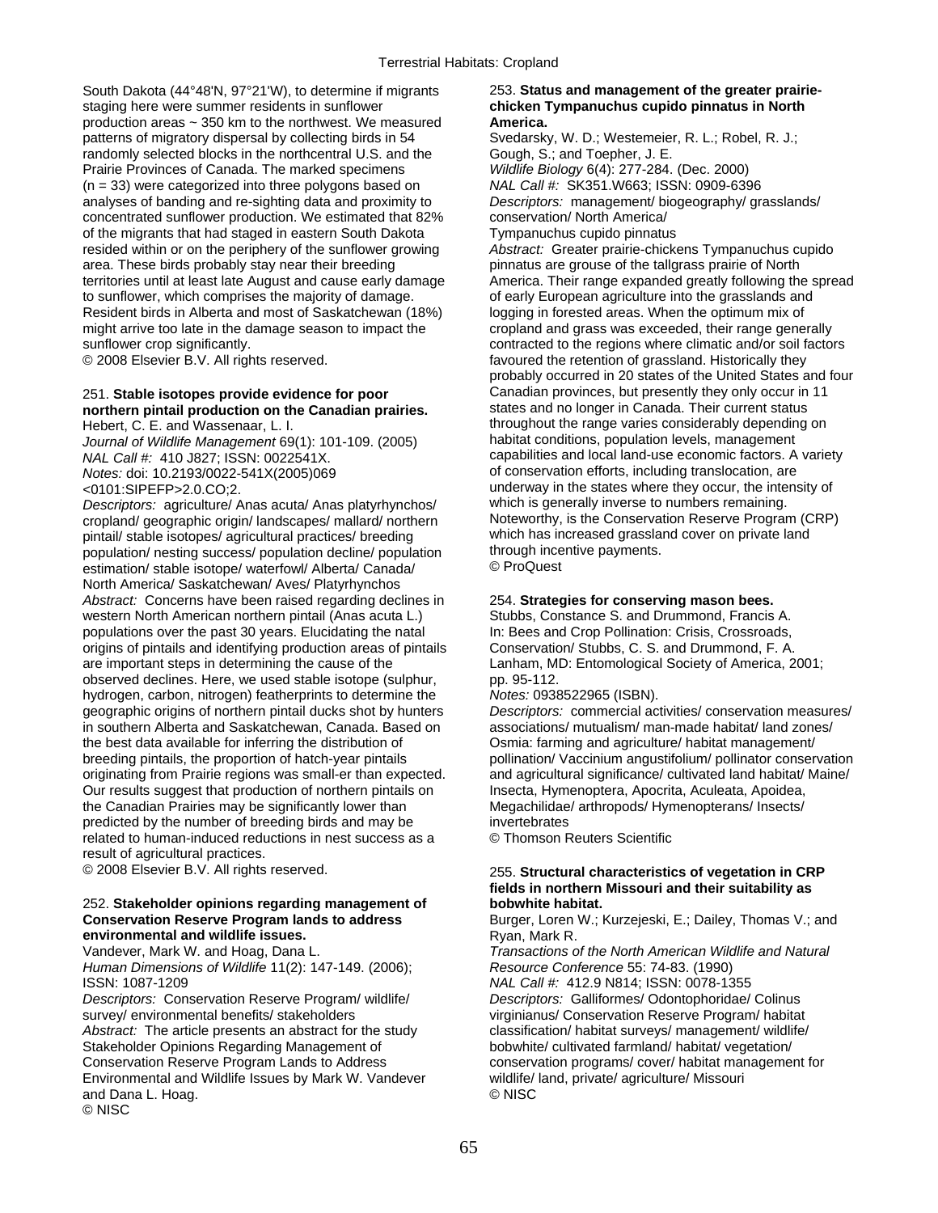South Dakota (44°48'N, 97°21'W), to determine if migrants staging here were summer residents in sunflower production areas ~ 350 km to the northwest. We measured patterns of migratory dispersal by collecting birds in 54 randomly selected blocks in the northcentral U.S. and the Prairie Provinces of Canada. The marked specimens ($n = 33$) were categorized into three polygons based on analyses of banding and re-sighting data and proximity to concentrated sunflower production. We estimated that 82% of the migrants that had staged in eastern South Dakota resided within or on the periphery of the sunflower growing area. These birds probably stay near their breeding territories until at least late August and cause early damage to sunflower, which comprises the majority of damage. Resident birds in Alberta and most of Saskatchewan (18%) might arrive too late in the damage season to impact the sunflower crop significantly.
© 2008 Elsevier B.V. All rights reserved.

251. **Stable isotopes provide evidence for poor northern pintail production on the Canadian prairies.**
Hebert, C. E. and Wassenaar, L. I.
*Journal of Wildlife Management* 69(1): 101-109. (2005)
*NAL Call #:* 410 J827; ISSN: 0022541X.
*Notes:* doi: 10.2193/0022-541X(2005)069<0101:SIPEFP>2.0.CO;2.
*Descriptors:* agriculture/ Anas acuta/ Anas platyrhynchos/ cropland/ geographic origin/ landscapes/ mallard/ northern pintail/ stable isotopes/ agricultural practices/ breeding population/ nesting success/ population decline/ population estimation/ stable isotope/ waterfowl/ Alberta/ Canada/ North America/ Saskatchewan/ Aves/ Platyrhynchos
*Abstract:* Concerns have been raised regarding declines in western North American northern pintail (Anas acuta L.) populations over the past 30 years. Elucidating the natal origins of pintails and identifying production areas of pintails are important steps in determining the cause of the observed declines. Here, we used stable isotope (sulphur, hydrogen, carbon, nitrogen) featherprints to determine the geographic origins of northern pintail ducks shot by hunters in southern Alberta and Saskatchewan, Canada. Based on the best data available for inferring the distribution of breeding pintails, the proportion of hatch-year pintails originating from Prairie regions was small-er than expected. Our results suggest that production of northern pintails on the Canadian Prairies may be significantly lower than predicted by the number of breeding birds and may be related to human-induced reductions in nest success as a result of agricultural practices.
© 2008 Elsevier B.V. All rights reserved.

252. **Stakeholder opinions regarding management of Conservation Reserve Program lands to address environmental and wildlife issues.**
Vandever, Mark W. and Hoag, Dana L.
*Human Dimensions of Wildlife* 11(2): 147-149. (2006); ISSN: 1087-1209
*Descriptors:* Conservation Reserve Program/ wildlife/ survey/ environmental benefits/ stakeholders
*Abstract:* The article presents an abstract for the study Stakeholder Opinions Regarding Management of Conservation Reserve Program Lands to Address Environmental and Wildlife Issues by Mark W. Vandever and Dana L. Hoag.
© NISC

253. **Status and management of the greater prairie-chicken Tympanuchus cupido pinnatus in North America.**
Svedarsky, W. D.; Westemeier, R. L.; Robel, R. J.; Gough, S.; and Toepher, J. E.
*Wildlife Biology* 6(4): 277-284. (Dec. 2000)
*NAL Call #:* SK351.W663; ISSN: 0909-6396
*Descriptors:* management/ biogeography/ grasslands/ conservation/ North America/ Tympanuchus cupido pinnatus
*Abstract:* Greater prairie-chickens Tympanuchus cupido pinnatus are grouse of the tallgrass prairie of North America. Their range expanded greatly following the spread of early European agriculture into the grasslands and logging in forested areas. When the optimum mix of cropland and grass was exceeded, their range generally contracted to the regions where climatic and/or soil factors favoured the retention of grassland. Historically they probably occurred in 20 states of the United States and four Canadian provinces, but presently they only occur in 11 states and no longer in Canada. Their current status throughout the range varies considerably depending on habitat conditions, population levels, management capabilities and local land-use economic factors. A variety of conservation efforts, including translocation, are underway in the states where they occur, the intensity of which is generally inverse to numbers remaining. Noteworthy, is the Conservation Reserve Program (CRP) which has increased grassland cover on private land through incentive payments.
© ProQuest

254. **Strategies for conserving mason bees.**
Stubbs, Constance S. and Drummond, Francis A.
In: Bees and Crop Pollination: Crisis, Crossroads, Conservation/ Stubbs, C. S. and Drummond, F. A. Lanham, MD: Entomological Society of America, 2001; pp. 95-112.
*Notes:* 0938522965 (ISBN).
*Descriptors:* commercial activities/ conservation measures/ associations/ mutualism/ man-made habitat/ land zones/ Osmia: farming and agriculture/ habitat management/ pollination/ Vaccinium angustifolium/ pollinator conservation and agricultural significance/ cultivated land habitat/ Maine/ Insecta, Hymenoptera, Apocrita, Aculeata, Apoidea, Megachilidae/ arthropods/ Hymenopterans/ Insects/ invertebrates
© Thomson Reuters Scientific

255. **Structural characteristics of vegetation in CRP fields in northern Missouri and their suitability as bobwhite habitat.**
Burger, Loren W.; Kurzejeski, E.; Dailey, Thomas V.; and Ryan, Mark R.
*Transactions of the North American Wildlife and Natural Resource Conference* 55: 74-83. (1990)
*NAL Call #:* 412.9 N814; ISSN: 0078-1355
*Descriptors:* Galliformes/ Odontophoridae/ Colinus virginianus/ Conservation Reserve Program/ habitat classification/ habitat surveys/ management/ wildlife/ bobwhite/ cultivated farmland/ habitat/ vegetation/ conservation programs/ cover/ habitat management for wildlife/ land, private/ agriculture/ Missouri
© NISC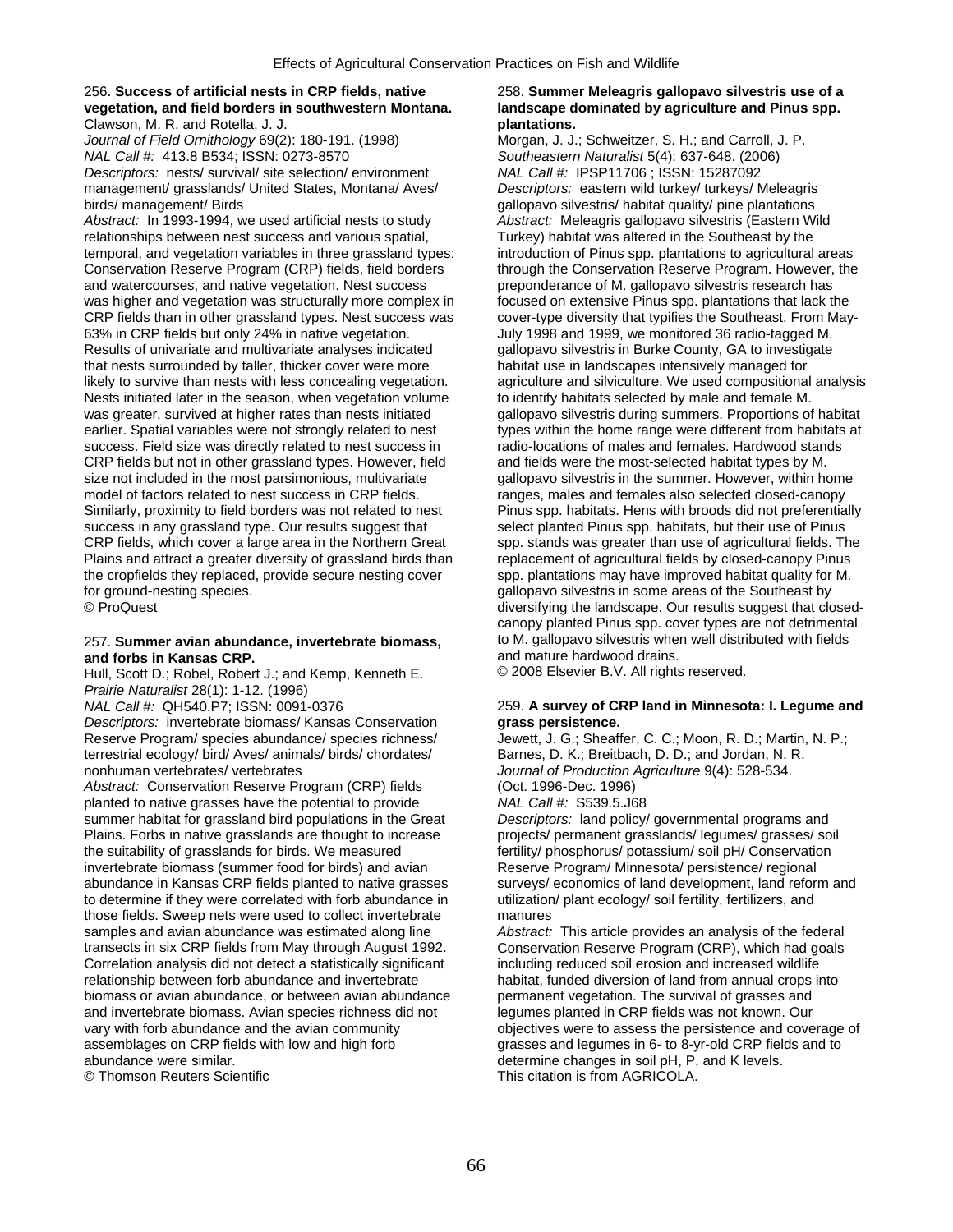### 256. **Success of artificial nests in CRP fields, native vegetation, and field borders in southwestern Montana.**

Clawson, M. R. and Rotella, J. J.

*Journal of Field Ornithology* 69(2): 180-191. (1998)

*NAL Call #:* 413.8 B534; ISSN: 0273-8570

*Descriptors:* nests/ survival/ site selection/ environment management/ grasslands/ United States, Montana/ Aves/ birds/ management/ Birds

*Abstract:* In 1993-1994, we used artificial nests to study relationships between nest success and various spatial, temporal, and vegetation variables in three grassland types: Conservation Reserve Program (CRP) fields, field borders and watercourses, and native vegetation. Nest success was higher and vegetation was structurally more complex in CRP fields than in other grassland types. Nest success was 63% in CRP fields but only 24% in native vegetation. Results of univariate and multivariate analyses indicated that nests surrounded by taller, thicker cover were more likely to survive than nests with less concealing vegetation. Nests initiated later in the season, when vegetation volume was greater, survived at higher rates than nests initiated earlier. Spatial variables were not strongly related to nest success. Field size was directly related to nest success in CRP fields but not in other grassland types. However, field size not included in the most parsimonious, multivariate model of factors related to nest success in CRP fields. Similarly, proximity to field borders was not related to nest success in any grassland type. Our results suggest that CRP fields, which cover a large area in the Northern Great Plains and attract a greater diversity of grassland birds than the cropfields they replaced, provide secure nesting cover for ground-nesting species.

© ProQuest

### 257. **Summer avian abundance, invertebrate biomass, and forbs in Kansas CRP.**

Hull, Scott D.; Robel, Robert J.; and Kemp, Kenneth E.

*Prairie Naturalist* 28(1): 1-12. (1996)

*NAL Call #:* QH540.P7; ISSN: 0091-0376

*Descriptors:* invertebrate biomass/ Kansas Conservation Reserve Program/ species abundance/ species richness/ terrestrial ecology/ bird/ Aves/ animals/ birds/ chordates/ nonhuman vertebrates/ vertebrates

*Abstract:* Conservation Reserve Program (CRP) fields planted to native grasses have the potential to provide summer habitat for grassland bird populations in the Great Plains. Forbs in native grasslands are thought to increase the suitability of grasslands for birds. We measured invertebrate biomass (summer food for birds) and avian abundance in Kansas CRP fields planted to native grasses to determine if they were correlated with forb abundance in those fields. Sweep nets were used to collect invertebrate samples and avian abundance was estimated along line transects in six CRP fields from May through August 1992. Correlation analysis did not detect a statistically significant relationship between forb abundance and invertebrate biomass or avian abundance, or between avian abundance and invertebrate biomass. Avian species richness did not vary with forb abundance and the avian community assemblages on CRP fields with low and high forb abundance were similar.

© Thomson Reuters Scientific

### 258. **Summer Meleagris gallopavo silvestris use of a landscape dominated by agriculture and Pinus spp. plantations.**

Morgan, J. J.; Schweitzer, S. H.; and Carroll, J. P.

*Southeastern Naturalist* 5(4): 637-648. (2006)

*NAL Call #:* IPSP11706 ; ISSN: 15287092

*Descriptors:* eastern wild turkey/ turkeys/ Meleagris gallopavo silvestris/ habitat quality/ pine plantations

*Abstract:* Meleagris gallopavo silvestris (Eastern Wild Turkey) habitat was altered in the Southeast by the introduction of Pinus spp. plantations to agricultural areas through the Conservation Reserve Program. However, the preponderance of M. gallopavo silvestris research has focused on extensive Pinus spp. plantations that lack the cover-type diversity that typifies the Southeast. From May-July 1998 and 1999, we monitored 36 radio-tagged M. gallopavo silvestris in Burke County, GA to investigate habitat use in landscapes intensively managed for agriculture and silviculture. We used compositional analysis to identify habitats selected by male and female M. gallopavo silvestris during summers. Proportions of habitat types within the home range were different from habitats at radio-locations of males and females. Hardwood stands and fields were the most-selected habitat types by M. gallopavo silvestris in the summer. However, within home ranges, males and females also selected closed-canopy Pinus spp. habitats. Hens with broods did not preferentially select planted Pinus spp. habitats, but their use of Pinus spp. stands was greater than use of agricultural fields. The replacement of agricultural fields by closed-canopy Pinus spp. plantations may have improved habitat quality for M. gallopavo silvestris in some areas of the Southeast by diversifying the landscape. Our results suggest that closed-canopy planted Pinus spp. cover types are not detrimental to M. gallopavo silvestris when well distributed with fields and mature hardwood drains.

© 2008 Elsevier B.V. All rights reserved.

### 259. **A survey of CRP land in Minnesota: I. Legume and grass persistence.**

Jewett, J. G.; Sheaffer, C. C.; Moon, R. D.; Martin, N. P.; Barnes, D. K.; Breitbach, D. D.; and Jordan, N. R.

*Journal of Production Agriculture* 9(4): 528-534. (Oct. 1996-Dec. 1996)

*NAL Call #:* S539.5.J68

*Descriptors:* land policy/ governmental programs and projects/ permanent grasslands/ legumes/ grasses/ soil fertility/ phosphorus/ potassium/ soil pH/ Conservation Reserve Program/ Minnesota/ persistence/ regional surveys/ economics of land development, land reform and utilization/ plant ecology/ soil fertility, fertilizers, and manures

*Abstract:* This article provides an analysis of the federal Conservation Reserve Program (CRP), which had goals including reduced soil erosion and increased wildlife habitat, funded diversion of land from annual crops into permanent vegetation. The survival of grasses and legumes planted in CRP fields was not known. Our objectives were to assess the persistence and coverage of grasses and legumes in 6- to 8-yr-old CRP fields and to determine changes in soil pH, P, and K levels.

This citation is from AGRICOLA.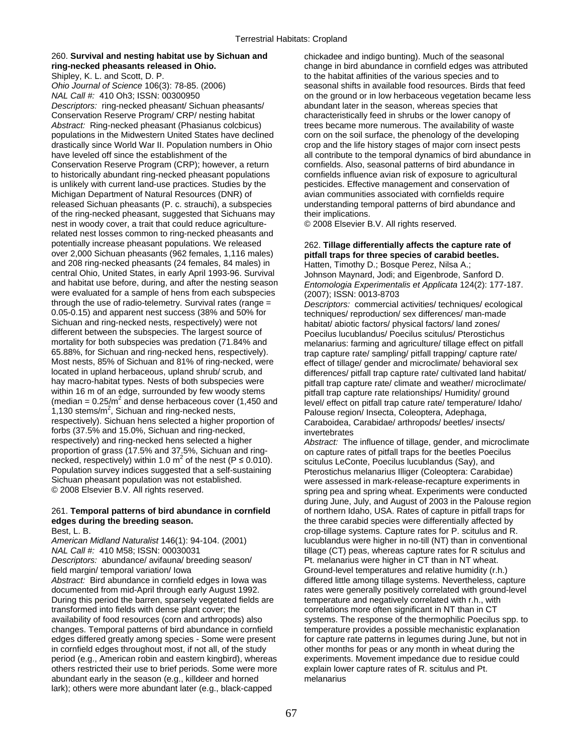260. **Survival and nesting habitat use by Sichuan and ring-necked pheasants released in Ohio.**
Shipley, K. L. and Scott, D. P.
*Ohio Journal of Science* 106(3): 78-85. (2006)
*NAL Call #:* 410 Oh3; ISSN: 00300950
*Descriptors:* ring-necked pheasant/ Sichuan pheasants/ Conservation Reserve Program/ CRP/ nesting habitat
*Abstract:* Ring-necked pheasant (Phasianus colcbicus) populations in the Midwestern United States have declined drastically since World War II. Population numbers in Ohio have leveled off since the establishment of the Conservation Reserve Program (CRP); however, a return to historically abundant ring-necked pheasant populations is unlikely with current land-use practices. Studies by the Michigan Department of Natural Resources (DNR) of released Sichuan pheasants (P. c. strauchi), a subspecies of the ring-necked pheasant, suggested that Sichuans may nest in woody cover, a trait that could reduce agriculture-related nest losses common to ring-necked pheasants and potentially increase pheasant populations. We released over 2,000 Sichuan pheasants (962 females, 1,116 males) and 208 ring-necked pheasants (24 females, 84 males) in central Ohio, United States, in early April 1993-96. Survival and habitat use before, during, and after the nesting season were evaluated for a sample of hens from each subspecies through the use of radio-telemetry. Survival rates (range = 0.05-0.15) and apparent nest success (38% and 50% for Sichuan and ring-necked nests, respectively) were not different between the subspecies. The largest source of mortality for both subspecies was predation (71.84% and 65.88%, for Sichuan and ring-necked hens, respectively). Most nests, 85% of Sichuan and 81% of ring-necked, were located in upland herbaceous, upland shrub/ scrub, and hay macro-habitat types. Nests of both subspecies were within 16 m of an edge, surrounded by few woody stems (median = 0.25/m$^2$ and dense herbaceous cover (1,450 and 1,130 stems/m$^2$, Sichuan and ring-necked nests, respectively). Sichuan hens selected a higher proportion of forbs (37.5% and 15.0%, Sichuan and ring-necked, respectively) and ring-necked hens selected a higher proportion of grass (17.5% and 37.5%, Sichuan and ring-necked, respectively) within 1.0 m$^2$ of the nest ($P \leq 0.010$). Population survey indices suggested that a self-sustaining Sichuan pheasant population was not established.
© 2008 Elsevier B.V. All rights reserved.

261. **Temporal patterns of bird abundance in cornfield edges during the breeding season.**
Best, L. B.
*American Midland Naturalist* 146(1): 94-104. (2001)
*NAL Call #:* 410 M58; ISSN: 00030031
*Descriptors:* abundance/ avifauna/ breeding season/ field margin/ temporal variation/ Iowa
*Abstract:* Bird abundance in cornfield edges in Iowa was documented from mid-April through early August 1992. During this period the barren, sparsely vegetated fields are transformed into fields with dense plant cover; the availability of food resources (corn and arthropods) also changes. Temporal patterns of bird abundance in cornfield edges differed greatly among species - Some were present in cornfield edges throughout most, if not all, of the study period (e.g., American robin and eastern kingbird), whereas others restricted their use to brief periods. Some were more abundant early in the season (e.g., killdeer and horned lark); others were more abundant later (e.g., black-capped chickadee and indigo bunting). Much of the seasonal change in bird abundance in cornfield edges was attributed to the habitat affinities of the various species and to seasonal shifts in available food resources. Birds that feed on the ground or in low herbaceous vegetation became less abundant later in the season, whereas species that characteristically feed in shrubs or the lower canopy of trees became more numerous. The availability of waste corn on the soil surface, the phenology of the developing crop and the life history stages of major corn insect pests all contribute to the temporal dynamics of bird abundance in cornfields. Also, seasonal patterns of bird abundance in cornfields influence avian risk of exposure to agricultural pesticides. Effective management and conservation of avian communities associated with cornfields require understanding temporal patterns of bird abundance and their implications.
© 2008 Elsevier B.V. All rights reserved.

262. **Tillage differentially affects the capture rate of pitfall traps for three species of carabid beetles.**
Hatten, Timothy D.; Bosque Perez, Nilsa A.; Johnson Maynard, Jodi; and Eigenbrode, Sanford D.
*Entomologia Experimentalis et Applicata* 124(2): 177-187. (2007); ISSN: 0013-8703
*Descriptors:* commercial activities/ techniques/ ecological techniques/ reproduction/ sex differences/ man-made habitat/ abiotic factors/ physical factors/ land zones/ Poecilus lucublandus/ Poecilus scitulus/ Pterostichus melanarius: farming and agriculture/ tillage effect on pitfall trap capture rate/ sampling/ pitfall trapping/ capture rate/ effect of tillage/ gender and microclimate/ behavioral sex differences/ pitfall trap capture rate/ cultivated land habitat/ pitfall trap capture rate/ climate and weather/ microclimate/ pitfall trap capture rate relationships/ Humidity/ ground level/ effect on pitfall trap cature rate/ temperature/ Idaho/ Palouse region/ Insecta, Coleoptera, Adephaga, Caraboidea, Carabidae/ arthropods/ beetles/ insects/ invertebrates
*Abstract:* The influence of tillage, gender, and microclimate on capture rates of pitfall traps for the beetles Poecilus scitulus LeConte, Poecilus lucublandus (Say), and Pterostichus melanarius Illiger (Coleoptera: Carabidae) were assessed in mark-release-recapture experiments in spring pea and spring wheat. Experiments were conducted during June, July, and August of 2003 in the Palouse region of northern Idaho, USA. Rates of capture in pitfall traps for the three carabid species were differentially affected by crop-tillage systems. Capture rates for P. scitulus and R. lucublandus were higher in no-till (NT) than in conventional tillage (CT) peas, whereas capture rates for R scitulus and Pt. melanarius were higher in CT than in NT wheat. Ground-level temperatures and relative humidity (r.h.) differed little among tillage systems. Nevertheless, capture rates were generally positively correlated with ground-level temperature and negatively correlated with r.h., with correlations more often significant in NT than in CT systems. The response of the thermophilic Poecilus spp. to temperature provides a possible mechanistic explanation for capture rate patterns in legumes during June, but not in other months for peas or any month in wheat during the experiments. Movement impedance due to residue could explain lower capture rates of R. scitulus and Pt. melanarius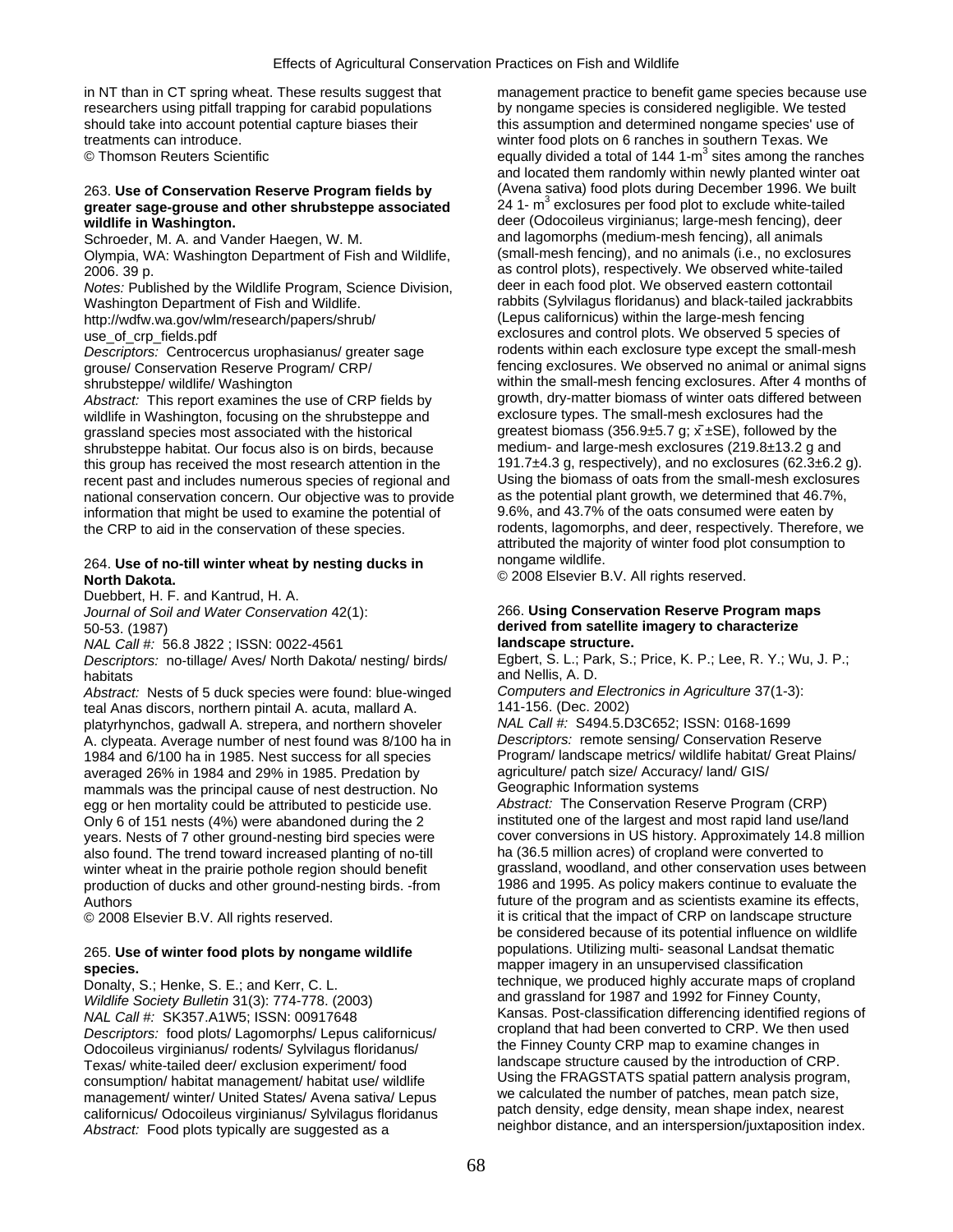in NT than in CT spring wheat. These results suggest that researchers using pitfall trapping for carabid populations should take into account potential capture biases their treatments can introduce.
© Thomson Reuters Scientific

263. **Use of Conservation Reserve Program fields by greater sage-grouse and other shrubsteppe associated wildlife in Washington.**
Schroeder, M. A. and Vander Haegen, W. M.
Olympia, WA: Washington Department of Fish and Wildlife, 2006. 39 p.
*Notes:* Published by the Wildlife Program, Science Division, Washington Department of Fish and Wildlife. http://wdfw.wa.gov/wlm/research/papers/shrub/use_of_crp_fields.pdf
*Descriptors:* Centrocercus urophasianus/ greater sage grouse/ Conservation Reserve Program/ CRP/ shrubsteppe/ wildlife/ Washington
*Abstract:* This report examines the use of CRP fields by wildlife in Washington, focusing on the shrubsteppe and grassland species most associated with the historical shrubsteppe habitat. Our focus also is on birds, because this group has received the most research attention in the recent past and includes numerous species of regional and national conservation concern. Our objective was to provide information that might be used to examine the potential of the CRP to aid in the conservation of these species.

264. **Use of no-till winter wheat by nesting ducks in North Dakota.**
Duebbert, H. F. and Kantrud, H. A.
*Journal of Soil and Water Conservation* 42(1): 50-53. (1987)
*NAL Call #:* 56.8 J822 ; ISSN: 0022-4561
*Descriptors:* no-tillage/ Aves/ North Dakota/ nesting/ birds/ habitats
*Abstract:* Nests of 5 duck species were found: blue-winged teal Anas discors, northern pintail A. acuta, mallard A. platyrhynchos, gadwall A. strepera, and northern shoveler A. clypeata. Average number of nest found was 8/100 ha in 1984 and 6/100 ha in 1985. Nest success for all species averaged 26% in 1984 and 29% in 1985. Predation by mammals was the principal cause of nest destruction. No egg or hen mortality could be attributed to pesticide use. Only 6 of 151 nests (4%) were abandoned during the 2 years. Nests of 7 other ground-nesting bird species were also found. The trend toward increased planting of no-till winter wheat in the prairie pothole region should benefit production of ducks and other ground-nesting birds. -from Authors
© 2008 Elsevier B.V. All rights reserved.

265. **Use of winter food plots by nongame wildlife species.**
Donalty, S.; Henke, S. E.; and Kerr, C. L.
*Wildlife Society Bulletin* 31(3): 774-778. (2003)
*NAL Call #:* SK357.A1W5; ISSN: 00917648
*Descriptors:* food plots/ Lagomorphs/ Lepus californicus/ Odocoileus virginianus/ rodents/ Sylvilagus floridanus/ Texas/ white-tailed deer/ exclusion experiment/ food consumption/ habitat management/ habitat use/ wildlife management/ winter/ United States/ Avena sativa/ Lepus californicus/ Odocoileus virginianus/ Sylvilagus floridanus
*Abstract:* Food plots typically are suggested as a management practice to benefit game species because use by nongame species is considered negligible. We tested this assumption and determined nongame species' use of winter food plots on 6 ranches in southern Texas. We equally divided a total of 144 1-$m^3$ sites among the ranches and located them randomly within newly planted winter oat (Avena sativa) food plots during December 1996. We built 24 1- $m^3$ exclosures per food plot to exclude white-tailed deer (Odocoileus virginianus; large-mesh fencing), deer and lagomorphs (medium-mesh fencing), all animals (small-mesh fencing), and no animals (i.e., no exclosures as control plots), respectively. We observed white-tailed deer in each food plot. We observed eastern cottontail rabbits (Sylvilagus floridanus) and black-tailed jackrabbits (Lepus californicus) within the large-mesh fencing exclosures and control plots. We observed 5 species of rodents within each exclosure type except the small-mesh fencing exclosures. We observed no animal or animal signs within the small-mesh fencing exclosures. After 4 months of growth, dry-matter biomass of winter oats differed between exclosure types. The small-mesh exclosures had the greatest biomass (356.9±5.7 g; $\bar{x}$±SE), followed by the medium- and large-mesh exclosures (219.8±13.2 g and 191.7±4.3 g, respectively), and no exclosures (62.3±6.2 g). Using the biomass of oats from the small-mesh exclosures as the potential plant growth, we determined that 46.7%, 9.6%, and 43.7% of the oats consumed were eaten by rodents, lagomorphs, and deer, respectively. Therefore, we attributed the majority of winter food plot consumption to nongame wildlife.
© 2008 Elsevier B.V. All rights reserved.

266. **Using Conservation Reserve Program maps derived from satellite imagery to characterize landscape structure.**
Egbert, S. L.; Park, S.; Price, K. P.; Lee, R. Y.; Wu, J. P.; and Nellis, A. D.
*Computers and Electronics in Agriculture* 37(1-3): 141-156. (Dec. 2002)
*NAL Call #:* S494.5.D3C652; ISSN: 0168-1699
*Descriptors:* remote sensing/ Conservation Reserve Program/ landscape metrics/ wildlife habitat/ Great Plains/ agriculture/ patch size/ Accuracy/ land/ GIS/ Geographic Information systems
*Abstract:* The Conservation Reserve Program (CRP) instituted one of the largest and most rapid land use/land cover conversions in US history. Approximately 14.8 million ha (36.5 million acres) of cropland were converted to grassland, woodland, and other conservation uses between 1986 and 1995. As policy makers continue to evaluate the future of the program and as scientists examine its effects, it is critical that the impact of CRP on landscape structure be considered because of its potential influence on wildlife populations. Utilizing multi- seasonal Landsat thematic mapper imagery in an unsupervised classification technique, we produced highly accurate maps of cropland and grassland for 1987 and 1992 for Finney County, Kansas. Post-classification differencing identified regions of cropland that had been converted to CRP. We then used the Finney County CRP map to examine changes in landscape structure caused by the introduction of CRP. Using the FRAGSTATS spatial pattern analysis program, we calculated the number of patches, mean patch size, patch density, edge density, mean shape index, nearest neighbor distance, and an interspersion/juxtaposition index.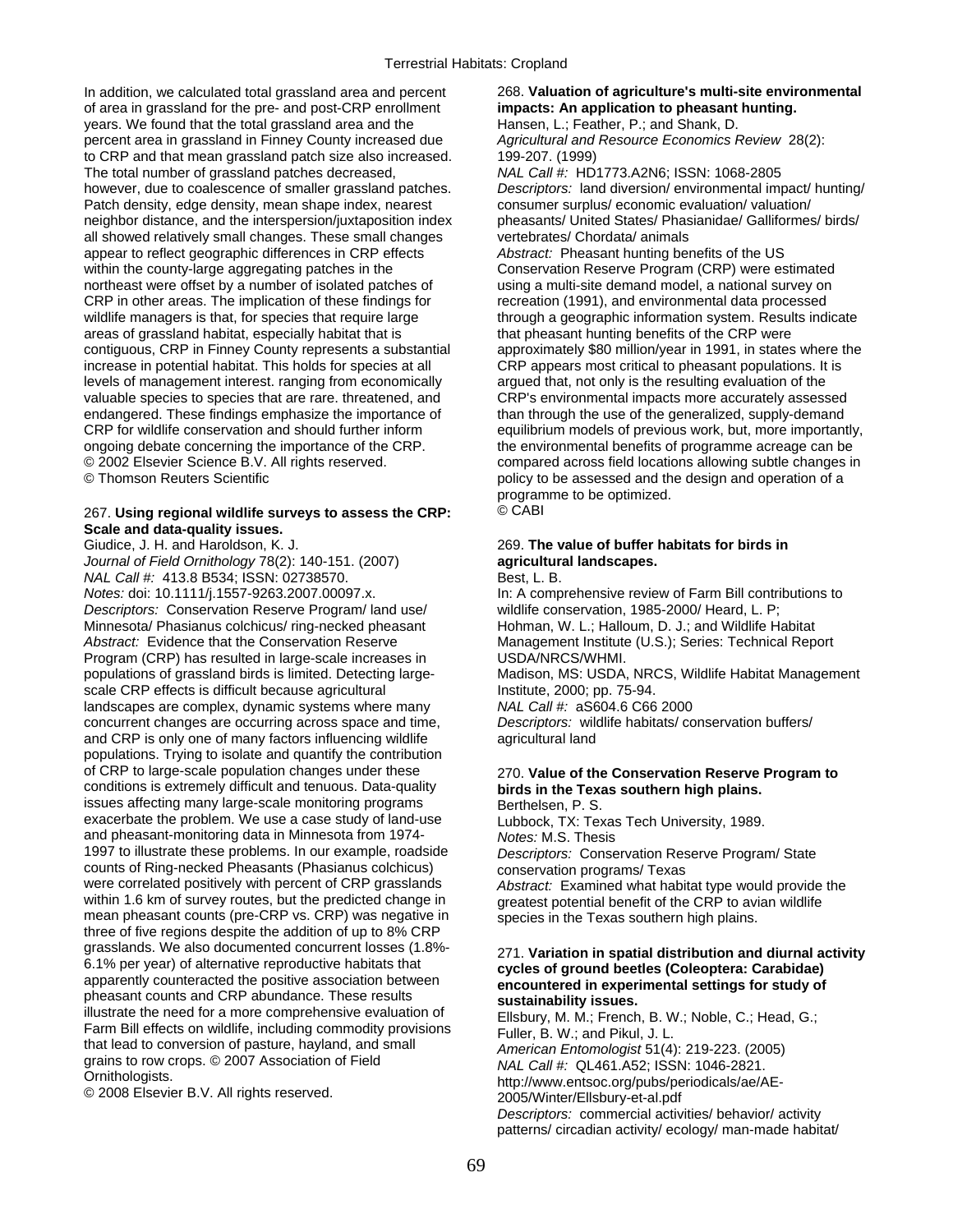In addition, we calculated total grassland area and percent of area in grassland for the pre- and post-CRP enrollment years. We found that the total grassland area and the percent area in grassland in Finney County increased due to CRP and that mean grassland patch size also increased. The total number of grassland patches decreased, however, due to coalescence of smaller grassland patches. Patch density, edge density, mean shape index, nearest neighbor distance, and the interspersion/juxtaposition index all showed relatively small changes. These small changes appear to reflect geographic differences in CRP effects within the county-large aggregating patches in the northeast were offset by a number of isolated patches of CRP in other areas. The implication of these findings for wildlife managers is that, for species that require large areas of grassland habitat, especially habitat that is contiguous, CRP in Finney County represents a substantial increase in potential habitat. This holds for species at all levels of management interest. ranging from economically valuable species to species that are rare. threatened, and endangered. These findings emphasize the importance of CRP for wildlife conservation and should further inform ongoing debate concerning the importance of the CRP.
© 2002 Elsevier Science B.V. All rights reserved.
© Thomson Reuters Scientific

267. **Using regional wildlife surveys to assess the CRP: Scale and data-quality issues.**
Giudice, J. H. and Haroldson, K. J.
*Journal of Field Ornithology* 78(2): 140-151. (2007)
*NAL Call #:* 413.8 B534; ISSN: 02738570.
*Notes:* doi: 10.1111/j.1557-9263.2007.00097.x.
*Descriptors:* Conservation Reserve Program/ land use/ Minnesota/ Phasianus colchicus/ ring-necked pheasant
*Abstract:* Evidence that the Conservation Reserve Program (CRP) has resulted in large-scale increases in populations of grassland birds is limited. Detecting large-scale CRP effects is difficult because agricultural landscapes are complex, dynamic systems where many concurrent changes are occurring across space and time, and CRP is only one of many factors influencing wildlife populations. Trying to isolate and quantify the contribution of CRP to large-scale population changes under these conditions is extremely difficult and tenuous. Data-quality issues affecting many large-scale monitoring programs exacerbate the problem. We use a case study of land-use and pheasant-monitoring data in Minnesota from 1974-1997 to illustrate these problems. In our example, roadside counts of Ring-necked Pheasants (Phasianus colchicus) were correlated positively with percent of CRP grasslands within 1.6 km of survey routes, but the predicted change in mean pheasant counts (pre-CRP vs. CRP) was negative in three of five regions despite the addition of up to 8% CRP grasslands. We also documented concurrent losses (1.8%-6.1% per year) of alternative reproductive habitats that apparently counteracted the positive association between pheasant counts and CRP abundance. These results illustrate the need for a more comprehensive evaluation of Farm Bill effects on wildlife, including commodity provisions that lead to conversion of pasture, hayland, and small grains to row crops. © 2007 Association of Field Ornithologists.
© 2008 Elsevier B.V. All rights reserved.

268. **Valuation of agriculture's multi-site environmental impacts: An application to pheasant hunting.**
Hansen, L.; Feather, P.; and Shank, D.
*Agricultural and Resource Economics Review* 28(2): 199-207. (1999)
*NAL Call #:* HD1773.A2N6; ISSN: 1068-2805
*Descriptors:* land diversion/ environmental impact/ hunting/ consumer surplus/ economic evaluation/ valuation/ pheasants/ United States/ Phasianidae/ Galliformes/ birds/ vertebrates/ Chordata/ animals
*Abstract:* Pheasant hunting benefits of the US Conservation Reserve Program (CRP) were estimated using a multi-site demand model, a national survey on recreation (1991), and environmental data processed through a geographic information system. Results indicate that pheasant hunting benefits of the CRP were approximately $80 million/year in 1991, in states where the CRP appears most critical to pheasant populations. It is argued that, not only is the resulting evaluation of the CRP's environmental impacts more accurately assessed than through the use of the generalized, supply-demand equilibrium models of previous work, but, more importantly, the environmental benefits of programme acreage can be compared across field locations allowing subtle changes in policy to be assessed and the design and operation of a programme to be optimized.
© CABI

269. **The value of buffer habitats for birds in agricultural landscapes.**
Best, L. B.
In: A comprehensive review of Farm Bill contributions to wildlife conservation, 1985-2000/ Heard, L. P; Hohman, W. L.; Halloum, D. J.; and Wildlife Habitat Management Institute (U.S.); Series: Technical Report USDA/NRCS/WHMI.
Madison, MS: USDA, NRCS, Wildlife Habitat Management Institute, 2000; pp. 75-94.
*NAL Call #:* aS604.6 C66 2000
*Descriptors:* wildlife habitats/ conservation buffers/ agricultural land

270. **Value of the Conservation Reserve Program to birds in the Texas southern high plains.**
Berthelsen, P. S.
Lubbock, TX: Texas Tech University, 1989.
*Notes:* M.S. Thesis
*Descriptors:* Conservation Reserve Program/ State conservation programs/ Texas
*Abstract:* Examined what habitat type would provide the greatest potential benefit of the CRP to avian wildlife species in the Texas southern high plains.

271. **Variation in spatial distribution and diurnal activity cycles of ground beetles (Coleoptera: Carabidae) encountered in experimental settings for study of sustainability issues.**
Ellsbury, M. M.; French, B. W.; Noble, C.; Head, G.; Fuller, B. W.; and Pikul, J. L.
*American Entomologist* 51(4): 219-223. (2005)
*NAL Call #:* QL461.A52; ISSN: 1046-2821.
http://www.entsoc.org/pubs/periodicals/ae/AE-2005/Winter/Ellsbury-et-al.pdf
*Descriptors:* commercial activities/ behavior/ activity patterns/ circadian activity/ ecology/ man-made habitat/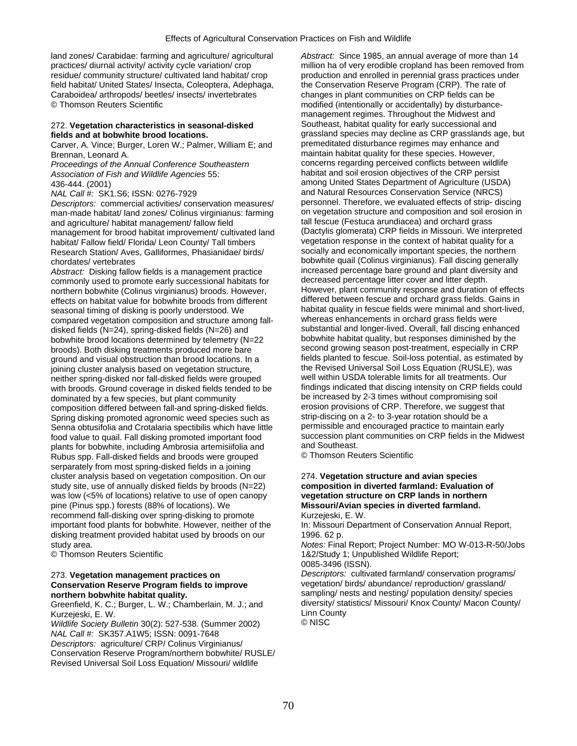land zones/ Carabidae: farming and agriculture/ agricultural practices/ diurnal activity/ activity cycle variation/ crop residue/ community structure/ cultivated land habitat/ crop field habitat/ United States/ Insecta, Coleoptera, Adephaga, Caraboidea/ arthropods/ beetles/ insects/ invertebrates
© Thomson Reuters Scientific

272. **Vegetation characteristics in seasonal-disked fields and at bobwhite brood locations.**
Carver, A. Vince; Burger, Loren W.; Palmer, William E; and Brennan, Leonard A.
*Proceedings of the Annual Conference Southeastern Association of Fish and Wildlife Agencies* 55: 436-444. (2001)
*NAL Call #:* SK1.S6; ISSN: 0276-7929
*Descriptors:* commercial activities/ conservation measures/ man-made habitat/ land zones/ Colinus virginianus: farming and agriculture/ habitat management/ fallow field management for brood habitat improvement/ cultivated land habitat/ Fallow field/ Florida/ Leon County/ Tall timbers Research Station/ Aves, Galliformes, Phasianidae/ birds/ chordates/ vertebrates
*Abstract:* Disking fallow fields is a management practice commonly used to promote early successional habitats for northern bobwhite (Colinus virginianus) broods. However, effects on habitat value for bobwhite broods from different seasonal timing of disking is poorly understood. We compared vegetation composition and structure among fall-disked fields (N=24), spring-disked fields (N=26) and bobwhite brood locations determined by telemetry (N=22 broods). Both disking treatments produced more bare ground and visual obstruction than brood locations. In a joining cluster analysis based on vegetation structure, neither spring-disked nor fall-disked fields were grouped with broods. Ground coverage in disked fields tended to be dominated by a few species, but plant community composition differed between fall-and spring-disked fields. Spring disking promoted agronomic weed species such as Senna obtusifolia and Crotalaria spectibilis which have little food value to quail. Fall disking promoted important food plants for bobwhite, including Ambrosia artemisiifolia and Rubus spp. Fall-disked fields and broods were grouped serparately from most spring-disked fields in a joining cluster analysis based on vegetation composition. On our study site, use of annually disked fields by broods (N=22) was low (<5% of locations) relative to use of open canopy pine (Pinus spp.) forests (88% of locations). We recommend fall-disking over spring-disking to promote important food plants for bobwhite. However, neither of the disking treatment provided habitat used by broods on our study area.
© Thomson Reuters Scientific

273. **Vegetation management practices on Conservation Reserve Program fields to improve northern bobwhite habitat quality.**
Greenfield, K. C.; Burger, L. W.; Chamberlain, M. J.; and Kurzejeski, E. W.
*Wildlife Society Bulletin* 30(2): 527-538. (Summer 2002)
*NAL Call #:* SK357.A1W5; ISSN: 0091-7648
*Descriptors:* agriculture/ CRP/ Colinus Virginianus/ Conservation Reserve Program/northern bobwhite/ RUSLE/ Revised Universal Soil Loss Equation/ Missouri/ wildlife
*Abstract:* Since 1985, an annual average of more than 14 million ha of very erodible cropland has been removed from production and enrolled in perennial grass practices under the Conservation Reserve Program (CRP). The rate of changes in plant communities on CRP fields can be modified (intentionally or accidentally) by disturbance-management regimes. Throughout the Midwest and Southeast, habitat quality for early successional and grassland species may decline as CRP grasslands age, but premeditated disturbance regimes may enhance and maintain habitat quality for these species. However, concerns regarding perceived conflicts between wildlife habitat and soil erosion objectives of the CRP persist among United States Department of Agriculture (USDA) and Natural Resources Conservation Service (NRCS) personnel. Therefore, we evaluated effects of strip- discing on vegetation structure and composition and soil erosion in tall fescue (Festuca arundiacea) and orchard grass (Dactylis glomerata) CRP fields in Missouri. We interpreted vegetation response in the context of habitat quality for a socially and economically important species, the northern bobwhite quail (Colinus virginianus). Fall discing generally increased percentage bare ground and plant diversity and decreased percentage litter cover and litter depth. However, plant community response and duration of effects differed between fescue and orchard grass fields. Gains in habitat quality in fescue fields were minimal and short-lived, whereas enhancements in orchard grass fields were substantial and longer-lived. Overall, fall discing enhanced bobwhite habitat quality, but responses diminished by the second growing season post-treatment, especially in CRP fields planted to fescue. Soil-loss potential, as estimated by the Revised Universal Soil Loss Equation (RUSLE), was well within USDA tolerable limits for all treatments. Our findings indicated that discing intensity on CRP fields could be increased by 2-3 times without compromising soil erosion provisions of CRP. Therefore, we suggest that strip-discing on a 2- to 3-year rotation should be a permissible and encouraged practice to maintain early succession plant communities on CRP fields in the Midwest and Southeast.
© Thomson Reuters Scientific

274. **Vegetation structure and avian species composition in diverted farmland: Evaluation of vegetation structure on CRP lands in northern Missouri/Avian species in diverted farmland.**
Kurzejeski, E. W.
In: Missouri Department of Conservation Annual Report, 1996. 62 p.
*Notes:* Final Report; Project Number: MO W-013-R-50/Jobs 1&2/Study 1; Unpublished Wildlife Report; 0085-3496 (ISSN).
*Descriptors:* cultivated farmland/ conservation programs/ vegetation/ birds/ abundance/ reproduction/ grassland/ sampling/ nests and nesting/ population density/ species diversity/ statistics/ Missouri/ Knox County/ Macon County/ Linn County
© NISC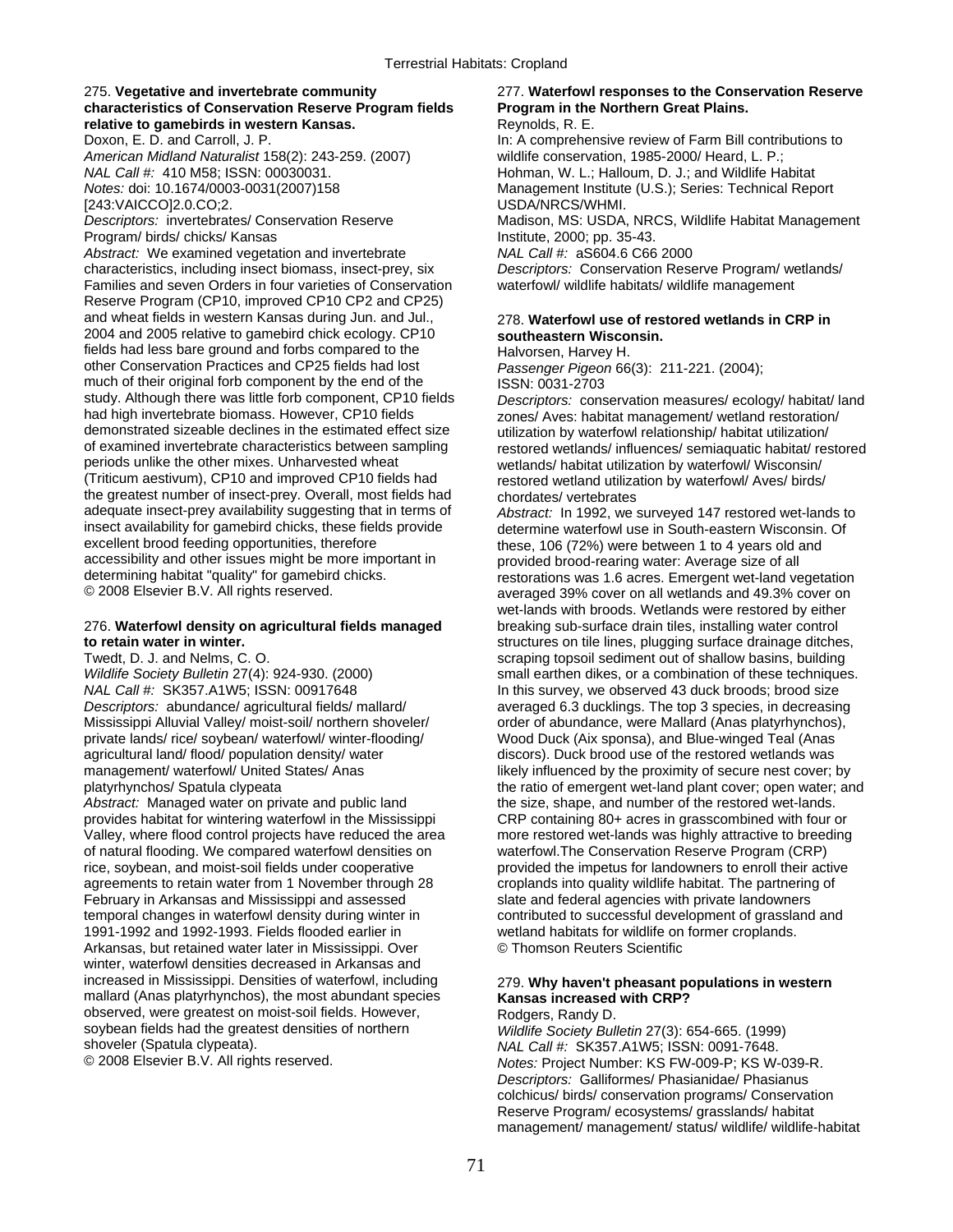275. **Vegetative and invertebrate community characteristics of Conservation Reserve Program fields relative to gamebirds in western Kansas.**
Doxon, E. D. and Carroll, J. P.
*American Midland Naturalist* 158(2): 243-259. (2007)
*NAL Call #:* 410 M58; ISSN: 00030031.
*Notes:* doi: 10.1674/0003-0031(2007)158[243:VAICCO]2.0.CO;2.
*Descriptors:* invertebrates/ Conservation Reserve Program/ birds/ chicks/ Kansas
*Abstract:* We examined vegetation and invertebrate characteristics, including insect biomass, insect-prey, six Families and seven Orders in four varieties of Conservation Reserve Program (CP10, improved CP10 CP2 and CP25) and wheat fields in western Kansas during Jun. and Jul., 2004 and 2005 relative to gamebird chick ecology. CP10 fields had less bare ground and forbs compared to the other Conservation Practices and CP25 fields had lost much of their original forb component by the end of the study. Although there was little forb component, CP10 fields had high invertebrate biomass. However, CP10 fields demonstrated sizeable declines in the estimated effect size of examined invertebrate characteristics between sampling periods unlike the other mixes. Unharvested wheat (Triticum aestivum), CP10 and improved CP10 fields had the greatest number of insect-prey. Overall, most fields had adequate insect-prey availability suggesting that in terms of insect availability for gamebird chicks, these fields provide excellent brood feeding opportunities, therefore accessibility and other issues might be more important in determining habitat "quality" for gamebird chicks.
© 2008 Elsevier B.V. All rights reserved.

276. **Waterfowl density on agricultural fields managed to retain water in winter.**
Twedt, D. J. and Nelms, C. O.
*Wildlife Society Bulletin* 27(4): 924-930. (2000)
*NAL Call #:* SK357.A1W5; ISSN: 00917648
*Descriptors:* abundance/ agricultural fields/ mallard/ Mississippi Alluvial Valley/ moist-soil/ northern shoveler/ private lands/ rice/ soybean/ waterfowl/ winter-flooding/ agricultural land/ flood/ population density/ water management/ waterfowl/ United States/ Anas platyrhynchos/ Spatula clypeata
*Abstract:* Managed water on private and public land provides habitat for wintering waterfowl in the Mississippi Valley, where flood control projects have reduced the area of natural flooding. We compared waterfowl densities on rice, soybean, and moist-soil fields under cooperative agreements to retain water from 1 November through 28 February in Arkansas and Mississippi and assessed temporal changes in waterfowl density during winter in 1991-1992 and 1992-1993. Fields flooded earlier in Arkansas, but retained water later in Mississippi. Over winter, waterfowl densities decreased in Arkansas and increased in Mississippi. Densities of waterfowl, including mallard (Anas platyrhynchos), the most abundant species observed, were greatest on moist-soil fields. However, soybean fields had the greatest densities of northern shoveler (Spatula clypeata).
© 2008 Elsevier B.V. All rights reserved.

277. **Waterfowl responses to the Conservation Reserve Program in the Northern Great Plains.**
Reynolds, R. E.
In: A comprehensive review of Farm Bill contributions to wildlife conservation, 1985-2000/ Heard, L. P.; Hohman, W. L.; Halloum, D. J.; and Wildlife Habitat Management Institute (U.S.); Series: Technical Report USDA/NRCS/WHMI.
Madison, MS: USDA, NRCS, Wildlife Habitat Management Institute, 2000; pp. 35-43.
*NAL Call #:* aS604.6 C66 2000
*Descriptors:* Conservation Reserve Program/ wetlands/ waterfowl/ wildlife habitats/ wildlife management

278. **Waterfowl use of restored wetlands in CRP in southeastern Wisconsin.**
Halvorsen, Harvey H.
*Passenger Pigeon* 66(3): 211-221. (2004);
ISSN: 0031-2703
*Descriptors:* conservation measures/ ecology/ habitat/ land zones/ Aves: habitat management/ wetland restoration/ utilization by waterfowl relationship/ habitat utilization/ restored wetlands/ influences/ semiaquatic habitat/ restored wetlands/ habitat utilization by waterfowl/ Wisconsin/ restored wetland utilization by waterfowl/ Aves/ birds/ chordates/ vertebrates
*Abstract:* In 1992, we surveyed 147 restored wet-lands to determine waterfowl use in South-eastern Wisconsin. Of these, 106 (72%) were between 1 to 4 years old and provided brood-rearing water: Average size of all restorations was 1.6 acres. Emergent wet-land vegetation averaged 39% cover on all wetlands and 49.3% cover on wet-lands with broods. Wetlands were restored by either breaking sub-surface drain tiles, installing water control structures on tile lines, plugging surface drainage ditches, scraping topsoil sediment out of shallow basins, building small earthen dikes, or a combination of these techniques. In this survey, we observed 43 duck broods; brood size averaged 6.3 ducklings. The top 3 species, in decreasing order of abundance, were Mallard (Anas platyrhynchos), Wood Duck (Aix sponsa), and Blue-winged Teal (Anas discors). Duck brood use of the restored wetlands was likely influenced by the proximity of secure nest cover; by the ratio of emergent wet-land plant cover; open water; and the size, shape, and number of the restored wet-lands. CRP containing 80+ acres in grasscombined with four or more restored wet-lands was highly attractive to breeding waterfowl.The Conservation Reserve Program (CRP) provided the impetus for landowners to enroll their active croplands into quality wildlife habitat. The partnering of slate and federal agencies with private landowners contributed to successful development of grassland and wetland habitats for wildlife on former croplands.
© Thomson Reuters Scientific

279. **Why haven't pheasant populations in western Kansas increased with CRP?**
Rodgers, Randy D.
*Wildlife Society Bulletin* 27(3): 654-665. (1999)
*NAL Call #:* SK357.A1W5; ISSN: 0091-7648.
*Notes:* Project Number: KS FW-009-P; KS W-039-R.
*Descriptors:* Galliformes/ Phasianidae/ Phasianus colchicus/ birds/ conservation programs/ Conservation Reserve Program/ ecosystems/ grasslands/ habitat management/ management/ status/ wildlife/ wildlife-habitat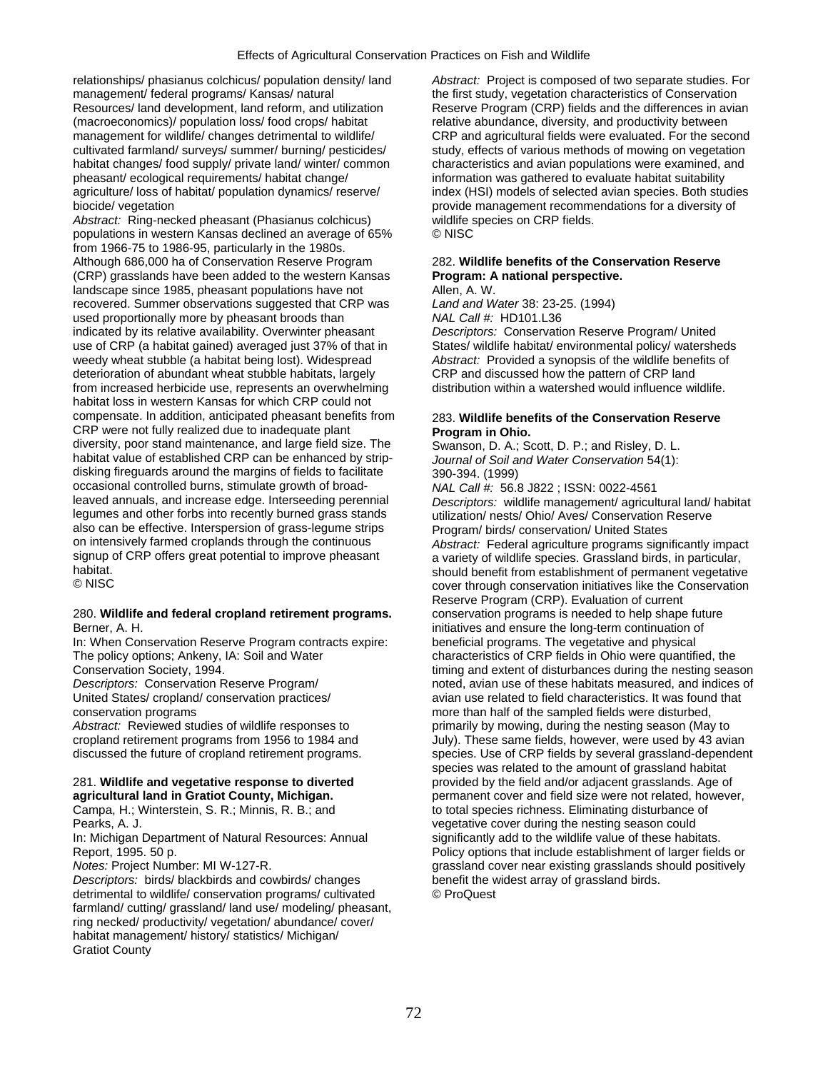relationships/ phasianus colchicus/ population density/ land management/ federal programs/ Kansas/ natural Resources/ land development, land reform, and utilization (macroeconomics)/ population loss/ food crops/ habitat management for wildlife/ changes detrimental to wildlife/ cultivated farmland/ surveys/ summer/ burning/ pesticides/ habitat changes/ food supply/ private land/ winter/ common pheasant/ ecological requirements/ habitat change/ agriculture/ loss of habitat/ population dynamics/ reserve/ biocide/ vegetation

*Abstract:* Ring-necked pheasant (Phasianus colchicus) populations in western Kansas declined an average of 65% from 1966-75 to 1986-95, particularly in the 1980s. Although 686,000 ha of Conservation Reserve Program (CRP) grasslands have been added to the western Kansas landscape since 1985, pheasant populations have not recovered. Summer observations suggested that CRP was used proportionally more by pheasant broods than indicated by its relative availability. Overwinter pheasant use of CRP (a habitat gained) averaged just 37% of that in weedy wheat stubble (a habitat being lost). Widespread deterioration of abundant wheat stubble habitats, largely from increased herbicide use, represents an overwhelming habitat loss in western Kansas for which CRP could not compensate. In addition, anticipated pheasant benefits from CRP were not fully realized due to inadequate plant diversity, poor stand maintenance, and large field size. The habitat value of established CRP can be enhanced by strip-disking fireguards around the margins of fields to facilitate occasional controlled burns, stimulate growth of broad-leaved annuals, and increase edge. Interseeding perennial legumes and other forbs into recently burned grass stands also can be effective. Interspersion of grass-legume strips on intensively farmed croplands through the continuous signup of CRP offers great potential to improve pheasant habitat.
© NISC

280. **Wildlife and federal cropland retirement programs.**
Berner, A. H.
In: When Conservation Reserve Program contracts expire: The policy options; Ankeny, IA: Soil and Water Conservation Society, 1994.
*Descriptors:* Conservation Reserve Program/ United States/ cropland/ conservation practices/ conservation programs
*Abstract:* Reviewed studies of wildlife responses to cropland retirement programs from 1956 to 1984 and discussed the future of cropland retirement programs.

281. **Wildlife and vegetative response to diverted agricultural land in Gratiot County, Michigan.**
Campa, H.; Winterstein, S. R.; Minnis, R. B.; and Pearks, A. J.
In: Michigan Department of Natural Resources: Annual Report, 1995. 50 p.
*Notes:* Project Number: MI W-127-R.
*Descriptors:* birds/ blackbirds and cowbirds/ changes detrimental to wildlife/ conservation programs/ cultivated farmland/ cutting/ grassland/ land use/ modeling/ pheasant, ring necked/ productivity/ vegetation/ abundance/ cover/ habitat management/ history/ statistics/ Michigan/ Gratiot County
*Abstract:* Project is composed of two separate studies. For the first study, vegetation characteristics of Conservation Reserve Program (CRP) fields and the differences in avian relative abundance, diversity, and productivity between CRP and agricultural fields were evaluated. For the second study, effects of various methods of mowing on vegetation characteristics and avian populations were examined, and information was gathered to evaluate habitat suitability index (HSI) models of selected avian species. Both studies provide management recommendations for a diversity of wildlife species on CRP fields.
© NISC

282. **Wildlife benefits of the Conservation Reserve Program: A national perspective.**
Allen, A. W.
*Land and Water* 38: 23-25. (1994)
*NAL Call #:* HD101.L36
*Descriptors:* Conservation Reserve Program/ United States/ wildlife habitat/ environmental policy/ watersheds
*Abstract:* Provided a synopsis of the wildlife benefits of CRP and discussed how the pattern of CRP land distribution within a watershed would influence wildlife.

283. **Wildlife benefits of the Conservation Reserve Program in Ohio.**
Swanson, D. A.; Scott, D. P.; and Risley, D. L.
*Journal of Soil and Water Conservation* 54(1): 390-394. (1999)
*NAL Call #:* 56.8 J822 ; ISSN: 0022-4561
*Descriptors:* wildlife management/ agricultural land/ habitat utilization/ nests/ Ohio/ Aves/ Conservation Reserve Program/ birds/ conservation/ United States
*Abstract:* Federal agriculture programs significantly impact a variety of wildlife species. Grassland birds, in particular, should benefit from establishment of permanent vegetative cover through conservation initiatives like the Conservation Reserve Program (CRP). Evaluation of current conservation programs is needed to help shape future initiatives and ensure the long-term continuation of beneficial programs. The vegetative and physical characteristics of CRP fields in Ohio were quantified, the timing and extent of disturbances during the nesting season noted, avian use of these habitats measured, and indices of avian use related to field characteristics. It was found that more than half of the sampled fields were disturbed, primarily by mowing, during the nesting season (May to July). These same fields, however, were used by 43 avian species. Use of CRP fields by several grassland-dependent species was related to the amount of grassland habitat provided by the field and/or adjacent grasslands. Age of permanent cover and field size were not related, however, to total species richness. Eliminating disturbance of vegetative cover during the nesting season could significantly add to the wildlife value of these habitats. Policy options that include establishment of larger fields or grassland cover near existing grasslands should positively benefit the widest array of grassland birds.
© ProQuest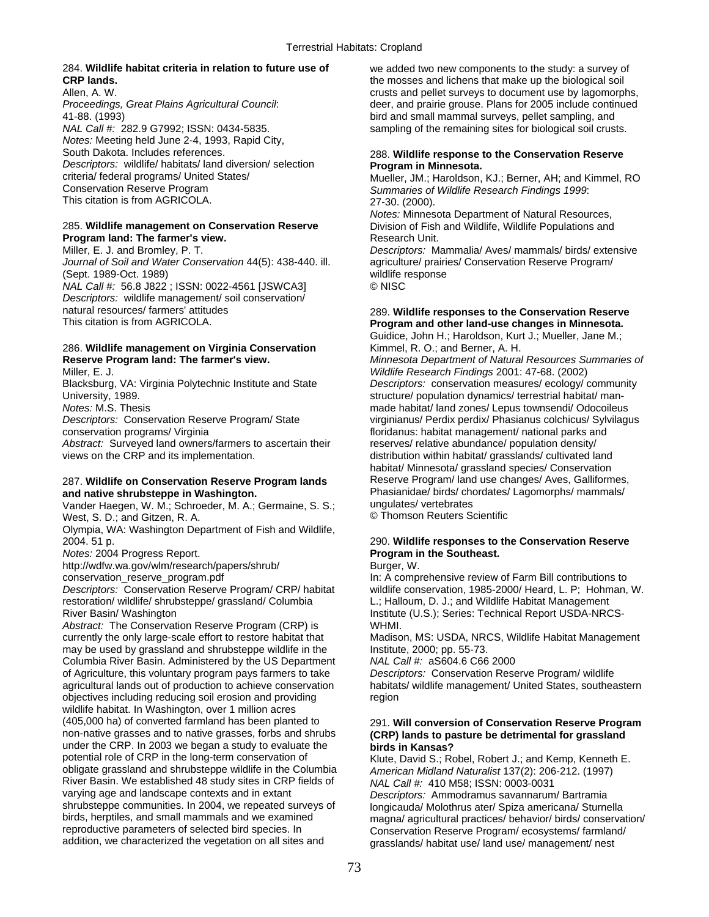284. **Wildlife habitat criteria in relation to future use of CRP lands.**
Allen, A. W.
*Proceedings, Great Plains Agricultural Council*: 41-88. (1993)
*NAL Call #:* 282.9 G7992; ISSN: 0434-5835.
*Notes:* Meeting held June 2-4, 1993, Rapid City, South Dakota. Includes references.
*Descriptors:* wildlife/ habitats/ land diversion/ selection criteria/ federal programs/ United States/ Conservation Reserve Program
This citation is from AGRICOLA.

285. **Wildlife management on Conservation Reserve Program land: The farmer's view.**
Miller, E. J. and Bromley, P. T.
*Journal of Soil and Water Conservation* 44(5): 438-440. ill. (Sept. 1989-Oct. 1989)
*NAL Call #:* 56.8 J822 ; ISSN: 0022-4561 [JSWCA3]
*Descriptors:* wildlife management/ soil conservation/ natural resources/ farmers' attitudes
This citation is from AGRICOLA.

286. **Wildlife management on Virginia Conservation Reserve Program land: The farmer's view.**
Miller, E. J.
Blacksburg, VA: Virginia Polytechnic Institute and State University, 1989.
*Notes:* M.S. Thesis
*Descriptors:* Conservation Reserve Program/ State conservation programs/ Virginia
*Abstract:* Surveyed land owners/farmers to ascertain their views on the CRP and its implementation.

287. **Wildlife on Conservation Reserve Program lands and native shrubsteppe in Washington.**
Vander Haegen, W. M.; Schroeder, M. A.; Germaine, S. S.; West, S. D.; and Gitzen, R. A.
Olympia, WA: Washington Department of Fish and Wildlife, 2004. 51 p.
*Notes:* 2004 Progress Report.
http://wdfw.wa.gov/wlm/research/papers/shrub/conservation_reserve_program.pdf
*Descriptors:* Conservation Reserve Program/ CRP/ habitat restoration/ wildlife/ shrubsteppe/ grassland/ Columbia River Basin/ Washington
*Abstract:* The Conservation Reserve Program (CRP) is currently the only large-scale effort to restore habitat that may be used by grassland and shrubsteppe wildlife in the Columbia River Basin. Administered by the US Department of Agriculture, this voluntary program pays farmers to take agricultural lands out of production to achieve conservation objectives including reducing soil erosion and providing wildlife habitat. In Washington, over 1 million acres (405,000 ha) of converted farmland has been planted to non-native grasses and to native grasses, forbs and shrubs under the CRP. In 2003 we began a study to evaluate the potential role of CRP in the long-term conservation of obligate grassland and shrubsteppe wildlife in the Columbia River Basin. We established 48 study sites in CRP fields of varying age and landscape contexts and in extant shrubsteppe communities. In 2004, we repeated surveys of birds, herptiles, and small mammals and we examined reproductive parameters of selected bird species. In addition, we characterized the vegetation on all sites and we added two new components to the study: a survey of the mosses and lichens that make up the biological soil crusts and pellet surveys to document use by lagomorphs, deer, and prairie grouse. Plans for 2005 include continued bird and small mammal surveys, pellet sampling, and sampling of the remaining sites for biological soil crusts.

288. **Wildlife response to the Conservation Reserve Program in Minnesota.**
Mueller, JM.; Haroldson, KJ.; Berner, AH; and Kimmel, RO
*Summaries of Wildlife Research Findings 1999*: 27-30. (2000).
*Notes:* Minnesota Department of Natural Resources, Division of Fish and Wildlife, Wildlife Populations and Research Unit.
*Descriptors:* Mammalia/ Aves/ mammals/ birds/ extensive agriculture/ prairies/ Conservation Reserve Program/ wildlife response
© NISC

289. **Wildlife responses to the Conservation Reserve Program and other land-use changes in Minnesota.**
Guidice, John H.; Haroldson, Kurt J.; Mueller, Jane M.; Kimmel, R. O.; and Berner, A. H.
*Minnesota Department of Natural Resources Summaries of Wildlife Research Findings* 2001: 47-68. (2002)
*Descriptors:* conservation measures/ ecology/ community structure/ population dynamics/ terrestrial habitat/ man-made habitat/ land zones/ Lepus townsendi/ Odocoileus virginianus/ Perdix perdix/ Phasianus colchicus/ Sylvilagus floridanus: habitat management/ national parks and reserves/ relative abundance/ population density/ distribution within habitat/ grasslands/ cultivated land habitat/ Minnesota/ grassland species/ Conservation Reserve Program/ land use changes/ Aves, Galliformes, Phasianidae/ birds/ chordates/ Lagomorphs/ mammals/ ungulates/ vertebrates
© Thomson Reuters Scientific

290. **Wildlife responses to the Conservation Reserve Program in the Southeast.**
Burger, W.
In: A comprehensive review of Farm Bill contributions to wildlife conservation, 1985-2000/ Heard, L. P; Hohman, W. L.; Halloum, D. J.; and Wildlife Habitat Management Institute (U.S.); Series: Technical Report USDA-NRCS-WHMI.
Madison, MS: USDA, NRCS, Wildlife Habitat Management Institute, 2000; pp. 55-73.
*NAL Call #:* aS604.6 C66 2000
*Descriptors:* Conservation Reserve Program/ wildlife habitats/ wildlife management/ United States, southeastern region

291. **Will conversion of Conservation Reserve Program (CRP) lands to pasture be detrimental for grassland birds in Kansas?**
Klute, David S.; Robel, Robert J.; and Kemp, Kenneth E.
*American Midland Naturalist* 137(2): 206-212. (1997)
*NAL Call #:* 410 M58; ISSN: 0003-0031
*Descriptors:* Ammodramus savannarum/ Bartramia longicauda/ Molothrus ater/ Spiza americana/ Sturnella magna/ agricultural practices/ behavior/ birds/ conservation/ Conservation Reserve Program/ ecosystems/ farmland/ grasslands/ habitat use/ land use/ management/ nest